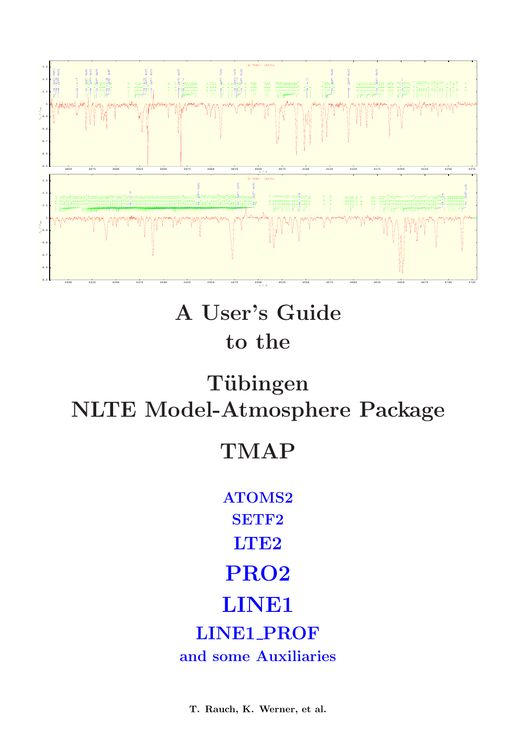# A User's Guide to the

# Tübingen NLTE Model-Atmosphere Package

# TMAP

**ATOMS2**

**SETF2**

**LTE2**

**PRO2**

**LINE1**

**LINE1_PROF**

**and some Auxiliaries**

**T. Rauch, K. Werner, et al.**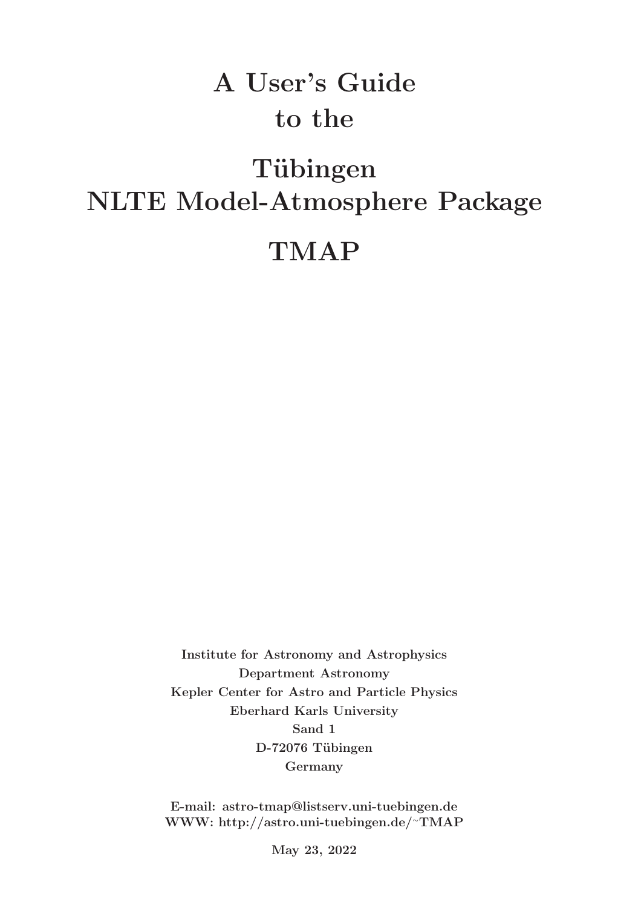# A User's Guide to the Tübingen NLTE Model-Atmosphere Package TMAP

**Institute for Astronomy and Astrophysics**
**Department Astronomy**
**Kepler Center for Astro and Particle Physics**
**Eberhard Karls University**
**Sand 1**
**D-72076 Tübingen**
**Germany**

**E-mail: astro-tmap@listserv.uni-tuebingen.de**
**WWW: http://astro.uni-tuebingen.de/~TMAP**

**May 23, 2022**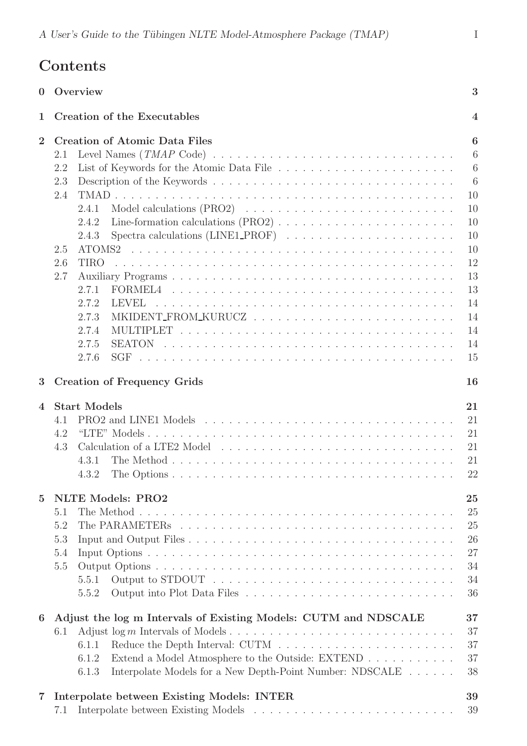# Contents

| | | |
|---|---|---|
| **0** | **Overview** | **3** |
| **1** | **Creation of the Executables** | **4** |
| **2** | **Creation of Atomic Data Files** | **6** |
| 2.1 | Level Names (*TMAP* Code) | 6 |
| 2.2 | List of Keywords for the Atomic Data File | 6 |
| 2.3 | Description of the Keywords | 6 |
| 2.4 | TMAD | 10 |
| 2.4.1 | Model calculations (PRO2) | 10 |
| 2.4.2 | Line-formation calculations (PRO2) | 10 |
| 2.4.3 | Spectra calculations (LINE1_PROF) | 10 |
| 2.5 | ATOMS2 | 10 |
| 2.6 | TIRO | 12 |
| 2.7 | Auxiliary Programs | 13 |
| 2.7.1 | FORMEL4 | 13 |
| 2.7.2 | LEVEL | 14 |
| 2.7.3 | MKIDENT_FROM_KURUCZ | 14 |
| 2.7.4 | MULTIPLET | 14 |
| 2.7.5 | SEATON | 14 |
| 2.7.6 | SGF | 15 |
| **3** | **Creation of Frequency Grids** | **16** |
| **4** | **Start Models** | **21** |
| 4.1 | PRO2 and LINE1 Models | 21 |
| 4.2 | "LTE" Models | 21 |
| 4.3 | Calculation of a LTE2 Model | 21 |
| 4.3.1 | The Method | 21 |
| 4.3.2 | The Options | 22 |
| **5** | **NLTE Models: PRO2** | **25** |
| 5.1 | The Method | 25 |
| 5.2 | The PARAMETERs | 25 |
| 5.3 | Input and Output Files | 26 |
| 5.4 | Input Options | 27 |
| 5.5 | Output Options | 34 |
| 5.5.1 | Output to STDOUT | 34 |
| 5.5.2 | Output into Plot Data Files | 36 |
| **6** | **Adjust the log m Intervals of Existing Models: CUTM and NDSCALE** | **37** |
| 6.1 | Adjust $\log m$ Intervals of Models | 37 |
| 6.1.1 | Reduce the Depth Interval: CUTM | 37 |
| 6.1.2 | Extend a Model Atmosphere to the Outside: EXTEND | 37 |
| 6.1.3 | Interpolate Models for a New Depth-Point Number: NDSCALE | 38 |
| **7** | **Interpolate between Existing Models: INTER** | **39** |
| 7.1 | Interpolate between Existing Models | 39 |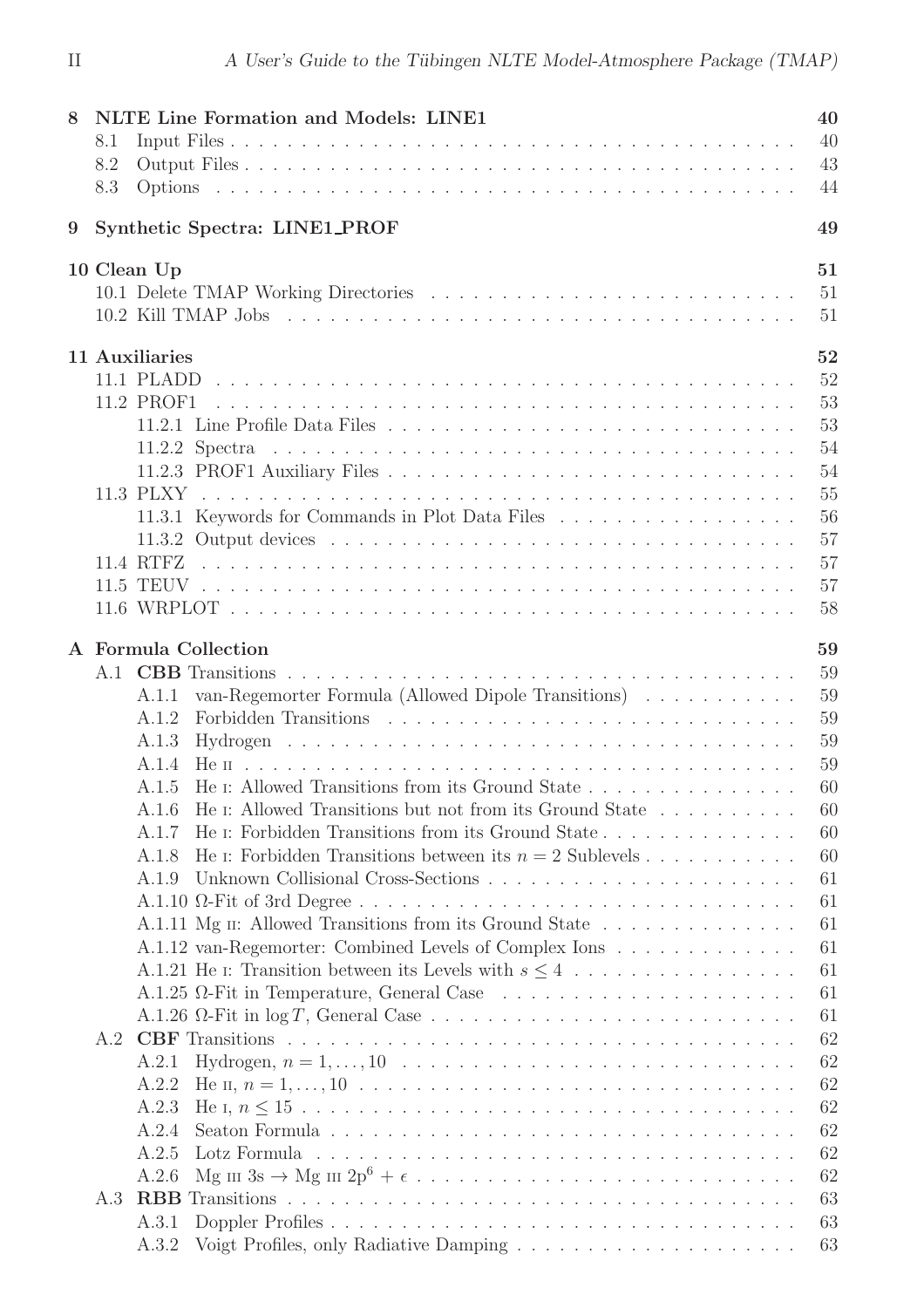**8 NLTE Line Formation and Models: LINE1** 40

- 8.1 Input Files . . . 40
- 8.2 Output Files . . . 43
- 8.3 Options . . . 44

**9 Synthetic Spectra: LINE1_PROF** 49

**10 Clean Up** 51

- 10.1 Delete TMAP Working Directories . . . 51
- 10.2 Kill TMAP Jobs . . . 51

**11 Auxiliaries** 52

- 11.1 PLADD . . . 52
- 11.2 PROF1 . . . 53
  - 11.2.1 Line Profile Data Files . . . 53
  - 11.2.2 Spectra . . . 54
  - 11.2.3 PROF1 Auxiliary Files . . . 54
- 11.3 PLXY . . . 55
  - 11.3.1 Keywords for Commands in Plot Data Files . . . 56
  - 11.3.2 Output devices . . . 57
- 11.4 RTFZ . . . 57
- 11.5 TEUV . . . 57
- 11.6 WRPLOT . . . 58

**A Formula Collection** 59

- A.1 **CBB** Transitions . . . 59
  - A.1.1 van-Regemorter Formula (Allowed Dipole Transitions) . . . 59
  - A.1.2 Forbidden Transitions . . . 59
  - A.1.3 Hydrogen . . . 59
  - A.1.4 He II . . . 59
  - A.1.5 He I: Allowed Transitions from its Ground State . . . 60
  - A.1.6 He I: Allowed Transitions but not from its Ground State . . . 60
  - A.1.7 He I: Forbidden Transitions from its Ground State . . . 60
  - A.1.8 He I: Forbidden Transitions between its $n = 2$ Sublevels . . . 60
  - A.1.9 Unknown Collisional Cross-Sections . . . 61
  - A.1.10 $\Omega$-Fit of 3rd Degree . . . 61
  - A.1.11 Mg II: Allowed Transitions from its Ground State . . . 61
  - A.1.12 van-Regemorter: Combined Levels of Complex Ions . . . 61
  - A.1.21 He I: Transition between its Levels with $s \leq 4$ . . . 61
  - A.1.25 $\Omega$-Fit in Temperature, General Case . . . 61
  - A.1.26 $\Omega$-Fit in $\log T$, General Case . . . 61
- A.2 **CBF** Transitions . . . 62
  - A.2.1 Hydrogen, $n = 1, \ldots, 10$ . . . 62
  - A.2.2 He II, $n = 1, \ldots, 10$ . . . 62
  - A.2.3 He I, $n \leq 15$ . . . 62
  - A.2.4 Seaton Formula . . . 62
  - A.2.5 Lotz Formula . . . 62
  - A.2.6 Mg III 3s $\rightarrow$ Mg III 2p$^6$ + $\epsilon$ . . . 62
- A.3 **RBB** Transitions . . . 63
  - A.3.1 Doppler Profiles . . . 63
  - A.3.2 Voigt Profiles, only Radiative Damping . . . 63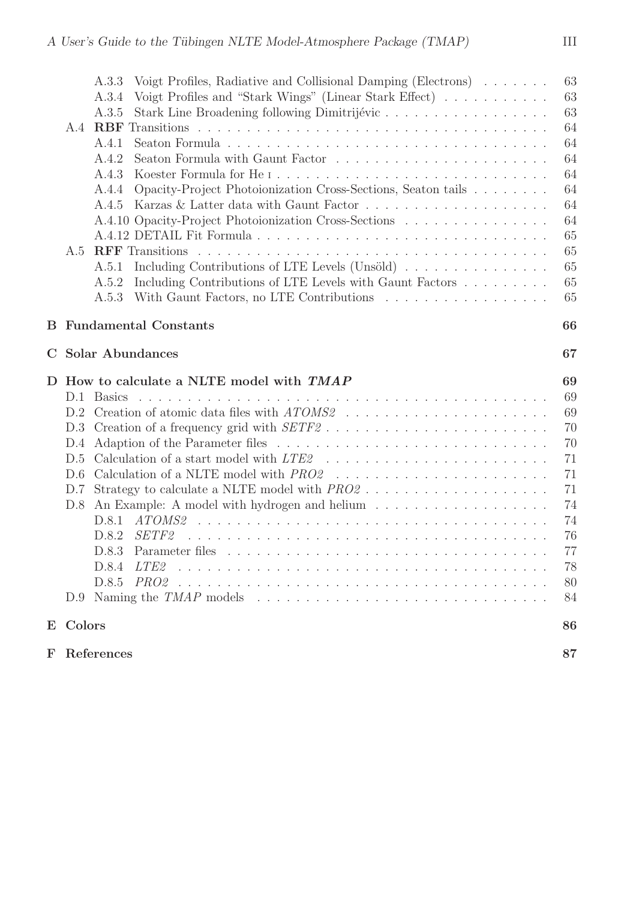- A.3.3 Voigt Profiles, Radiative and Collisional Damping (Electrons) . . . . . . . 63
- A.3.4 Voigt Profiles and "Stark Wings" (Linear Stark Effect) . . . . . . . . . . . 63
- A.3.5 Stark Line Broadening following Dimitrijévic . . . . . . . . . . . . . . . . . 63

A.4 **RBF** Transitions . . . . . . . . . . . . . . . . . . . . . . . . . . . . . . . . . . 64

- A.4.1 Seaton Formula . . . . . . . . . . . . . . . . . . . . . . . . . . . . . . 64
- A.4.2 Seaton Formula with Gaunt Factor . . . . . . . . . . . . . . . . . . . . 64
- A.4.3 Koester Formula for He I . . . . . . . . . . . . . . . . . . . . . . . . . . 64
- A.4.4 Opacity-Project Photoionization Cross-Sections, Seaton tails . . . . . . . . 64
- A.4.5 Karzas & Latter data with Gaunt Factor . . . . . . . . . . . . . . . . . . 64
- A.4.10 Opacity-Project Photoionization Cross-Sections . . . . . . . . . . . . . . . 64
- A.4.12 DETAIL Fit Formula . . . . . . . . . . . . . . . . . . . . . . . . . . . . 65

A.5 **RFF** Transitions . . . . . . . . . . . . . . . . . . . . . . . . . . . . . . . . . . 65

- A.5.1 Including Contributions of LTE Levels (Unsöld) . . . . . . . . . . . . . . . 65
- A.5.2 Including Contributions of LTE Levels with Gaunt Factors . . . . . . . . . 65
- A.5.3 With Gaunt Factors, no LTE Contributions . . . . . . . . . . . . . . . . . 65

**B Fundamental Constants** **66**

**C Solar Abundances** **67**

**D How to calculate a NLTE model with *TMAP*** **69**

- D.1 Basics . . . . . . . . . . . . . . . . . . . . . . . . . . . . . . . . . . . . . . . . 69
- D.2 Creation of atomic data files with *ATOMS2* . . . . . . . . . . . . . . . . . . . . 69
- D.3 Creation of a frequency grid with *SETF2* . . . . . . . . . . . . . . . . . . . . . 70
- D.4 Adaption of the Parameter files . . . . . . . . . . . . . . . . . . . . . . . . . . 70
- D.5 Calculation of a start model with *LTE2* . . . . . . . . . . . . . . . . . . . . . . 71
- D.6 Calculation of a NLTE model with *PRO2* . . . . . . . . . . . . . . . . . . . . . 71
- D.7 Strategy to calculate a NLTE model with *PRO2* . . . . . . . . . . . . . . . . . . 71
- D.8 An Example: A model with hydrogen and helium . . . . . . . . . . . . . . . . . 74
  - D.8.1 *ATOMS2* . . . . . . . . . . . . . . . . . . . . . . . . . . . . . . . . . . 74
  - D.8.2 *SETF2* . . . . . . . . . . . . . . . . . . . . . . . . . . . . . . . . . . . 76
  - D.8.3 Parameter files . . . . . . . . . . . . . . . . . . . . . . . . . . . . . . . 77
  - D.8.4 *LTE2* . . . . . . . . . . . . . . . . . . . . . . . . . . . . . . . . . . . . 78
  - D.8.5 *PRO2* . . . . . . . . . . . . . . . . . . . . . . . . . . . . . . . . . . . . 80
- D.9 Naming the *TMAP* models . . . . . . . . . . . . . . . . . . . . . . . . . . . . 84

**E Colors** **86**

**F References** **87**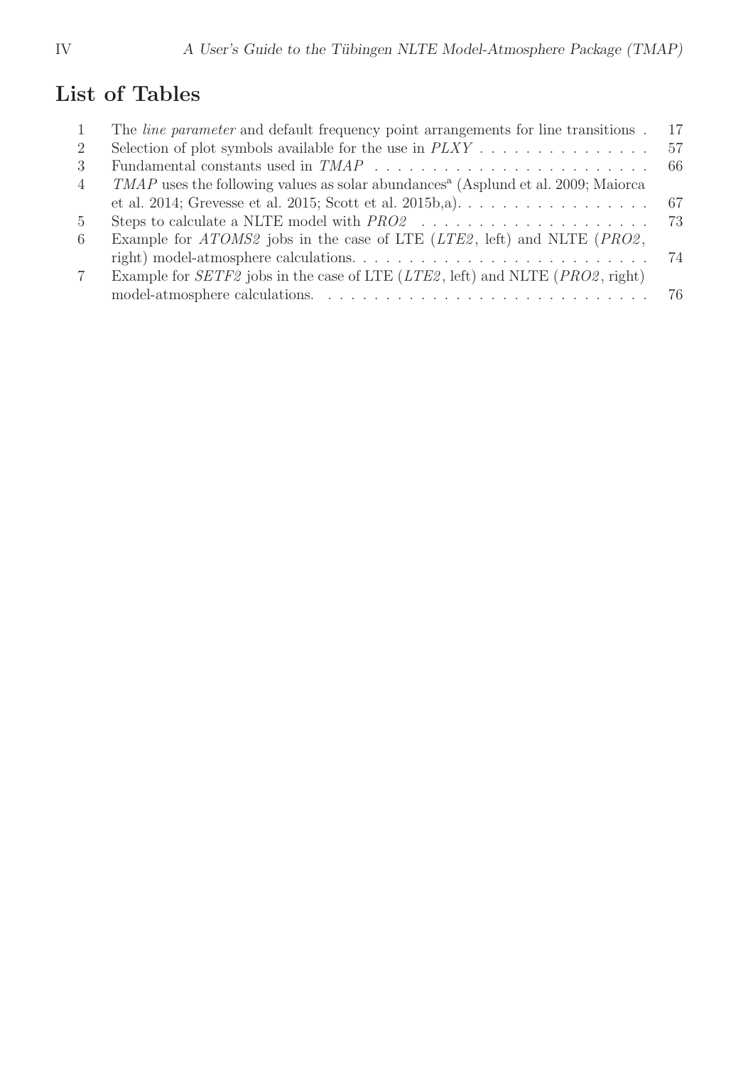## List of Tables

| | | |
|---|---|---|
| 1 | The *line parameter* and default frequency point arrangements for line transitions | 17 |
| 2 | Selection of plot symbols available for the use in *PLXY* | 57 |
| 3 | Fundamental constants used in *TMAP* | 66 |
| 4 | *TMAP* uses the following values as solar abundances[a] (Asplund et al. 2009; Maiorca et al. 2014; Grevesse et al. 2015; Scott et al. 2015b,a). | 67 |
| 5 | Steps to calculate a NLTE model with *PRO2* | 73 |
| 6 | Example for *ATOMS2* jobs in the case of LTE (*LTE2*, left) and NLTE (*PRO2*, right) model-atmosphere calculations. | 74 |
| 7 | Example for *SETF2* jobs in the case of LTE (*LTE2*, left) and NLTE (*PRO2*, right) model-atmosphere calculations. | 76 |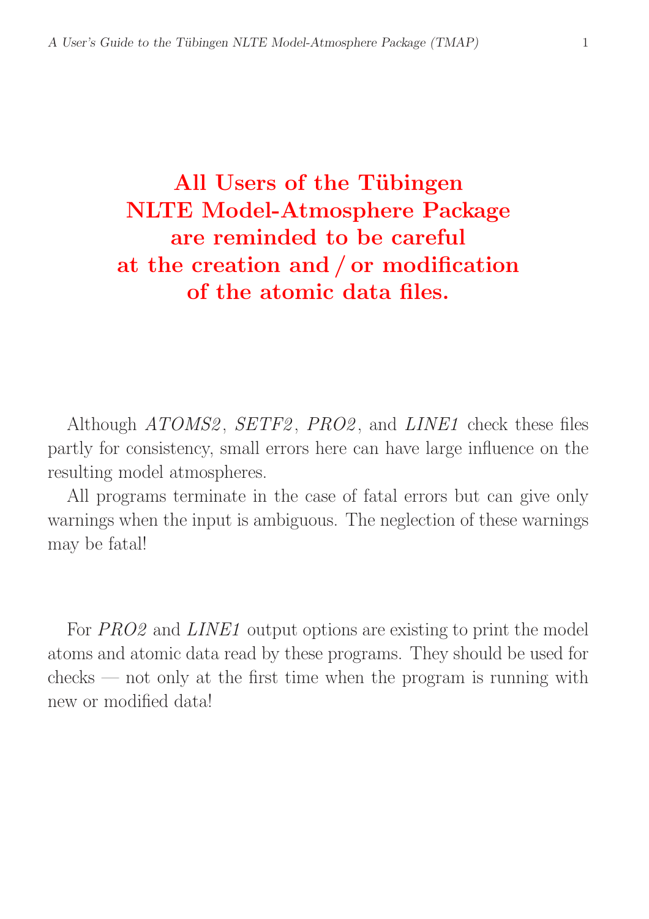**All Users of the Tübingen NLTE Model-Atmosphere Package are reminded to be careful at the creation and / or modification of the atomic data files.**

Although *ATOMS2*, *SETF2*, *PRO2*, and *LINE1* check these files partly for consistency, small errors here can have large influence on the resulting model atmospheres.

All programs terminate in the case of fatal errors but can give only warnings when the input is ambiguous. The neglection of these warnings may be fatal!

For *PRO2* and *LINE1* output options are existing to print the model atoms and atomic data read by these programs. They should be used for checks — not only at the first time when the program is running with new or modified data!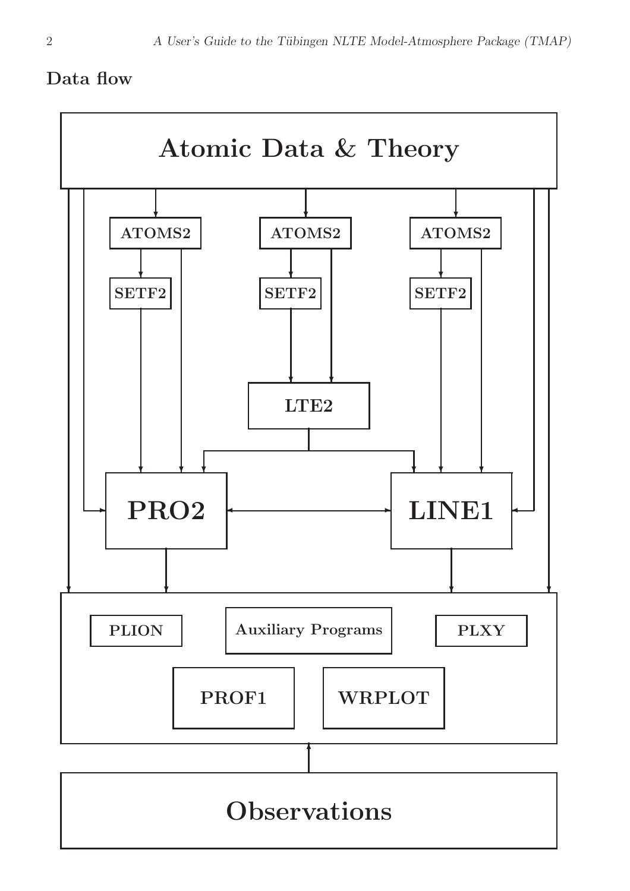**Data flow**

Atomic Data & Theory

ATOMS2 ATOMS2 ATOMS2

SETF2 SETF2 SETF2

LTE2

PRO2 LINE1

PLION Auxiliary Programs PLXY

PROF1 WRPLOT

Observations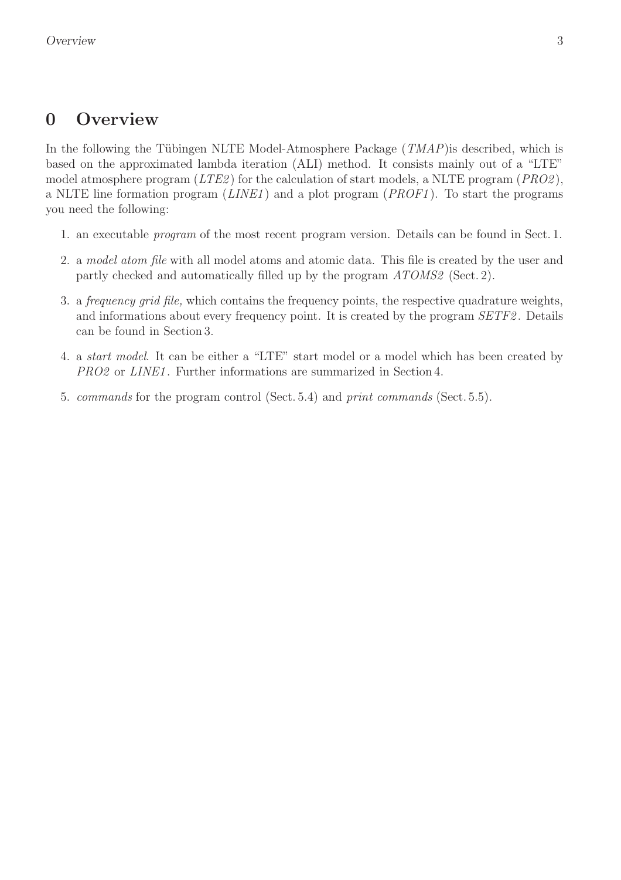# 0 Overview

In the following the Tübingen NLTE Model-Atmosphere Package (*TMAP*)is described, which is based on the approximated lambda iteration (ALI) method. It consists mainly out of a "LTE" model atmosphere program (*LTE2*) for the calculation of start models, a NLTE program (*PRO2*), a NLTE line formation program (*LINE1*) and a plot program (*PROF1*). To start the programs you need the following:

1. an executable *program* of the most recent program version. Details can be found in Sect. 1.
2. a *model atom file* with all model atoms and atomic data. This file is created by the user and partly checked and automatically filled up by the program *ATOMS2* (Sect. 2).
3. a *frequency grid file,* which contains the frequency points, the respective quadrature weights, and informations about every frequency point. It is created by the program *SETF2*. Details can be found in Section 3.
4. a *start model*. It can be either a "LTE" start model or a model which has been created by *PRO2* or *LINE1*. Further informations are summarized in Section 4.
5. *commands* for the program control (Sect. 5.4) and *print commands* (Sect. 5.5).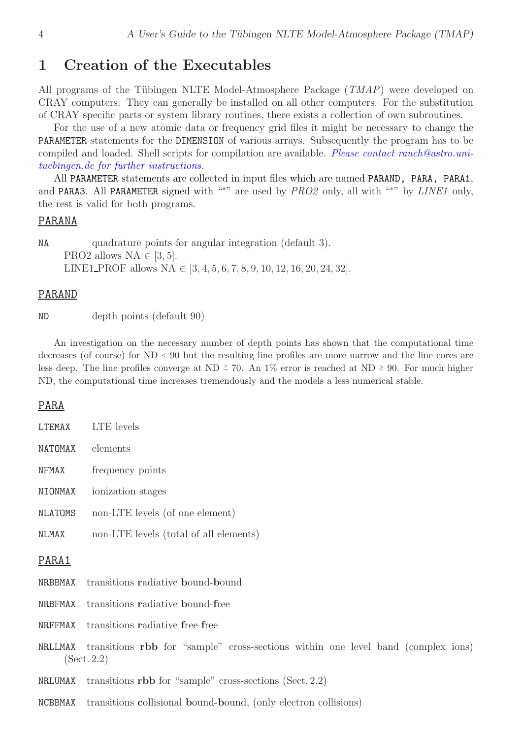# 1 Creation of the Executables

All programs of the Tübingen NLTE Model-Atmosphere Package (*TMAP*) were developed on CRAY computers. They can generally be installed on all other computers. For the substitution of CRAY specific parts or system library routines, there exists a collection of own subroutines.

For the use of a new atomic data or frequency grid files it might be necessary to change the `PARAMETER` statements for the `DIMENSION` of various arrays. Subsequently the program has to be compiled and loaded. Shell scripts for compilation are available. *Please contact rauch@astro.uni-tuebingen.de for further instructions.*

All `PARAMETER` statements are collected in input files which are named `PARAND, PARA, PARA1`, and `PARA3`. All `PARAMETER` signed with "*" are used by *PRO2* only, all with "*" by *LINE1* only, the rest is valid for both programs.

<u>PARANA</u>

`NA` quadrature points for angular integration (default 3).
PRO2 allows NA $\in [3,5]$.
LINE1_PROF allows NA $\in [3,4,5,6,7,8,9,10,12,16,20,24,32]$.

<u>PARAND</u>

`ND` depth points (default 90)

An investigation on the necessary number of depth points has shown that the computational time decreases (of course) for ND $<$ 90 but the resulting line profiles are more narrow and the line cores are less deep. The line profiles converge at ND $\gtrsim$ 70. An 1% error is reached at ND $\geq$ 90. For much higher ND, the computational time increases tremendously and the models a less numerical stable.

<u>PARA</u>

`LTEMAX` LTE levels

`NATOMAX` elements

`NFMAX` frequency points

`NIONMAX` ionization stages

`NLATOMS` non-LTE levels (of one element)

`NLMAX` non-LTE levels (total of all elements)

<u>PARA1</u>

`NRBBMAX` transitions **r**adiative **b**ound-**b**ound

`NRBFMAX` transitions **r**adiative **b**ound-**f**ree

`NRFFMAX` transitions **r**adiative **f**ree-**f**ree

`NRLLMAX` transitions **rbb** for "sample" cross-sections within one level band (complex ions) (Sect. 2.2)

`NRLUMAX` transitions **rbb** for "sample" cross-sections (Sect. 2.2)

`NCBBMAX` transitions **c**ollisional **b**ound-**b**ound, (only electron collisions)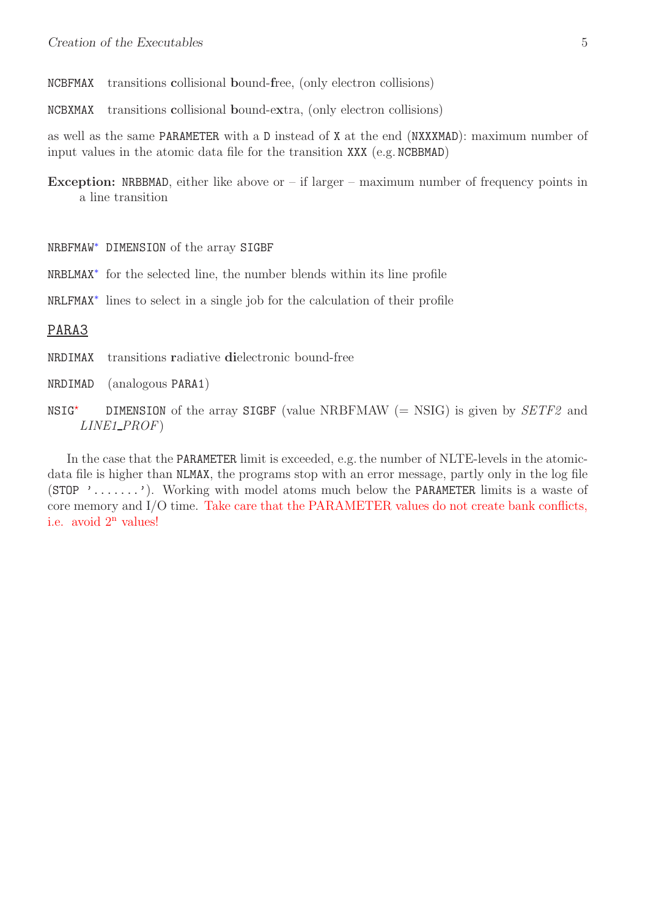`NCBFMAX` transitions **c**ollisional **b**ound-**f**ree, (only electron collisions)

`NCBXMAX` transitions **c**ollisional **b**ound-e**x**tra, (only electron collisions)

as well as the same `PARAMETER` with a `D` instead of `X` at the end (`NXXXMAD`): maximum number of input values in the atomic data file for the transition `XXX` (e.g. `NCBBMAD`)

**Exception:** `NRBBMAD`, either like above or – if larger – maximum number of frequency points in a line transition

`NRBFMAW`* `DIMENSION` of the array `SIGBF`

`NRBLMAX`* for the selected line, the number blends within its line profile

`NRLFMAX`* lines to select in a single job for the calculation of their profile

<u>PARA3</u>

`NRDIMAX` transitions **r**adiative **di**electronic bound-free

`NRDIMAD` (analogous `PARA1`)

`NSIG`* `DIMENSION` of the array `SIGBF` (value NRBFMAW (= NSIG) is given by *SETF2* and *LINE1_PROF*)

In the case that the `PARAMETER` limit is exceeded, e.g. the number of NLTE-levels in the atomic-data file is higher than `NLMAX`, the programs stop with an error message, partly only in the log file (`STOP '.......'`). Working with model atoms much below the `PARAMETER` limits is a waste of core memory and I/O time. Take care that the PARAMETER values do not create bank conflicts, i.e. avoid $2^n$ values!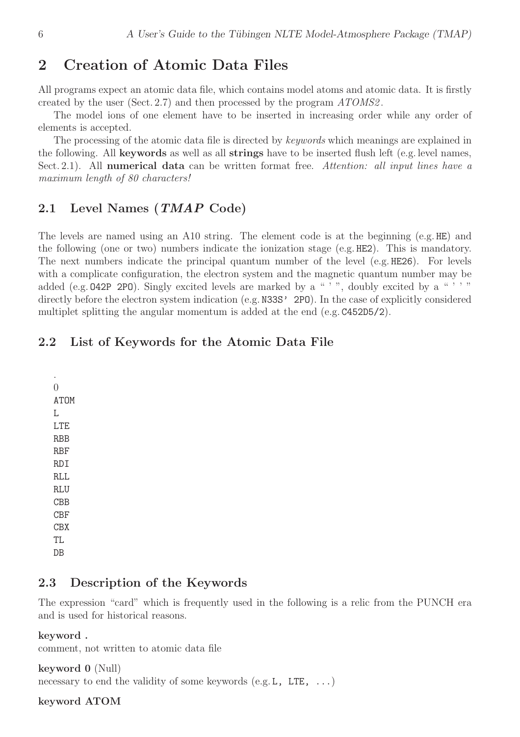# 2 Creation of Atomic Data Files

All programs expect an atomic data file, which contains model atoms and atomic data. It is firstly created by the user (Sect. 2.7) and then processed by the program *ATOMS2*.

The model ions of one element have to be inserted in increasing order while any order of elements is accepted.

The processing of the atomic data file is directed by *keywords* which meanings are explained in the following. All **keywords** as well as all **strings** have to be inserted flush left (e.g. level names, Sect. 2.1). All **numerical data** can be written format free. *Attention: all input lines have a maximum length of 80 characters!*

## 2.1 Level Names (*TMAP* Code)

The levels are named using an A10 string. The element code is at the beginning (e.g. `HE`) and the following (one or two) numbers indicate the ionization stage (e.g. `HE2`). This is mandatory. The next numbers indicate the principal quantum number of the level (e.g. `HE26`). For levels with a complicate configuration, the electron system and the magnetic quantum number may be added (e.g. `O42P 2PO`). Singly excited levels are marked by a " ' ", doubly excited by a " ' ' " directly before the electron system indication (e.g. `N33S' 2PO`). In the case of explicitly considered multiplet splitting the angular momentum is added at the end (e.g. `C452D5/2`).

## 2.2 List of Keywords for the Atomic Data File

```
.
0
ATOM
L
LTE
RBB
RBF
RDI
RLL
RLU
CBB
CBF
CBX
TL
DB
```

## 2.3 Description of the Keywords

The expression "card" which is frequently used in the following is a relic from the PUNCH era and is used for historical reasons.

**keyword .**
comment, not written to atomic data file

**keyword 0** (Null)
necessary to end the validity of some keywords (e.g. `L, LTE, ...`)

**keyword ATOM**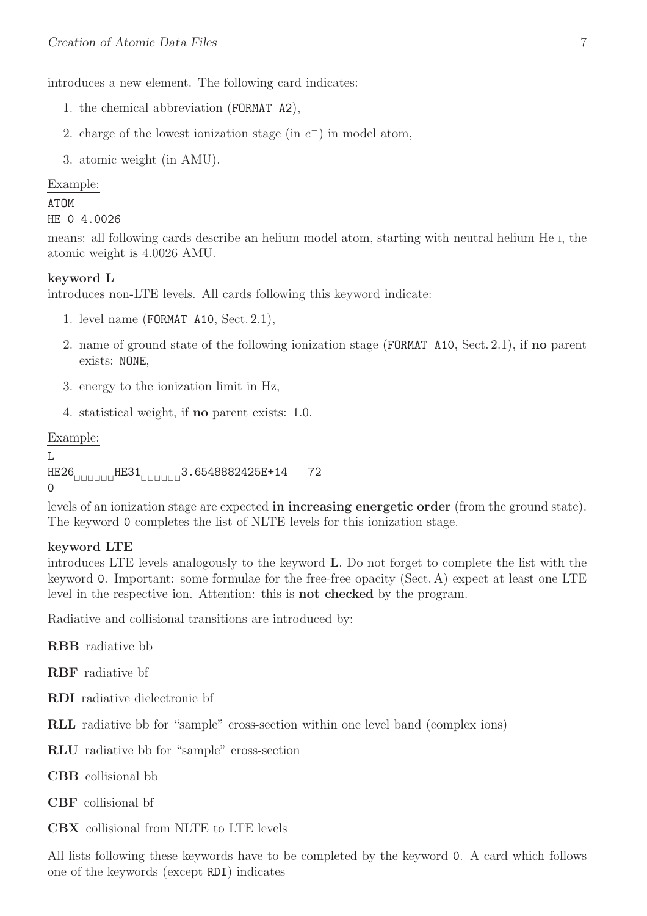introduces a new element. The following card indicates:

1. the chemical abbreviation (`FORMAT A2`),
2. charge of the lowest ionization stage (in $e^-$) in model atom,
3. atomic weight (in AMU).

Example:

```
ATOM
HE 0 4.0026
```

means: all following cards describe an helium model atom, starting with neutral helium He I, the atomic weight is 4.0026 AMU.

**keyword L**

introduces non-LTE levels. All cards following this keyword indicate:

1. level name (`FORMAT A10`, Sect. 2.1),
2. name of ground state of the following ionization stage (`FORMAT A10`, Sect. 2.1), if **no** parent exists: `NONE`,
3. energy to the ionization limit in Hz,
4. statistical weight, if **no** parent exists: 1.0.

Example:

```
L
HE26␣␣␣␣␣␣HE31␣␣␣␣␣␣3.6548882425E+14   72
0
```

levels of an ionization stage are expected **in increasing energetic order** (from the ground state). The keyword `0` completes the list of NLTE levels for this ionization stage.

**keyword LTE**

introduces LTE levels analogously to the keyword **L**. Do not forget to complete the list with the keyword `0`. Important: some formulae for the free-free opacity (Sect. A) expect at least one LTE level in the respective ion. Attention: this is **not checked** by the program.

Radiative and collisional transitions are introduced by:

**RBB** radiative bb

**RBF** radiative bf

**RDI** radiative dielectronic bf

**RLL** radiative bb for "sample" cross-section within one level band (complex ions)

**RLU** radiative bb for "sample" cross-section

**CBB** collisional bb

**CBF** collisional bf

**CBX** collisional from NLTE to LTE levels

All lists following these keywords have to be completed by the keyword `0`. A card which follows one of the keywords (except `RDI`) indicates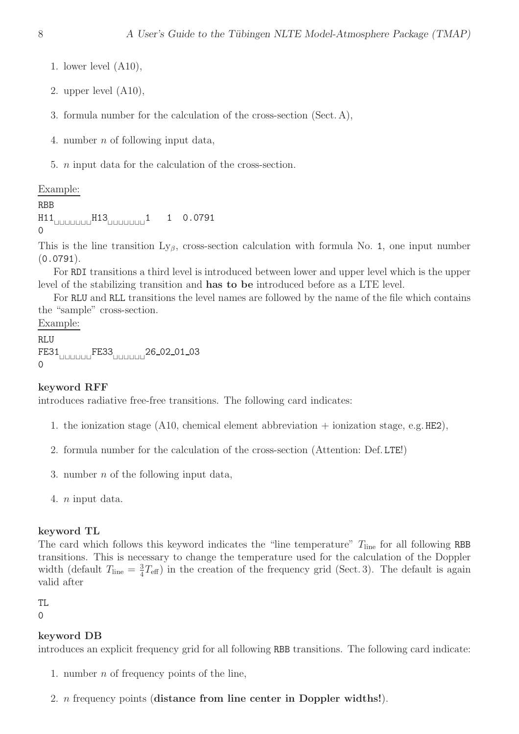1. lower level (A10),
2. upper level (A10),
3. formula number for the calculation of the cross-section (Sect. A),
4. number $n$ of following input data,
5. $n$ input data for the calculation of the cross-section.

Example:

```
RBB
H11␣␣␣␣␣␣␣H13␣␣␣␣␣␣␣1    1  0.0791
0
```

This is the line transition Ly$_\beta$, cross-section calculation with formula No. `1`, one input number (`0.0791`).

For `RDI` transitions a third level is introduced between lower and upper level which is the upper level of the stabilizing transition and **has to be** introduced before as a LTE level.

For `RLU` and `RLL` transitions the level names are followed by the name of the file which contains the "sample" cross-section.

Example:

```
RLU
FE31␣␣␣␣␣␣FE33␣␣␣␣␣␣26_02_01_03
0
```

**keyword RFF**

introduces radiative free-free transitions. The following card indicates:

1. the ionization stage (A10, chemical element abbreviation + ionization stage, e.g. `HE2`),
2. formula number for the calculation of the cross-section (Attention: Def. `LTE`!)
3. number $n$ of the following input data,
4. $n$ input data.

**keyword TL**

The card which follows this keyword indicates the "line temperature" $T_{\rm line}$ for all following `RBB` transitions. This is necessary to change the temperature used for the calculation of the Doppler width (default $T_{\rm line} = \frac{3}{4} T_{\rm eff}$) in the creation of the frequency grid (Sect. 3). The default is again valid after

```
TL
0
```

**keyword DB**

introduces an explicit frequency grid for all following `RBB` transitions. The following card indicate:

1. number $n$ of frequency points of the line,
2. $n$ frequency points (**distance from line center in Doppler widths!**).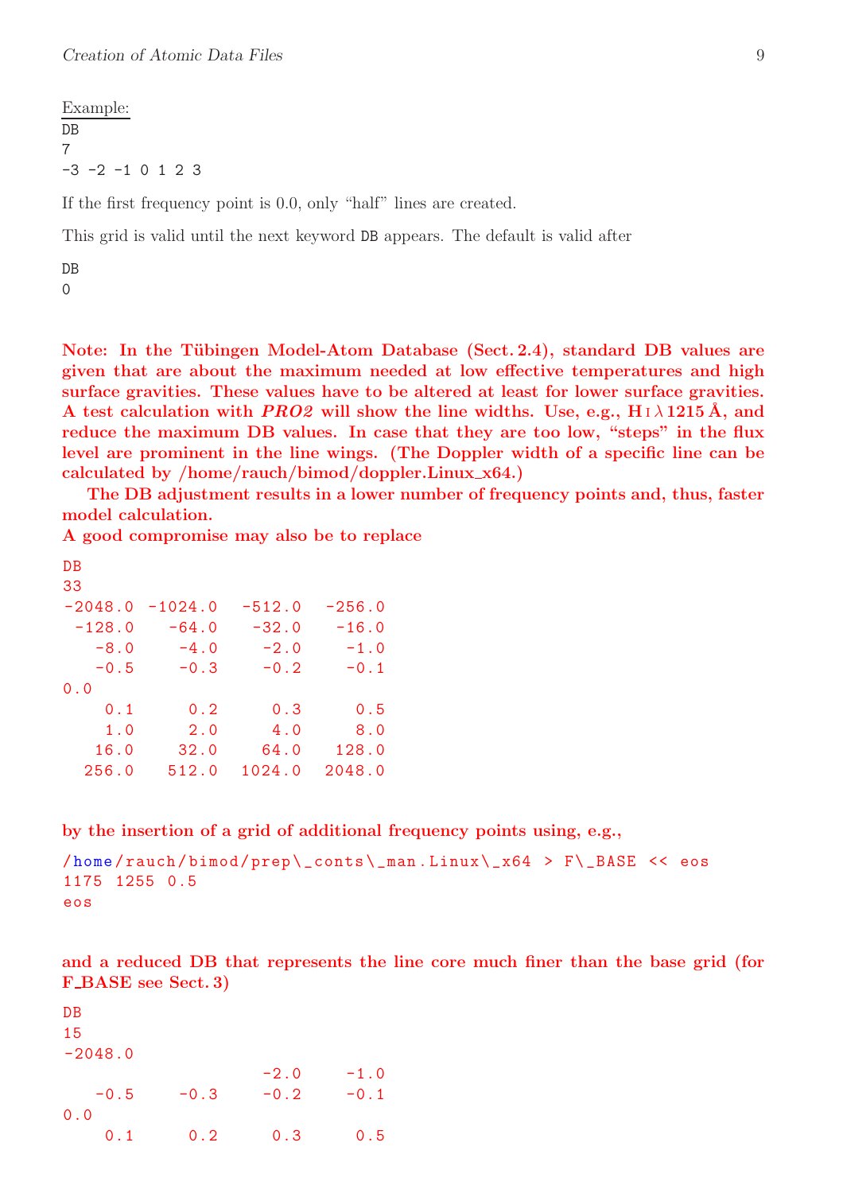Example:

```
DB
7
-3 -2 -1 0 1 2 3
```

If the first frequency point is 0.0, only "half" lines are created.

This grid is valid until the next keyword DB appears. The default is valid after

```
DB
0
```

**Note: In the Tübingen Model-Atom Database (Sect. 2.4), standard DB values are given that are about the maximum needed at low effective temperatures and high surface gravities. These values have to be altered at least for lower surface gravities. A test calculation with *PRO2* will show the line widths. Use, e.g., H I λ 1215 Å, and reduce the maximum DB values. In case that they are too low, "steps" in the flux level are prominent in the line wings. (The Doppler width of a specific line can be calculated by /home/rauch/bimod/doppler.Linux_x64.)**

**The DB adjustment results in a lower number of frequency points and, thus, faster model calculation.**

**A good compromise may also be to replace**

```
DB
33
-2048.0  -1024.0   -512.0   -256.0
 -128.0    -64.0    -32.0    -16.0
   -8.0     -4.0     -2.0     -1.0
   -0.5     -0.3     -0.2     -0.1
0.0
    0.1      0.2      0.3      0.5
    1.0      2.0      4.0      8.0
   16.0     32.0     64.0    128.0
  256.0    512.0   1024.0   2048.0
```

**by the insertion of a grid of additional frequency points using, e.g.,**

```
/home/rauch/bimod/prep\_conts\_man.Linux\_x64 > F\_BASE << eos
1175 1255 0.5
eos
```

**and a reduced DB that represents the line core much finer than the base grid (for F_BASE see Sect. 3)**

```
DB
15
-2048.0
                     -2.0     -1.0
   -0.5     -0.3     -0.2     -0.1
0.0
    0.1      0.2      0.3      0.5
```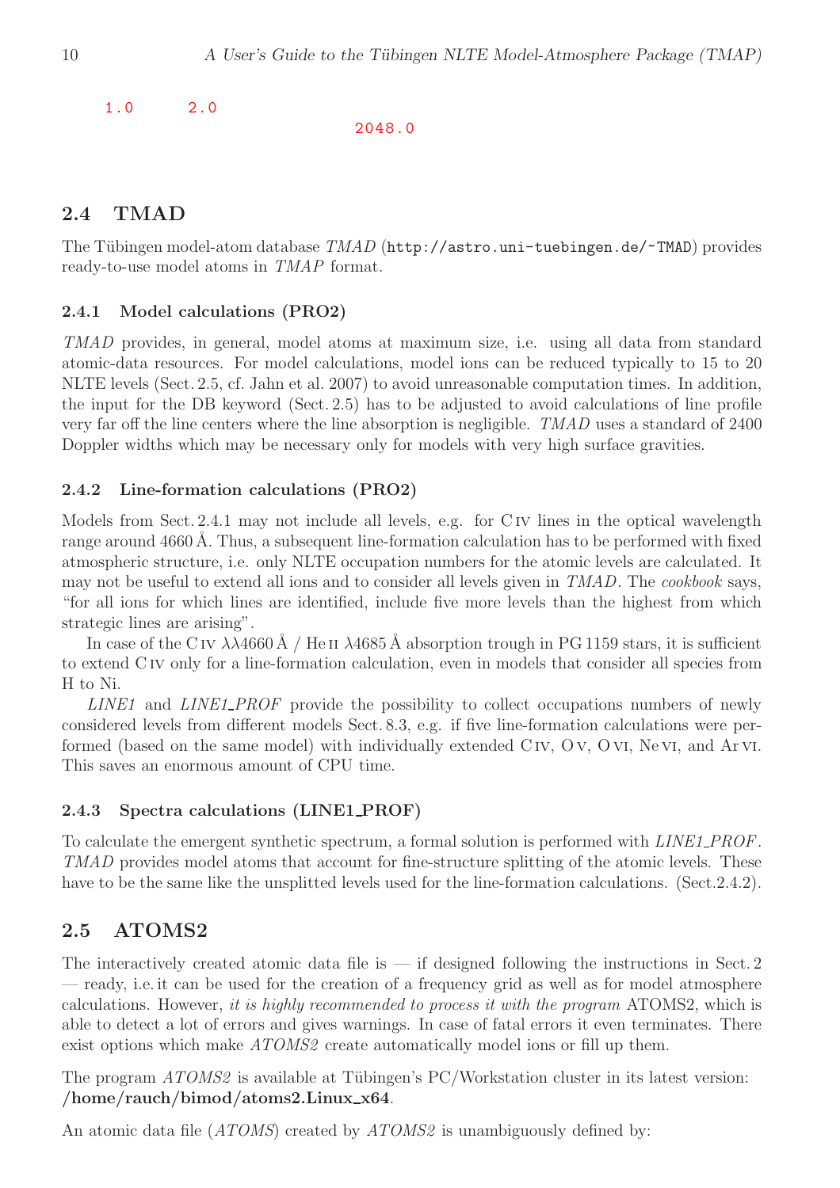```
  1.0      2.0
                                 2048.0
```

## 2.4 TMAD

The Tübingen model-atom database *TMAD* (`http://astro.uni-tuebingen.de/~TMAD`) provides ready-to-use model atoms in *TMAP* format.

### 2.4.1 Model calculations (PRO2)

*TMAD* provides, in general, model atoms at maximum size, i.e. using all data from standard atomic-data resources. For model calculations, model ions can be reduced typically to 15 to 20 NLTE levels (Sect. 2.5, cf. Jahn et al. 2007) to avoid unreasonable computation times. In addition, the input for the DB keyword (Sect. 2.5) has to be adjusted to avoid calculations of line profile very far off the line centers where the line absorption is negligible. *TMAD* uses a standard of 2400 Doppler widths which may be necessary only for models with very high surface gravities.

### 2.4.2 Line-formation calculations (PRO2)

Models from Sect. 2.4.1 may not include all levels, e.g. for C IV lines in the optical wavelength range around 4660 Å. Thus, a subsequent line-formation calculation has to be performed with fixed atmospheric structure, i.e. only NLTE occupation numbers for the atomic levels are calculated. It may not be useful to extend all ions and to consider all levels given in *TMAD*. The *cookbook* says, "for all ions for which lines are identified, include five more levels than the highest from which strategic lines are arising".

In case of the C IV $\lambda\lambda$4660 Å / He II $\lambda$4685 Å absorption trough in PG 1159 stars, it is sufficient to extend C IV only for a line-formation calculation, even in models that consider all species from H to Ni.

*LINE1* and *LINE1_PROF* provide the possibility to collect occupations numbers of newly considered levels from different models Sect. 8.3, e.g. if five line-formation calculations were performed (based on the same model) with individually extended C IV, O V, O VI, Ne VI, and Ar VI. This saves an enormous amount of CPU time.

### 2.4.3 Spectra calculations (LINE1_PROF)

To calculate the emergent synthetic spectrum, a formal solution is performed with *LINE1_PROF*. *TMAD* provides model atoms that account for fine-structure splitting of the atomic levels. These have to be the same like the unsplitted levels used for the line-formation calculations. (Sect.2.4.2).

## 2.5 ATOMS2

The interactively created atomic data file is — if designed following the instructions in Sect. 2 — ready, i.e. it can be used for the creation of a frequency grid as well as for model atmosphere calculations. However, *it is highly recommended to process it with the program* ATOMS2, which is able to detect a lot of errors and gives warnings. In case of fatal errors it even terminates. There exist options which make *ATOMS2* create automatically model ions or fill up them.

The program *ATOMS2* is available at Tübingen's PC/Workstation cluster in its latest version: **/home/rauch/bimod/atoms2.Linux_x64**.

An atomic data file (*ATOMS*) created by *ATOMS2* is unambiguously defined by: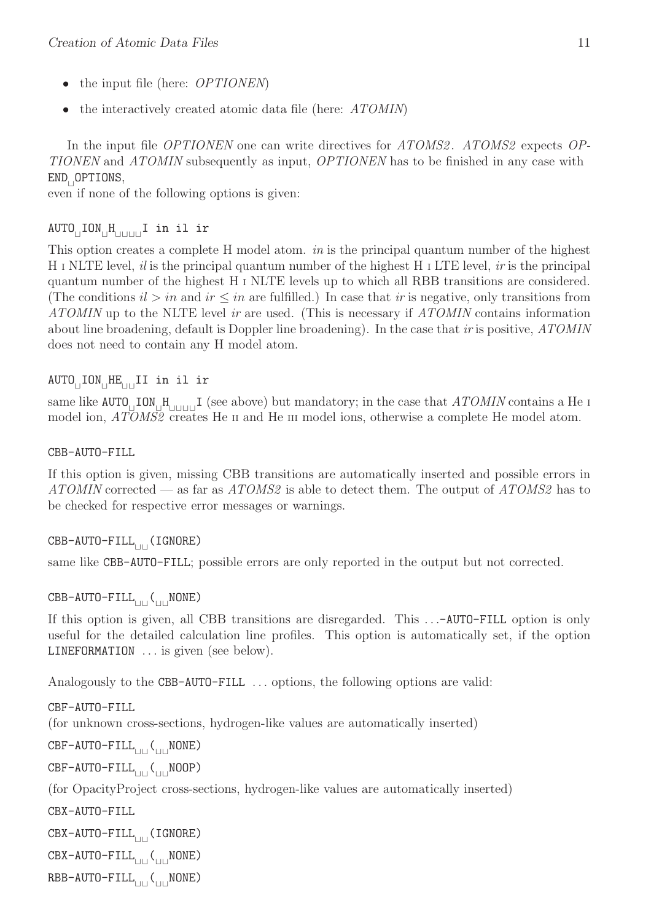- the input file (here: *OPTIONEN*)
- the interactively created atomic data file (here: *ATOMIN*)

In the input file *OPTIONEN* one can write directives for *ATOMS2*. *ATOMS2* expects *OPTIONEN* and *ATOMIN* subsequently as input, *OPTIONEN* has to be finished in any case with `END␣OPTIONS`,
even if none of the following options is given:

`AUTO␣ION␣H␣␣␣␣I in il ir`

This option creates a complete H model atom. *in* is the principal quantum number of the highest H I NLTE level, *il* is the principal quantum number of the highest H I LTE level, *ir* is the principal quantum number of the highest H I NLTE levels up to which all RBB transitions are considered. (The conditions $il > in$ and $ir \leq in$ are fulfilled.) In case that *ir* is negative, only transitions from *ATOMIN* up to the NLTE level *ir* are used. (This is necessary if *ATOMIN* contains information about line broadening, default is Doppler line broadening). In the case that *ir* is positive, *ATOMIN* does not need to contain any H model atom.

`AUTO␣ION␣HE␣␣II in il ir`

same like `AUTO␣ION␣H␣␣␣␣I` (see above) but mandatory; in the case that *ATOMIN* contains a He I model ion, *ATOMS2* creates He II and He III model ions, otherwise a complete He model atom.

`CBB-AUTO-FILL`

If this option is given, missing CBB transitions are automatically inserted and possible errors in *ATOMIN* corrected — as far as *ATOMS2* is able to detect them. The output of *ATOMS2* has to be checked for respective error messages or warnings.

`CBB-AUTO-FILL␣␣(IGNORE)`

same like `CBB-AUTO-FILL`; possible errors are only reported in the output but not corrected.

`CBB-AUTO-FILL␣␣(␣␣NONE)`

If this option is given, all CBB transitions are disregarded. This ...`-AUTO-FILL` option is only useful for the detailed calculation line profiles. This option is automatically set, if the option `LINEFORMATION` ... is given (see below).

Analogously to the `CBB-AUTO-FILL` ... options, the following options are valid:

`CBF-AUTO-FILL`
(for unknown cross-sections, hydrogen-like values are automatically inserted)

`CBF-AUTO-FILL␣␣(␣␣NONE)`

`CBF-AUTO-FILL␣␣(␣␣NOOP)`

(for OpacityProject cross-sections, hydrogen-like values are automatically inserted)

`CBX-AUTO-FILL`

`CBX-AUTO-FILL␣␣(IGNORE)`

`CBX-AUTO-FILL␣␣(␣␣NONE)`

`RBB-AUTO-FILL␣␣(␣␣NONE)`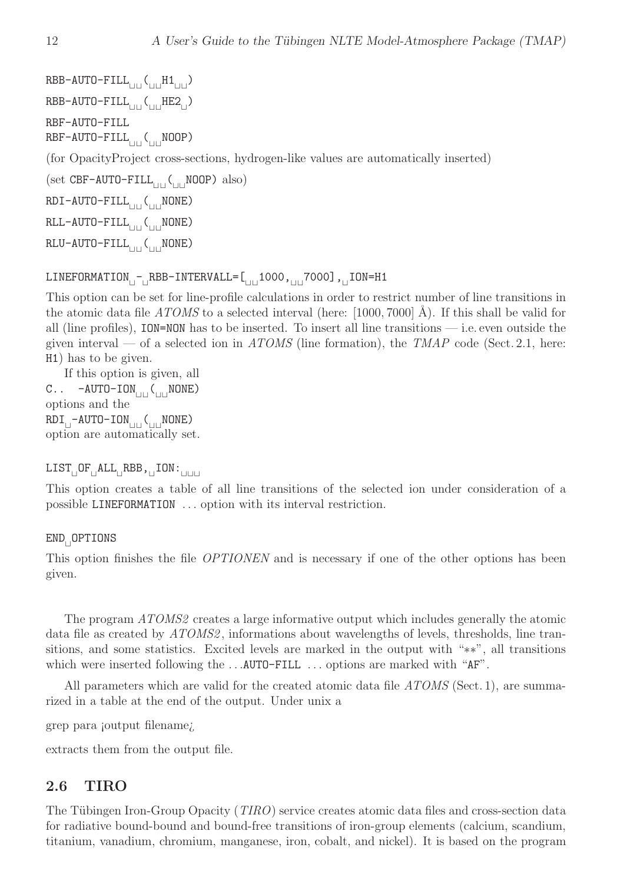RBB-AUTO-FILL␣␣(␣␣H1␣␣)

RBB-AUTO-FILL␣␣(␣␣HE2␣)

RBF-AUTO-FILL
RBF-AUTO-FILL␣␣(␣␣NOOP)

(for OpacityProject cross-sections, hydrogen-like values are automatically inserted)

(set CBF-AUTO-FILL␣␣(␣␣NOOP) also)

RDI-AUTO-FILL␣␣(␣␣NONE)

RLL-AUTO-FILL␣␣(␣␣NONE)

RLU-AUTO-FILL␣␣(␣␣NONE)

LINEFORMATION␣-␣RBB-INTERVALL=[␣␣1000,␣␣7000],␣ION=H1

This option can be set for line-profile calculations in order to restrict number of line transitions in the atomic data file *ATOMS* to a selected interval (here: [1000, 7000] Å). If this shall be valid for all (line profiles), ION=NON has to be inserted. To insert all line transitions — i.e. even outside the given interval — of a selected ion in *ATOMS* (line formation), the *TMAP* code (Sect. 2.1, here: H1) has to be given.

If this option is given, all
C..  -AUTO-ION␣␣(␣␣NONE)
options and the
RDI␣-AUTO-ION␣␣(␣␣NONE)
option are automatically set.

LIST␣OF␣ALL␣RBB,␣ION:␣␣␣

This option creates a table of all line transitions of the selected ion under consideration of a possible LINEFORMATION ... option with its interval restriction.

END␣OPTIONS

This option finishes the file *OPTIONEN* and is necessary if one of the other options has been given.

The program *ATOMS2* creates a large informative output which includes generally the atomic data file as created by *ATOMS2*, informations about wavelengths of levels, thresholds, line transitions, and some statistics. Excited levels are marked in the output with "**", all transitions which were inserted following the ...AUTO-FILL ... options are marked with "AF".

All parameters which are valid for the created atomic data file *ATOMS* (Sect. 1), are summarized in a table at the end of the output. Under unix a

grep para ¡output filename¿

extracts them from the output file.

## 2.6 TIRO

The Tübingen Iron-Group Opacity (*TIRO*) service creates atomic data files and cross-section data for radiative bound-bound and bound-free transitions of iron-group elements (calcium, scandium, titanium, vanadium, chromium, manganese, iron, cobalt, and nickel). It is based on the program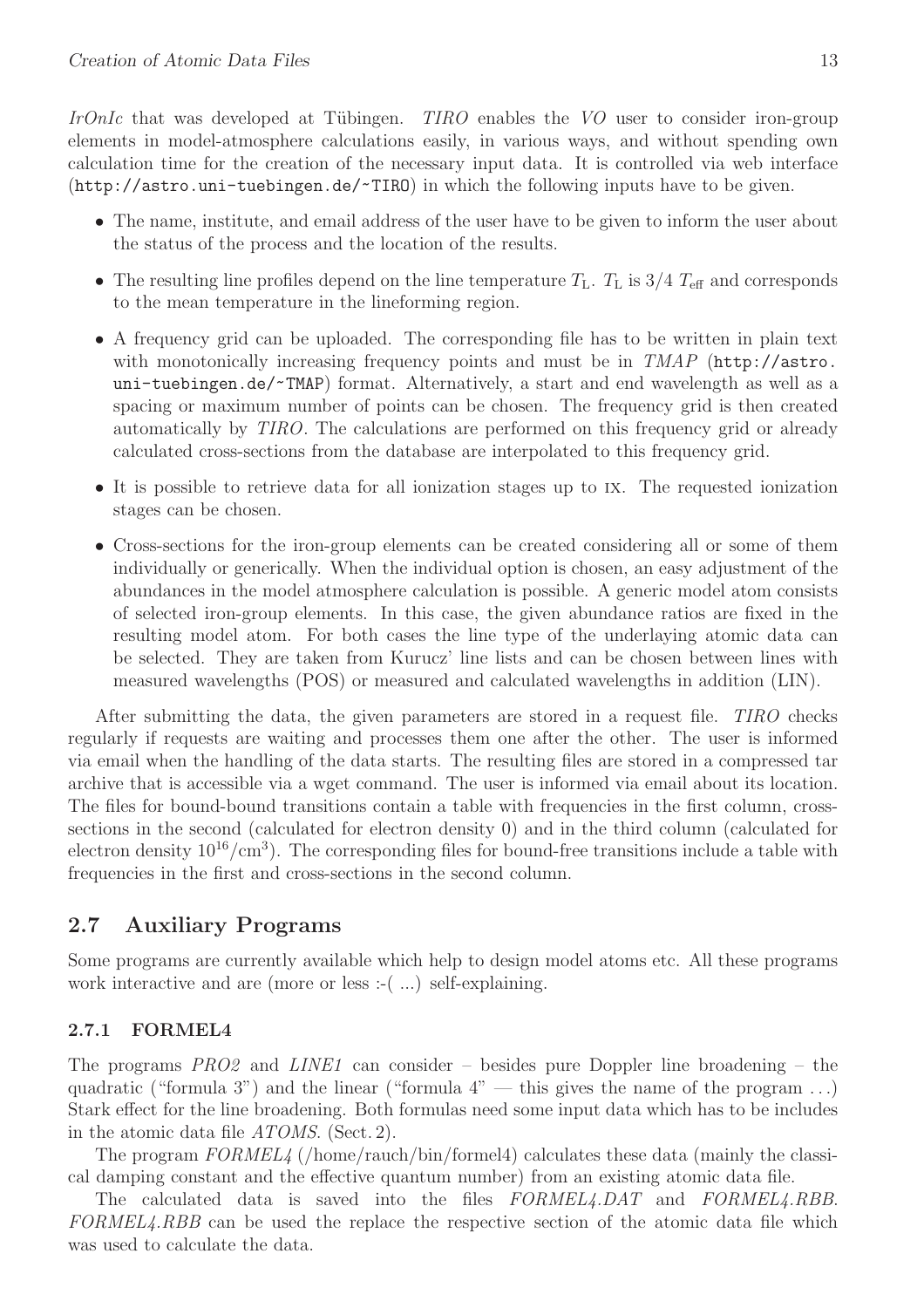*IrOnIc* that was developed at Tübingen. *TIRO* enables the *VO* user to consider iron-group elements in model-atmosphere calculations easily, in various ways, and without spending own calculation time for the creation of the necessary input data. It is controlled via web interface (http://astro.uni-tuebingen.de/~TIRO) in which the following inputs have to be given.

- The name, institute, and email address of the user have to be given to inform the user about the status of the process and the location of the results.
- The resulting line profiles depend on the line temperature $T_\mathrm{L}$. $T_\mathrm{L}$ is 3/4 $T_\mathrm{eff}$ and corresponds to the mean temperature in the lineforming region.
- A frequency grid can be uploaded. The corresponding file has to be written in plain text with monotonically increasing frequency points and must be in *TMAP* (http://astro.uni-tuebingen.de/~TMAP) format. Alternatively, a start and end wavelength as well as a spacing or maximum number of points can be chosen. The frequency grid is then created automatically by *TIRO*. The calculations are performed on this frequency grid or already calculated cross-sections from the database are interpolated to this frequency grid.
- It is possible to retrieve data for all ionization stages up to IX. The requested ionization stages can be chosen.
- Cross-sections for the iron-group elements can be created considering all or some of them individually or generically. When the individual option is chosen, an easy adjustment of the abundances in the model atmosphere calculation is possible. A generic model atom consists of selected iron-group elements. In this case, the given abundance ratios are fixed in the resulting model atom. For both cases the line type of the underlaying atomic data can be selected. They are taken from Kurucz' line lists and can be chosen between lines with measured wavelengths (POS) or measured and calculated wavelengths in addition (LIN).

After submitting the data, the given parameters are stored in a request file. *TIRO* checks regularly if requests are waiting and processes them one after the other. The user is informed via email when the handling of the data starts. The resulting files are stored in a compressed tar archive that is accessible via a wget command. The user is informed via email about its location. The files for bound-bound transitions contain a table with frequencies in the first column, cross-sections in the second (calculated for electron density 0) and in the third column (calculated for electron density $10^{16}/\mathrm{cm}^3$). The corresponding files for bound-free transitions include a table with frequencies in the first and cross-sections in the second column.

## 2.7 Auxiliary Programs

Some programs are currently available which help to design model atoms etc. All these programs work interactive and are (more or less :-( ...) self-explaining.

### 2.7.1 FORMEL4

The programs *PRO2* and *LINE1* can consider – besides pure Doppler line broadening – the quadratic ("formula 3") and the linear ("formula 4" — this gives the name of the program ...) Stark effect for the line broadening. Both formulas need some input data which has to be includes in the atomic data file *ATOMS*. (Sect. 2).

The program *FORMEL4* (/home/rauch/bin/formel4) calculates these data (mainly the classical damping constant and the effective quantum number) from an existing atomic data file.

The calculated data is saved into the files *FORMEL4.DAT* and *FORMEL4.RBB*. *FORMEL4.RBB* can be used the replace the respective section of the atomic data file which was used to calculate the data.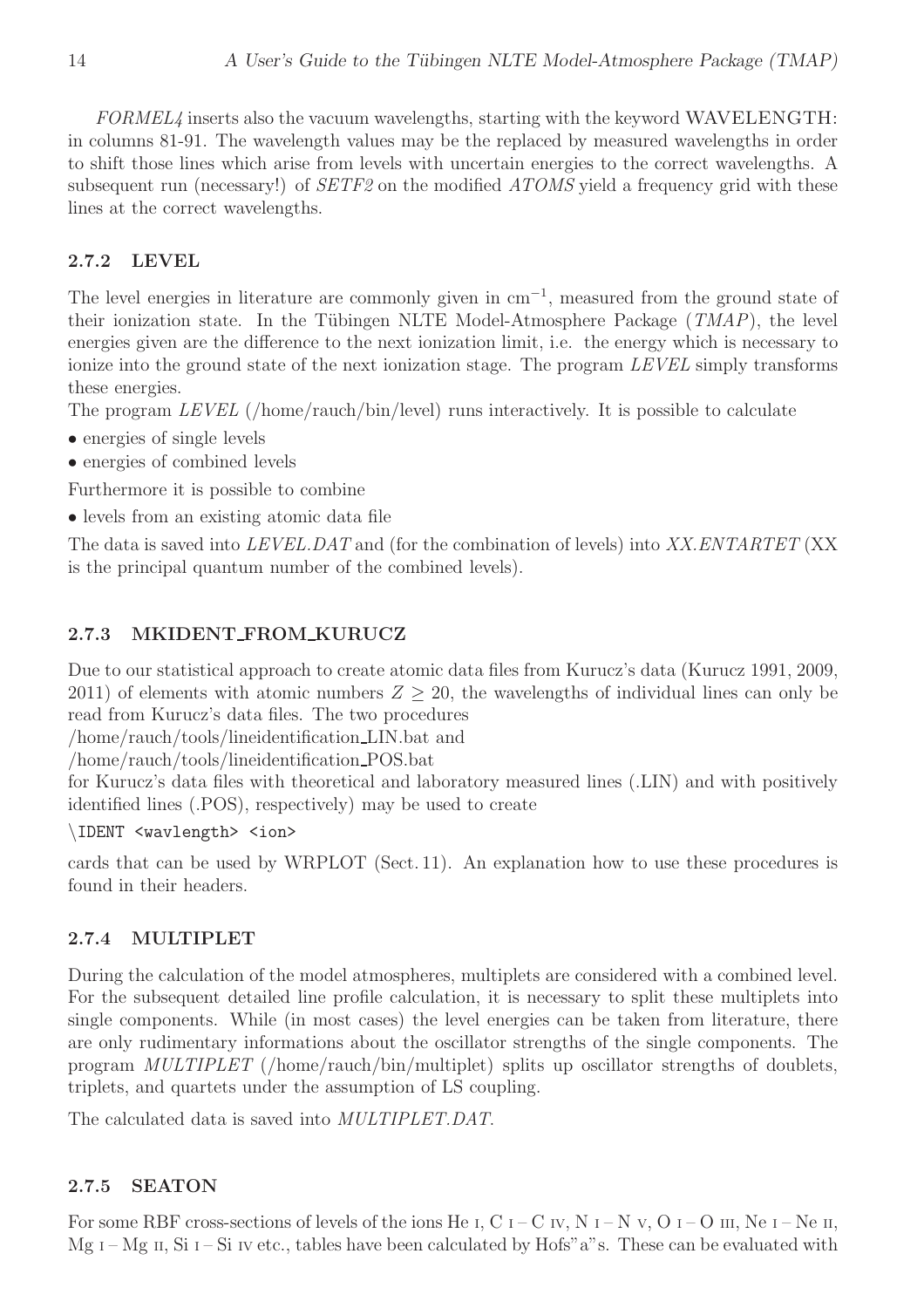*FORMEL4* inserts also the vacuum wavelengths, starting with the keyword WAVELENGTH: in columns 81-91. The wavelength values may be the replaced by measured wavelengths in order to shift those lines which arise from levels with uncertain energies to the correct wavelengths. A subsequent run (necessary!) of *SETF2* on the modified *ATOMS* yield a frequency grid with these lines at the correct wavelengths.

### 2.7.2 LEVEL

The level energies in literature are commonly given in $\mathrm{cm}^{-1}$, measured from the ground state of their ionization state. In the Tübingen NLTE Model-Atmosphere Package (*TMAP*), the level energies given are the difference to the next ionization limit, i.e. the energy which is necessary to ionize into the ground state of the next ionization stage. The program *LEVEL* simply transforms these energies.

The program *LEVEL* (/home/rauch/bin/level) runs interactively. It is possible to calculate

- energies of single levels
- energies of combined levels

Furthermore it is possible to combine

- levels from an existing atomic data file

The data is saved into *LEVEL.DAT* and (for the combination of levels) into *XX.ENTARTET* (XX is the principal quantum number of the combined levels).

### 2.7.3 MKIDENT_FROM_KURUCZ

Due to our statistical approach to create atomic data files from Kurucz's data (Kurucz 1991, 2009, 2011) of elements with atomic numbers $Z \geq 20$, the wavelengths of individual lines can only be read from Kurucz's data files. The two procedures
/home/rauch/tools/lineidentification_LIN.bat and
/home/rauch/tools/lineidentification_POS.bat
for Kurucz's data files with theoretical and laboratory measured lines (.LIN) and with positively identified lines (.POS), respectively) may be used to create

```
\IDENT <wavlength> <ion>
```

cards that can be used by WRPLOT (Sect. 11). An explanation how to use these procedures is found in their headers.

### 2.7.4 MULTIPLET

During the calculation of the model atmospheres, multiplets are considered with a combined level. For the subsequent detailed line profile calculation, it is necessary to split these multiplets into single components. While (in most cases) the level energies can be taken from literature, there are only rudimentary informations about the oscillator strengths of the single components. The program *MULTIPLET* (/home/rauch/bin/multiplet) splits up oscillator strengths of doublets, triplets, and quartets under the assumption of LS coupling.

The calculated data is saved into *MULTIPLET.DAT*.

### 2.7.5 SEATON

For some RBF cross-sections of levels of the ions He I, C I – C IV, N I – N V, O I – O III, Ne I – Ne II, Mg I – Mg II, Si I – Si IV etc., tables have been calculated by Hofs"a"s. These can be evaluated with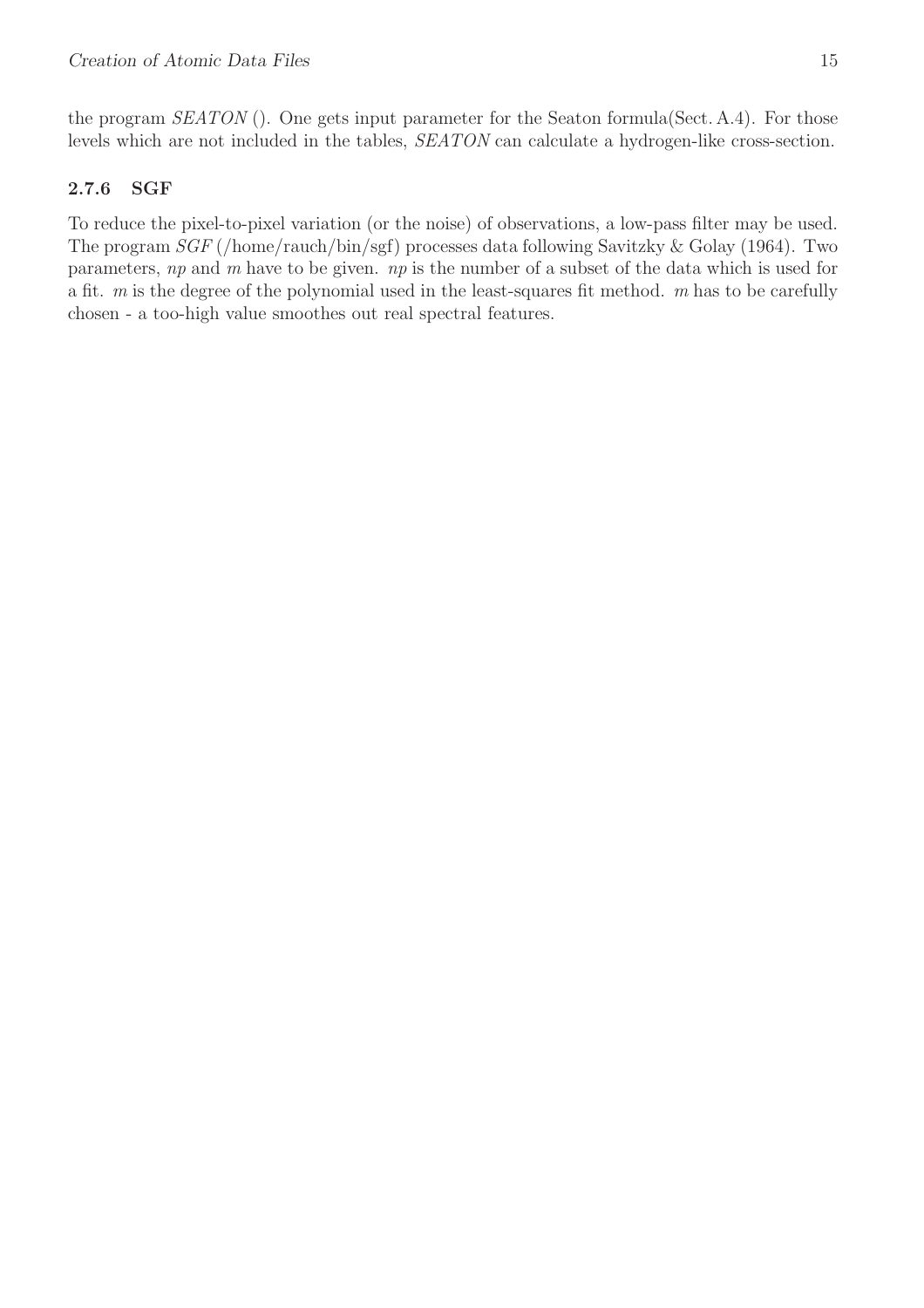the program *SEATON* (). One gets input parameter for the Seaton formula(Sect. A.4). For those levels which are not included in the tables, *SEATON* can calculate a hydrogen-like cross-section.

### 2.7.6 SGF

To reduce the pixel-to-pixel variation (or the noise) of observations, a low-pass filter may be used. The program *SGF* (/home/rauch/bin/sgf) processes data following Savitzky & Golay (1964). Two parameters, *np* and *m* have to be given. *np* is the number of a subset of the data which is used for a fit. *m* is the degree of the polynomial used in the least-squares fit method. *m* has to be carefully chosen - a too-high value smoothes out real spectral features.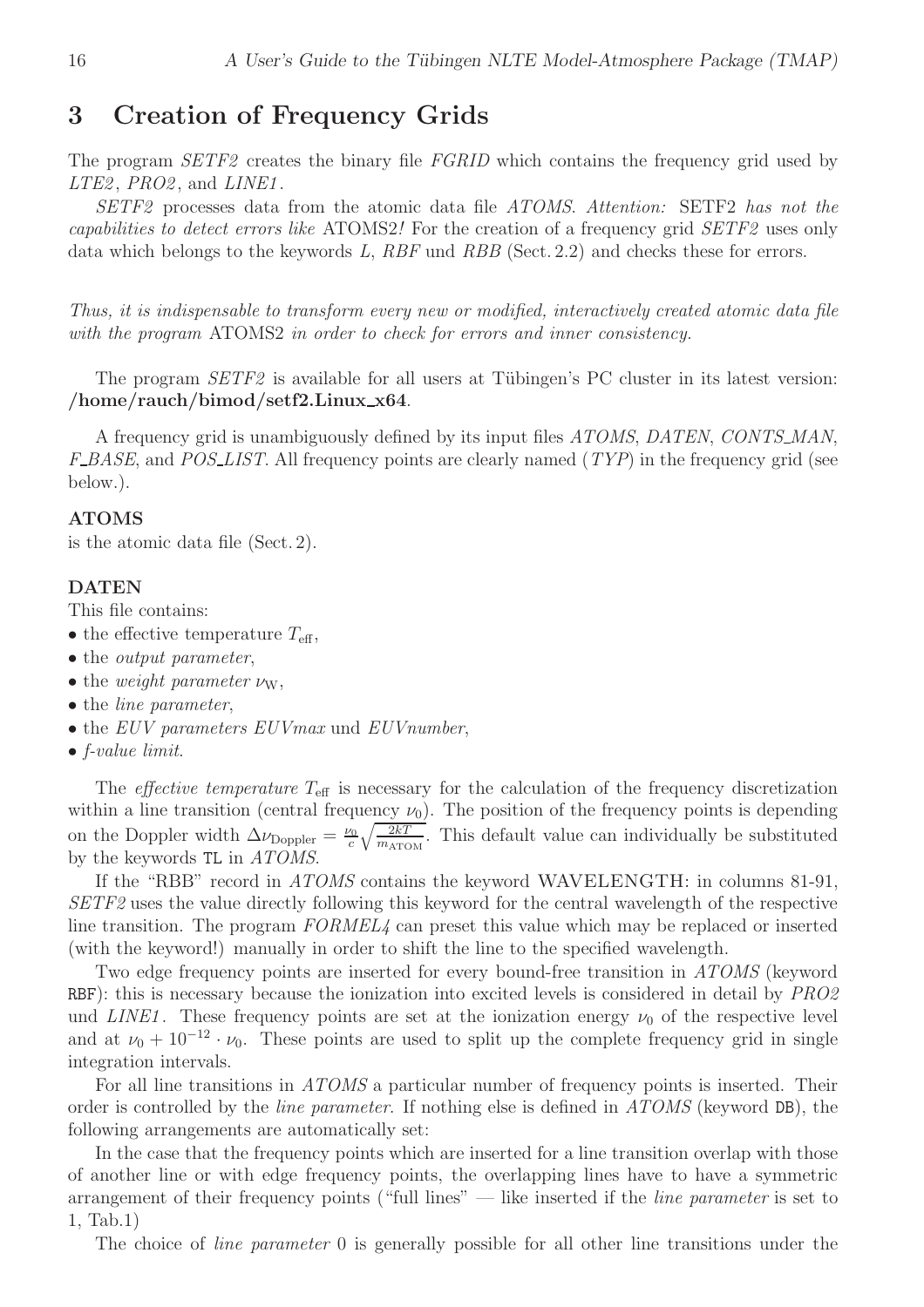# 3 Creation of Frequency Grids

The program *SETF2* creates the binary file *FGRID* which contains the frequency grid used by *LTE2*, *PRO2*, and *LINE1*.

*SETF2* processes data from the atomic data file *ATOMS*. *Attention:* SETF2 *has not the capabilities to detect errors like* ATOMS2*!* For the creation of a frequency grid *SETF2* uses only data which belongs to the keywords *L*, *RBF* und *RBB* (Sect. 2.2) and checks these for errors.

*Thus, it is indispensable to transform every new or modified, interactively created atomic data file with the program* ATOMS2 *in order to check for errors and inner consistency.*

The program *SETF2* is available for all users at Tübingen's PC cluster in its latest version: **/home/rauch/bimod/setf2.Linux_x64**.

A frequency grid is unambiguously defined by its input files *ATOMS*, *DATEN*, *CONTS_MAN*, *F_BASE*, and *POS_LIST*. All frequency points are clearly named (*TYP*) in the frequency grid (see below.).

**ATOMS**

is the atomic data file (Sect. 2).

**DATEN**

This file contains:

- the effective temperature $T_{\mathrm{eff}}$,
- the *output parameter*,
- the *weight parameter* $\nu_{\mathrm{W}}$,
- the *line parameter*,
- the *EUV parameters EUVmax* und *EUVnumber*,
- *f-value limit*.

The *effective temperature* $T_{\mathrm{eff}}$ is necessary for the calculation of the frequency discretization within a line transition (central frequency $\nu_0$). The position of the frequency points is depending on the Doppler width $\Delta\nu_{\mathrm{Doppler}} = \frac{\nu_0}{c}\sqrt{\frac{2kT}{m_{\mathrm{ATOM}}}}$. This default value can individually be substituted by the keywords `TL` in *ATOMS*.

If the "RBB" record in *ATOMS* contains the keyword WAVELENGTH: in columns 81-91, *SETF2* uses the value directly following this keyword for the central wavelength of the respective line transition. The program *FORMEL4* can preset this value which may be replaced or inserted (with the keyword!) manually in order to shift the line to the specified wavelength.

Two edge frequency points are inserted for every bound-free transition in *ATOMS* (keyword `RBF`): this is necessary because the ionization into excited levels is considered in detail by *PRO2* und *LINE1*. These frequency points are set at the ionization energy $\nu_0$ of the respective level and at $\nu_0 + 10^{-12} \cdot \nu_0$. These points are used to split up the complete frequency grid in single integration intervals.

For all line transitions in *ATOMS* a particular number of frequency points is inserted. Their order is controlled by the *line parameter*. If nothing else is defined in *ATOMS* (keyword `DB`), the following arrangements are automatically set:

In the case that the frequency points which are inserted for a line transition overlap with those of another line or with edge frequency points, the overlapping lines have to have a symmetric arrangement of their frequency points ("full lines" — like inserted if the *line parameter* is set to 1, Tab.1)

The choice of *line parameter* 0 is generally possible for all other line transitions under the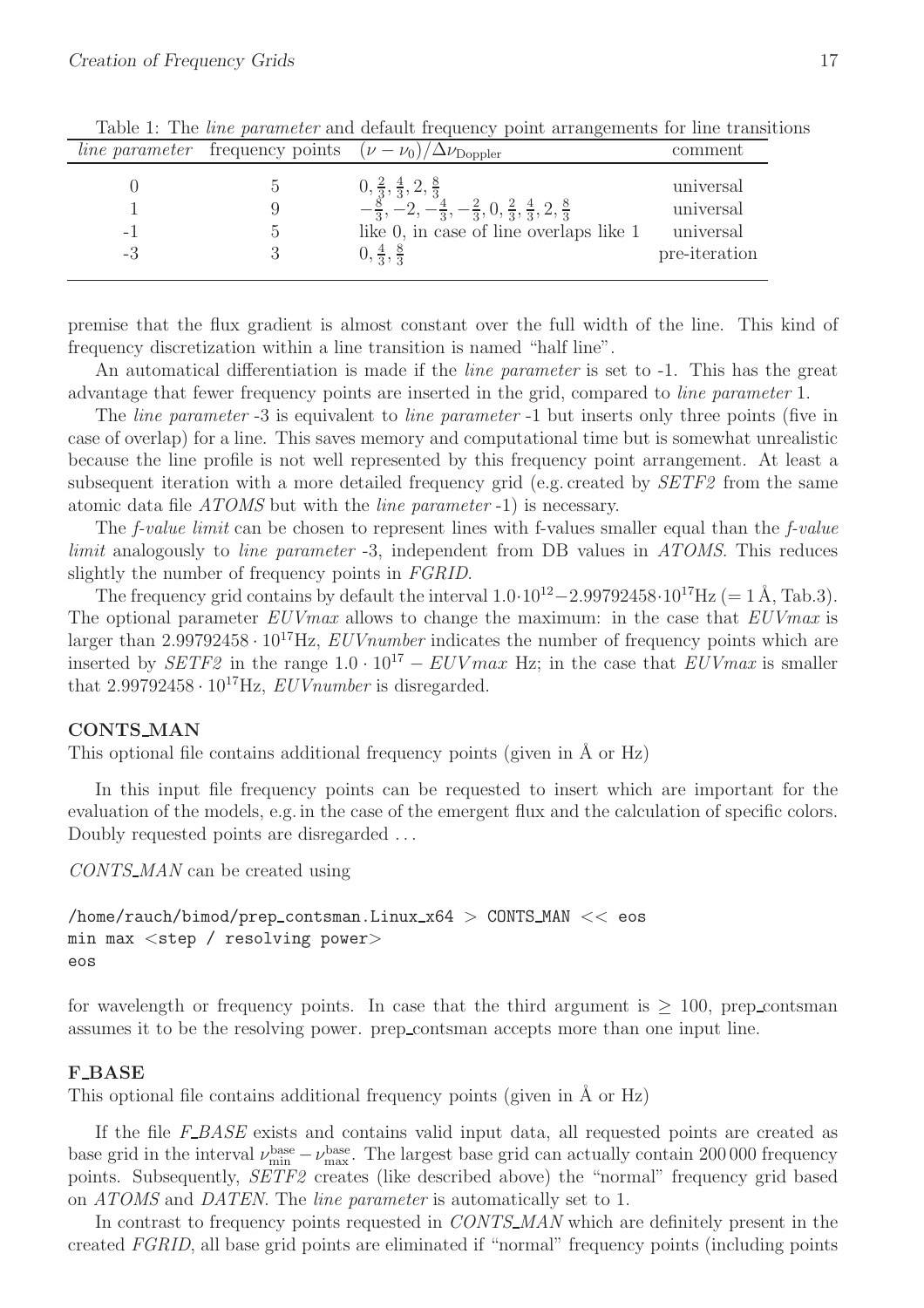Table 1: The *line parameter* and default frequency point arrangements for line transitions

| *line parameter* | frequency points | $(\nu - \nu_0)/\Delta\nu_{\rm Doppler}$ | comment |
|---|---|---|---|
| 0 | 5 | $0, \frac{2}{3}, \frac{4}{3}, 2, \frac{8}{3}$ | universal |
| 1 | 9 | $-\frac{8}{3}, -2, -\frac{4}{3}, -\frac{2}{3}, 0, \frac{2}{3}, \frac{4}{3}, 2, \frac{8}{3}$ | universal |
| -1 | 5 | like 0, in case of line overlaps like 1 | universal |
| -3 | 3 | $0, \frac{4}{3}, \frac{8}{3}$ | pre-iteration |

premise that the flux gradient is almost constant over the full width of the line. This kind of frequency discretization within a line transition is named "half line".

An automatical differentiation is made if the *line parameter* is set to -1. This has the great advantage that fewer frequency points are inserted in the grid, compared to *line parameter* 1.

The *line parameter* -3 is equivalent to *line parameter* -1 but inserts only three points (five in case of overlap) for a line. This saves memory and computational time but is somewhat unrealistic because the line profile is not well represented by this frequency point arrangement. At least a subsequent iteration with a more detailed frequency grid (e.g. created by *SETF2* from the same atomic data file *ATOMS* but with the *line parameter* -1) is necessary.

The *f-value limit* can be chosen to represent lines with f-values smaller equal than the *f-value limit* analogously to *line parameter* -3, independent from DB values in *ATOMS*. This reduces slightly the number of frequency points in *FGRID*.

The frequency grid contains by default the interval $1.0 \cdot 10^{12} - 2.99792458 \cdot 10^{17}$Hz (= 1 Å, Tab.3). The optional parameter *EUVmax* allows to change the maximum: in the case that *EUVmax* is larger than $2.99792458 \cdot 10^{17}$Hz, *EUVnumber* indicates the number of frequency points which are inserted by *SETF2* in the range $1.0 \cdot 10^{17} - EUVmax$ Hz; in the case that *EUVmax* is smaller that $2.99792458 \cdot 10^{17}$Hz, *EUVnumber* is disregarded.

**CONTS_MAN**

This optional file contains additional frequency points (given in Å or Hz)

In this input file frequency points can be requested to insert which are important for the evaluation of the models, e.g. in the case of the emergent flux and the calculation of specific colors. Doubly requested points are disregarded ...

*CONTS_MAN* can be created using

```
/home/rauch/bimod/prep_contsman.Linux_x64 > CONTS_MAN << eos
min max <step / resolving power>
eos
```

for wavelength or frequency points. In case that the third argument is ≥ 100, prep_contsman assumes it to be the resolving power. prep_contsman accepts more than one input line.

**F_BASE**

This optional file contains additional frequency points (given in Å or Hz)

If the file *F_BASE* exists and contains valid input data, all requested points are created as base grid in the interval $\nu^{\rm base}_{\rm min} - \nu^{\rm base}_{\rm max}$. The largest base grid can actually contain 200 000 frequency points. Subsequently, *SETF2* creates (like described above) the "normal" frequency grid based on *ATOMS* and *DATEN*. The *line parameter* is automatically set to 1.

In contrast to frequency points requested in *CONTS_MAN* which are definitely present in the created *FGRID*, all base grid points are eliminated if "normal" frequency points (including points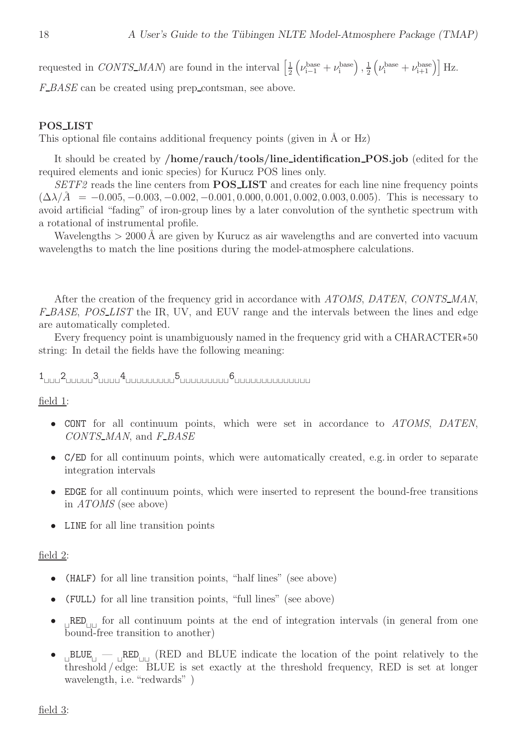requested in *CONTS_MAN*) are found in the interval $\left[\frac{1}{2}\left(\nu_{i-1}^{base}+\nu_{i}^{base}\right), \frac{1}{2}\left(\nu_{i}^{base}+\nu_{i+1}^{base}\right)\right]$ Hz.

*F_BASE* can be created using prep_contsman, see above.

**POS_LIST**

This optional file contains additional frequency points (given in Å or Hz)

It should be created by **/home/rauch/tools/line_identification_POS.job** (edited for the required elements and ionic species) for Kurucz POS lines only.

*SETF2* reads the line centers from **POS_LIST** and creates for each line nine frequency points ($\Delta\lambda/\AA = -0.005, -0.003, -0.002, -0.001, 0.000, 0.001, 0.002, 0.003, 0.005$). This is necessary to avoid artificial "fading" of iron-group lines by a later convolution of the synthetic spectrum with a rotational of instrumental profile.

Wavelengths $> 2000$ Å are given by Kurucz as air wavelengths and are converted into vacuum wavelengths to match the line positions during the model-atmosphere calculations.

After the creation of the frequency grid in accordance with *ATOMS*, *DATEN*, *CONTS_MAN*, *F_BASE*, *POS_LIST* the IR, UV, and EUV range and the intervals between the lines and edge are automatically completed.

Every frequency point is unambiguously named in the frequency grid with a CHARACTER∗50 string: In detail the fields have the following meaning:

```
1␣␣␣2␣␣␣␣␣3␣␣␣␣4␣␣␣␣␣␣␣␣␣5␣␣␣␣␣␣␣␣␣6␣␣␣␣␣␣␣␣␣␣␣␣␣␣
```

field 1:

- `CONT` for all continuum points, which were set in accordance to *ATOMS*, *DATEN*, *CONTS_MAN*, and *F_BASE*
- `C/ED` for all continuum points, which were automatically created, e.g. in order to separate integration intervals
- `EDGE` for all continuum points, which were inserted to represent the bound-free transitions in *ATOMS* (see above)
- `LINE` for all line transition points

field 2:

- `(HALF)` for all line transition points, "half lines" (see above)
- `(FULL)` for all line transition points, "full lines" (see above)
- `␣RED␣␣` for all continuum points at the end of integration intervals (in general from one bound-free transition to another)
- `␣BLUE␣` — `␣RED␣␣` (RED and BLUE indicate the location of the point relatively to the threshold / edge: BLUE is set exactly at the threshold frequency, RED is set at longer wavelength, i.e. "redwards" )

field 3: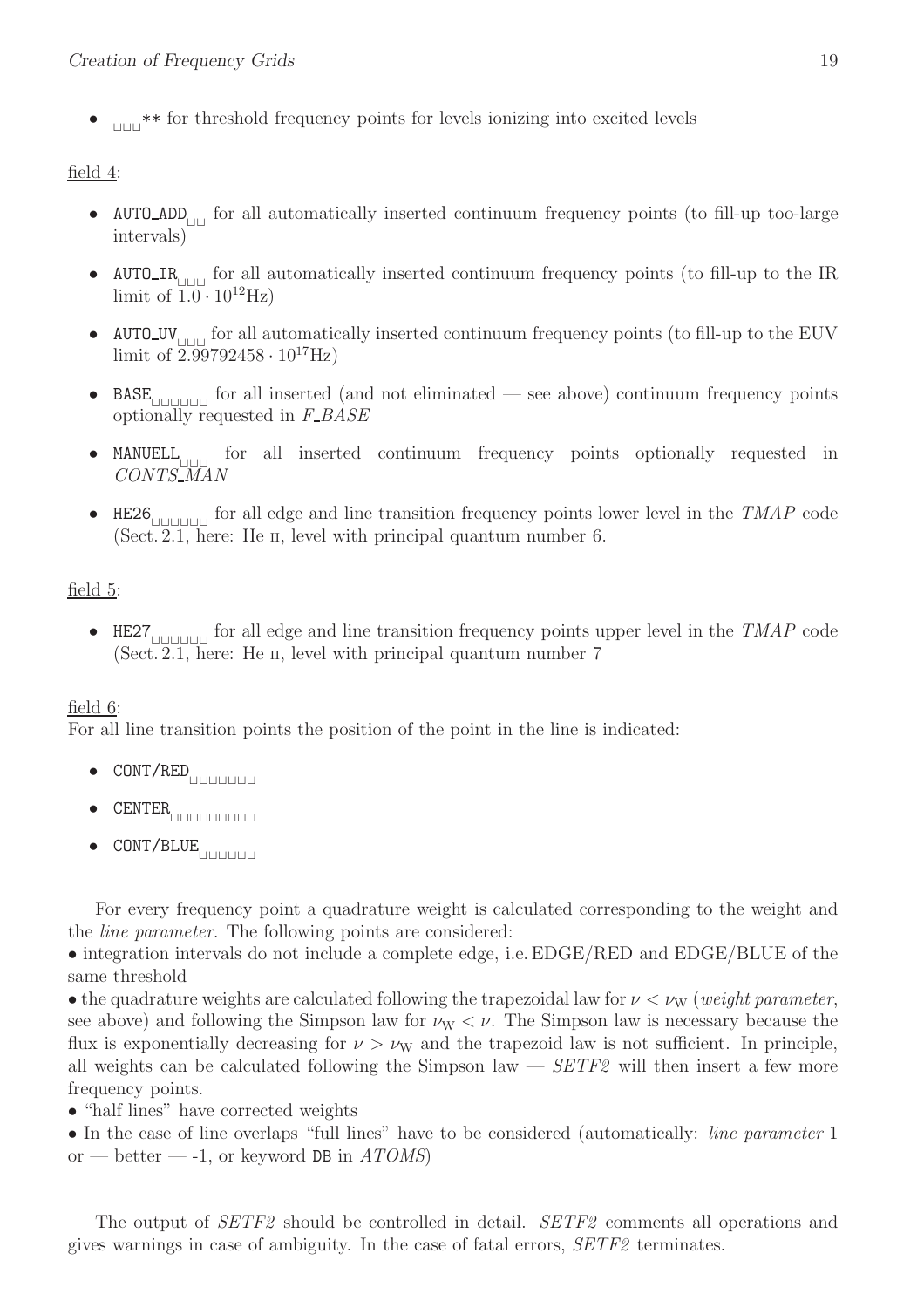- ␣␣␣** for threshold frequency points for levels ionizing into excited levels

field 4:

- `AUTO_ADD␣␣` for all automatically inserted continuum frequency points (to fill-up too-large intervals)
- `AUTO_IR␣␣␣` for all automatically inserted continuum frequency points (to fill-up to the IR limit of $1.0 \cdot 10^{12}$Hz)
- `AUTO_UV␣␣␣` for all automatically inserted continuum frequency points (to fill-up to the EUV limit of $2.99792458 \cdot 10^{17}$Hz)
- `BASE␣␣␣␣␣␣` for all inserted (and not eliminated — see above) continuum frequency points optionally requested in *F_BASE*
- `MANUELL␣␣␣` for all inserted continuum frequency points optionally requested in *CONTS_MAN*
- `HE26␣␣␣␣␣␣` for all edge and line transition frequency points lower level in the *TMAP* code (Sect. 2.1, here: He II, level with principal quantum number 6.

field 5:

- `HE27␣␣␣␣␣␣` for all edge and line transition frequency points upper level in the *TMAP* code (Sect. 2.1, here: He II, level with principal quantum number 7

field 6:
For all line transition points the position of the point in the line is indicated:

- `CONT/RED␣␣␣␣␣␣␣`
- `CENTER␣␣␣␣␣␣␣␣␣`
- `CONT/BLUE␣␣␣␣␣␣`

For every frequency point a quadrature weight is calculated corresponding to the weight and the *line parameter*. The following points are considered:
• integration intervals do not include a complete edge, i.e. EDGE/RED and EDGE/BLUE of the same threshold
• the quadrature weights are calculated following the trapezoidal law for $\nu < \nu_{\rm W}$ (*weight parameter*, see above) and following the Simpson law for $\nu_{\rm W} < \nu$. The Simpson law is necessary because the flux is exponentially decreasing for $\nu > \nu_{\rm W}$ and the trapezoid law is not sufficient. In principle, all weights can be calculated following the Simpson law — *SETF2* will then insert a few more frequency points.
• "half lines" have corrected weights
• In the case of line overlaps "full lines" have to be considered (automatically: *line parameter* 1 or — better — -1, or keyword `DB` in *ATOMS*)

The output of *SETF2* should be controlled in detail. *SETF2* comments all operations and gives warnings in case of ambiguity. In the case of fatal errors, *SETF2* terminates.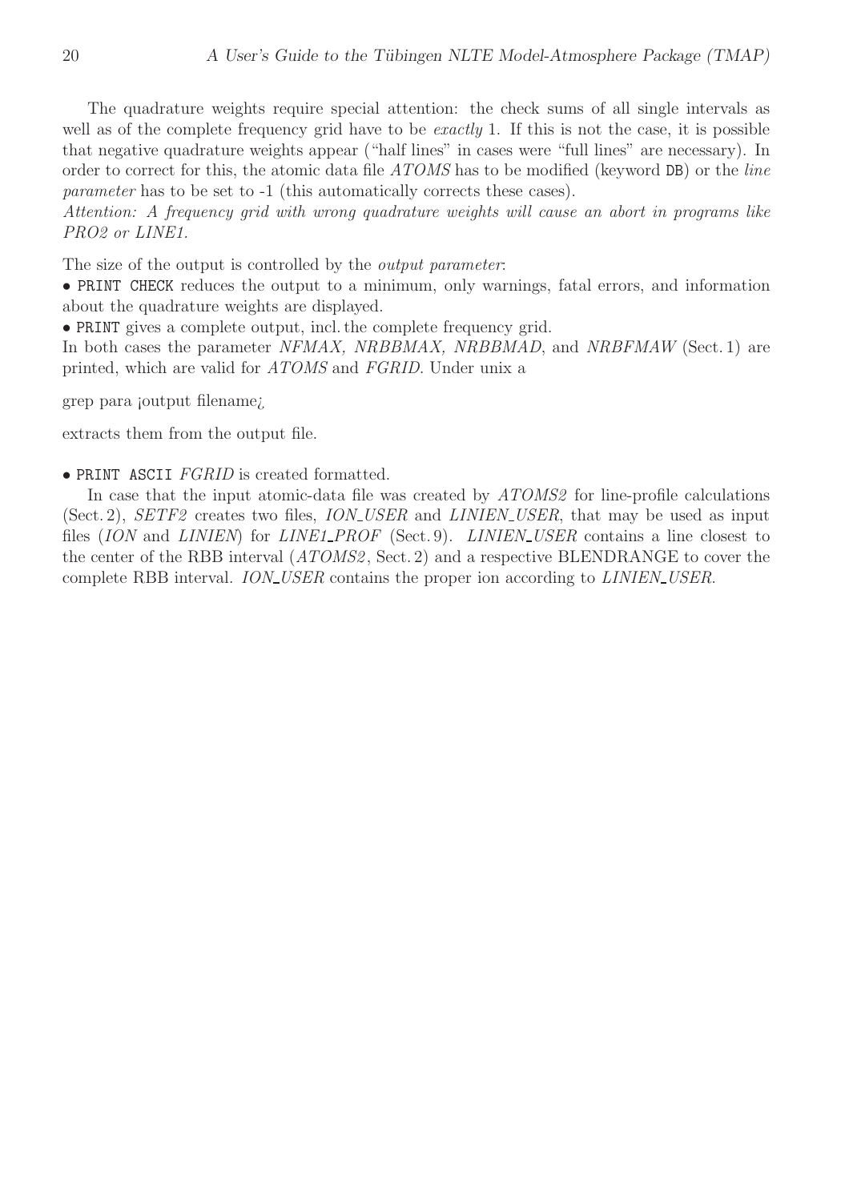The quadrature weights require special attention: the check sums of all single intervals as well as of the complete frequency grid have to be *exactly* 1. If this is not the case, it is possible that negative quadrature weights appear ("half lines" in cases were "full lines" are necessary). In order to correct for this, the atomic data file *ATOMS* has to be modified (keyword `DB`) or the *line parameter* has to be set to -1 (this automatically corrects these cases).
*Attention: A frequency grid with wrong quadrature weights will cause an abort in programs like PRO2 or LINE1.*

The size of the output is controlled by the *output parameter*:
• `PRINT CHECK` reduces the output to a minimum, only warnings, fatal errors, and information about the quadrature weights are displayed.
• `PRINT` gives a complete output, incl. the complete frequency grid.
In both cases the parameter *NFMAX, NRBBMAX, NRBBMAD*, and *NRBFMAW* (Sect. 1) are printed, which are valid for *ATOMS* and *FGRID*. Under unix a

grep para ¡output filename¿

extracts them from the output file.

• `PRINT ASCII` *FGRID* is created formatted.

In case that the input atomic-data file was created by *ATOMS2* for line-profile calculations (Sect. 2), *SETF2* creates two files, *ION_USER* and *LINIEN_USER*, that may be used as input files (*ION* and *LINIEN*) for *LINE1_PROF* (Sect. 9). *LINIEN_USER* contains a line closest to the center of the RBB interval (*ATOMS2*, Sect. 2) and a respective BLENDRANGE to cover the complete RBB interval. *ION_USER* contains the proper ion according to *LINIEN_USER*.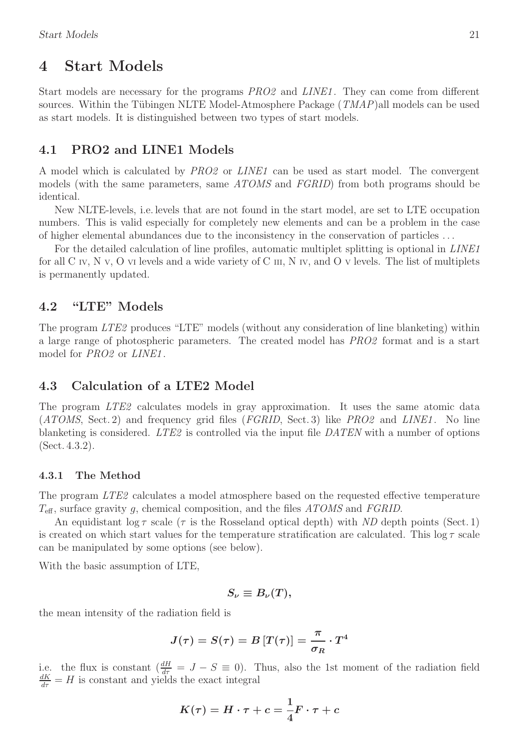# 4 Start Models

Start models are necessary for the programs *PRO2* and *LINE1*. They can come from different sources. Within the Tübingen NLTE Model-Atmosphere Package (*TMAP*)all models can be used as start models. It is distinguished between two types of start models.

## 4.1 PRO2 and LINE1 Models

A model which is calculated by *PRO2* or *LINE1* can be used as start model. The convergent models (with the same parameters, same *ATOMS* and *FGRID*) from both programs should be identical.

New NLTE-levels, i.e. levels that are not found in the start model, are set to LTE occupation numbers. This is valid especially for completely new elements and can be a problem in the case of higher elemental abundances due to the inconsistency in the conservation of particles ...

For the detailed calculation of line profiles, automatic multiplet splitting is optional in *LINE1* for all C IV, N V, O VI levels and a wide variety of C III, N IV, and O V levels. The list of multiplets is permanently updated.

## 4.2 "LTE" Models

The program *LTE2* produces "LTE" models (without any consideration of line blanketing) within a large range of photospheric parameters. The created model has *PRO2* format and is a start model for *PRO2* or *LINE1*.

## 4.3 Calculation of a LTE2 Model

The program *LTE2* calculates models in gray approximation. It uses the same atomic data (*ATOMS*, Sect. 2) and frequency grid files (*FGRID*, Sect. 3) like *PRO2* and *LINE1*. No line blanketing is considered. *LTE2* is controlled via the input file *DATEN* with a number of options (Sect. 4.3.2).

### 4.3.1 The Method

The program *LTE2* calculates a model atmosphere based on the requested effective temperature $T_{\text{eff}}$, surface gravity $g$, chemical composition, and the files *ATOMS* and *FGRID*.

An equidistant $\log \tau$ scale ($\tau$ is the Rosseland optical depth) with *ND* depth points (Sect. 1) is created on which start values for the temperature stratification are calculated. This $\log \tau$ scale can be manipulated by some options (see below).

With the basic assumption of LTE,

$$S_\nu \equiv B_\nu(T),$$

the mean intensity of the radiation field is

$$J(\tau) = S(\tau) = B\left[T(\tau)\right] = \frac{\pi}{\sigma_R} \cdot T^4$$

i.e. the flux is constant ($\frac{dH}{d\tau} = J - S \equiv 0$). Thus, also the 1st moment of the radiation field $\frac{dK}{d\tau} = H$ is constant and yields the exact integral

$$K(\tau) = H \cdot \tau + c = \frac{1}{4} F \cdot \tau + c$$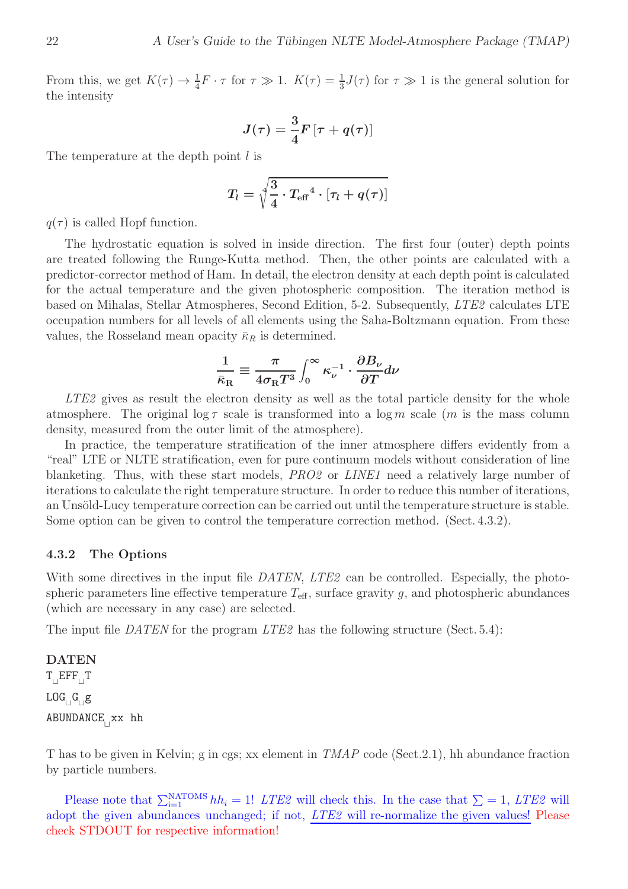From this, we get $K(\tau) \to \frac{1}{4}F \cdot \tau$ for $\tau \gg 1$. $K(\tau) = \frac{1}{3}J(\tau)$ for $\tau \gg 1$ is the general solution for the intensity

$$J(\tau) = \frac{3}{4}F\left[\tau + q(\tau)\right]$$

The temperature at the depth point $l$ is

$$T_l = \sqrt[4]{\frac{3}{4} \cdot T_{\mathrm{eff}}{}^4 \cdot \left[\tau_l + q(\tau)\right]}$$

$q(\tau)$ is called Hopf function.

The hydrostatic equation is solved in inside direction. The first four (outer) depth points are treated following the Runge-Kutta method. Then, the other points are calculated with a predictor-corrector method of Ham. In detail, the electron density at each depth point is calculated for the actual temperature and the given photospheric composition. The iteration method is based on Mihalas, Stellar Atmospheres, Second Edition, 5-2. Subsequently, *LTE2* calculates LTE occupation numbers for all levels of all elements using the Saha-Boltzmann equation. From these values, the Rosseland mean opacity $\bar{\kappa}_R$ is determined.

$$\frac{1}{\bar{\kappa}_{\mathrm{R}}} \equiv \frac{\pi}{4\sigma_{\mathrm{R}}T^3}\int_0^\infty \kappa_\nu^{-1} \cdot \frac{\partial B_\nu}{\partial T} d\nu$$

*LTE2* gives as result the electron density as well as the total particle density for the whole atmosphere. The original $\log \tau$ scale is transformed into a $\log m$ scale ($m$ is the mass column density, measured from the outer limit of the atmosphere).

In practice, the temperature stratification of the inner atmosphere differs evidently from a "real" LTE or NLTE stratification, even for pure continuum models without consideration of line blanketing. Thus, with these start models, *PRO2* or *LINE1* need a relatively large number of iterations to calculate the right temperature structure. In order to reduce this number of iterations, an Unsöld-Lucy temperature correction can be carried out until the temperature structure is stable. Some option can be given to control the temperature correction method. (Sect. 4.3.2).

### 4.3.2 The Options

With some directives in the input file *DATEN*, *LTE2* can be controlled. Especially, the photospheric parameters line effective temperature $T_{\mathrm{eff}}$, surface gravity $g$, and photospheric abundances (which are necessary in any case) are selected.

The input file *DATEN* for the program *LTE2* has the following structure (Sect. 5.4):

**DATEN**

```
T EFF T
LOG G g
ABUNDANCE xx hh
```

T has to be given in Kelvin; g in cgs; xx element in *TMAP* code (Sect.2.1), hh abundance fraction by particle numbers.

Please note that $\sum_{i=1}^{\mathrm{NATOMS}} hh_i = 1$! *LTE2* will check this. In the case that $\sum = 1$, *LTE2* will adopt the given abundances unchanged; if not, *LTE2* will re-normalize the given values! Please check STDOUT for respective information!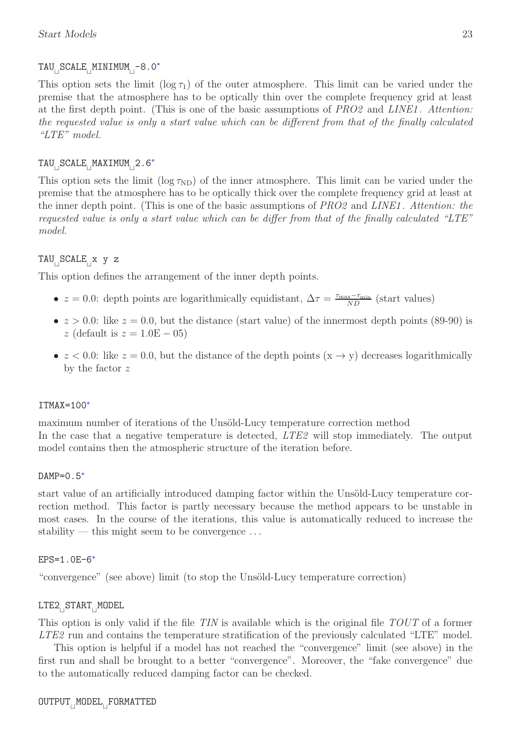`TAU␣SCALE␣MINIMUM␣-8.0`*

This option sets the limit ($\log \tau_1$) of the outer atmosphere. This limit can be varied under the premise that the atmosphere has to be optically thin over the complete frequency grid at least at the first depth point. (This is one of the basic assumptions of *PRO2* and *LINE1*. *Attention: the requested value is only a start value which can be different from that of the finally calculated "LTE" model.*

`TAU␣SCALE␣MAXIMUM␣2.6`*

This option sets the limit ($\log \tau_{\rm ND}$) of the inner atmosphere. This limit can be varied under the premise that the atmosphere has to be optically thick over the complete frequency grid at least at the inner depth point. (This is one of the basic assumptions of *PRO2* and *LINE1*. *Attention: the requested value is only a start value which can be differ from that of the finally calculated "LTE" model.*

`TAU␣SCALE␣x y z`

This option defines the arrangement of the inner depth points.

- $z = 0.0$: depth points are logarithmically equidistant, $\Delta\tau = \frac{\tau_{\max} - \tau_{\min}}{ND}$ (start values)
- $z > 0.0$: like $z = 0.0$, but the distance (start value) of the innermost depth points (89-90) is $z$ (default is $z = 1.0\mathrm{E}-05$)
- $z < 0.0$: like $z = 0.0$, but the distance of the depth points (x $\rightarrow$ y) decreases logarithmically by the factor $z$

`ITMAX=100`*

maximum number of iterations of the Unsöld-Lucy temperature correction method
In the case that a negative temperature is detected, *LTE2* will stop immediately. The output model contains then the atmospheric structure of the iteration before.

`DAMP=0.5`*

start value of an artificially introduced damping factor within the Unsöld-Lucy temperature correction method. This factor is partly necessary because the method appears to be unstable in most cases. In the course of the iterations, this value is automatically reduced to increase the stability — this might seem to be convergence …

`EPS=1.0E-6`*

"convergence" (see above) limit (to stop the Unsöld-Lucy temperature correction)

`LTE2␣START␣MODEL`

This option is only valid if the file *TIN* is available which is the original file *TOUT* of a former *LTE2* run and contains the temperature stratification of the previously calculated "LTE" model.

This option is helpful if a model has not reached the "convergence" limit (see above) in the first run and shall be brought to a better "convergence". Moreover, the "fake convergence" due to the automatically reduced damping factor can be checked.

`OUTPUT␣MODEL␣FORMATTED`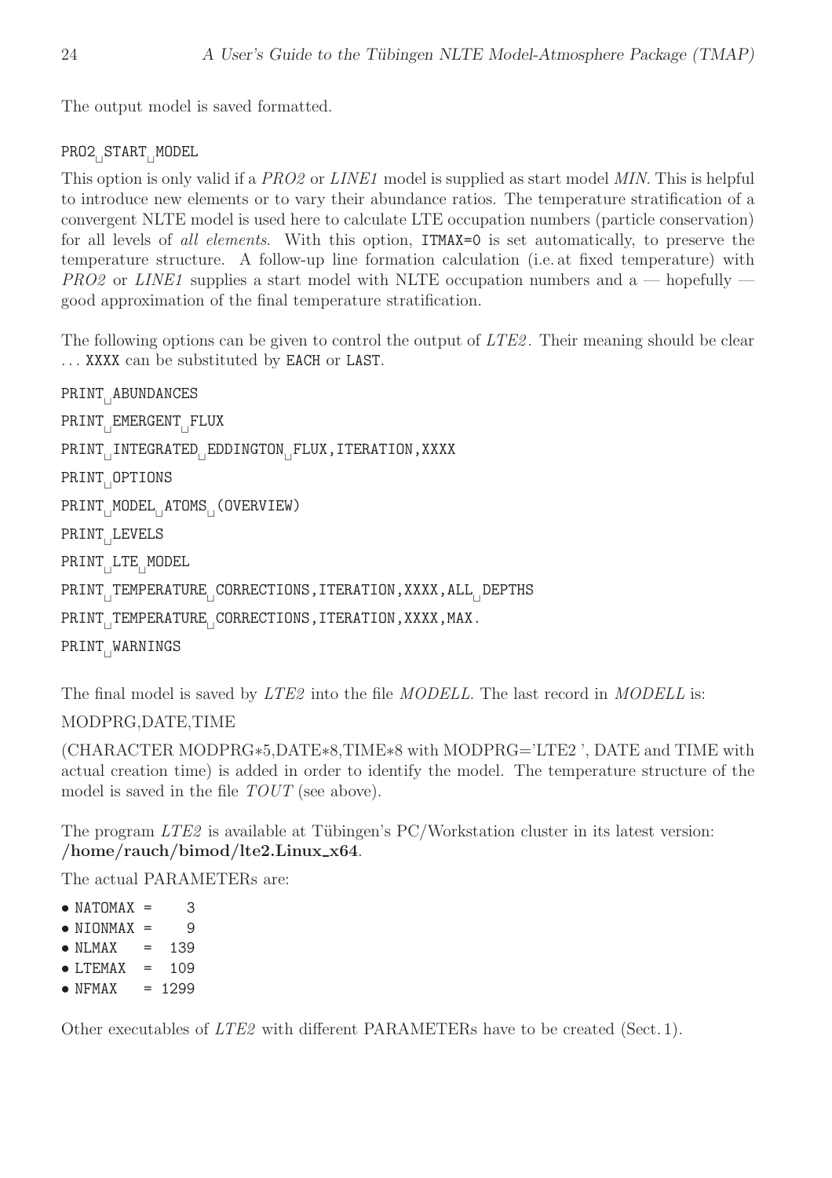The output model is saved formatted.

`PRO2␣START␣MODEL`

This option is only valid if a *PRO2* or *LINE1* model is supplied as start model *MIN*. This is helpful to introduce new elements or to vary their abundance ratios. The temperature stratification of a convergent NLTE model is used here to calculate LTE occupation numbers (particle conservation) for all levels of *all elements*. With this option, `ITMAX=0` is set automatically, to preserve the temperature structure. A follow-up line formation calculation (i.e. at fixed temperature) with *PRO2* or *LINE1* supplies a start model with NLTE occupation numbers and a — hopefully — good approximation of the final temperature stratification.

The following options can be given to control the output of *LTE2*. Their meaning should be clear ... `XXXX` can be substituted by `EACH` or `LAST`.

```
PRINT␣ABUNDANCES
PRINT␣EMERGENT␣FLUX
PRINT␣INTEGRATED␣EDDINGTON␣FLUX,ITERATION,XXXX
PRINT␣OPTIONS
PRINT␣MODEL␣ATOMS␣(OVERVIEW)
PRINT␣LEVELS
PRINT␣LTE␣MODEL
PRINT␣TEMPERATURE␣CORRECTIONS,ITERATION,XXXX,ALL␣DEPTHS
PRINT␣TEMPERATURE␣CORRECTIONS,ITERATION,XXXX,MAX.
PRINT␣WARNINGS
```

The final model is saved by *LTE2* into the file *MODELL*. The last record in *MODELL* is:

MODPRG,DATE,TIME

(CHARACTER MODPRG*5,DATE*8,TIME*8 with MODPRG='LTE2 ', DATE and TIME with actual creation time) is added in order to identify the model. The temperature structure of the model is saved in the file *TOUT* (see above).

The program *LTE2* is available at Tübingen's PC/Workstation cluster in its latest version: **/home/rauch/bimod/lte2.Linux_x64**.

The actual PARAMETERs are:

- `NATOMAX =    3`
- `NIONMAX =    9`
- `NLMAX   =  139`
- `LTEMAX  =  109`
- `NFMAX   = 1299`

Other executables of *LTE2* with different PARAMETERs have to be created (Sect. 1).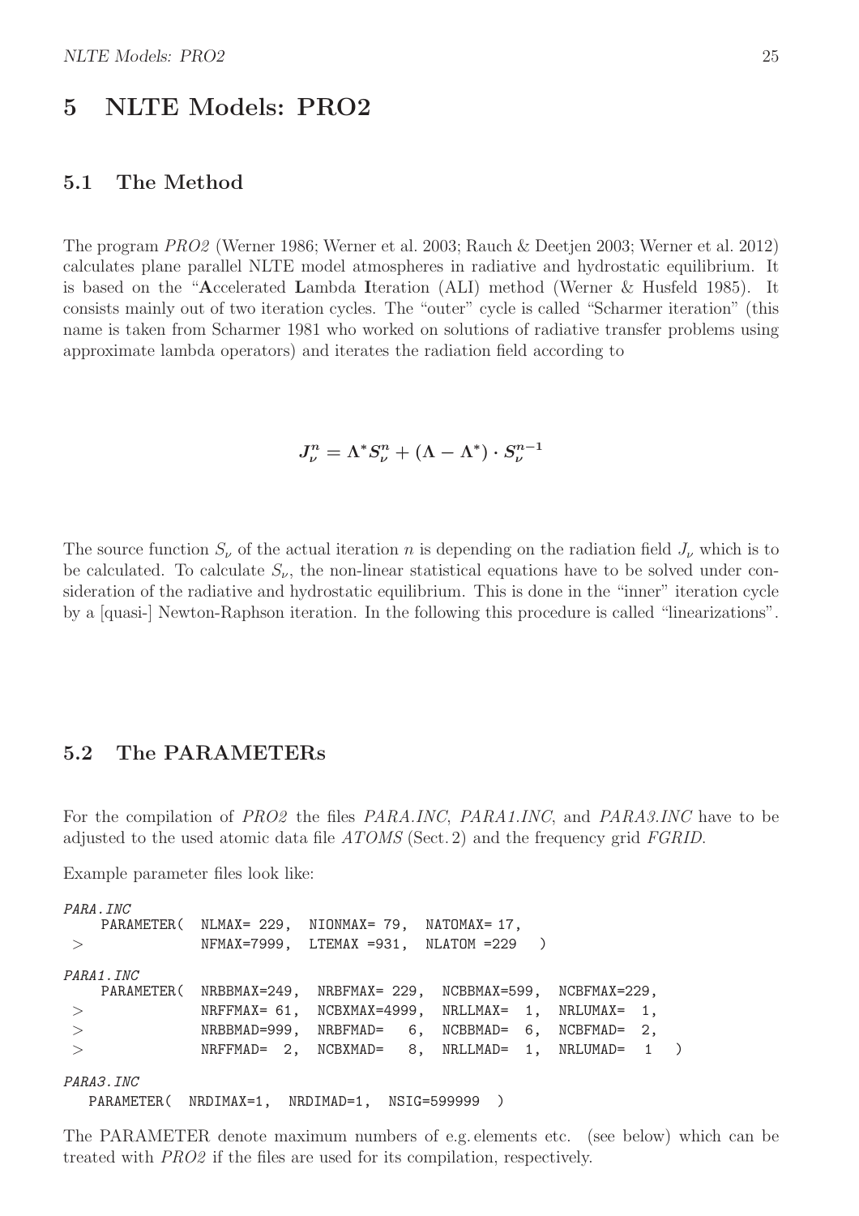# 5 NLTE Models: PRO2

## 5.1 The Method

The program *PRO2* (Werner 1986; Werner et al. 2003; Rauch & Deetjen 2003; Werner et al. 2012) calculates plane parallel NLTE model atmospheres in radiative and hydrostatic equilibrium. It is based on the "**A**ccelerated **L**ambda **I**teration (ALI) method (Werner & Husfeld 1985). It consists mainly out of two iteration cycles. The "outer" cycle is called "Scharmer iteration" (this name is taken from Scharmer 1981 who worked on solutions of radiative transfer problems using approximate lambda operators) and iterates the radiation field according to

$$J_\nu^n = \Lambda^* S_\nu^n + (\Lambda - \Lambda^*) \cdot S_\nu^{n-1}$$

The source function $S_\nu$ of the actual iteration $n$ is depending on the radiation field $J_\nu$ which is to be calculated. To calculate $S_\nu$, the non-linear statistical equations have to be solved under consideration of the radiative and hydrostatic equilibrium. This is done in the "inner" iteration cycle by a [quasi-] Newton-Raphson iteration. In the following this procedure is called "linearizations".

## 5.2 The PARAMETERs

For the compilation of *PRO2* the files *PARA.INC*, *PARA1.INC*, and *PARA3.INC* have to be adjusted to the used atomic data file *ATOMS* (Sect. 2) and the frequency grid *FGRID*.

Example parameter files look like:

*PARA.INC*
```
    PARAMETER(  NLMAX= 229,  NIONMAX= 79,  NATOMAX= 17,
 >              NFMAX=7999,  LTEMAX =931,  NLATOM =229   )
```

*PARA1.INC*
```
    PARAMETER(  NRBBMAX=249,  NRBFMAX= 229,  NCBBMAX=599,  NCBFMAX=229,
 >              NRFFMAX= 61,  NCBXMAX=4999,  NRLLMAX=  1,  NRLUMAX=  1,
 >              NRBBMAD=999,  NRBFMAD=   6,  NCBBMAD=  6,  NCBFMAD=  2,
 >              NRFFMAD=  2,  NCBXMAD=   8,  NRLLMAD=  1,  NRLUMAD=  1   )
```

*PARA3.INC*
```
   PARAMETER(  NRDIMAX=1,  NRDIMAD=1,  NSIG=599999  )
```

The PARAMETER denote maximum numbers of e.g. elements etc. (see below) which can be treated with *PRO2* if the files are used for its compilation, respectively.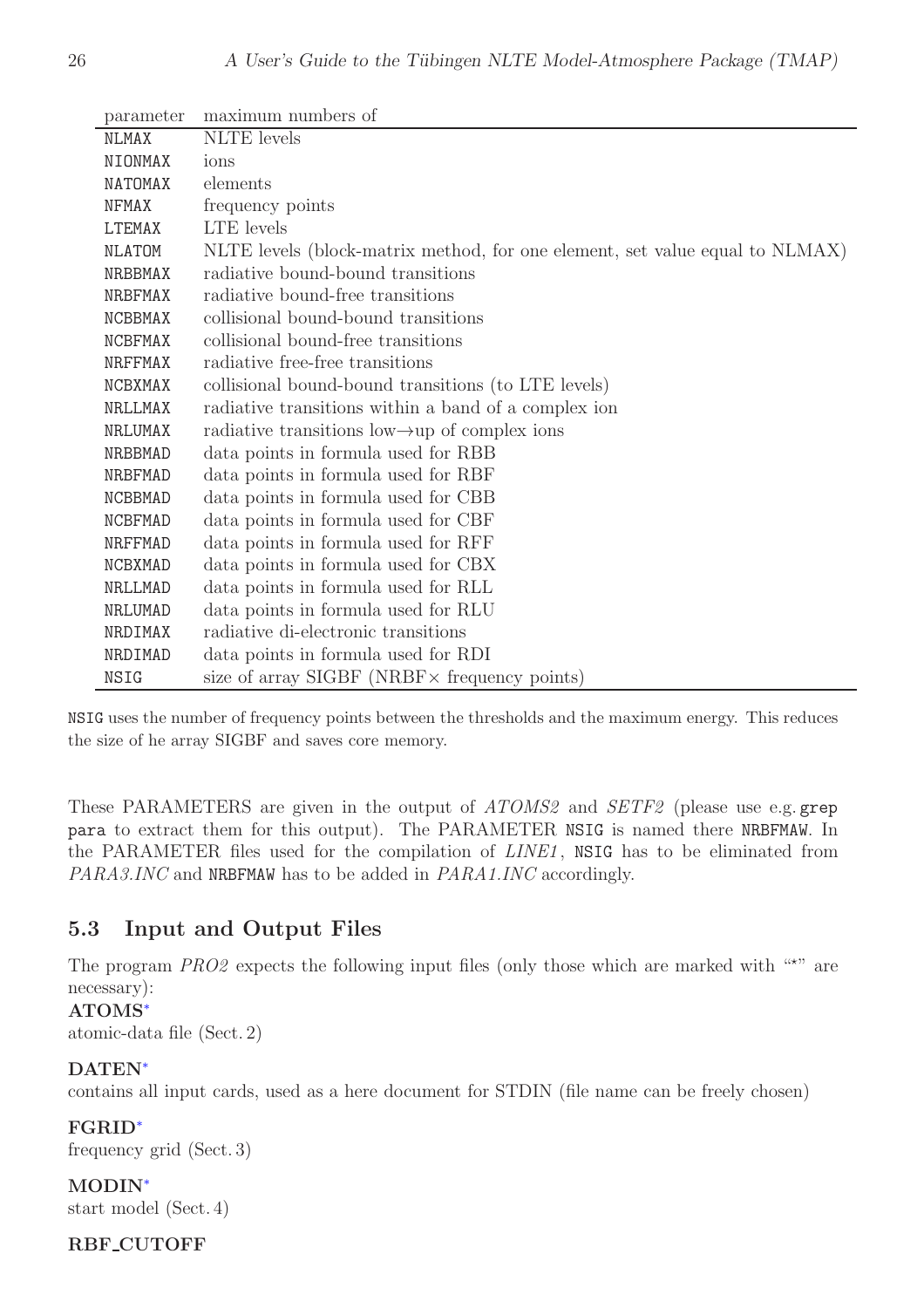| parameter | maximum numbers of |
|---|---|
| NLMAX | NLTE levels |
| NIONMAX | ions |
| NATOMAX | elements |
| NFMAX | frequency points |
| LTEMAX | LTE levels |
| NLATOM | NLTE levels (block-matrix method, for one element, set value equal to NLMAX) |
| NRBBMAX | radiative bound-bound transitions |
| NRBFMAX | radiative bound-free transitions |
| NCBBMAX | collisional bound-bound transitions |
| NCBFMAX | collisional bound-free transitions |
| NRFFMAX | radiative free-free transitions |
| NCBXMAX | collisional bound-bound transitions (to LTE levels) |
| NRLLMAX | radiative transitions within a band of a complex ion |
| NRLUMAX | radiative transitions low→up of complex ions |
| NRBBMAD | data points in formula used for RBB |
| NRBFMAD | data points in formula used for RBF |
| NCBBMAD | data points in formula used for CBB |
| NCBFMAD | data points in formula used for CBF |
| NRFFMAD | data points in formula used for RFF |
| NCBXMAD | data points in formula used for CBX |
| NRLLMAD | data points in formula used for RLL |
| NRLUMAD | data points in formula used for RLU |
| NRDIMAX | radiative di-electronic transitions |
| NRDIMAD | data points in formula used for RDI |
| NSIG | size of array SIGBF (NRBF× frequency points) |

NSIG uses the number of frequency points between the thresholds and the maximum energy. This reduces the size of he array SIGBF and saves core memory.

These PARAMETERS are given in the output of *ATOMS2* and *SETF2* (please use e.g. `grep para` to extract them for this output). The PARAMETER NSIG is named there NRBFMAW. In the PARAMETER files used for the compilation of *LINE1*, NSIG has to be eliminated from *PARA3.INC* and NRBFMAW has to be added in *PARA1.INC* accordingly.

## 5.3 Input and Output Files

The program *PRO2* expects the following input files (only those which are marked with "*" are necessary):

**ATOMS***
atomic-data file (Sect. 2)

**DATEN***
contains all input cards, used as a here document for STDIN (file name can be freely chosen)

**FGRID***
frequency grid (Sect. 3)

**MODIN***
start model (Sect. 4)

**RBF_CUTOFF**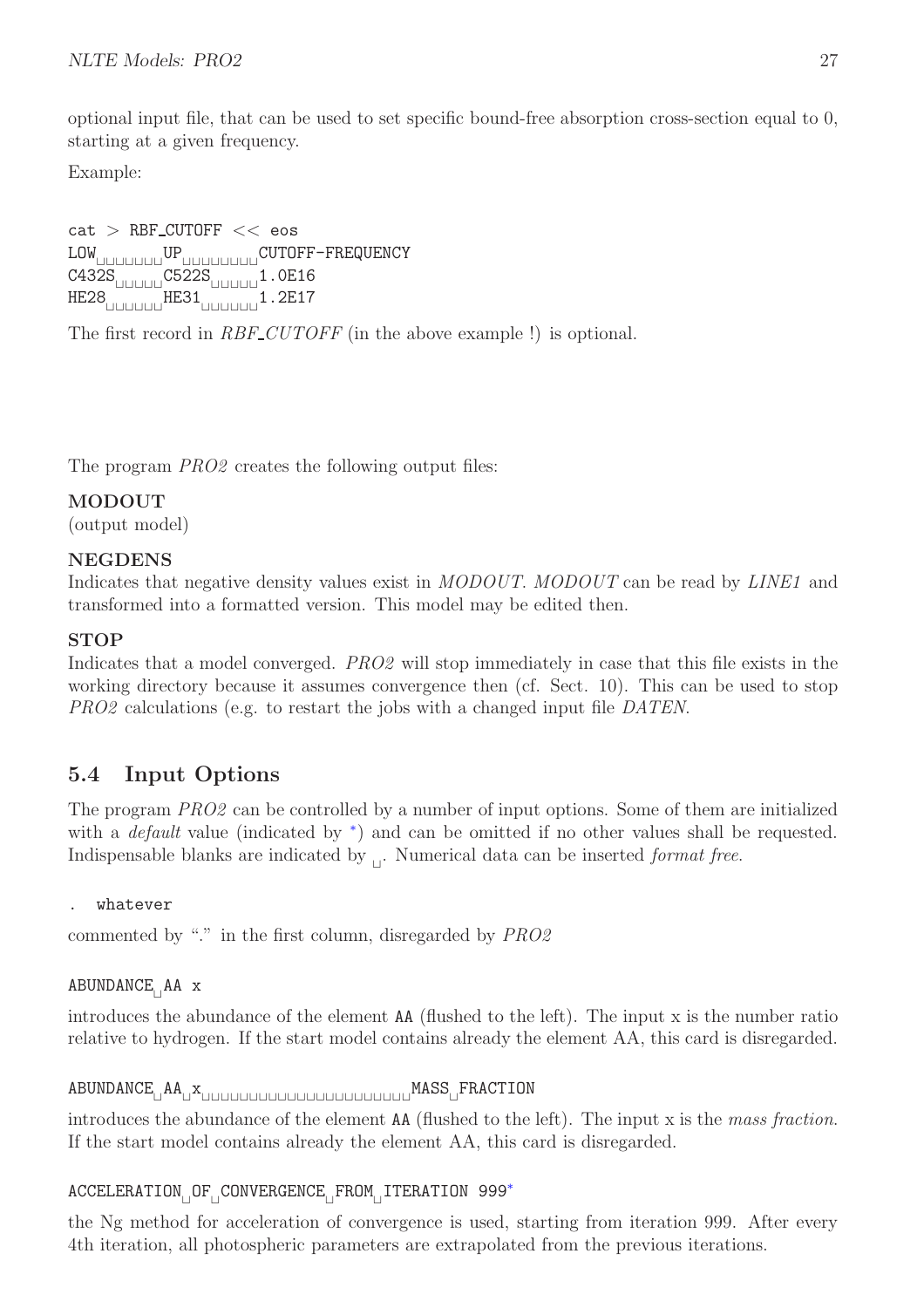optional input file, that can be used to set specific bound-free absorption cross-section equal to 0, starting at a given frequency.

Example:

```
cat > RBF_CUTOFF << eos
LOW␣␣␣␣␣␣␣UP␣␣␣␣␣␣␣␣CUTOFF-FREQUENCY
C432S␣␣␣␣␣C522S␣␣␣␣␣1.0E16
HE28␣␣␣␣␣␣HE31␣␣␣␣␣␣1.2E17
```

The first record in *RBF_CUTOFF* (in the above example !) is optional.

The program *PRO2* creates the following output files:

**MODOUT**
(output model)

**NEGDENS**
Indicates that negative density values exist in *MODOUT*. *MODOUT* can be read by *LINE1* and transformed into a formatted version. This model may be edited then.

**STOP**
Indicates that a model converged. *PRO2* will stop immediately in case that this file exists in the working directory because it assumes convergence then (cf. Sect. 10). This can be used to stop *PRO2* calculations (e.g. to restart the jobs with a changed input file *DATEN*.

## 5.4 Input Options

The program *PRO2* can be controlled by a number of input options. Some of them are initialized with a *default* value (indicated by *) and can be omitted if no other values shall be requested. Indispensable blanks are indicated by ␣. Numerical data can be inserted *format free*.

```
.  whatever
```

commented by "." in the first column, disregarded by *PRO2*

```
ABUNDANCE␣AA x
```

introduces the abundance of the element AA (flushed to the left). The input x is the number ratio relative to hydrogen. If the start model contains already the element AA, this card is disregarded.

```
ABUNDANCE␣AA␣x␣␣␣␣␣␣␣␣␣␣␣␣␣␣␣␣␣␣␣␣␣␣␣MASS␣FRACTION
```

introduces the abundance of the element AA (flushed to the left). The input x is the *mass fraction*. If the start model contains already the element AA, this card is disregarded.

```
ACCELERATION␣OF␣CONVERGENCE␣FROM␣ITERATION 999*
```

the Ng method for acceleration of convergence is used, starting from iteration 999. After every 4th iteration, all photospheric parameters are extrapolated from the previous iterations.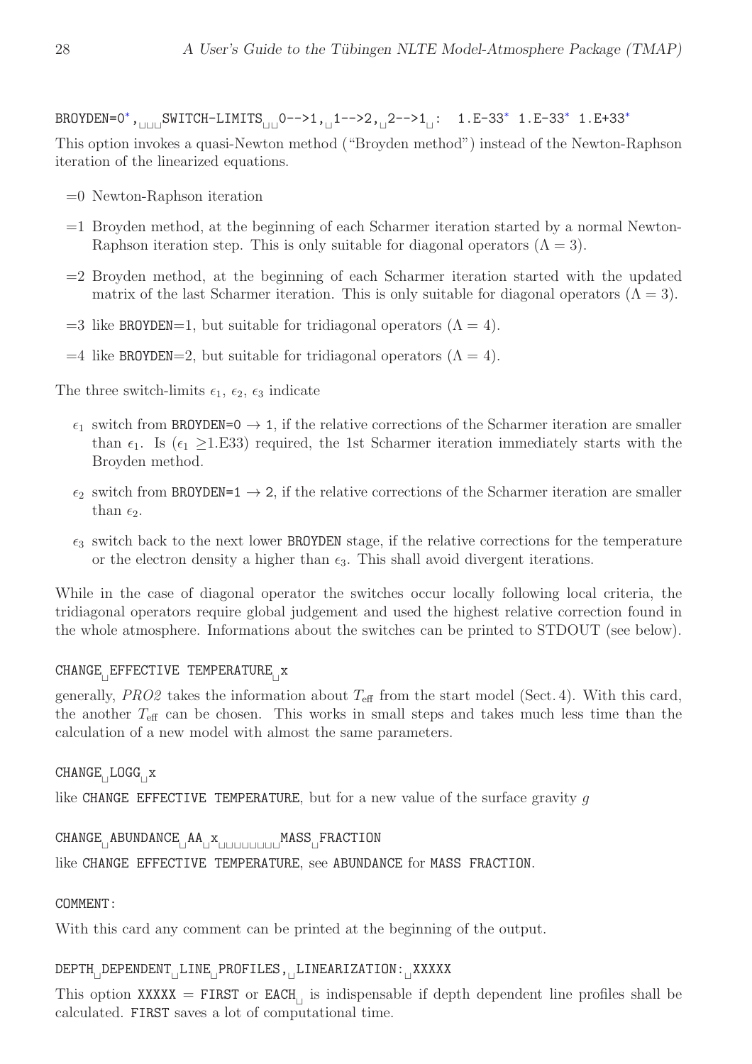`BROYDEN=0*,␣␣␣SWITCH-LIMITS␣␣0-->1,␣1-->2,␣2-->1␣:  1.E-33* 1.E-33* 1.E+33*`

This option invokes a quasi-Newton method ("Broyden method") instead of the Newton-Raphson iteration of the linearized equations.

- =0 Newton-Raphson iteration
- =1 Broyden method, at the beginning of each Scharmer iteration started by a normal Newton-Raphson iteration step. This is only suitable for diagonal operators ($\Lambda = 3$).
- =2 Broyden method, at the beginning of each Scharmer iteration started with the updated matrix of the last Scharmer iteration. This is only suitable for diagonal operators ($\Lambda = 3$).
- =3 like `BROYDEN`=1, but suitable for tridiagonal operators ($\Lambda = 4$).
- =4 like `BROYDEN`=2, but suitable for tridiagonal operators ($\Lambda = 4$).

The three switch-limits $\epsilon_1$, $\epsilon_2$, $\epsilon_3$ indicate

- $\epsilon_1$ switch from `BROYDEN=0` → `1`, if the relative corrections of the Scharmer iteration are smaller than $\epsilon_1$. Is ($\epsilon_1 \geq$1.E33) required, the 1st Scharmer iteration immediately starts with the Broyden method.
- $\epsilon_2$ switch from `BROYDEN=1` → `2`, if the relative corrections of the Scharmer iteration are smaller than $\epsilon_2$.
- $\epsilon_3$ switch back to the next lower `BROYDEN` stage, if the relative corrections for the temperature or the electron density a higher than $\epsilon_3$. This shall avoid divergent iterations.

While in the case of diagonal operator the switches occur locally following local criteria, the tridiagonal operators require global judgement and used the highest relative correction found in the whole atmosphere. Informations about the switches can be printed to STDOUT (see below).

`CHANGE␣EFFECTIVE TEMPERATURE␣x`

generally, *PRO2* takes the information about $T_{\rm eff}$ from the start model (Sect. 4). With this card, the another $T_{\rm eff}$ can be chosen. This works in small steps and takes much less time than the calculation of a new model with almost the same parameters.

`CHANGE␣LOGG␣x`

like `CHANGE EFFECTIVE TEMPERATURE`, but for a new value of the surface gravity $g$

`CHANGE␣ABUNDANCE␣AA␣x␣␣␣␣␣␣␣␣MASS␣FRACTION`

like `CHANGE EFFECTIVE TEMPERATURE`, see `ABUNDANCE` for `MASS FRACTION`.

`COMMENT:`

With this card any comment can be printed at the beginning of the output.

`DEPTH␣DEPENDENT␣LINE␣PROFILES,␣LINEARIZATION:␣XXXXX`

This option `XXXXX` = `FIRST` or `EACH␣` is indispensable if depth dependent line profiles shall be calculated. `FIRST` saves a lot of computational time.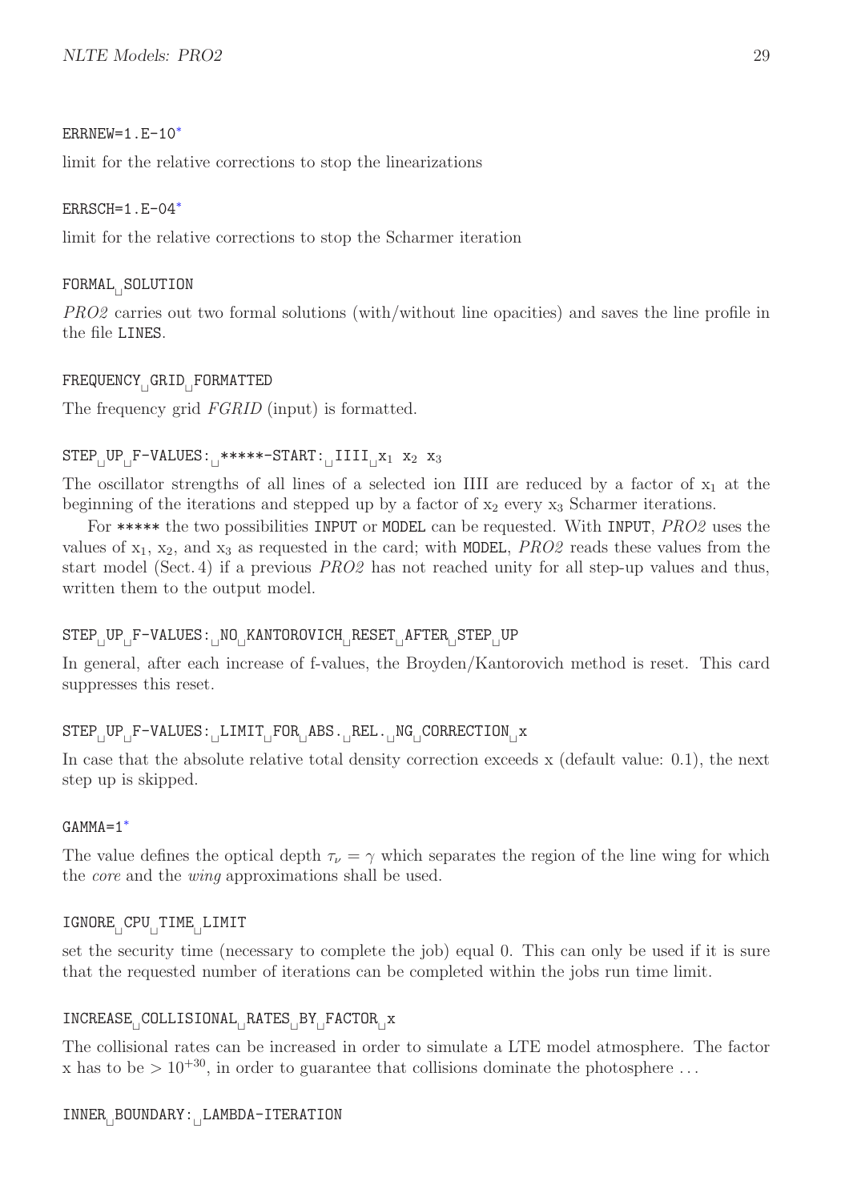`ERRNEW=1.E-10`*

limit for the relative corrections to stop the linearizations

`ERRSCH=1.E-04`*

limit for the relative corrections to stop the Scharmer iteration

`FORMAL␣SOLUTION`

*PRO2* carries out two formal solutions (with/without line opacities) and saves the line profile in the file `LINES`.

`FREQUENCY␣GRID␣FORMATTED`

The frequency grid *FGRID* (input) is formatted.

`STEP␣UP␣F-VALUES:␣*****-START:␣IIII␣`$x_1$ $x_2$ $x_3$

The oscillator strengths of all lines of a selected ion IIII are reduced by a factor of $x_1$ at the beginning of the iterations and stepped up by a factor of $x_2$ every $x_3$ Scharmer iterations.

For `*****` the two possibilities `INPUT` or `MODEL` can be requested. With `INPUT`, *PRO2* uses the values of $x_1$, $x_2$, and $x_3$ as requested in the card; with `MODEL`, *PRO2* reads these values from the start model (Sect. 4) if a previous *PRO2* has not reached unity for all step-up values and thus, written them to the output model.

`STEP␣UP␣F-VALUES:␣NO␣KANTOROVICH␣RESET␣AFTER␣STEP␣UP`

In general, after each increase of f-values, the Broyden/Kantorovich method is reset. This card suppresses this reset.

`STEP␣UP␣F-VALUES:␣LIMIT␣FOR␣ABS.␣REL.␣NG␣CORRECTION␣x`

In case that the absolute relative total density correction exceeds x (default value: 0.1), the next step up is skipped.

`GAMMA=1`*

The value defines the optical depth $\tau_\nu = \gamma$ which separates the region of the line wing for which the *core* and the *wing* approximations shall be used.

`IGNORE␣CPU␣TIME␣LIMIT`

set the security time (necessary to complete the job) equal 0. This can only be used if it is sure that the requested number of iterations can be completed within the jobs run time limit.

`INCREASE␣COLLISIONAL␣RATES␣BY␣FACTOR␣x`

The collisional rates can be increased in order to simulate a LTE model atmosphere. The factor x has to be $> 10^{+30}$, in order to guarantee that collisions dominate the photosphere . . .

`INNER␣BOUNDARY:␣LAMBDA-ITERATION`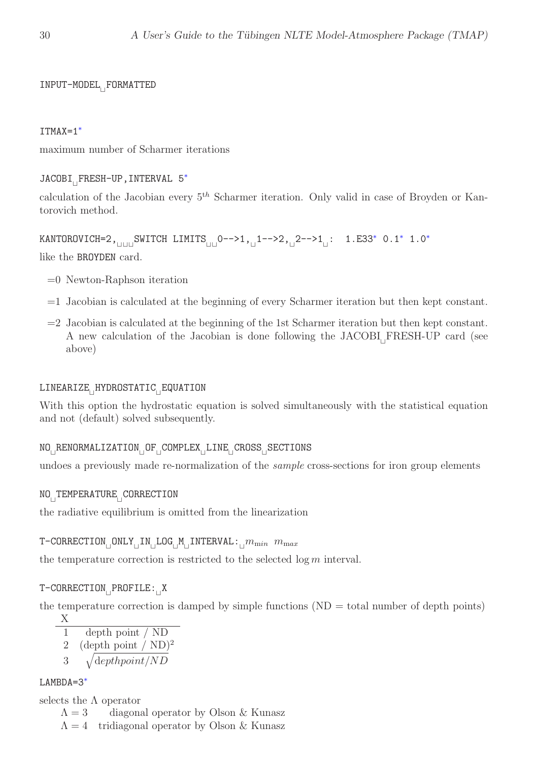`INPUT-MODEL␣FORMATTED`

`ITMAX=1*`

maximum number of Scharmer iterations

`JACOBI␣FRESH-UP,INTERVAL 5*`

calculation of the Jacobian every $5^{th}$ Scharmer iteration. Only valid in case of Broyden or Kantorovich method.

`KANTOROVICH=2,␣␣␣SWITCH LIMITS␣␣0-->1,␣1-->2,␣2-->1␣:  1.E33* 0.1* 1.0*`

like the `BROYDEN` card.

- =0 Newton-Raphson iteration
- =1 Jacobian is calculated at the beginning of every Scharmer iteration but then kept constant.
- =2 Jacobian is calculated at the beginning of the 1st Scharmer iteration but then kept constant. A new calculation of the Jacobian is done following the JACOBI␣FRESH-UP card (see above)

`LINEARIZE␣HYDROSTATIC␣EQUATION`

With this option the hydrostatic equation is solved simultaneously with the statistical equation and not (default) solved subsequently.

`NO␣RENORMALIZATION␣OF␣COMPLEX␣LINE␣CROSS␣SECTIONS`

undoes a previously made re-normalization of the *sample* cross-sections for iron group elements

`NO␣TEMPERATURE␣CORRECTION`

the radiative equilibrium is omitted from the linearization

`T-CORRECTION␣ONLY␣IN␣LOG␣M␣INTERVAL:␣`$m_{\min}$ $m_{\max}$

the temperature correction is restricted to the selected $\log m$ interval.

`T-CORRECTION␣PROFILE:␣X`

the temperature correction is damped by simple functions (ND = total number of depth points)

| X | |
|---|---|
| 1 | depth point / ND |
| 2 | (depth point / ND)$^2$ |
| 3 | $\sqrt{depthpoint/ND}$ |

`LAMBDA=3*`

selects the $\Lambda$ operator

$\Lambda = 3$ diagonal operator by Olson & Kunasz

$\Lambda = 4$ tridiagonal operator by Olson & Kunasz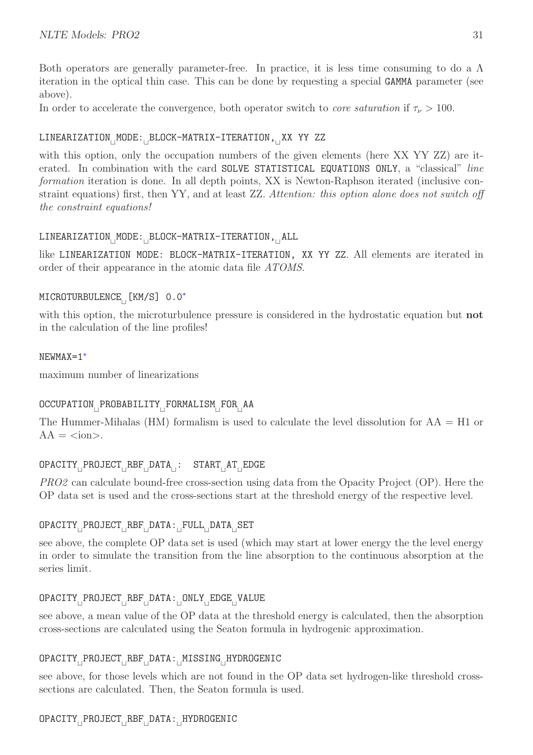Both operators are generally parameter-free. In practice, it is less time consuming to do a $\Lambda$ iteration in the optical thin case. This can be done by requesting a special `GAMMA` parameter (see above).
In order to accelerate the convergence, both operator switch to *core saturation* if $\tau_\nu > 100$.

`LINEARIZATION MODE: BLOCK-MATRIX-ITERATION, XX YY ZZ`

with this option, only the occupation numbers of the given elements (here XX YY ZZ) are iterated. In combination with the card `SOLVE STATISTICAL EQUATIONS ONLY`, a "classical" *line formation* iteration is done. In all depth points, XX is Newton-Raphson iterated (inclusive constraint equations) first, then YY, and at least ZZ. *Attention: this option alone does not switch off the constraint equations!*

`LINEARIZATION MODE: BLOCK-MATRIX-ITERATION, ALL`

like `LINEARIZATION MODE: BLOCK-MATRIX-ITERATION, XX YY ZZ`. All elements are iterated in order of their appearance in the atomic data file *ATOMS*.

`MICROTURBULENCE [KM/S] 0.0*`

with this option, the microturbulence pressure is considered in the hydrostatic equation but **not** in the calculation of the line profiles!

`NEWMAX=1*`

maximum number of linearizations

`OCCUPATION PROBABILITY FORMALISM FOR AA`

The Hummer-Mihalas (HM) formalism is used to calculate the level dissolution for AA = H1 or AA = <ion>.

`OPACITY PROJECT RBF DATA :  START AT EDGE`

*PRO2* can calculate bound-free cross-section using data from the Opacity Project (OP). Here the OP data set is used and the cross-sections start at the threshold energy of the respective level.

`OPACITY PROJECT RBF DATA: FULL DATA SET`

see above, the complete OP data set is used (which may start at lower energy the the level energy in order to simulate the transition from the line absorption to the continuous absorption at the series limit.

`OPACITY PROJECT RBF DATA: ONLY EDGE VALUE`

see above, a mean value of the OP data at the threshold energy is calculated, then the absorption cross-sections are calculated using the Seaton formula in hydrogenic approximation.

`OPACITY PROJECT RBF DATA: MISSING HYDROGENIC`

see above, for those levels which are not found in the OP data set hydrogen-like threshold cross-sections are calculated. Then, the Seaton formula is used.

`OPACITY PROJECT RBF DATA: HYDROGENIC`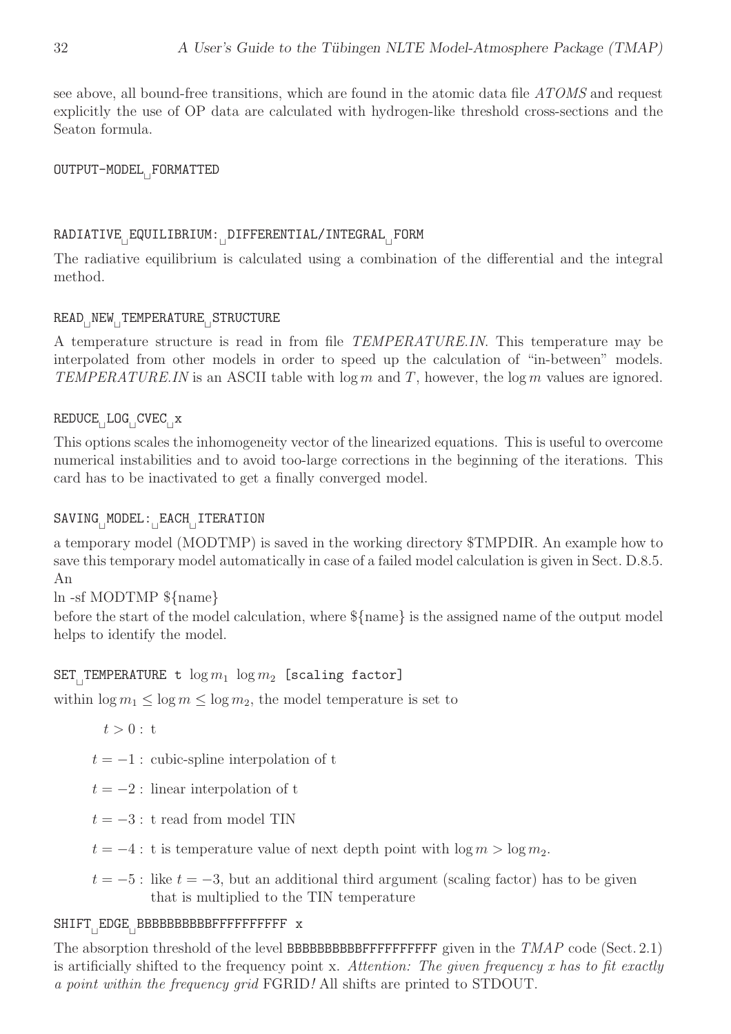see above, all bound-free transitions, which are found in the atomic data file *ATOMS* and request explicitly the use of OP data are calculated with hydrogen-like threshold cross-sections and the Seaton formula.

`OUTPUT-MODEL␣FORMATTED`

`RADIATIVE␣EQUILIBRIUM:␣DIFFERENTIAL/INTEGRAL␣FORM`

The radiative equilibrium is calculated using a combination of the differential and the integral method.

`READ␣NEW␣TEMPERATURE␣STRUCTURE`

A temperature structure is read in from file *TEMPERATURE.IN*. This temperature may be interpolated from other models in order to speed up the calculation of "in-between" models. *TEMPERATURE.IN* is an ASCII table with $\log m$ and $T$, however, the $\log m$ values are ignored.

`REDUCE␣LOG␣CVEC␣x`

This options scales the inhomogeneity vector of the linearized equations. This is useful to overcome numerical instabilities and to avoid too-large corrections in the beginning of the iterations. This card has to be inactivated to get a finally converged model.

`SAVING␣MODEL:␣EACH␣ITERATION`

a temporary model (MODTMP) is saved in the working directory $TMPDIR. An example how to save this temporary model automatically in case of a failed model calculation is given in Sect. D.8.5. An

ln -sf MODTMP ${name}

before the start of the model calculation, where ${name} is the assigned name of the output model helps to identify the model.

`SET␣TEMPERATURE t` $\log m_1$ $\log m_2$ `[scaling factor]`

within $\log m_1 \leq \log m \leq \log m_2$, the model temperature is set to

- $t > 0$ : t
- $t = -1$ : cubic-spline interpolation of t
- $t = -2$ : linear interpolation of t
- $t = -3$ : t read from model TIN
- $t = -4$ : t is temperature value of next depth point with $\log m > \log m_2$.
- $t = -5$ : like $t = -3$, but an additional third argument (scaling factor) has to be given that is multiplied to the TIN temperature

`SHIFT␣EDGE␣BBBBBBBBBBFFFFFFFFFF x`

The absorption threshold of the level `BBBBBBBBBBFFFFFFFFFF` given in the *TMAP* code (Sect. 2.1) is artificially shifted to the frequency point x. *Attention: The given frequency x has to fit exactly a point within the frequency grid* FGRID*!* All shifts are printed to STDOUT.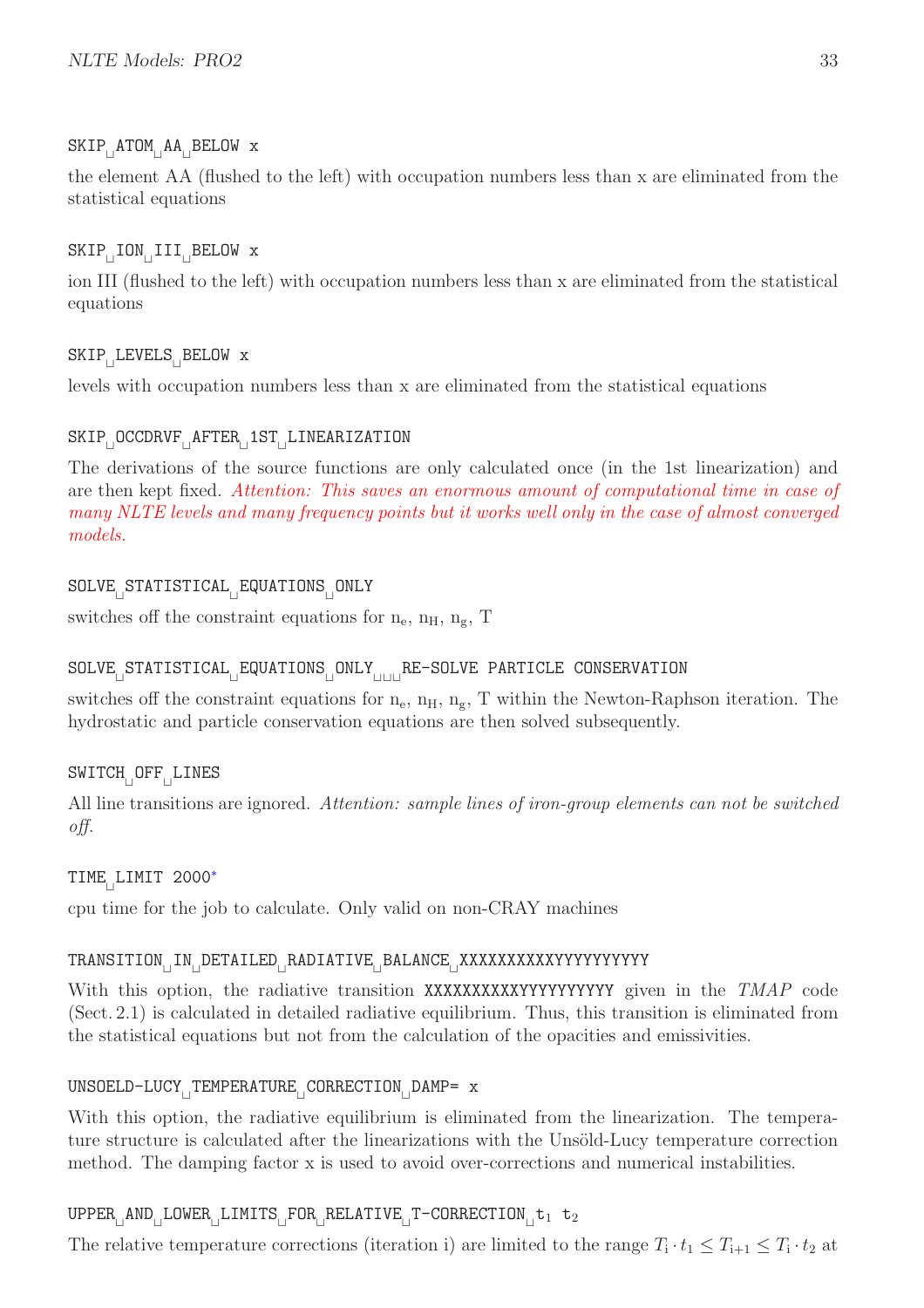`SKIP␣ATOM␣AA␣BELOW x`

the element AA (flushed to the left) with occupation numbers less than x are eliminated from the statistical equations

`SKIP␣ION␣III␣BELOW x`

ion III (flushed to the left) with occupation numbers less than x are eliminated from the statistical equations

`SKIP␣LEVELS␣BELOW x`

levels with occupation numbers less than x are eliminated from the statistical equations

`SKIP␣OCCDRVF␣AFTER␣1ST␣LINEARIZATION`

The derivations of the source functions are only calculated once (in the 1st linearization) and are then kept fixed. *Attention: This saves an enormous amount of computational time in case of many NLTE levels and many frequency points but it works well only in the case of almost converged models.*

`SOLVE␣STATISTICAL␣EQUATIONS␣ONLY`

switches off the constraint equations for $n_e$, $n_H$, $n_g$, T

`SOLVE␣STATISTICAL␣EQUATIONS␣ONLY␣␣␣RE-SOLVE PARTICLE CONSERVATION`

switches off the constraint equations for $n_e$, $n_H$, $n_g$, T within the Newton-Raphson iteration. The hydrostatic and particle conservation equations are then solved subsequently.

`SWITCH␣OFF␣LINES`

All line transitions are ignored. *Attention: sample lines of iron-group elements can not be switched off.*

`TIME␣LIMIT 2000*`

cpu time for the job to calculate. Only valid on non-CRAY machines

`TRANSITION␣IN␣DETAILED␣RADIATIVE␣BALANCE␣XXXXXXXXXXYYYYYYYYYY`

With this option, the radiative transition `XXXXXXXXXXYYYYYYYYYY` given in the *TMAP* code (Sect. 2.1) is calculated in detailed radiative equilibrium. Thus, this transition is eliminated from the statistical equations but not from the calculation of the opacities and emissivities.

`UNSOELD-LUCY␣TEMPERATURE␣CORRECTION␣DAMP= x`

With this option, the radiative equilibrium is eliminated from the linearization. The temperature structure is calculated after the linearizations with the Unsöld-Lucy temperature correction method. The damping factor x is used to avoid over-corrections and numerical instabilities.

`UPPER␣AND␣LOWER␣LIMITS␣FOR␣RELATIVE␣T-CORRECTION␣`$t_1$ $t_2$

The relative temperature corrections (iteration i) are limited to the range $T_i \cdot t_1 \leq T_{i+1} \leq T_i \cdot t_2$ at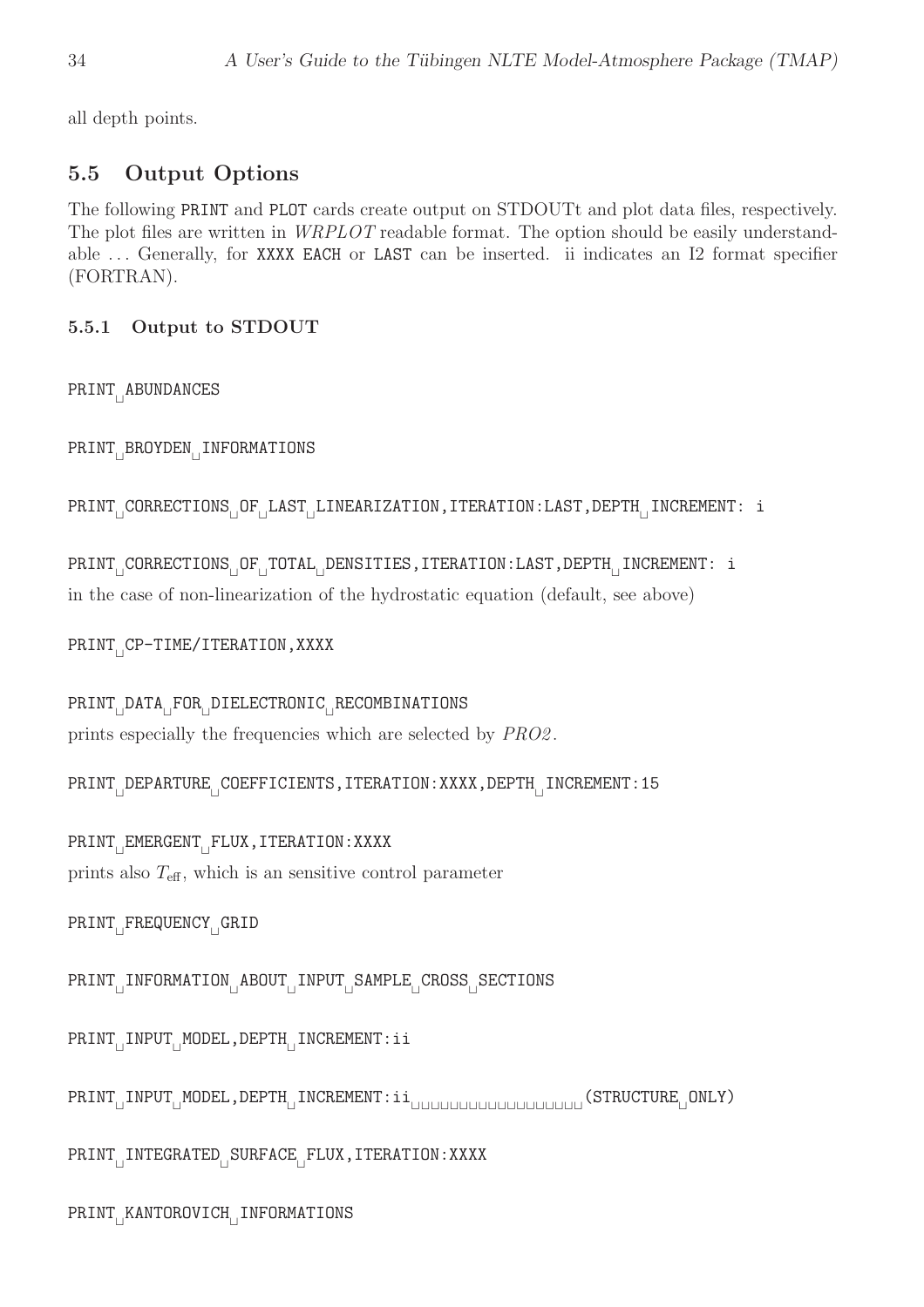all depth points.

## 5.5 Output Options

The following `PRINT` and `PLOT` cards create output on STDOUTt and plot data files, respectively. The plot files are written in *WRPLOT* readable format. The option should be easily understandable ... Generally, for `XXXX` `EACH` or `LAST` can be inserted. ii indicates an I2 format specifier (FORTRAN).

### 5.5.1 Output to STDOUT

```
PRINT␣ABUNDANCES
```

```
PRINT␣BROYDEN␣INFORMATIONS
```

```
PRINT␣CORRECTIONS␣OF␣LAST␣LINEARIZATION,ITERATION:LAST,DEPTH␣INCREMENT: i
```

```
PRINT␣CORRECTIONS␣OF␣TOTAL␣DENSITIES,ITERATION:LAST,DEPTH␣INCREMENT: i
```

in the case of non-linearization of the hydrostatic equation (default, see above)

```
PRINT␣CP-TIME/ITERATION,XXXX
```

```
PRINT␣DATA␣FOR␣DIELECTRONIC␣RECOMBINATIONS
```

prints especially the frequencies which are selected by *PRO2*.

```
PRINT␣DEPARTURE␣COEFFICIENTS,ITERATION:XXXX,DEPTH␣INCREMENT:15
```

```
PRINT␣EMERGENT␣FLUX,ITERATION:XXXX
```

prints also $T_{\text{eff}}$, which is an sensitive control parameter

```
PRINT␣FREQUENCY␣GRID
```

```
PRINT␣INFORMATION␣ABOUT␣INPUT␣SAMPLE␣CROSS␣SECTIONS
```

```
PRINT␣INPUT␣MODEL,DEPTH␣INCREMENT:ii
```

```
PRINT␣INPUT␣MODEL,DEPTH␣INCREMENT:ii␣␣␣␣␣␣␣␣␣␣␣␣␣␣␣␣␣␣(STRUCTURE␣ONLY)
```

```
PRINT␣INTEGRATED␣SURFACE␣FLUX,ITERATION:XXXX
```

```
PRINT␣KANTOROVICH␣INFORMATIONS
```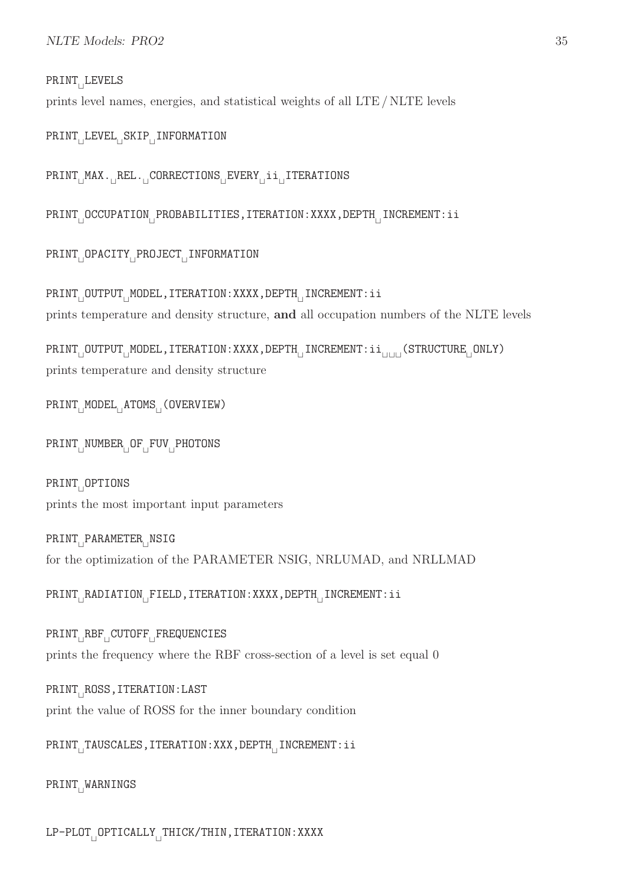`PRINT LEVELS`

prints level names, energies, and statistical weights of all LTE / NLTE levels

`PRINT LEVEL SKIP INFORMATION`

`PRINT MAX. REL. CORRECTIONS EVERY ii ITERATIONS`

`PRINT OCCUPATION PROBABILITIES,ITERATION:XXXX,DEPTH INCREMENT:ii`

`PRINT OPACITY PROJECT INFORMATION`

`PRINT OUTPUT MODEL,ITERATION:XXXX,DEPTH INCREMENT:ii`

prints temperature and density structure, **and** all occupation numbers of the NLTE levels

`PRINT OUTPUT MODEL,ITERATION:XXXX,DEPTH INCREMENT:ii   (STRUCTURE ONLY)`

prints temperature and density structure

`PRINT MODEL ATOMS (OVERVIEW)`

`PRINT NUMBER OF FUV PHOTONS`

`PRINT OPTIONS`

prints the most important input parameters

`PRINT PARAMETER NSIG`

for the optimization of the PARAMETER NSIG, NRLUMAD, and NRLLMAD

`PRINT RADIATION FIELD,ITERATION:XXXX,DEPTH INCREMENT:ii`

`PRINT RBF CUTOFF FREQUENCIES`

prints the frequency where the RBF cross-section of a level is set equal 0

`PRINT ROSS,ITERATION:LAST`

print the value of ROSS for the inner boundary condition

`PRINT TAUSCALES,ITERATION:XXX,DEPTH INCREMENT:ii`

`PRINT WARNINGS`

`LP-PLOT OPTICALLY THICK/THIN,ITERATION:XXXX`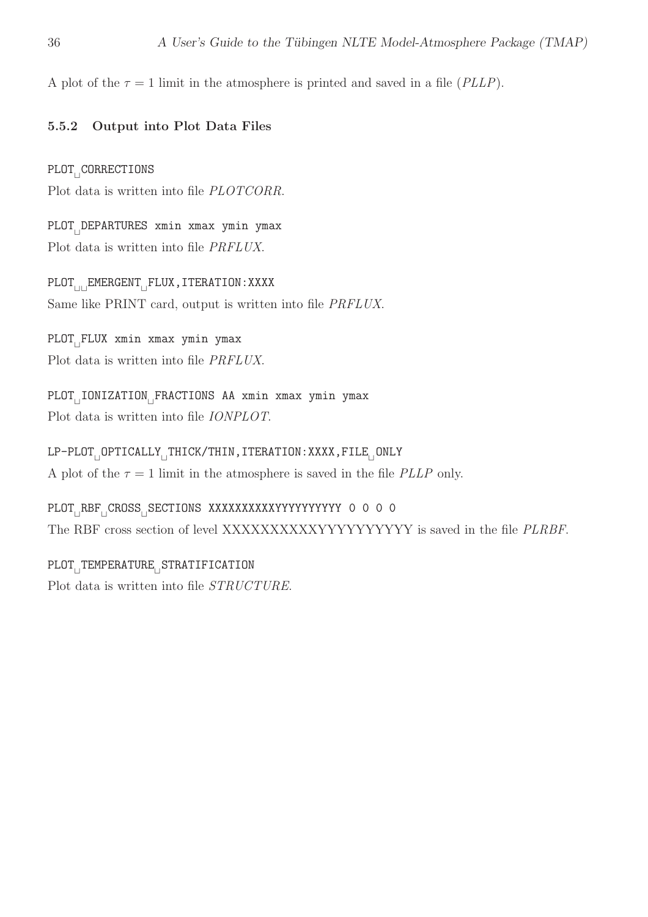A plot of the $\tau = 1$ limit in the atmosphere is printed and saved in a file (*PLLP*).

### 5.5.2 Output into Plot Data Files

`PLOT␣CORRECTIONS`

Plot data is written into file *PLOTCORR*.

`PLOT␣DEPARTURES xmin xmax ymin ymax`

Plot data is written into file *PRFLUX*.

`PLOT␣␣EMERGENT␣FLUX,ITERATION:XXXX`

Same like PRINT card, output is written into file *PRFLUX*.

`PLOT␣FLUX xmin xmax ymin ymax`

Plot data is written into file *PRFLUX*.

`PLOT␣IONIZATION␣FRACTIONS AA xmin xmax ymin ymax`

Plot data is written into file *IONPLOT*.

`LP-PLOT␣OPTICALLY␣THICK/THIN,ITERATION:XXXX,FILE␣ONLY`

A plot of the $\tau = 1$ limit in the atmosphere is saved in the file *PLLP* only.

`PLOT␣RBF␣CROSS␣SECTIONS XXXXXXXXXXYYYYYYYYYY 0 0 0 0`

The RBF cross section of level XXXXXXXXXXYYYYYYYYYY is saved in the file *PLRBF*.

`PLOT␣TEMPERATURE␣STRATIFICATION`

Plot data is written into file *STRUCTURE*.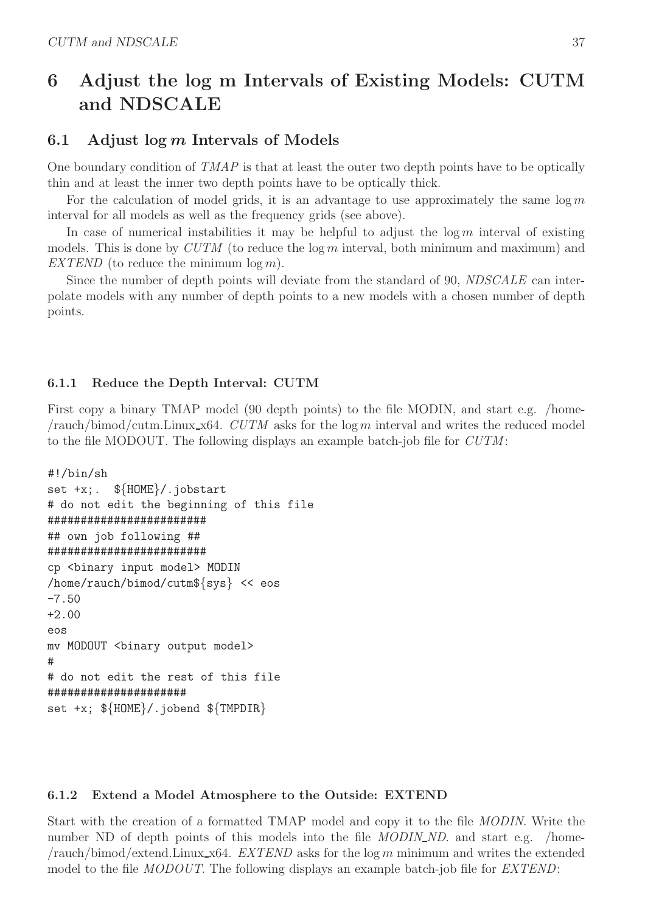# 6 Adjust the log m Intervals of Existing Models: CUTM and NDSCALE

## 6.1 Adjust $\log m$ Intervals of Models

One boundary condition of *TMAP* is that at least the outer two depth points have to be optically thin and at least the inner two depth points have to be optically thick.

For the calculation of model grids, it is an advantage to use approximately the same $\log m$ interval for all models as well as the frequency grids (see above).

In case of numerical instabilities it may be helpful to adjust the $\log m$ interval of existing models. This is done by *CUTM* (to reduce the $\log m$ interval, both minimum and maximum) and *EXTEND* (to reduce the minimum $\log m$).

Since the number of depth points will deviate from the standard of 90, *NDSCALE* can interpolate models with any number of depth points to a new models with a chosen number of depth points.

### 6.1.1 Reduce the Depth Interval: CUTM

First copy a binary TMAP model (90 depth points) to the file MODIN, and start e.g. /home/rauch/bimod/cutm.Linux_x64. *CUTM* asks for the $\log m$ interval and writes the reduced model to the file MODOUT. The following displays an example batch-job file for *CUTM*:

```
#!/bin/sh
set +x;.  ${HOME}/.jobstart
# do not edit the beginning of this file
########################
## own job following ##
########################
cp <binary input model> MODIN
/home/rauch/bimod/cutm${sys} << eos
-7.50
+2.00
eos
mv MODOUT <binary output model>
#
# do not edit the rest of this file
####################
set +x; ${HOME}/.jobend ${TMPDIR}
```

### 6.1.2 Extend a Model Atmosphere to the Outside: EXTEND

Start with the creation of a formatted TMAP model and copy it to the file *MODIN*. Write the number ND of depth points of this models into the file *MODIN_ND*. and start e.g. /home/rauch/bimod/extend.Linux_x64. *EXTEND* asks for the $\log m$ minimum and writes the extended model to the file *MODOUT*. The following displays an example batch-job file for *EXTEND*: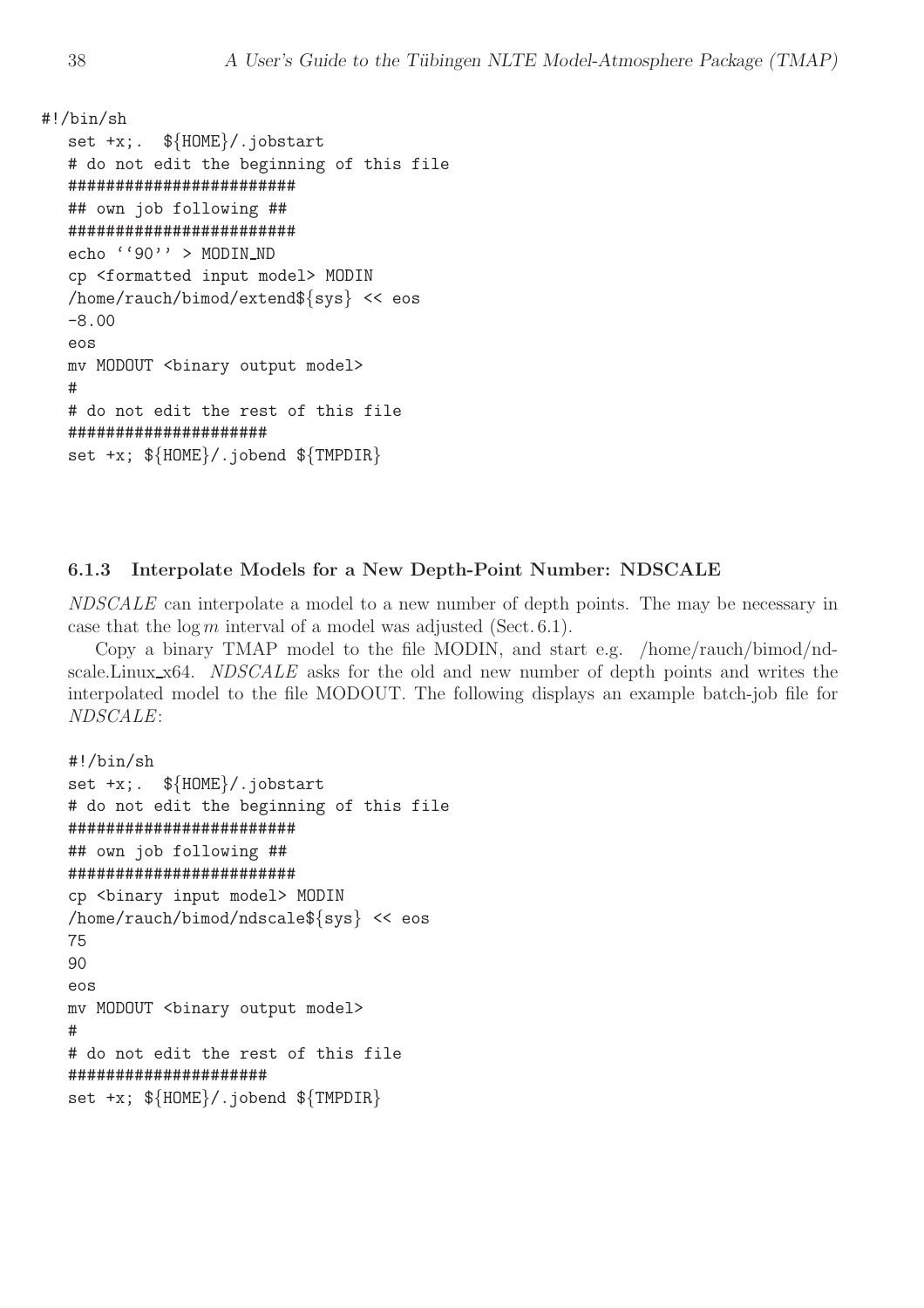```
#!/bin/sh
   set +x;.  ${HOME}/.jobstart
   # do not edit the beginning of this file
   ########################
   ## own job following ##
   ########################
   echo ''90'' > MODIN_ND
   cp <formatted input model> MODIN
   /home/rauch/bimod/extend${sys} << eos
   -8.00
   eos
   mv MODOUT <binary output model>
   #
   # do not edit the rest of this file
   #####################
   set +x; ${HOME}/.jobend ${TMPDIR}
```

### 6.1.3 Interpolate Models for a New Depth-Point Number: NDSCALE

*NDSCALE* can interpolate a model to a new number of depth points. The may be necessary in case that the $\log m$ interval of a model was adjusted (Sect. 6.1).

Copy a binary TMAP model to the file MODIN, and start e.g. /home/rauch/bimod/ndscale.Linux_x64. *NDSCALE* asks for the old and new number of depth points and writes the interpolated model to the file MODOUT. The following displays an example batch-job file for *NDSCALE*:

```
#!/bin/sh
set +x;.  ${HOME}/.jobstart
# do not edit the beginning of this file
########################
## own job following ##
########################
cp <binary input model> MODIN
/home/rauch/bimod/ndscale${sys} << eos
75
90
eos
mv MODOUT <binary output model>
#
# do not edit the rest of this file
#####################
set +x; ${HOME}/.jobend ${TMPDIR}
```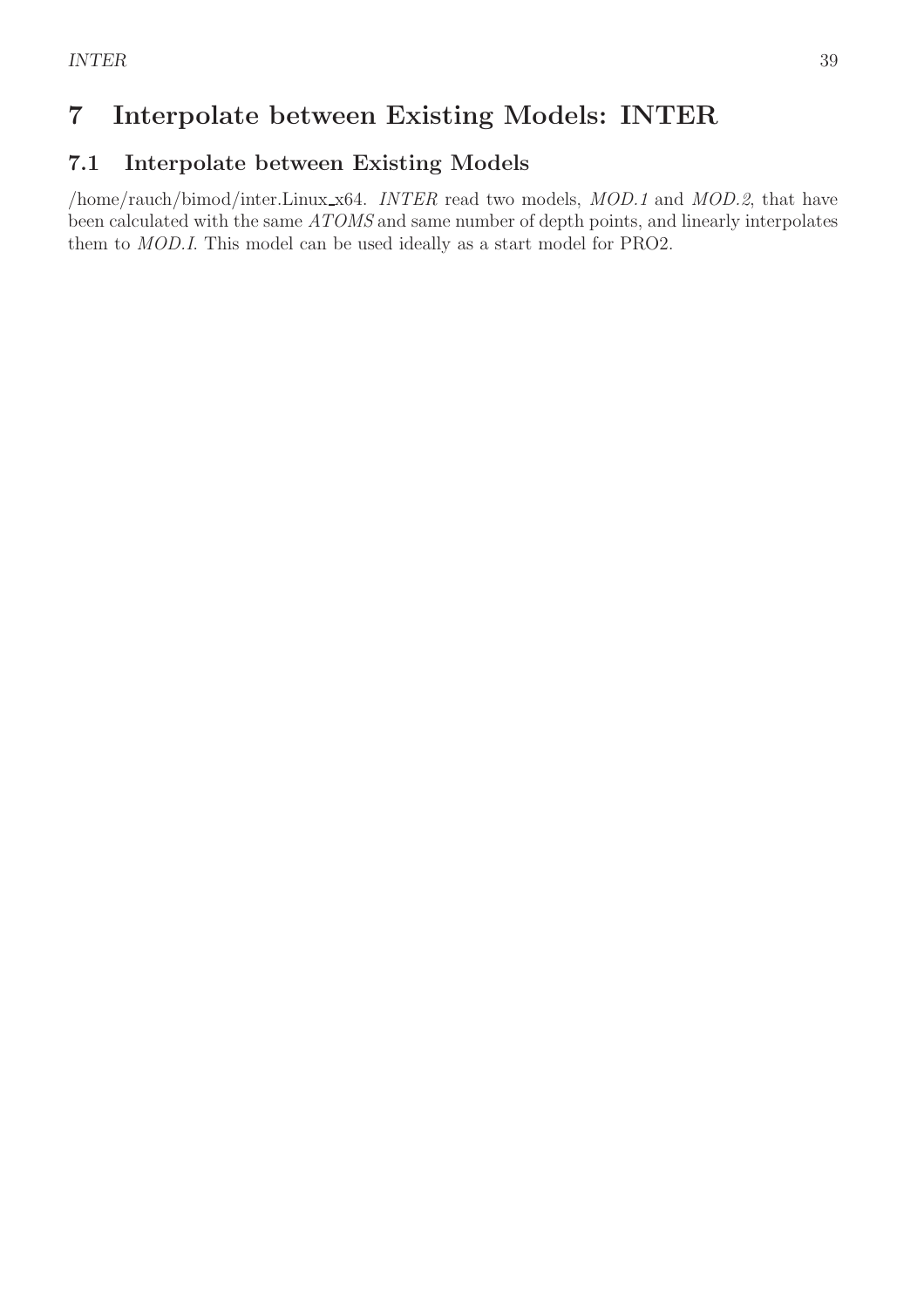# 7 Interpolate between Existing Models: INTER

## 7.1 Interpolate between Existing Models

/home/rauch/bimod/inter.Linux_x64. *INTER* read two models, *MOD.1* and *MOD.2*, that have been calculated with the same *ATOMS* and same number of depth points, and linearly interpolates them to *MOD.I*. This model can be used ideally as a start model for PRO2.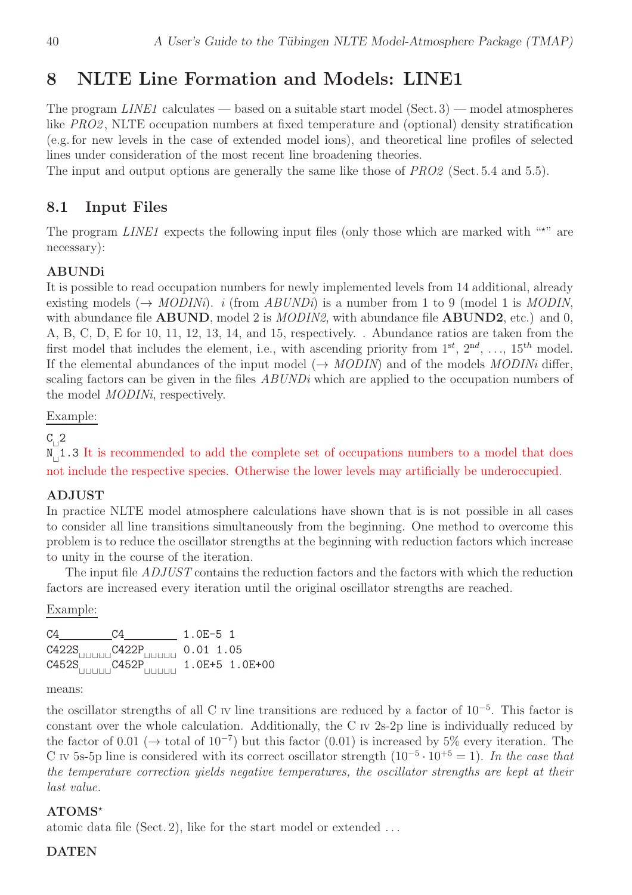# 8 NLTE Line Formation and Models: LINE1

The program *LINE1* calculates — based on a suitable start model (Sect. 3) — model atmospheres like *PRO2*, NLTE occupation numbers at fixed temperature and (optional) density stratification (e.g. for new levels in the case of extended model ions), and theoretical line profiles of selected lines under consideration of the most recent line broadening theories.
The input and output options are generally the same like those of *PRO2* (Sect. 5.4 and 5.5).

## 8.1 Input Files

The program *LINE1* expects the following input files (only those which are marked with "*" are necessary):

**ABUNDi**
It is possible to read occupation numbers for newly implemented levels from 14 additional, already existing models (→ *MODINi*). *i* (from *ABUNDi*) is a number from 1 to 9 (model 1 is *MODIN*, with abundance file **ABUND**, model 2 is *MODIN2*, with abundance file **ABUND2**, etc.) and 0, A, B, C, D, E for 10, 11, 12, 13, 14, and 15, respectively. . Abundance ratios are taken from the first model that includes the element, i.e., with ascending priority from $1^{st}$, $2^{nd}$, ..., $15^{th}$ model. If the elemental abundances of the input model (→ *MODIN*) and of the models *MODINi* differ, scaling factors can be given in the files *ABUNDi* which are applied to the occupation numbers of the model *MODINi*, respectively.

Example:

```
C 2
N 1.3
```

It is recommended to add the complete set of occupations numbers to a model that does not include the respective species. Otherwise the lower levels may artificially be underoccupied.

**ADJUST**
In practice NLTE model atmosphere calculations have shown that is is not possible in all cases to consider all line transitions simultaneously from the beginning. One method to overcome this problem is to reduce the oscillator strengths at the beginning with reduction factors which increase to unity in the course of the iteration.

The input file *ADJUST* contains the reduction factors and the factors with which the reduction factors are increased every iteration until the original oscillator strengths are reached.

Example:

```
C4________C4________ 1.0E-5 1
C422S     C422P      0.01 1.05
C452S     C452P      1.0E+5 1.0E+00
```

means:

the oscillator strengths of all C IV line transitions are reduced by a factor of $10^{-5}$. This factor is constant over the whole calculation. Additionally, the C IV 2s-2p line is individually reduced by the factor of 0.01 (→ total of $10^{-7}$) but this factor (0.01) is increased by 5% every iteration. The C IV 5s-5p line is considered with its correct oscillator strength ($10^{-5} \cdot 10^{+5} = 1$). *In the case that the temperature correction yields negative temperatures, the oscillator strengths are kept at their last value.*

**ATOMS***
atomic data file (Sect. 2), like for the start model or extended ...

**DATEN**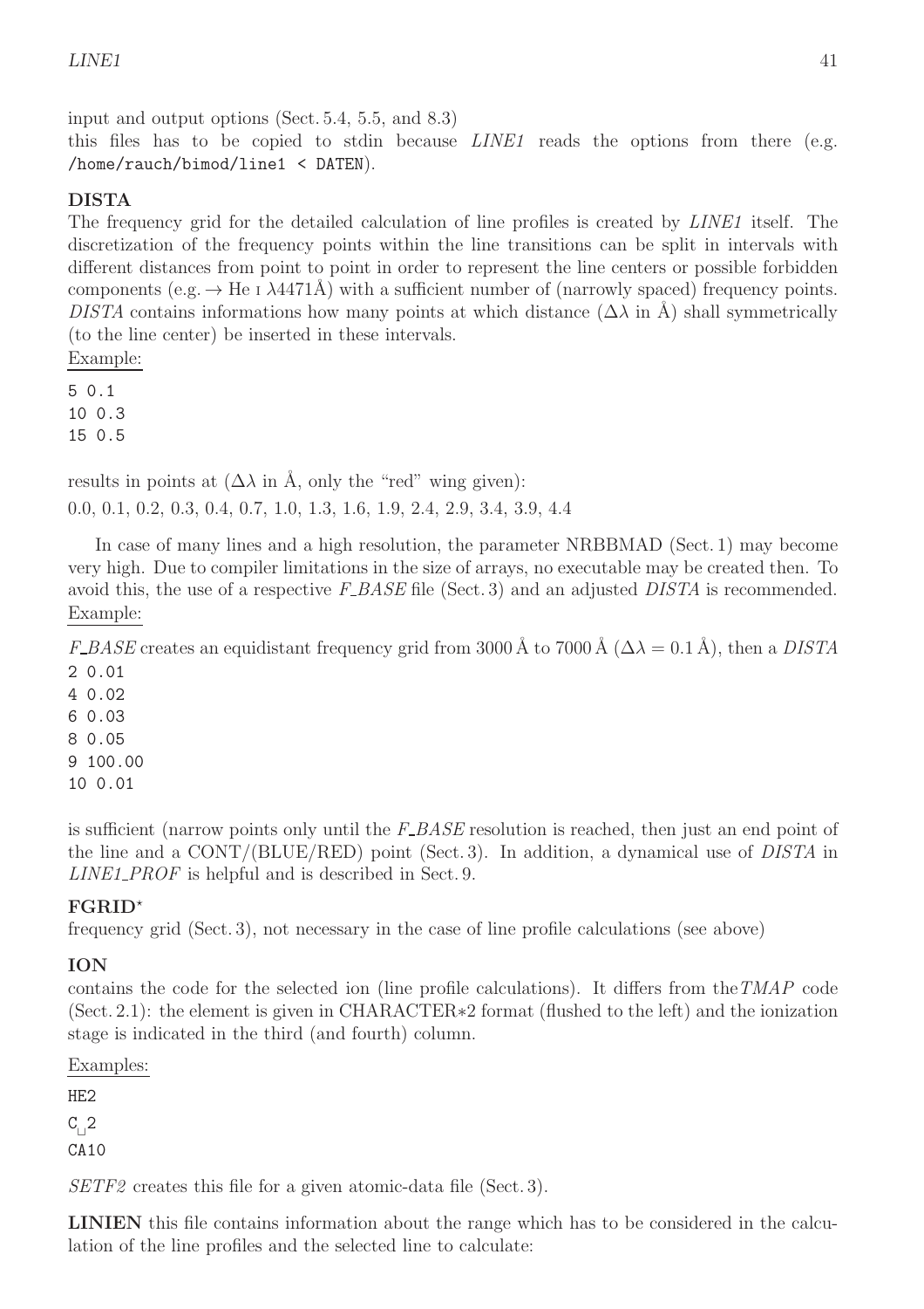input and output options (Sect. 5.4, 5.5, and 8.3)
this files has to be copied to stdin because *LINE1* reads the options from there (e.g. `/home/rauch/bimod/line1 < DATEN`).

**DISTA**
The frequency grid for the detailed calculation of line profiles is created by *LINE1* itself. The discretization of the frequency points within the line transitions can be split in intervals with different distances from point to point in order to represent the line centers or possible forbidden components (e.g. → He I λ4471Å) with a sufficient number of (narrowly spaced) frequency points. *DISTA* contains informations how many points at which distance (Δλ in Å) shall symmetrically (to the line center) be inserted in these intervals.

Example:

```
5 0.1
10 0.3
15 0.5
```

results in points at (Δλ in Å, only the "red" wing given):
0.0, 0.1, 0.2, 0.3, 0.4, 0.7, 1.0, 1.3, 1.6, 1.9, 2.4, 2.9, 3.4, 3.9, 4.4

In case of many lines and a high resolution, the parameter NRBBMAD (Sect. 1) may become very high. Due to compiler limitations in the size of arrays, no executable may be created then. To avoid this, the use of a respective *F_BASE* file (Sect. 3) and an adjusted *DISTA* is recommended.

Example:

*F_BASE* creates an equidistant frequency grid from 3000 Å to 7000 Å ($\Delta\lambda = 0.1$ Å), then a *DISTA*

```
2 0.01
4 0.02
6 0.03
8 0.05
9 100.00
10 0.01
```

is sufficient (narrow points only until the *F_BASE* resolution is reached, then just an end point of the line and a CONT/(BLUE/RED) point (Sect. 3). In addition, a dynamical use of *DISTA* in *LINE1_PROF* is helpful and is described in Sect. 9.

**FGRID⋆**
frequency grid (Sect. 3), not necessary in the case of line profile calculations (see above)

**ION**
contains the code for the selected ion (line profile calculations). It differs from the *TMAP* code (Sect. 2.1): the element is given in CHARACTER∗2 format (flushed to the left) and the ionization stage is indicated in the third (and fourth) column.

Examples:

```
HE2
C␣2
CA10
```

*SETF2* creates this file for a given atomic-data file (Sect. 3).

**LINIEN** this file contains information about the range which has to be considered in the calculation of the line profiles and the selected line to calculate: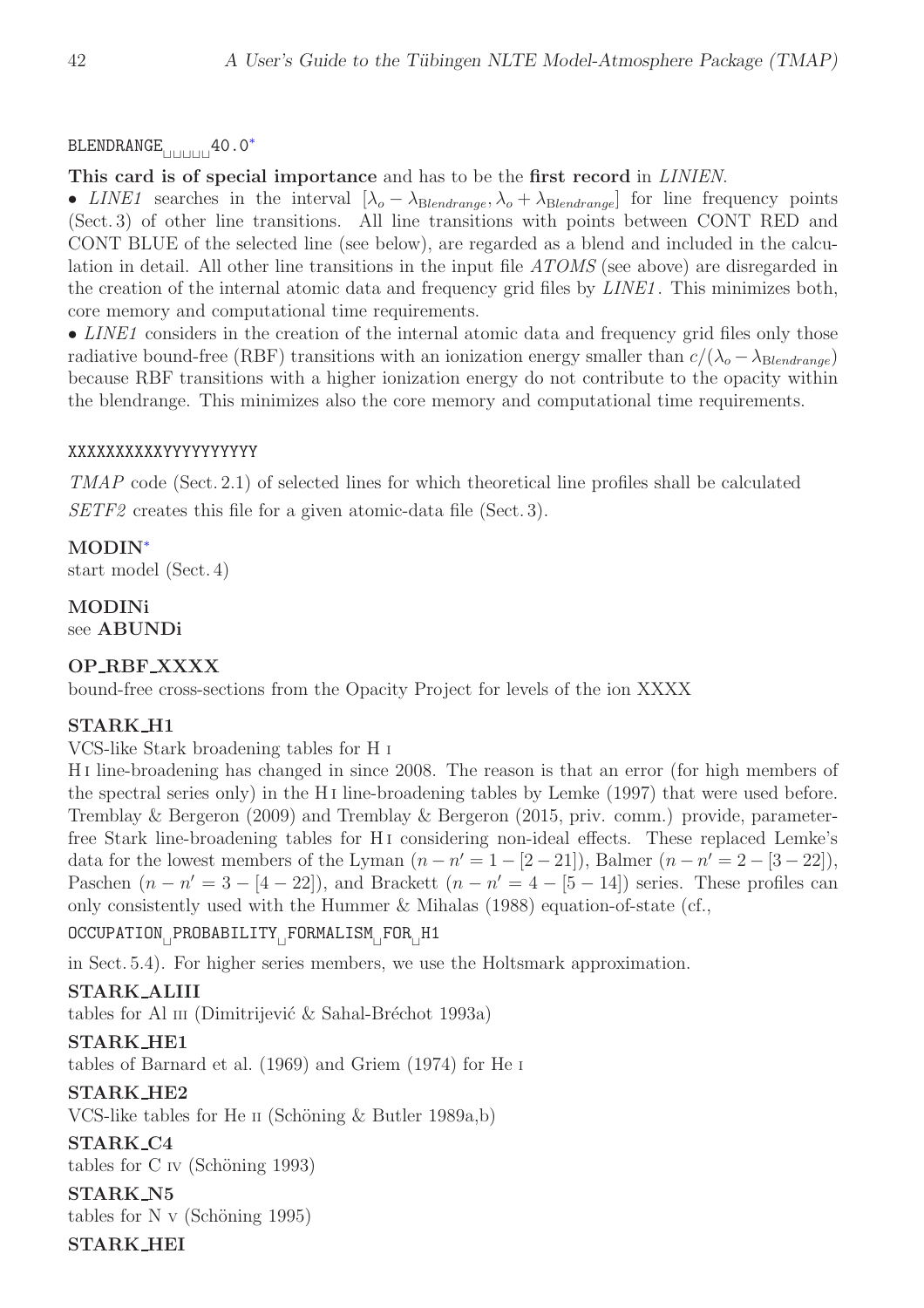`BLENDRANGE␣␣␣␣␣40.0`*

**This card is of special importance** and has to be the **first record** in *LINIEN*.

- *LINE1* searches in the interval $[\lambda_o - \lambda_{\mathrm{B}lendrange}, \lambda_o + \lambda_{\mathrm{B}lendrange}]$ for line frequency points (Sect. 3) of other line transitions. All line transitions with points between CONT RED and CONT BLUE of the selected line (see below), are regarded as a blend and included in the calculation in detail. All other line transitions in the input file *ATOMS* (see above) are disregarded in the creation of the internal atomic data and frequency grid files by *LINE1*. This minimizes both, core memory and computational time requirements.
- *LINE1* considers in the creation of the internal atomic data and frequency grid files only those radiative bound-free (RBF) transitions with an ionization energy smaller than $c/(\lambda_o - \lambda_{\mathrm{B}lendrange})$ because RBF transitions with a higher ionization energy do not contribute to the opacity within the blendrange. This minimizes also the core memory and computational time requirements.

`XXXXXXXXXXYYYYYYYYYY`

*TMAP* code (Sect. 2.1) of selected lines for which theoretical line profiles shall be calculated

*SETF2* creates this file for a given atomic-data file (Sect. 3).

**MODIN***
start model (Sect. 4)

**MODINi**
see **ABUNDi**

**OP_RBF_XXXX**
bound-free cross-sections from the Opacity Project for levels of the ion XXXX

**STARK_H1**
VCS-like Stark broadening tables for H I

H I line-broadening has changed in since 2008. The reason is that an error (for high members of the spectral series only) in the H I line-broadening tables by Lemke (1997) that were used before. Tremblay & Bergeron (2009) and Tremblay & Bergeron (2015, priv. comm.) provide, parameter-free Stark line-broadening tables for H I considering non-ideal effects. These replaced Lemke's data for the lowest members of the Lyman ($n - n' = 1 - [2 - 21]$), Balmer ($n - n' = 2 - [3 - 22]$), Paschen ($n - n' = 3 - [4 - 22]$), and Brackett ($n - n' = 4 - [5 - 14]$) series. These profiles can only consistently used with the Hummer & Mihalas (1988) equation-of-state (cf.,

`OCCUPATION␣PROBABILITY␣FORMALISM␣FOR␣H1`

in Sect. 5.4). For higher series members, we use the Holtsmark approximation.

**STARK_ALIII**
tables for Al III (Dimitrijević & Sahal-Bréchot 1993a)

**STARK_HE1**
tables of Barnard et al. (1969) and Griem (1974) for He I

**STARK_HE2**
VCS-like tables for He II (Schöning & Butler 1989a,b)

**STARK_C4**
tables for C IV (Schöning 1993)

**STARK_N5**
tables for N V (Schöning 1995)

**STARK_HEI**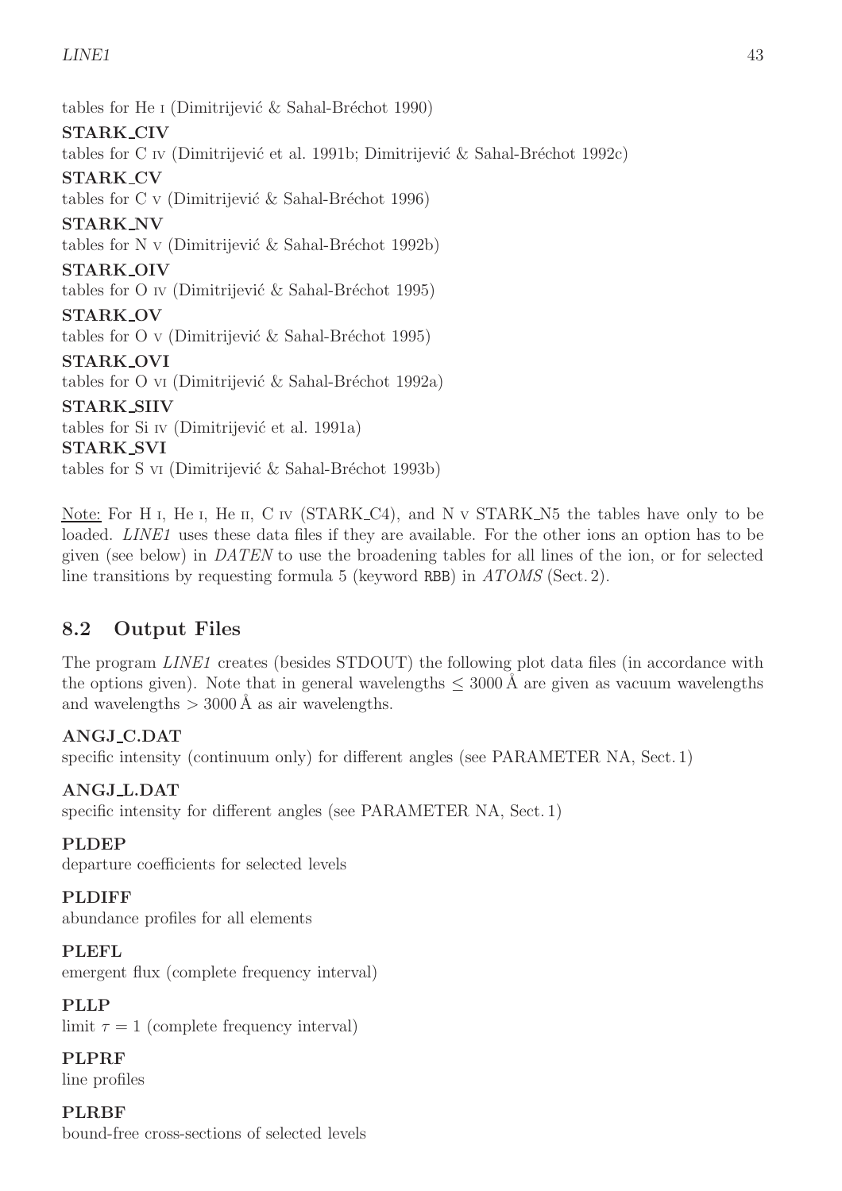tables for He I (Dimitrijević & Sahal-Bréchot 1990)

**STARK_CIV**
tables for C IV (Dimitrijević et al. 1991b; Dimitrijević & Sahal-Bréchot 1992c)

**STARK_CV**
tables for C V (Dimitrijević & Sahal-Bréchot 1996)

**STARK_NV**
tables for N V (Dimitrijević & Sahal-Bréchot 1992b)

**STARK_OIV**
tables for O IV (Dimitrijević & Sahal-Bréchot 1995)

**STARK_OV**
tables for O V (Dimitrijević & Sahal-Bréchot 1995)

**STARK_OVI**
tables for O VI (Dimitrijević & Sahal-Bréchot 1992a)

**STARK_SIIV**
tables for Si IV (Dimitrijević et al. 1991a)

**STARK_SVI**
tables for S VI (Dimitrijević & Sahal-Bréchot 1993b)

Note: For H I, He I, He II, C IV (STARK_C4), and N V STARK_N5 the tables have only to be loaded. *LINE1* uses these data files if they are available. For the other ions an option has to be given (see below) in *DATEN* to use the broadening tables for all lines of the ion, or for selected line transitions by requesting formula 5 (keyword `RBB`) in *ATOMS* (Sect. 2).

## 8.2 Output Files

The program *LINE1* creates (besides STDOUT) the following plot data files (in accordance with the options given). Note that in general wavelengths $\leq 3000$ Å are given as vacuum wavelengths and wavelengths $> 3000$ Å as air wavelengths.

**ANGJ_C.DAT**
specific intensity (continuum only) for different angles (see PARAMETER NA, Sect. 1)

**ANGJ_L.DAT**
specific intensity for different angles (see PARAMETER NA, Sect. 1)

**PLDEP**
departure coefficients for selected levels

**PLDIFF**
abundance profiles for all elements

**PLEFL**
emergent flux (complete frequency interval)

**PLLP**
limit $\tau = 1$ (complete frequency interval)

**PLPRF**
line profiles

**PLRBF**
bound-free cross-sections of selected levels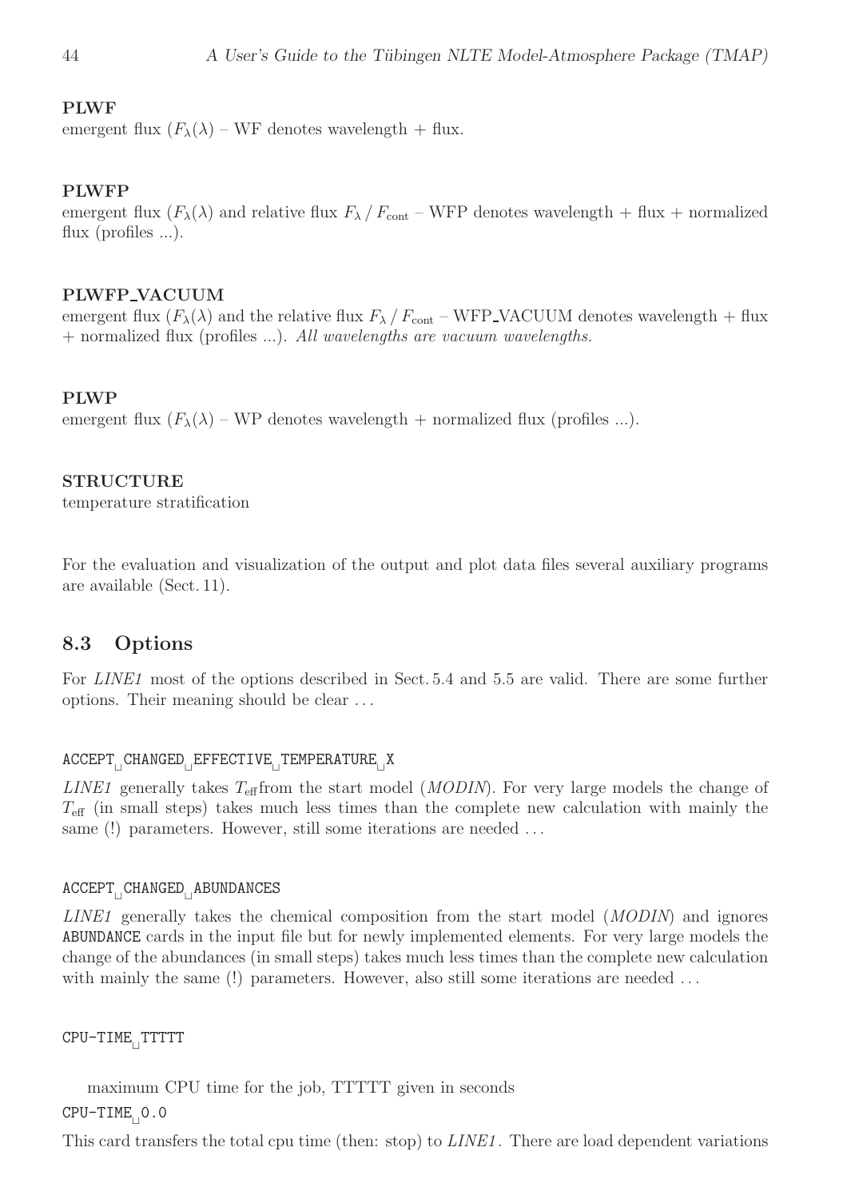**PLWF**
emergent flux ($F_\lambda(\lambda)$ – WF denotes wavelength + flux.

**PLWFP**
emergent flux ($F_\lambda(\lambda)$ and relative flux $F_\lambda \,/\, F_{\rm cont}$ – WFP denotes wavelength + flux + normalized flux (profiles ...).

**PLWFP_VACUUM**
emergent flux ($F_\lambda(\lambda)$ and the relative flux $F_\lambda \,/\, F_{\rm cont}$ – WFP_VACUUM denotes wavelength + flux + normalized flux (profiles ...). *All wavelengths are vacuum wavelengths.*

**PLWP**
emergent flux ($F_\lambda(\lambda)$ – WP denotes wavelength + normalized flux (profiles ...).

**STRUCTURE**
temperature stratification

For the evaluation and visualization of the output and plot data files several auxiliary programs are available (Sect. 11).

## 8.3 Options

For *LINE1* most of the options described in Sect. 5.4 and 5.5 are valid. There are some further options. Their meaning should be clear ...

`ACCEPT␣CHANGED␣EFFECTIVE␣TEMPERATURE␣X`

*LINE1* generally takes $T_{\rm eff}$ from the start model (*MODIN*). For very large models the change of $T_{\rm eff}$ (in small steps) takes much less times than the complete new calculation with mainly the same (!) parameters. However, still some iterations are needed ...

`ACCEPT␣CHANGED␣ABUNDANCES`

*LINE1* generally takes the chemical composition from the start model (*MODIN*) and ignores `ABUNDANCE` cards in the input file but for newly implemented elements. For very large models the change of the abundances (in small steps) takes much less times than the complete new calculation with mainly the same (!) parameters. However, also still some iterations are needed ...

`CPU-TIME␣TTTTT`

maximum CPU time for the job, TTTTT given in seconds

`CPU-TIME␣0.0`

This card transfers the total cpu time (then: stop) to *LINE1*. There are load dependent variations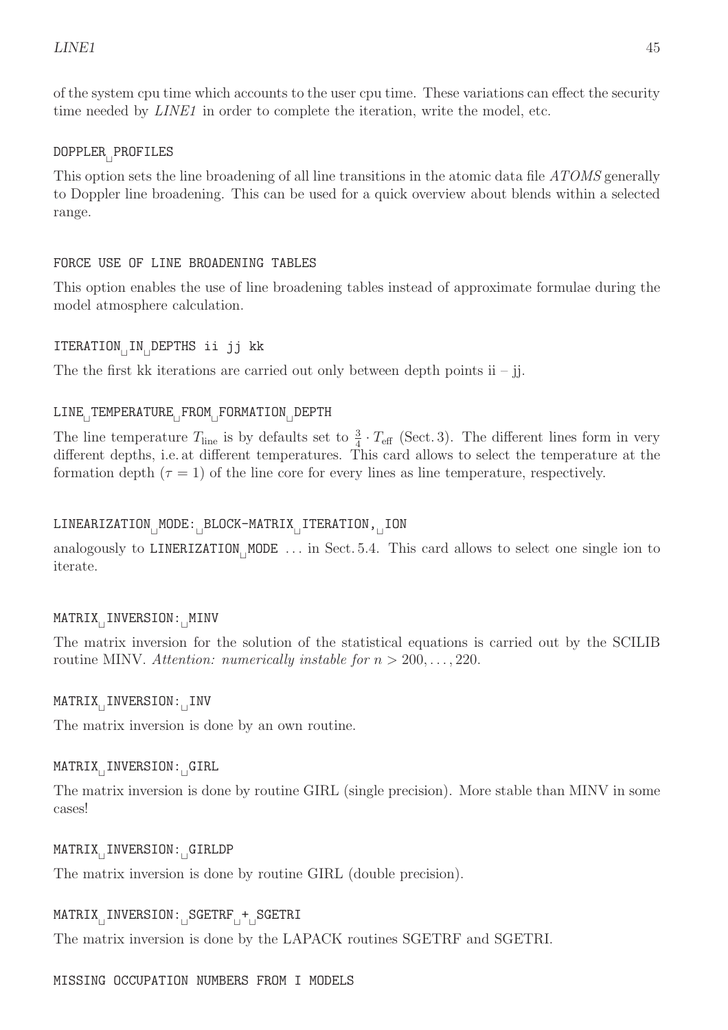of the system cpu time which accounts to the user cpu time. These variations can effect the security time needed by *LINE1* in order to complete the iteration, write the model, etc.

`DOPPLER␣PROFILES`

This option sets the line broadening of all line transitions in the atomic data file *ATOMS* generally to Doppler line broadening. This can be used for a quick overview about blends within a selected range.

`FORCE USE OF LINE BROADENING TABLES`

This option enables the use of line broadening tables instead of approximate formulae during the model atmosphere calculation.

`ITERATION␣IN␣DEPTHS ii jj kk`

The the first kk iterations are carried out only between depth points ii – jj.

`LINE␣TEMPERATURE␣FROM␣FORMATION␣DEPTH`

The line temperature $T_{\rm line}$ is by defaults set to $\frac{3}{4} \cdot T_{\rm eff}$ (Sect. 3). The different lines form in very different depths, i.e. at different temperatures. This card allows to select the temperature at the formation depth ($\tau = 1$) of the line core for every lines as line temperature, respectively.

`LINEARIZATION␣MODE:␣BLOCK-MATRIX␣ITERATION,␣ION`

analogously to `LINERIZATION␣MODE` ... in Sect. 5.4. This card allows to select one single ion to iterate.

`MATRIX␣INVERSION:␣MINV`

The matrix inversion for the solution of the statistical equations is carried out by the SCILIB routine MINV. *Attention: numerically instable for* $n > 200, \ldots, 220$.

`MATRIX␣INVERSION:␣INV`

The matrix inversion is done by an own routine.

`MATRIX␣INVERSION:␣GIRL`

The matrix inversion is done by routine GIRL (single precision). More stable than MINV in some cases!

`MATRIX␣INVERSION:␣GIRLDP`

The matrix inversion is done by routine GIRL (double precision).

`MATRIX␣INVERSION:␣SGETRF␣+␣SGETRI`

The matrix inversion is done by the LAPACK routines SGETRF and SGETRI.

`MISSING OCCUPATION NUMBERS FROM I MODELS`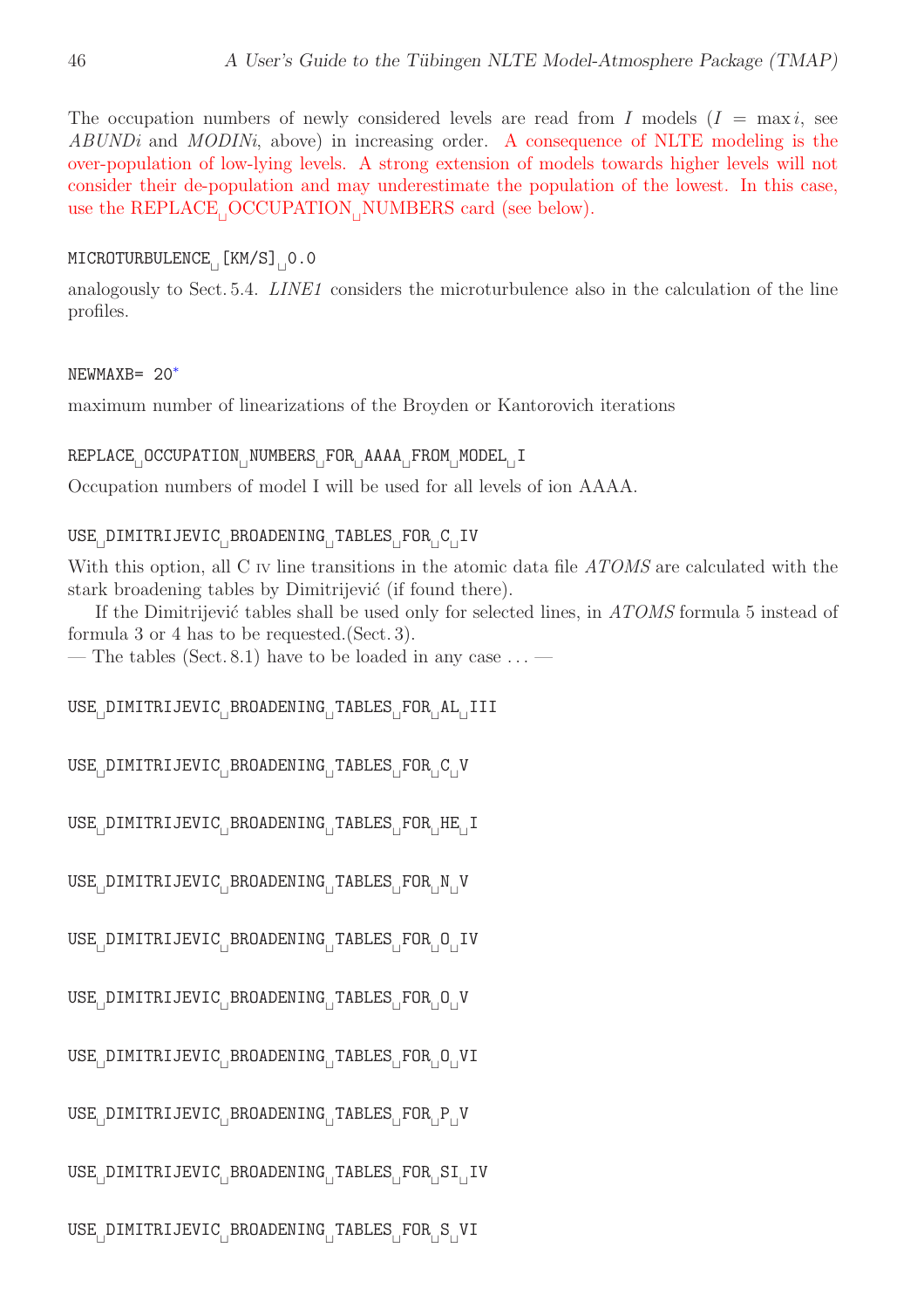The occupation numbers of newly considered levels are read from $I$ models ($I = \max i$, see *ABUNDi* and *MODINi*, above) in increasing order. A consequence of NLTE modeling is the over-population of low-lying levels. A strong extension of models towards higher levels will not consider their de-population and may underestimate the population of the lowest. In this case, use the REPLACE␣OCCUPATION␣NUMBERS card (see below).

`MICROTURBULENCE␣[KM/S]␣0.0`

analogously to Sect. 5.4. *LINE1* considers the microturbulence also in the calculation of the line profiles.

`NEWMAXB= 20*`

maximum number of linearizations of the Broyden or Kantorovich iterations

`REPLACE␣OCCUPATION␣NUMBERS␣FOR␣AAAA␣FROM␣MODEL␣I`

Occupation numbers of model I will be used for all levels of ion AAAA.

`USE␣DIMITRIJEVIC␣BROADENING␣TABLES␣FOR␣C␣IV`

With this option, all C IV line transitions in the atomic data file *ATOMS* are calculated with the stark broadening tables by Dimitrijević (if found there).

If the Dimitrijević tables shall be used only for selected lines, in *ATOMS* formula 5 instead of formula 3 or 4 has to be requested.(Sect. 3).

— The tables (Sect. 8.1) have to be loaded in any case ... —

`USE␣DIMITRIJEVIC␣BROADENING␣TABLES␣FOR␣AL␣III`

`USE␣DIMITRIJEVIC␣BROADENING␣TABLES␣FOR␣C␣V`

`USE␣DIMITRIJEVIC␣BROADENING␣TABLES␣FOR␣HE␣I`

`USE␣DIMITRIJEVIC␣BROADENING␣TABLES␣FOR␣N␣V`

`USE␣DIMITRIJEVIC␣BROADENING␣TABLES␣FOR␣O␣IV`

`USE␣DIMITRIJEVIC␣BROADENING␣TABLES␣FOR␣O␣V`

`USE␣DIMITRIJEVIC␣BROADENING␣TABLES␣FOR␣O␣VI`

`USE␣DIMITRIJEVIC␣BROADENING␣TABLES␣FOR␣P␣V`

`USE␣DIMITRIJEVIC␣BROADENING␣TABLES␣FOR␣SI␣IV`

`USE␣DIMITRIJEVIC␣BROADENING␣TABLES␣FOR␣S␣VI`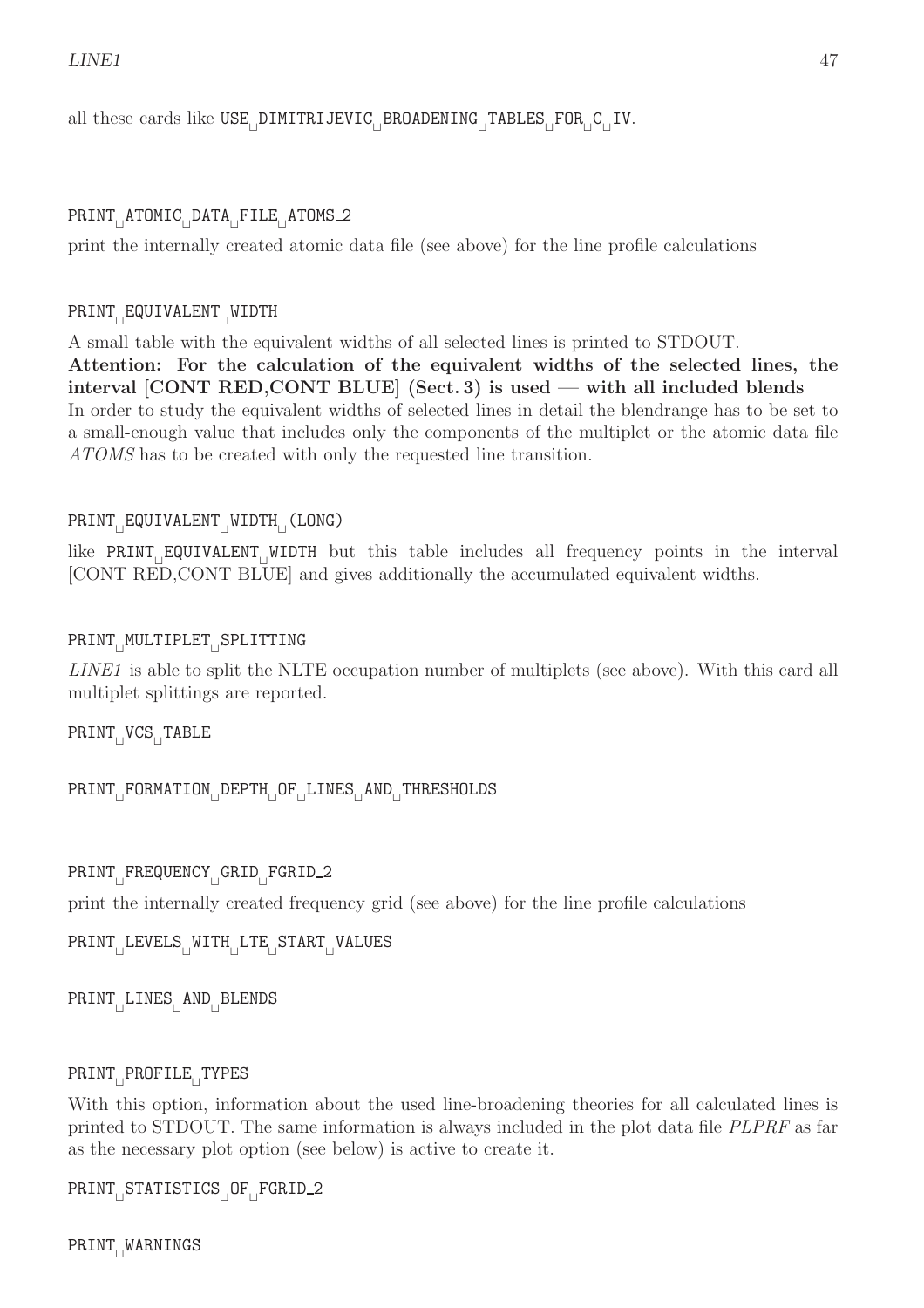all these cards like `USE DIMITRIJEVIC BROADENING TABLES FOR C IV`.

`PRINT ATOMIC DATA FILE ATOMS_2`

print the internally created atomic data file (see above) for the line profile calculations

`PRINT EQUIVALENT WIDTH`

A small table with the equivalent widths of all selected lines is printed to STDOUT.
**Attention: For the calculation of the equivalent widths of the selected lines, the interval [CONT RED,CONT BLUE] (Sect. 3) is used — with all included blends**
In order to study the equivalent widths of selected lines in detail the blendrange has to be set to a small-enough value that includes only the components of the multiplet or the atomic data file *ATOMS* has to be created with only the requested line transition.

`PRINT EQUIVALENT WIDTH (LONG)`

like `PRINT EQUIVALENT WIDTH` but this table includes all frequency points in the interval [CONT RED,CONT BLUE] and gives additionally the accumulated equivalent widths.

`PRINT MULTIPLET SPLITTING`

*LINE1* is able to split the NLTE occupation number of multiplets (see above). With this card all multiplet splittings are reported.

`PRINT VCS TABLE`

`PRINT FORMATION DEPTH OF LINES AND THRESHOLDS`

`PRINT FREQUENCY GRID FGRID_2`

print the internally created frequency grid (see above) for the line profile calculations

`PRINT LEVELS WITH LTE START VALUES`

`PRINT LINES AND BLENDS`

`PRINT PROFILE TYPES`

With this option, information about the used line-broadening theories for all calculated lines is printed to STDOUT. The same information is always included in the plot data file *PLPRF* as far as the necessary plot option (see below) is active to create it.

`PRINT STATISTICS OF FGRID_2`

`PRINT WARNINGS`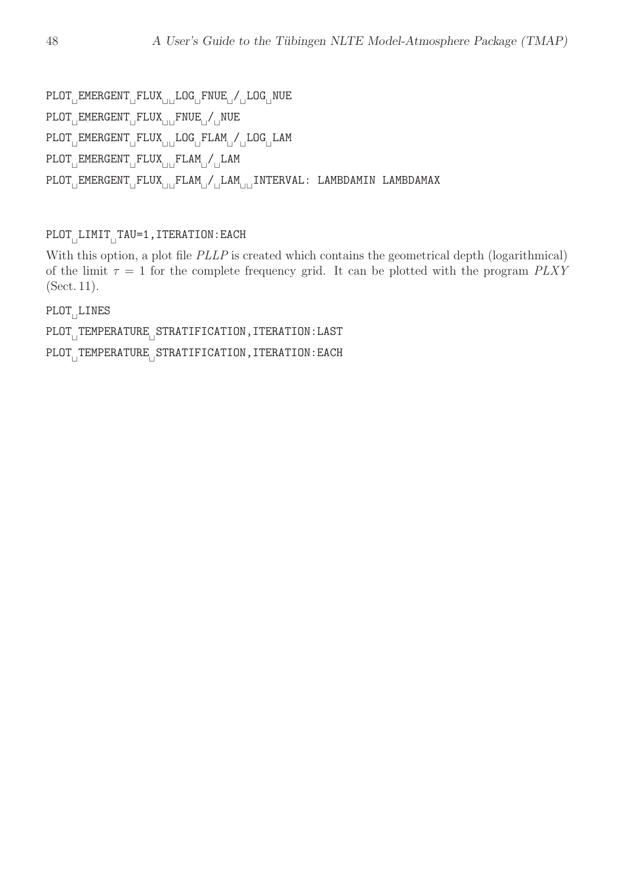```
PLOT␣EMERGENT␣FLUX␣␣LOG␣FNUE␣/␣LOG␣NUE
```

```
PLOT␣EMERGENT␣FLUX␣␣FNUE␣/␣NUE
```

```
PLOT␣EMERGENT␣FLUX␣␣LOG␣FLAM␣/␣LOG␣LAM
```

```
PLOT␣EMERGENT␣FLUX␣␣FLAM␣/␣LAM
```

```
PLOT␣EMERGENT␣FLUX␣␣FLAM␣/␣LAM␣␣INTERVAL: LAMBDAMIN LAMBDAMAX
```

```
PLOT␣LIMIT␣TAU=1,ITERATION:EACH
```

With this option, a plot file *PLLP* is created which contains the geometrical depth (logarithmical) of the limit $\tau = 1$ for the complete frequency grid. It can be plotted with the program *PLXY* (Sect. 11).

```
PLOT␣LINES
```

```
PLOT␣TEMPERATURE␣STRATIFICATION,ITERATION:LAST
```

```
PLOT␣TEMPERATURE␣STRATIFICATION,ITERATION:EACH
```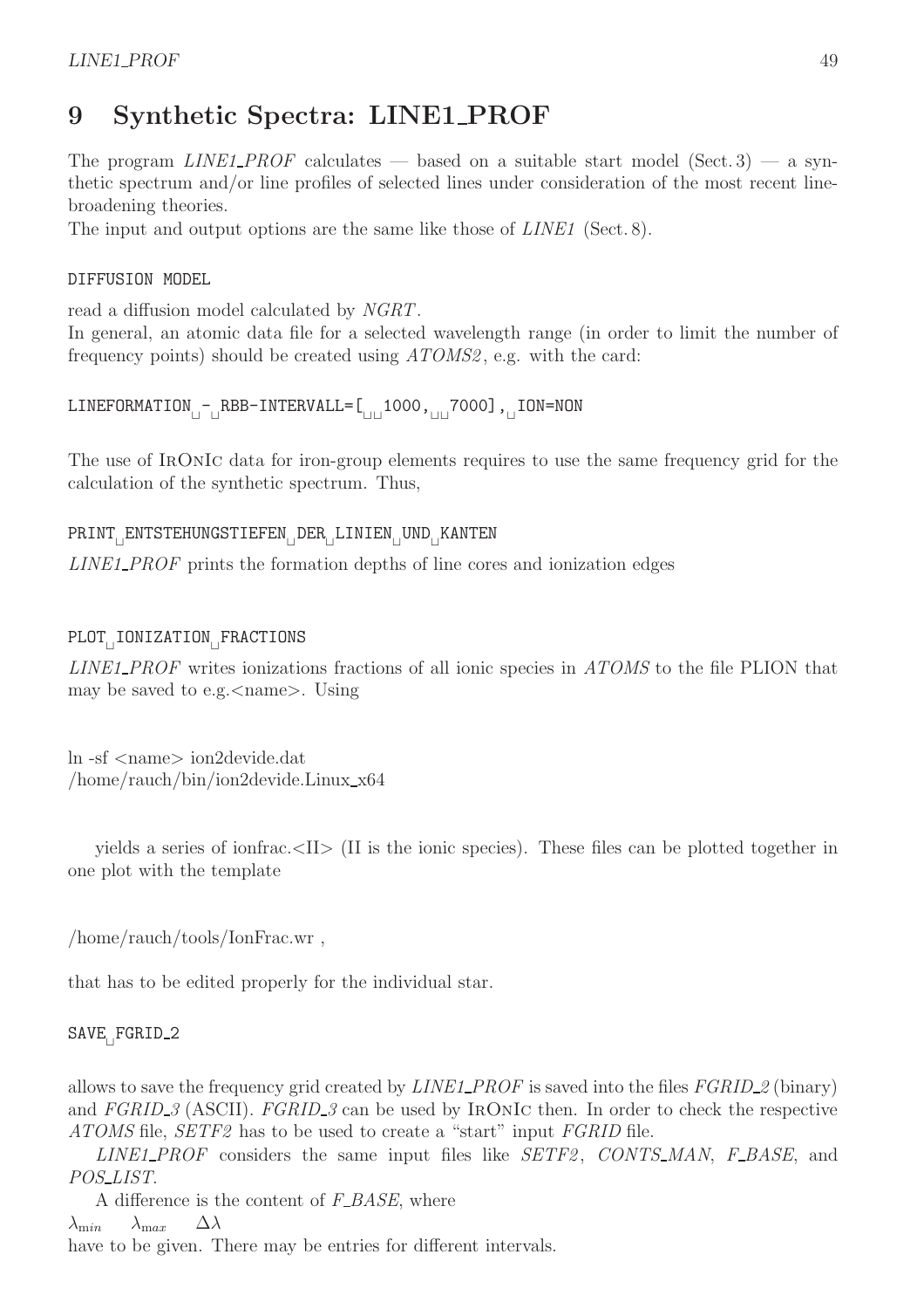# 9 Synthetic Spectra: LINE1_PROF

The program *LINE1_PROF* calculates — based on a suitable start model (Sect. 3) — a synthetic spectrum and/or line profiles of selected lines under consideration of the most recent line-broadening theories.
The input and output options are the same like those of *LINE1* (Sect. 8).

```
DIFFUSION MODEL
```

read a diffusion model calculated by *NGRT*.
In general, an atomic data file for a selected wavelength range (in order to limit the number of frequency points) should be created using *ATOMS2*, e.g. with the card:

```
LINEFORMATION - RBB-INTERVALL=[  1000,  7000], ION=NON
```

The use of IrOnIc data for iron-group elements requires to use the same frequency grid for the calculation of the synthetic spectrum. Thus,

```
PRINT ENTSTEHUNGSTIEFEN DER LINIEN UND KANTEN
```

*LINE1_PROF* prints the formation depths of line cores and ionization edges

```
PLOT IONIZATION FRACTIONS
```

*LINE1_PROF* writes ionizations fractions of all ionic species in *ATOMS* to the file PLION that may be saved to e.g.<name>. Using

ln -sf <name> ion2devide.dat
/home/rauch/bin/ion2devide.Linux_x64

yields a series of ionfrac.<II> (II is the ionic species). These files can be plotted together in one plot with the template

/home/rauch/tools/IonFrac.wr ,

that has to be edited properly for the individual star.

```
SAVE FGRID_2
```

allows to save the frequency grid created by *LINE1_PROF* is saved into the files *FGRID_2* (binary) and *FGRID_3* (ASCII). *FGRID_3* can be used by IrOnIc then. In order to check the respective *ATOMS* file, *SETF2* has to be used to create a "start" input *FGRID* file.

*LINE1_PROF* considers the same input files like *SETF2*, *CONTS_MAN*, *F_BASE*, and *POS_LIST*.

A difference is the content of *F_BASE*, where

$\lambda_{min}$ $\lambda_{max}$ $\Delta\lambda$

have to be given. There may be entries for different intervals.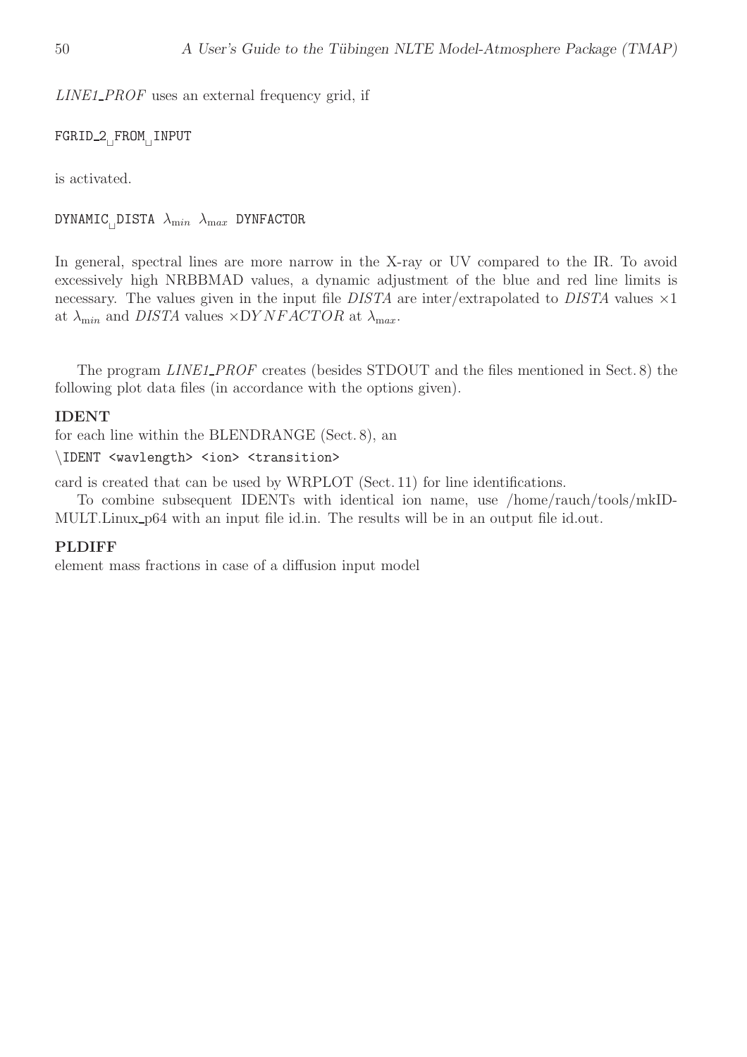*LINE1_PROF* uses an external frequency grid, if

```
FGRID_2 FROM INPUT
```

is activated.

```
DYNAMIC DISTA λmin λmax DYNFACTOR
```

In general, spectral lines are more narrow in the X-ray or UV compared to the IR. To avoid excessively high NRBBMAD values, a dynamic adjustment of the blue and red line limits is necessary. The values given in the input file *DISTA* are inter/extrapolated to *DISTA* values $\times 1$ at $\lambda_{min}$ and *DISTA* values $\times DYNFACTOR$ at $\lambda_{max}$.

The program *LINE1_PROF* creates (besides STDOUT and the files mentioned in Sect. 8) the following plot data files (in accordance with the options given).

**IDENT**

for each line within the BLENDRANGE (Sect. 8), an

```
\IDENT <wavlength> <ion> <transition>
```

card is created that can be used by WRPLOT (Sect. 11) for line identifications.

To combine subsequent IDENTs with identical ion name, use /home/rauch/tools/mkID-MULT.Linux_p64 with an input file id.in. The results will be in an output file id.out.

**PLDIFF**

element mass fractions in case of a diffusion input model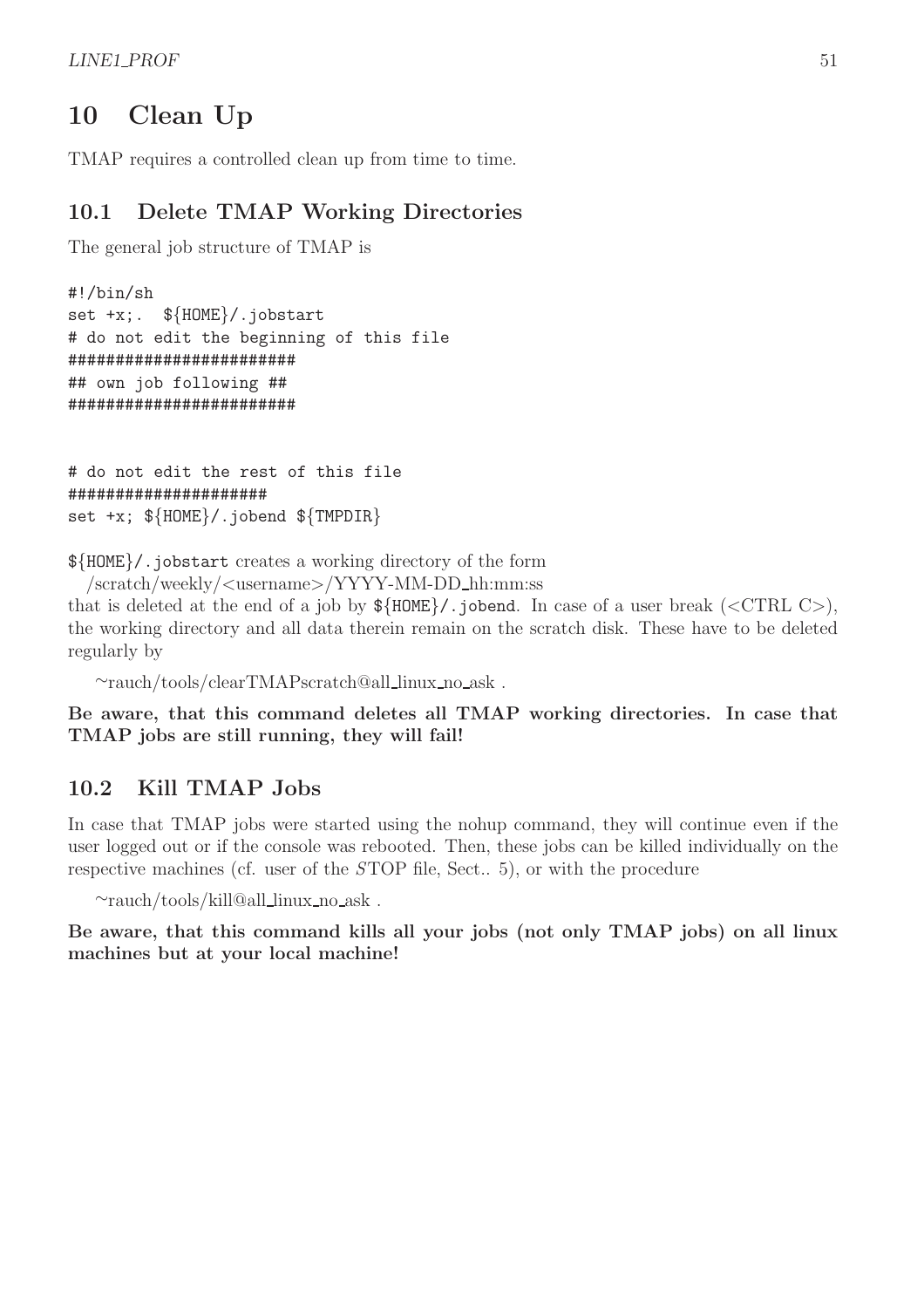# 10 Clean Up

TMAP requires a controlled clean up from time to time.

## 10.1 Delete TMAP Working Directories

The general job structure of TMAP is

```
#!/bin/sh
set +x;.  ${HOME}/.jobstart
# do not edit the beginning of this file
########################
## own job following ##
########################


# do not edit the rest of this file
#####################
set +x; ${HOME}/.jobend ${TMPDIR}
```

`${HOME}/.jobstart` creates a working directory of the form

/scratch/weekly/<username>/YYYY-MM-DD_hh:mm:ss

that is deleted at the end of a job by `${HOME}/.jobend`. In case of a user break (<CTRL C>), the working directory and all data therein remain on the scratch disk. These have to be deleted regularly by

~rauch/tools/clearTMAPscratch@all_linux_no_ask .

**Be aware, that this command deletes all TMAP working directories. In case that TMAP jobs are still running, they will fail!**

## 10.2 Kill TMAP Jobs

In case that TMAP jobs were started using the nohup command, they will continue even if the user logged out or if the console was rebooted. Then, these jobs can be killed individually on the respective machines (cf. user of the *S*TOP file, Sect.. 5), or with the procedure

~rauch/tools/kill@all_linux_no_ask .

**Be aware, that this command kills all your jobs (not only TMAP jobs) on all linux machines but at your local machine!**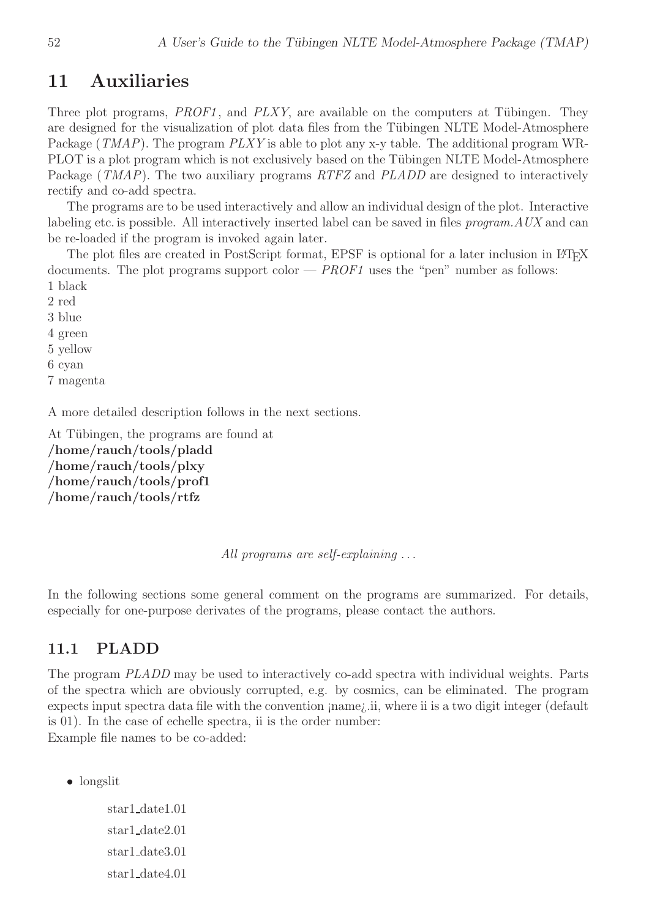# 11 Auxiliaries

Three plot programs, *PROF1*, and *PLXY*, are available on the computers at Tübingen. They are designed for the visualization of plot data files from the Tübingen NLTE Model-Atmosphere Package (*TMAP*). The program *PLXY* is able to plot any x-y table. The additional program WR-PLOT is a plot program which is not exclusively based on the Tübingen NLTE Model-Atmosphere Package (*TMAP*). The two auxiliary programs *RTFZ* and *PLADD* are designed to interactively rectify and co-add spectra.

The programs are to be used interactively and allow an individual design of the plot. Interactive labeling etc. is possible. All interactively inserted label can be saved in files *program.AUX* and can be re-loaded if the program is invoked again later.

The plot files are created in PostScript format, EPSF is optional for a later inclusion in LaTeX documents. The plot programs support color — *PROF1* uses the "pen" number as follows:
1 black
2 red
3 blue
4 green
5 yellow
6 cyan
7 magenta

A more detailed description follows in the next sections.

At Tübingen, the programs are found at
**/home/rauch/tools/pladd**
**/home/rauch/tools/plxy**
**/home/rauch/tools/prof1**
**/home/rauch/tools/rtfz**

*All programs are self-explaining ...*

In the following sections some general comment on the programs are summarized. For details, especially for one-purpose derivates of the programs, please contact the authors.

## 11.1 PLADD

The program *PLADD* may be used to interactively co-add spectra with individual weights. Parts of the spectra which are obviously corrupted, e.g. by cosmics, can be eliminated. The program expects input spectra data file with the convention ¡name¿.ii, where ii is a two digit integer (default is 01). In the case of echelle spectra, ii is the order number:
Example file names to be co-added:

- longslit

  star1_date1.01

  star1_date2.01

  star1_date3.01

  star1_date4.01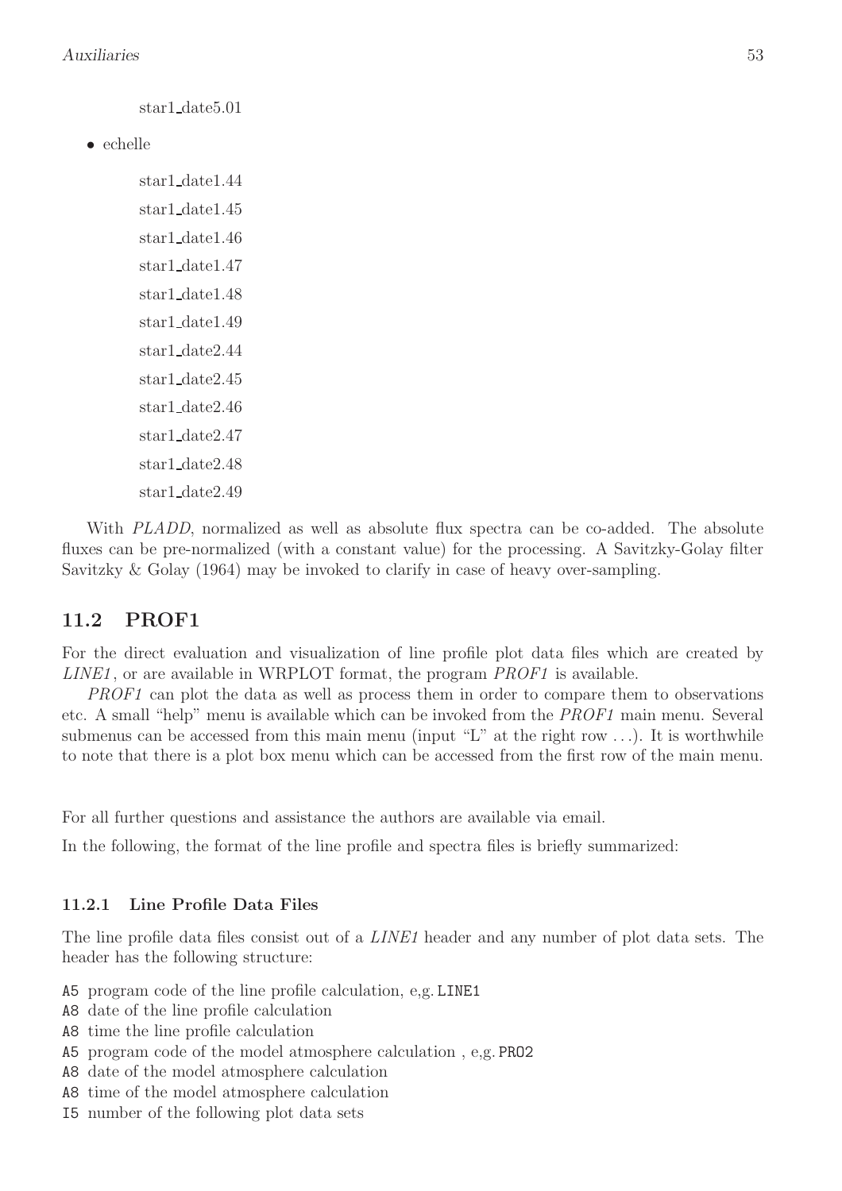star1_date5.01

- echelle

  star1_date1.44

  star1_date1.45

  star1_date1.46

  star1_date1.47

  star1_date1.48

  star1_date1.49

  star1_date2.44

  star1_date2.45

  star1_date2.46

  star1_date2.47

  star1_date2.48

  star1_date2.49

With *PLADD*, normalized as well as absolute flux spectra can be co-added. The absolute fluxes can be pre-normalized (with a constant value) for the processing. A Savitzky-Golay filter Savitzky & Golay (1964) may be invoked to clarify in case of heavy over-sampling.

## 11.2 PROF1

For the direct evaluation and visualization of line profile plot data files which are created by *LINE1*, or are available in WRPLOT format, the program *PROF1* is available.

*PROF1* can plot the data as well as process them in order to compare them to observations etc. A small "help" menu is available which can be invoked from the *PROF1* main menu. Several submenus can be accessed from this main menu (input "L" at the right row ...). It is worthwhile to note that there is a plot box menu which can be accessed from the first row of the main menu.

For all further questions and assistance the authors are available via email.

In the following, the format of the line profile and spectra files is briefly summarized:

### 11.2.1 Line Profile Data Files

The line profile data files consist out of a *LINE1* header and any number of plot data sets. The header has the following structure:

`A5` program code of the line profile calculation, e,g. `LINE1`
`A8` date of the line profile calculation
`A8` time the line profile calculation
`A5` program code of the model atmosphere calculation , e,g. `PRO2`
`A8` date of the model atmosphere calculation
`A8` time of the model atmosphere calculation
`I5` number of the following plot data sets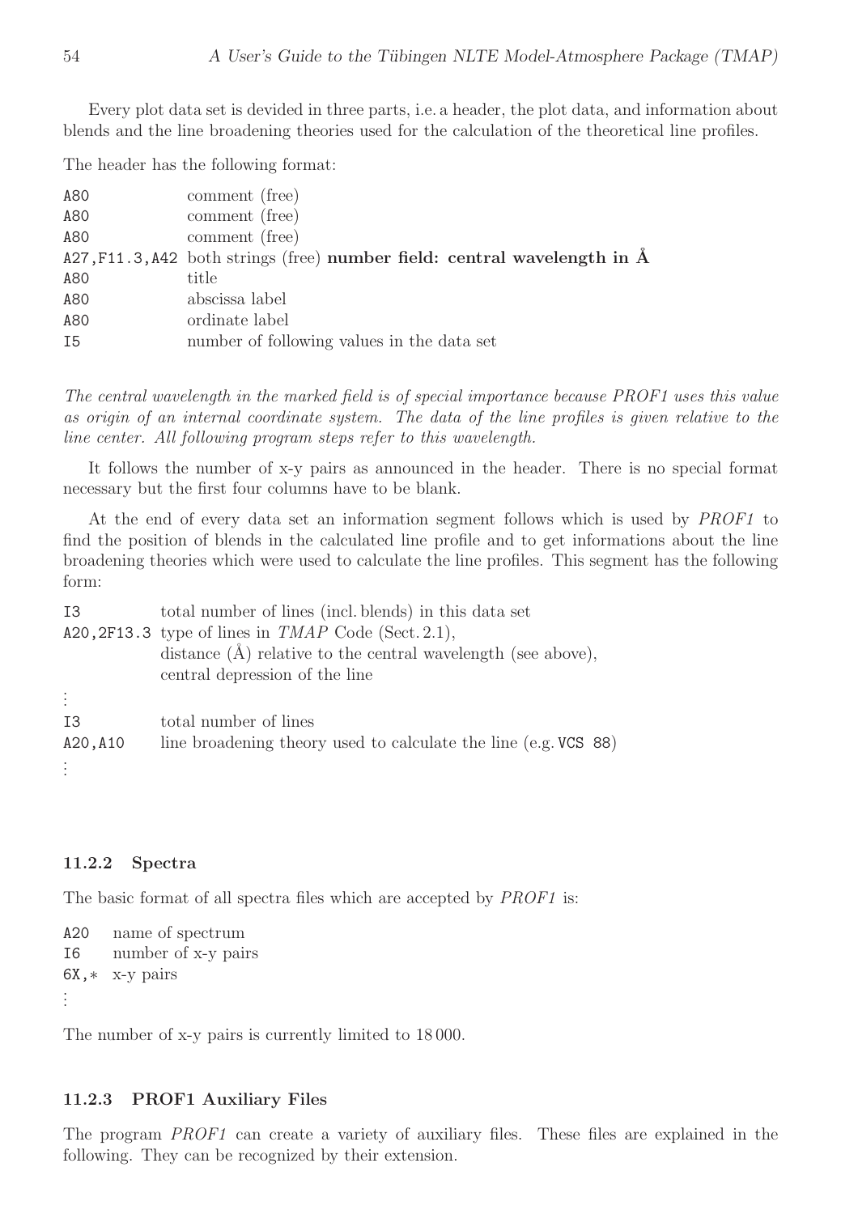Every plot data set is devided in three parts, i.e. a header, the plot data, and information about blends and the line broadening theories used for the calculation of the theoretical line profiles.

The header has the following format:

| | |
|---|---|
| `A80` | comment (free) |
| `A80` | comment (free) |
| `A80` | comment (free) |
| `A27,F11.3,A42` | both strings (free) **number field: central wavelength in Å** |
| `A80` | title |
| `A80` | abscissa label |
| `A80` | ordinate label |
| `I5` | number of following values in the data set |

*The central wavelength in the marked field is of special importance because PROF1 uses this value as origin of an internal coordinate system. The data of the line profiles is given relative to the line center. All following program steps refer to this wavelength.*

It follows the number of x-y pairs as announced in the header. There is no special format necessary but the first four columns have to be blank.

At the end of every data set an information segment follows which is used by *PROF1* to find the position of blends in the calculated line profile and to get informations about the line broadening theories which were used to calculate the line profiles. This segment has the following form:

| | |
|---|---|
| `I3` | total number of lines (incl. blends) in this data set |
| `A20,2F13.3` | type of lines in *TMAP* Code (Sect. 2.1), distance (Å) relative to the central wavelength (see above), central depression of the line |
| ⋮ | |
| `I3` | total number of lines |
| `A20,A10` | line broadening theory used to calculate the line (e.g. `VCS 88`) |
| ⋮ | |

### 11.2.2 Spectra

The basic format of all spectra files which are accepted by *PROF1* is:

| | |
|---|---|
| `A20` | name of spectrum |
| `I6` | number of x-y pairs |
| `6X,*` | x-y pairs |
| ⋮ | |

The number of x-y pairs is currently limited to 18 000.

### 11.2.3 PROF1 Auxiliary Files

The program *PROF1* can create a variety of auxiliary files. These files are explained in the following. They can be recognized by their extension.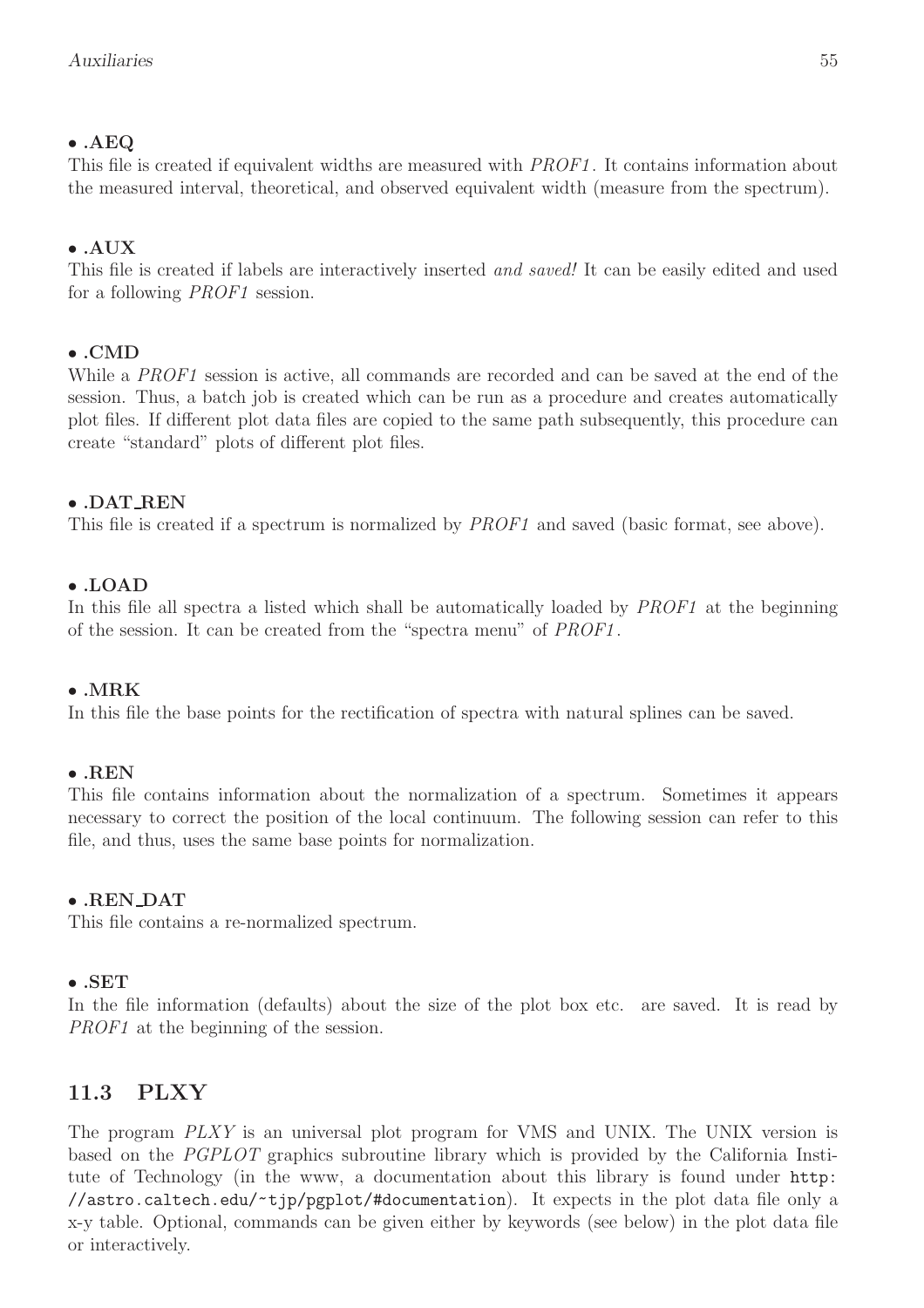- **.AEQ**

This file is created if equivalent widths are measured with *PROF1*. It contains information about the measured interval, theoretical, and observed equivalent width (measure from the spectrum).

- **.AUX**

This file is created if labels are interactively inserted *and saved!* It can be easily edited and used for a following *PROF1* session.

- **.CMD**

While a *PROF1* session is active, all commands are recorded and can be saved at the end of the session. Thus, a batch job is created which can be run as a procedure and creates automatically plot files. If different plot data files are copied to the same path subsequently, this procedure can create "standard" plots of different plot files.

- **.DAT_REN**

This file is created if a spectrum is normalized by *PROF1* and saved (basic format, see above).

- **.LOAD**

In this file all spectra a listed which shall be automatically loaded by *PROF1* at the beginning of the session. It can be created from the "spectra menu" of *PROF1*.

- **.MRK**

In this file the base points for the rectification of spectra with natural splines can be saved.

- **.REN**

This file contains information about the normalization of a spectrum. Sometimes it appears necessary to correct the position of the local continuum. The following session can refer to this file, and thus, uses the same base points for normalization.

- **.REN_DAT**

This file contains a re-normalized spectrum.

- **.SET**

In the file information (defaults) about the size of the plot box etc. are saved. It is read by *PROF1* at the beginning of the session.

## 11.3 PLXY

The program *PLXY* is an universal plot program for VMS and UNIX. The UNIX version is based on the *PGPLOT* graphics subroutine library which is provided by the California Institute of Technology (in the www, a documentation about this library is found under `http://astro.caltech.edu/~tjp/pgplot/#documentation`). It expects in the plot data file only a x-y table. Optional, commands can be given either by keywords (see below) in the plot data file or interactively.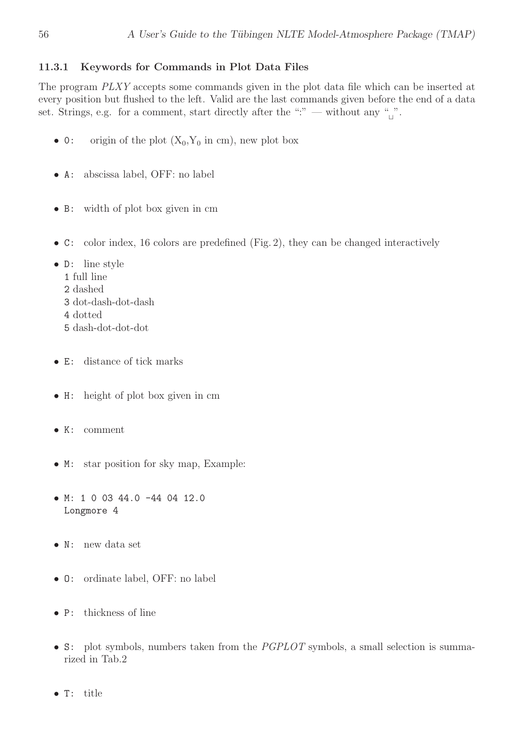### 11.3.1 Keywords for Commands in Plot Data Files

The program *PLXY* accepts some commands given in the plot data file which can be inserted at every position but flushed to the left. Valid are the last commands given before the end of a data set. Strings, e.g. for a comment, start directly after the ":" — without any "␣".

- `0:` origin of the plot ($X_0$,$Y_0$ in cm), new plot box
- `A:` abscissa label, OFF: no label
- `B:` width of plot box given in cm
- `C:` color index, 16 colors are predefined (Fig. 2), they can be changed interactively
- `D:` line style
  `1` full line
  `2` dashed
  `3` dot-dash-dot-dash
  `4` dotted
  `5` dash-dot-dot-dot
- `E:` distance of tick marks
- `H:` height of plot box given in cm
- `K:` comment
- `M:` star position for sky map, Example:
- `M: 1 0 03 44.0 -44 04 12.0`
  `Longmore 4`
- `N:` new data set
- `O:` ordinate label, OFF: no label
- `P:` thickness of line
- `S:` plot symbols, numbers taken from the *PGPLOT* symbols, a small selection is summarized in Tab.2
- `T:` title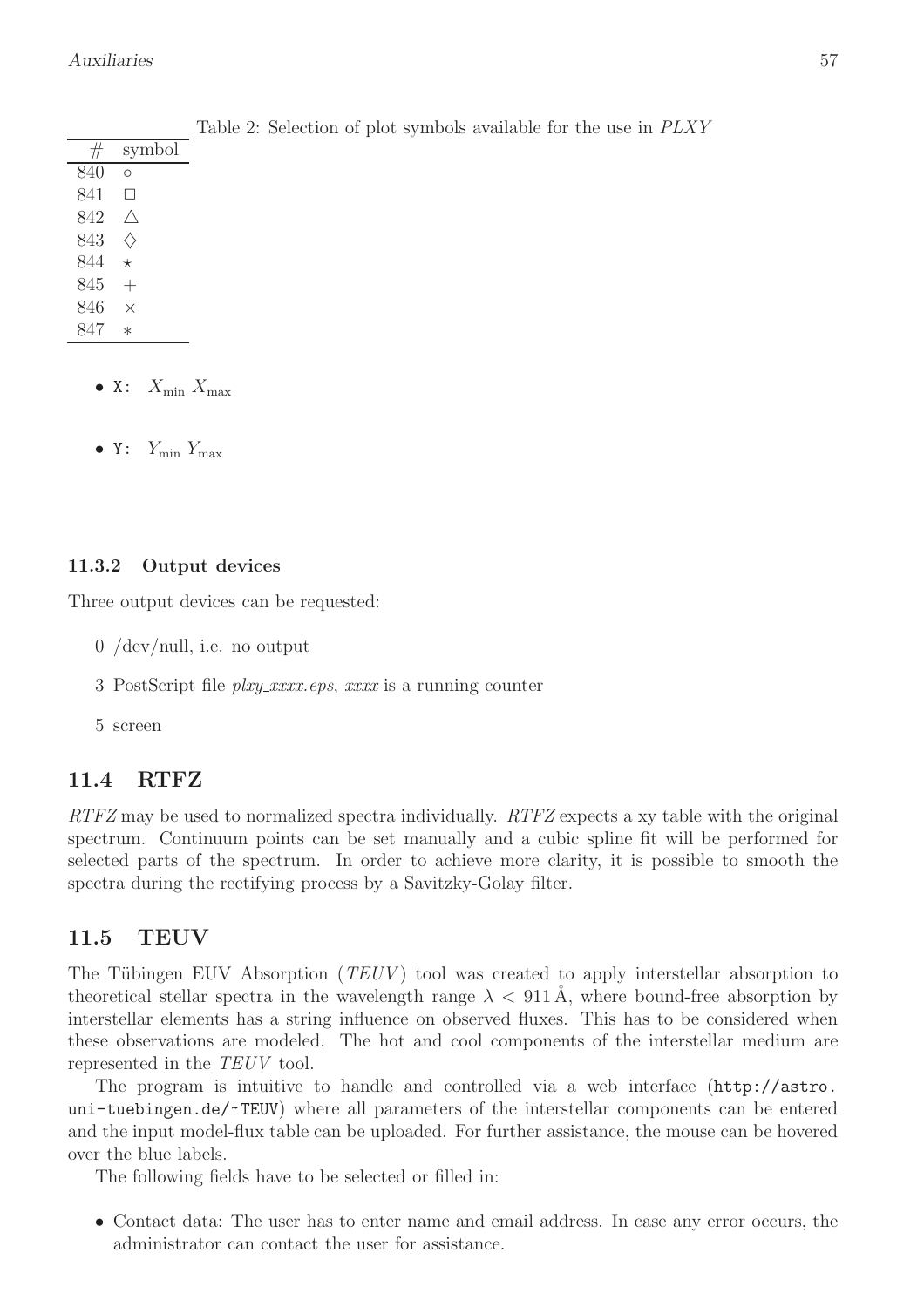Table 2: Selection of plot symbols available for the use in *PLXY*

| # | symbol |
|---|---|
| 840 | $\circ$ |
| 841 | $\square$ |
| 842 | $\triangle$ |
| 843 | $\diamondsuit$ |
| 844 | $\star$ |
| 845 | $+$ |
| 846 | $\times$ |
| 847 | $\ast$ |

- `X:` $X_{\min}$ $X_{\max}$
- `Y:` $Y_{\min}$ $Y_{\max}$

#### 11.3.2 Output devices

Three output devices can be requested:

0 /dev/null, i.e. no output

3 PostScript file *plxy_xxxx.eps*, *xxxx* is a running counter

5 screen

## 11.4 RTFZ

*RTFZ* may be used to normalized spectra individually. *RTFZ* expects a xy table with the original spectrum. Continuum points can be set manually and a cubic spline fit will be performed for selected parts of the spectrum. In order to achieve more clarity, it is possible to smooth the spectra during the rectifying process by a Savitzky-Golay filter.

## 11.5 TEUV

The Tübingen EUV Absorption (*TEUV*) tool was created to apply interstellar absorption to theoretical stellar spectra in the wavelength range $\lambda < 911\,\text{Å}$, where bound-free absorption by interstellar elements has a string influence on observed fluxes. This has to be considered when these observations are modeled. The hot and cool components of the interstellar medium are represented in the *TEUV* tool.

The program is intuitive to handle and controlled via a web interface (`http://astro.uni-tuebingen.de/~TEUV`) where all parameters of the interstellar components can be entered and the input model-flux table can be uploaded. For further assistance, the mouse can be hovered over the blue labels.

The following fields have to be selected or filled in:

- Contact data: The user has to enter name and email address. In case any error occurs, the administrator can contact the user for assistance.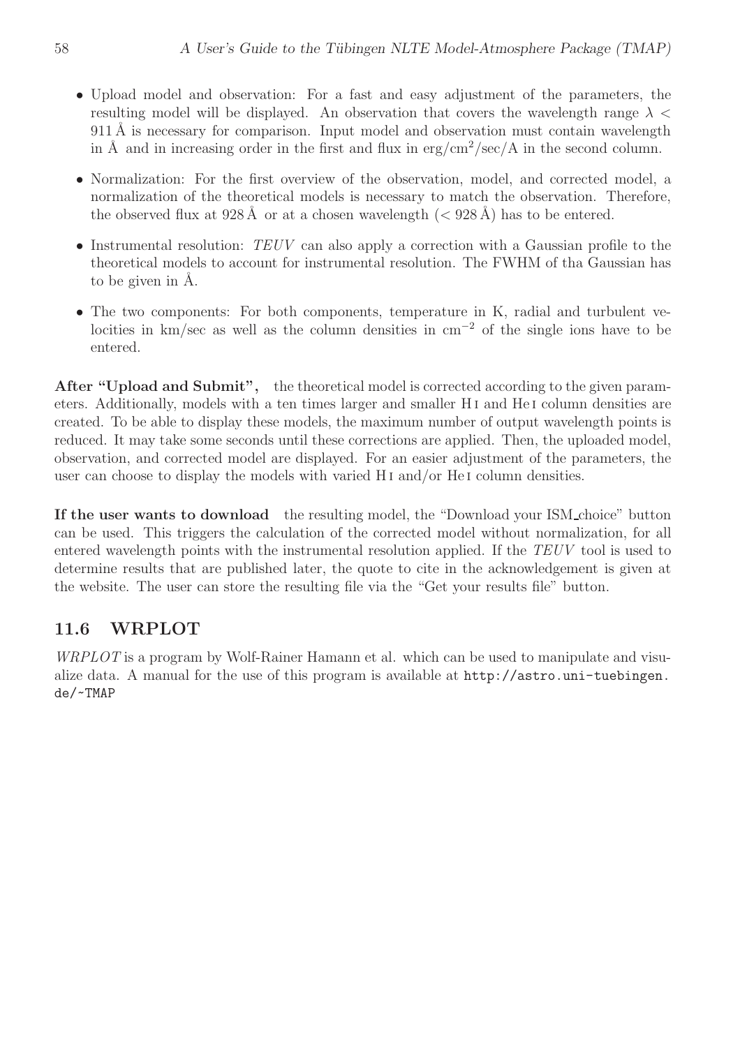- Upload model and observation: For a fast and easy adjustment of the parameters, the resulting model will be displayed. An observation that covers the wavelength range $\lambda < 911$ Å is necessary for comparison. Input model and observation must contain wavelength in Å and in increasing order in the first and flux in erg/cm$^2$/sec/A in the second column.

- Normalization: For the first overview of the observation, model, and corrected model, a normalization of the theoretical models is necessary to match the observation. Therefore, the observed flux at 928 Å or at a chosen wavelength ($< 928$ Å) has to be entered.

- Instrumental resolution: *TEUV* can also apply a correction with a Gaussian profile to the theoretical models to account for instrumental resolution. The FWHM of tha Gaussian has to be given in Å.

- The two components: For both components, temperature in K, radial and turbulent velocities in km/sec as well as the column densities in cm$^{-2}$ of the single ions have to be entered.

**After "Upload and Submit",** the theoretical model is corrected according to the given parameters. Additionally, models with a ten times larger and smaller H I and He I column densities are created. To be able to display these models, the maximum number of output wavelength points is reduced. It may take some seconds until these corrections are applied. Then, the uploaded model, observation, and corrected model are displayed. For an easier adjustment of the parameters, the user can choose to display the models with varied H I and/or He I column densities.

**If the user wants to download** the resulting model, the "Download your ISM_choice" button can be used. This triggers the calculation of the corrected model without normalization, for all entered wavelength points with the instrumental resolution applied. If the *TEUV* tool is used to determine results that are published later, the quote to cite in the acknowledgement is given at the website. The user can store the resulting file via the "Get your results file" button.

## 11.6 WRPLOT

*WRPLOT* is a program by Wolf-Rainer Hamann et al. which can be used to manipulate and visualize data. A manual for the use of this program is available at `http://astro.uni-tuebingen.de/~TMAP`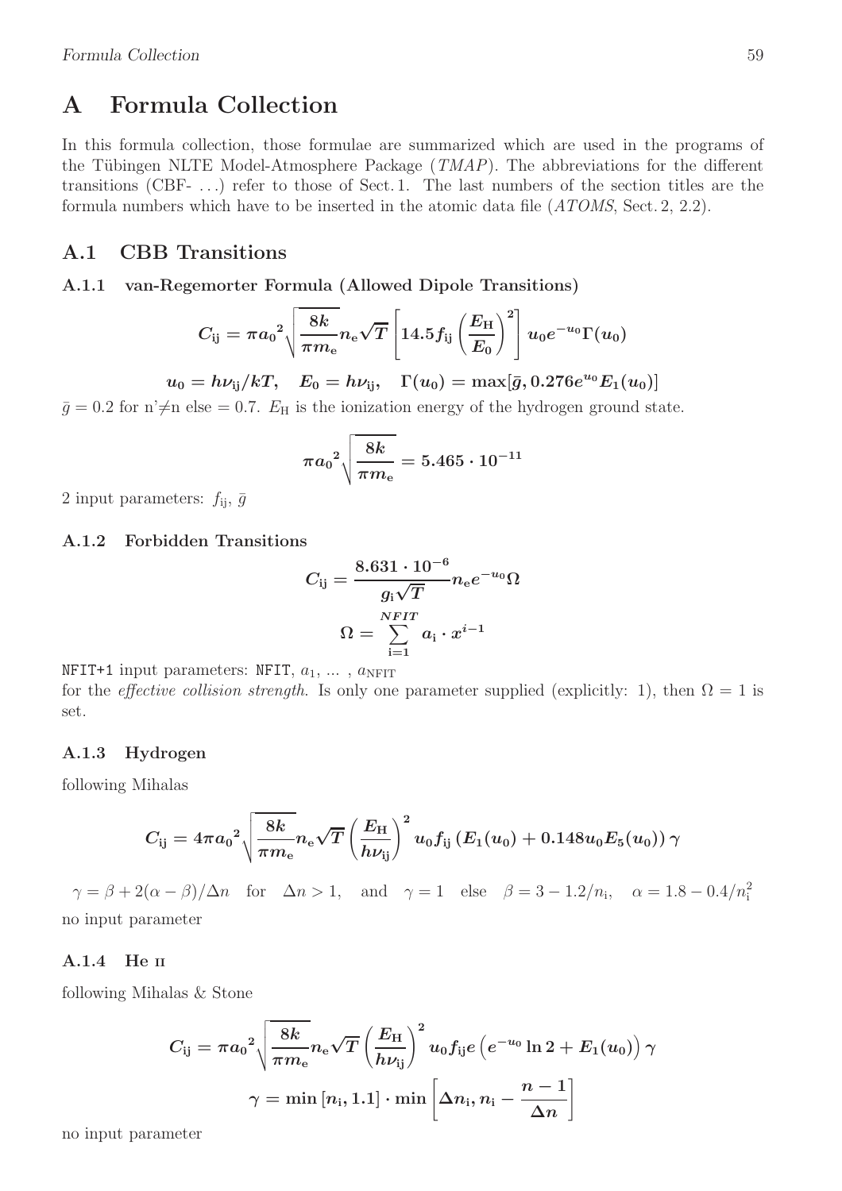# A Formula Collection

In this formula collection, those formulae are summarized which are used in the programs of the Tübingen NLTE Model-Atmosphere Package (*TMAP*). The abbreviations for the different transitions (CBF- ...) refer to those of Sect. 1. The last numbers of the section titles are the formula numbers which have to be inserted in the atomic data file (*ATOMS*, Sect. 2, 2.2).

## A.1 CBB Transitions

### A.1.1 van-Regemorter Formula (Allowed Dipole Transitions)

$$C_{\rm ij} = \pi {a_0}^2 \sqrt{\frac{8k}{\pi m_{\rm e}}} n_{\rm e} \sqrt{T} \left[ 14.5 f_{\rm ij} \left( \frac{E_{\rm H}}{E_0} \right)^2 \right] u_0 e^{-u_0} \Gamma(u_0)$$

$$u_0 = h\nu_{\rm ij}/kT, \quad E_0 = h\nu_{\rm ij}, \quad \Gamma(u_0) = \max[\bar{g}, 0.276 e^{u_0} E_1(u_0)]$$

$\bar{g} = 0.2$ for n'$\neq$n else $= 0.7$. $E_{\rm H}$ is the ionization energy of the hydrogen ground state.

$$\pi {a_0}^2 \sqrt{\frac{8k}{\pi m_{\rm e}}} = 5.465 \cdot 10^{-11}$$

2 input parameters: $f_{\rm ij}$, $\bar{g}$

### A.1.2 Forbidden Transitions

$$C_{\rm ij} = \frac{8.631 \cdot 10^{-6}}{g_{\rm i} \sqrt{T}} n_{\rm e} e^{-u_0} \Omega$$

$$\Omega = \sum_{\rm i=1}^{NFIT} a_{\rm i} \cdot x^{i-1}$$

NFIT+1 input parameters: NFIT, $a_1$, ... , $a_{\rm NFIT}$
for the *effective collision strength*. Is only one parameter supplied (explicitly: 1), then $\Omega = 1$ is set.

### A.1.3 Hydrogen

following Mihalas

$$C_{\rm ij} = 4\pi {a_0}^2 \sqrt{\frac{8k}{\pi m_{\rm e}}} n_{\rm e} \sqrt{T} \left( \frac{E_{\rm H}}{h\nu_{\rm ij}} \right)^2 u_0 f_{\rm ij} \left( E_1(u_0) + 0.148 u_0 E_5(u_0) \right) \gamma$$

$\gamma = \beta + 2(\alpha - \beta)/\Delta n \quad$ for $\quad \Delta n > 1, \quad$ and $\quad \gamma = 1 \quad$ else $\quad \beta = 3 - 1.2/n_{\rm i}, \quad \alpha = 1.8 - 0.4/n_{\rm i}^2$

no input parameter

### A.1.4 He II

following Mihalas & Stone

$$C_{\rm ij} = \pi {a_0}^2 \sqrt{\frac{8k}{\pi m_{\rm e}}} n_{\rm e} \sqrt{T} \left( \frac{E_{\rm H}}{h\nu_{\rm ij}} \right)^2 u_0 f_{\rm ij} e \left( e^{-u_0} \ln 2 + E_1(u_0) \right) \gamma$$

$$\gamma = \min\left[ n_{\rm i}, 1.1 \right] \cdot \min\left[ \Delta n_{\rm i}, n_{\rm i} - \frac{n-1}{\Delta n} \right]$$

no input parameter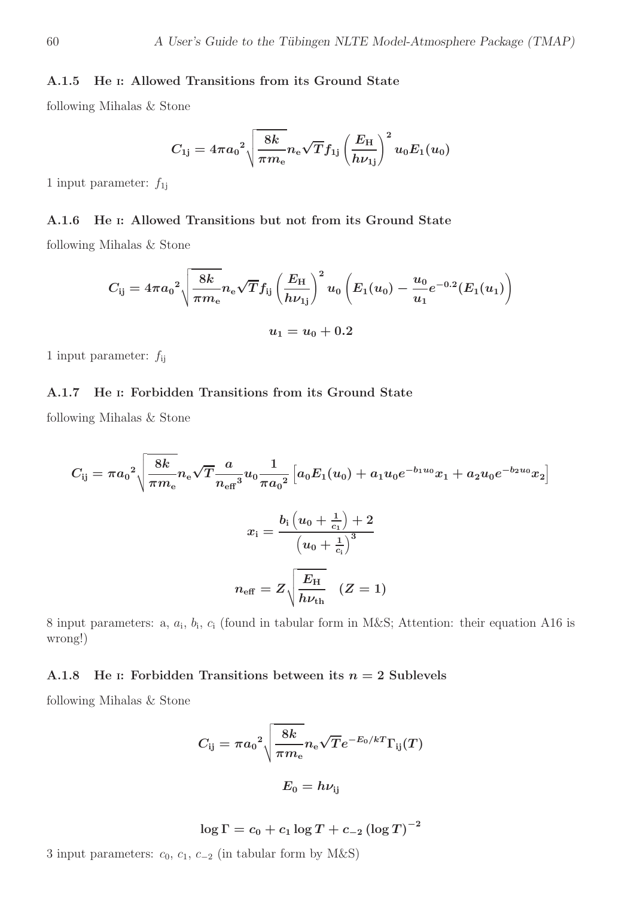### A.1.5 He I: Allowed Transitions from its Ground State

following Mihalas & Stone

$$C_{1j} = 4\pi {a_0}^2 \sqrt{\frac{8k}{\pi m_e}} n_e \sqrt{T} f_{1j} \left(\frac{E_H}{h\nu_{1j}}\right)^2 u_0 E_1(u_0)$$

1 input parameter: $f_{1j}$

### A.1.6 He I: Allowed Transitions but not from its Ground State

following Mihalas & Stone

$$C_{ij} = 4\pi {a_0}^2 \sqrt{\frac{8k}{\pi m_e}} n_e \sqrt{T} f_{ij} \left(\frac{E_H}{h\nu_{1j}}\right)^2 u_0 \left(E_1(u_0) - \frac{u_0}{u_1} e^{-0.2} (E_1(u_1)\right)$$

$$u_1 = u_0 + 0.2$$

1 input parameter: $f_{ij}$

### A.1.7 He I: Forbidden Transitions from its Ground State

following Mihalas & Stone

$$C_{ij} = \pi {a_0}^2 \sqrt{\frac{8k}{\pi m_e}} n_e \sqrt{T} \frac{a}{{n_{\text{eff}}}^3} u_0 \frac{1}{\pi {a_0}^2} \left[a_0 E_1(u_0) + a_1 u_0 e^{-b_1 u_0} x_1 + a_2 u_0 e^{-b_2 u_0} x_2\right]$$

$$x_i = \frac{b_i \left(u_0 + \frac{1}{c_1}\right) + 2}{\left(u_0 + \frac{1}{c_i}\right)^3}$$

$$n_{\text{eff}} = Z \sqrt{\frac{E_H}{h\nu_{\text{th}}}} \quad (Z = 1)$$

8 input parameters: a, $a_i$, $b_i$, $c_i$ (found in tabular form in M&S; Attention: their equation A16 is wrong!)

### A.1.8 He I: Forbidden Transitions between its $n = 2$ Sublevels

following Mihalas & Stone

$$C_{ij} = \pi {a_0}^2 \sqrt{\frac{8k}{\pi m_e}} n_e \sqrt{T} e^{-E_0/kT} \Gamma_{ij}(T)$$

$$E_0 = h\nu_{ij}$$

$$\log \Gamma = c_0 + c_1 \log T + c_{-2} \left(\log T\right)^{-2}$$

3 input parameters: $c_0$, $c_1$, $c_{-2}$ (in tabular form by M&S)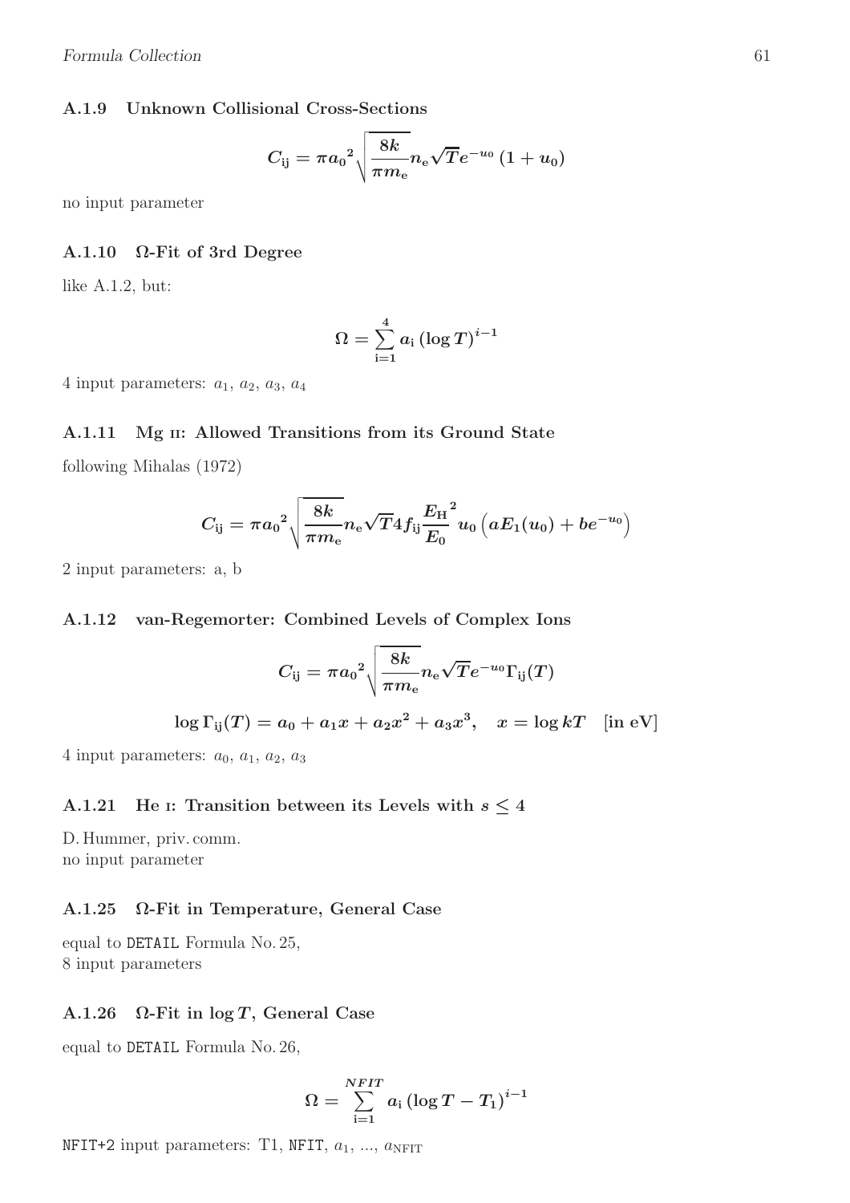### A.1.9 Unknown Collisional Cross-Sections

$$C_{\rm ij} = \pi {a_0}^2 \sqrt{\frac{8k}{\pi m_{\rm e}}} n_{\rm e} \sqrt{T} e^{-u_0} \left(1 + u_0\right)$$

no input parameter

### A.1.10 Ω-Fit of 3rd Degree

like A.1.2, but:

$$\Omega = \sum_{\rm i=1}^{4} a_{\rm i} \left(\log T\right)^{i-1}$$

4 input parameters: $a_1$, $a_2$, $a_3$, $a_4$

### A.1.11 Mg II: Allowed Transitions from its Ground State

following Mihalas (1972)

$$C_{\rm ij} = \pi {a_0}^2 \sqrt{\frac{8k}{\pi m_{\rm e}}} n_{\rm e} \sqrt{T} 4 f_{\rm ij} \frac{{E_{\rm H}}^2}{E_0} u_0 \left(a E_1(u_0) + b e^{-u_0}\right)$$

2 input parameters: a, b

### A.1.12 van-Regemorter: Combined Levels of Complex Ions

$$C_{\rm ij} = \pi {a_0}^2 \sqrt{\frac{8k}{\pi m_{\rm e}}} n_{\rm e} \sqrt{T} e^{-u_0} \Gamma_{\rm ij}(T)$$

$$\log \Gamma_{\rm ij}(T) = a_0 + a_1 x + a_2 x^2 + a_3 x^3, \quad x = \log kT \quad \text{[in eV]}$$

4 input parameters: $a_0$, $a_1$, $a_2$, $a_3$

### A.1.21 He I: Transition between its Levels with $s \leq 4$

D. Hummer, priv. comm.  
no input parameter

### A.1.25 Ω-Fit in Temperature, General Case

equal to DETAIL Formula No. 25,  
8 input parameters

### A.1.26 Ω-Fit in $\log T$, General Case

equal to DETAIL Formula No. 26,

$$\Omega = \sum_{\rm i=1}^{NFIT} a_{\rm i} \left(\log T - T_1\right)^{i-1}$$

NFIT+2 input parameters: T1, NFIT, $a_1$, ..., $a_{\rm NFIT}$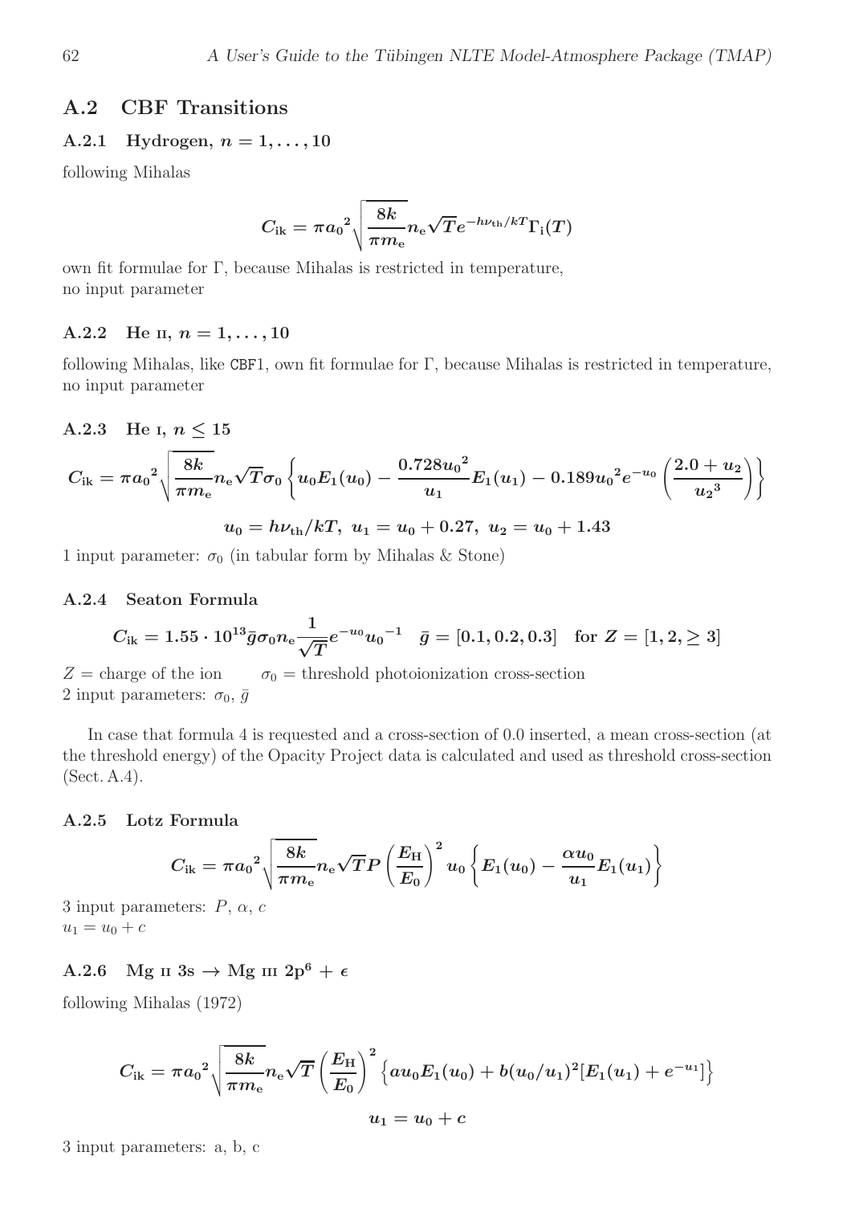## A.2 CBF Transitions

### A.2.1 Hydrogen, $n = 1, \ldots, 10$

following Mihalas

$$C_{\rm ik} = \pi {a_0}^2 \sqrt{\frac{8k}{\pi m_{\rm e}}} n_{\rm e} \sqrt{T} e^{-h\nu_{\rm th}/kT} \Gamma_{\rm i}(T)$$

own fit formulae for $\Gamma$, because Mihalas is restricted in temperature,
no input parameter

### A.2.2 He II, $n = 1, \ldots, 10$

following Mihalas, like `CBF1`, own fit formulae for $\Gamma$, because Mihalas is restricted in temperature, no input parameter

### A.2.3 He I, $n \leq 15$

$$C_{\rm ik} = \pi {a_0}^2 \sqrt{\frac{8k}{\pi m_{\rm e}}} n_{\rm e} \sqrt{T} \sigma_0 \left\{ u_0 E_1(u_0) - \frac{0.728 {u_0}^2}{u_1} E_1(u_1) - 0.189 {u_0}^2 e^{-u_0} \left( \frac{2.0 + u_2}{{u_2}^3} \right) \right\}$$

$$u_0 = h\nu_{\rm th}/kT, \; u_1 = u_0 + 0.27, \; u_2 = u_0 + 1.43$$

1 input parameter: $\sigma_0$ (in tabular form by Mihalas & Stone)

### A.2.4 Seaton Formula

$$C_{\rm ik} = 1.55 \cdot 10^{13} \bar{g} \sigma_0 n_{\rm e} \frac{1}{\sqrt{T}} e^{-u_0} {u_0}^{-1} \quad \bar{g} = [0.1, 0.2, 0.3] \quad \text{for } Z = [1, 2, \geq 3]$$

$Z$ = charge of the ion $\qquad \sigma_0$ = threshold photoionization cross-section
2 input parameters: $\sigma_0$, $\bar{g}$

In case that formula 4 is requested and a cross-section of 0.0 inserted, a mean cross-section (at the threshold energy) of the Opacity Project data is calculated and used as threshold cross-section (Sect. A.4).

### A.2.5 Lotz Formula

$$C_{\rm ik} = \pi {a_0}^2 \sqrt{\frac{8k}{\pi m_{\rm e}}} n_{\rm e} \sqrt{T} P \left( \frac{E_{\rm H}}{E_0} \right)^2 u_0 \left\{ E_1(u_0) - \frac{\alpha u_0}{u_1} E_1(u_1) \right\}$$

3 input parameters: $P$, $\alpha$, $c$
$u_1 = u_0 + c$

### A.2.6 Mg II 3s $\rightarrow$ Mg III 2p$^6$ + $\epsilon$

following Mihalas (1972)

$$C_{\rm ik} = \pi {a_0}^2 \sqrt{\frac{8k}{\pi m_{\rm e}}} n_{\rm e} \sqrt{T} \left( \frac{E_{\rm H}}{E_0} \right)^2 \left\{ a u_0 E_1(u_0) + b (u_0/u_1)^2 [E_1(u_1) + e^{-u_1}] \right\}$$

$$u_1 = u_0 + c$$

3 input parameters: a, b, c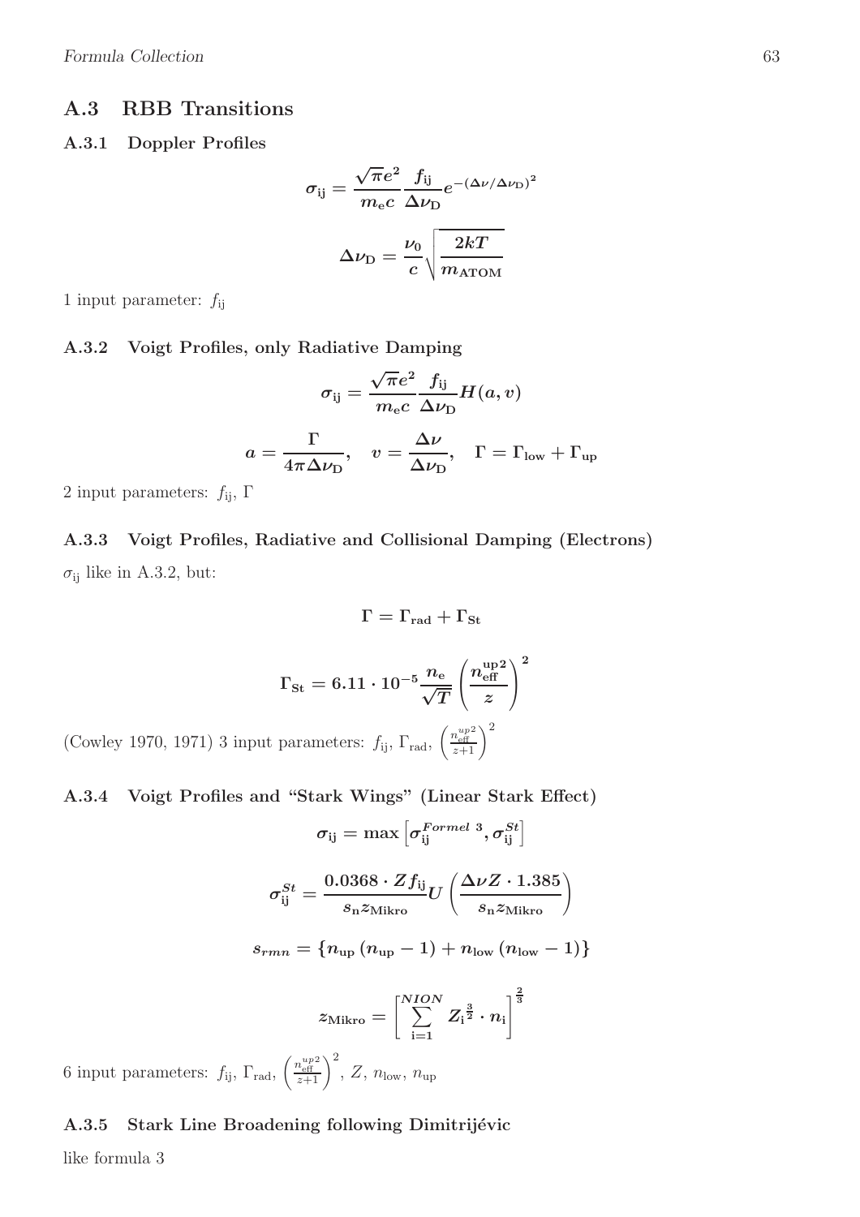## A.3 RBB Transitions

### A.3.1 Doppler Profiles

$$\sigma_{\mathrm{ij}} = \frac{\sqrt{\pi} e^2}{m_{\mathrm{e}} c} \frac{f_{\mathrm{ij}}}{\Delta\nu_{\mathrm{D}}} e^{-(\Delta\nu/\Delta\nu_{\mathrm{D}})^2}$$

$$\Delta\nu_{\mathrm{D}} = \frac{\nu_0}{c} \sqrt{\frac{2kT}{m_{\mathrm{ATOM}}}}$$

1 input parameter: $f_{\mathrm{ij}}$

### A.3.2 Voigt Profiles, only Radiative Damping

$$\sigma_{\mathrm{ij}} = \frac{\sqrt{\pi} e^2}{m_{\mathrm{e}} c} \frac{f_{\mathrm{ij}}}{\Delta\nu_{\mathrm{D}}} H(a, v)$$

$$a = \frac{\Gamma}{4\pi\Delta\nu_{\mathrm{D}}}, \quad v = \frac{\Delta\nu}{\Delta\nu_{\mathrm{D}}}, \quad \Gamma = \Gamma_{\mathrm{low}} + \Gamma_{\mathrm{up}}$$

2 input parameters: $f_{\mathrm{ij}}$, $\Gamma$

### A.3.3 Voigt Profiles, Radiative and Collisional Damping (Electrons)

$\sigma_{\mathrm{ij}}$ like in A.3.2, but:

$$\Gamma = \Gamma_{\mathrm{rad}} + \Gamma_{\mathrm{St}}$$

$$\Gamma_{\mathrm{St}} = 6.11 \cdot 10^{-5} \frac{n_{\mathrm{e}}}{\sqrt{T}} \left( \frac{n_{\mathrm{eff}}^{\mathrm{up}\,2}}{z} \right)^2$$

(Cowley 1970, 1971) 3 input parameters: $f_{\mathrm{ij}}$, $\Gamma_{\mathrm{rad}}$, $\left(\frac{n_{\mathrm{eff}}^{up\,2}}{z+1}\right)^2$

### A.3.4 Voigt Profiles and "Stark Wings" (Linear Stark Effect)

$$\sigma_{\mathrm{ij}} = \max\left[\sigma_{\mathrm{ij}}^{Formel\ 3}, \sigma_{\mathrm{ij}}^{St}\right]$$

$$\sigma_{\mathrm{ij}}^{St} = \frac{0.0368 \cdot Z f_{\mathrm{ij}}}{s_{\mathrm{n}} z_{\mathrm{Mikro}}} U\left(\frac{\Delta\nu Z \cdot 1.385}{s_{\mathrm{n}} z_{\mathrm{Mikro}}}\right)$$

$$s_{rmn} = \{n_{\mathrm{up}}\,(n_{\mathrm{up}} - 1) + n_{\mathrm{low}}\,(n_{\mathrm{low}} - 1)\}$$

$$z_{\mathrm{Mikro}} = \left[\sum_{\mathrm{i=1}}^{NION} Z_{\mathrm{i}}^{\frac{3}{2}} \cdot n_{\mathrm{i}}\right]^{\frac{2}{3}}$$

6 input parameters: $f_{\mathrm{ij}}$, $\Gamma_{\mathrm{rad}}$, $\left(\frac{n_{\mathrm{eff}}^{up\,2}}{z+1}\right)^2$, $Z$, $n_{\mathrm{low}}$, $n_{\mathrm{up}}$

### A.3.5 Stark Line Broadening following Dimitrijévic

like formula 3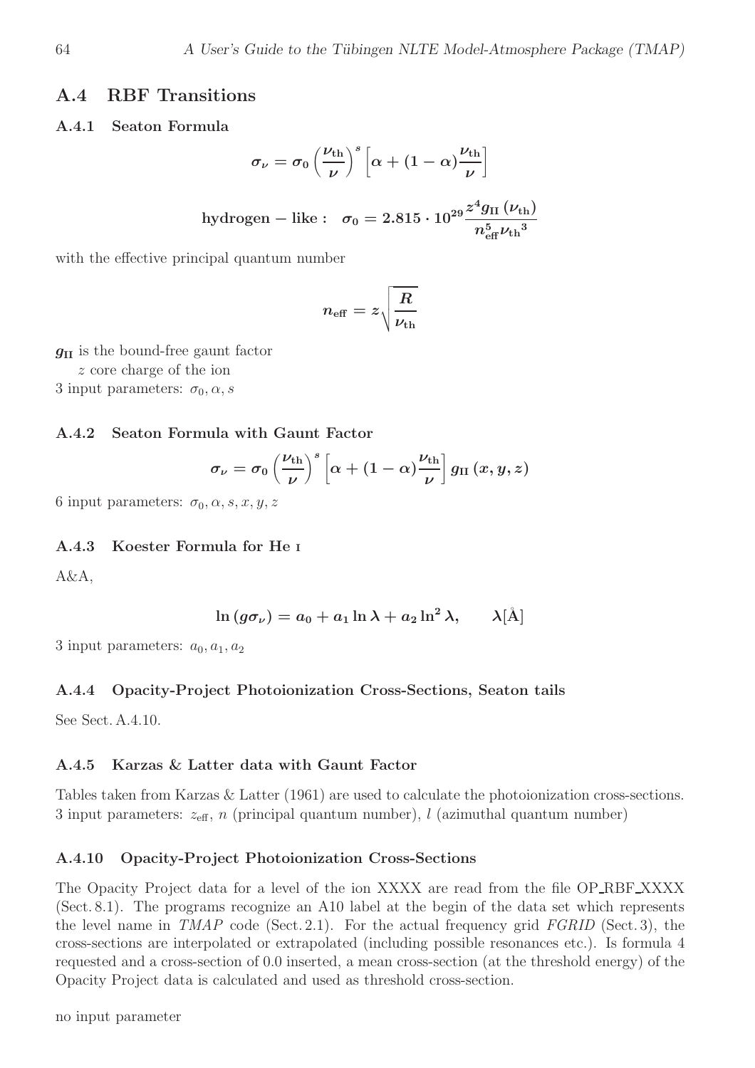## A.4 RBF Transitions

### A.4.1 Seaton Formula

$$\sigma_\nu = \sigma_0 \left(\frac{\nu_{\rm th}}{\nu}\right)^s \left[\alpha + (1-\alpha)\frac{\nu_{\rm th}}{\nu}\right]$$

$$\textbf{hydrogen-like:} \quad \sigma_0 = 2.815 \cdot 10^{29} \frac{z^4 g_{\rm II}\left(\nu_{\rm th}\right)}{n_{\rm eff}^5 {\nu_{\rm th}}^3}$$

with the effective principal quantum number

$$n_{\rm eff} = z\sqrt{\frac{R}{\nu_{\rm th}}}$$

$g_{\rm II}$ is the bound-free gaunt factor
$z$ core charge of the ion
3 input parameters: $\sigma_0, \alpha, s$

### A.4.2 Seaton Formula with Gaunt Factor

$$\sigma_\nu = \sigma_0 \left(\frac{\nu_{\rm th}}{\nu}\right)^s \left[\alpha + (1-\alpha)\frac{\nu_{\rm th}}{\nu}\right] g_{\rm II}\left(x, y, z\right)$$

6 input parameters: $\sigma_0, \alpha, s, x, y, z$

### A.4.3 Koester Formula for He I

A&A,

$$\ln\left(g\sigma_\nu\right) = a_0 + a_1 \ln\lambda + a_2 \ln^2\lambda, \qquad \lambda[\text{Å}]$$

3 input parameters: $a_0, a_1, a_2$

### A.4.4 Opacity-Project Photoionization Cross-Sections, Seaton tails

See Sect. A.4.10.

### A.4.5 Karzas & Latter data with Gaunt Factor

Tables taken from Karzas & Latter (1961) are used to calculate the photoionization cross-sections.
3 input parameters: $z_{\rm eff}$, $n$ (principal quantum number), $l$ (azimuthal quantum number)

### A.4.10 Opacity-Project Photoionization Cross-Sections

The Opacity Project data for a level of the ion XXXX are read from the file OP_RBF_XXXX (Sect. 8.1). The programs recognize an A10 label at the begin of the data set which represents the level name in *TMAP* code (Sect. 2.1). For the actual frequency grid *FGRID* (Sect. 3), the cross-sections are interpolated or extrapolated (including possible resonances etc.). Is formula 4 requested and a cross-section of 0.0 inserted, a mean cross-section (at the threshold energy) of the Opacity Project data is calculated and used as threshold cross-section.

no input parameter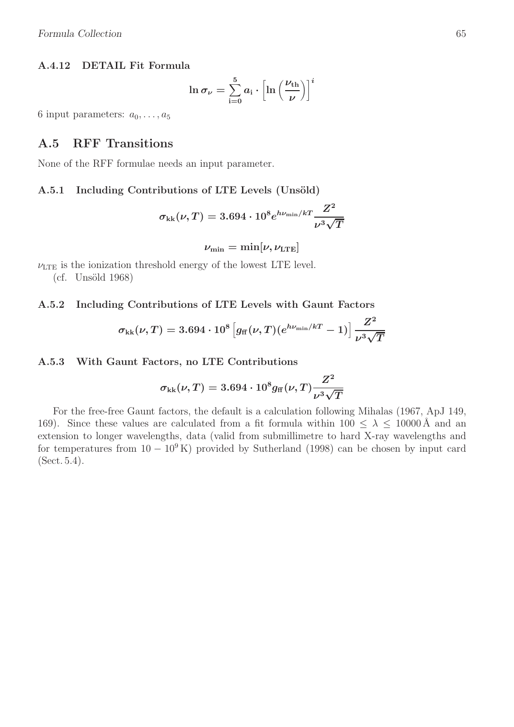### A.4.12 DETAIL Fit Formula

$$\ln \sigma_\nu = \sum_{i=0}^{5} a_i \cdot \left[ \ln \left( \frac{\nu_{\rm th}}{\nu} \right) \right]^i$$

6 input parameters: $a_0, \ldots, a_5$

## A.5 RFF Transitions

None of the RFF formulae needs an input parameter.

### A.5.1 Including Contributions of LTE Levels (Unsöld)

$$\sigma_{\rm kk}(\nu, T) = 3.694 \cdot 10^8 e^{h\nu_{\rm min}/kT} \frac{Z^2}{\nu^3 \sqrt{T}}$$

$$\nu_{\rm min} = \min[\nu, \nu_{\rm LTE}]$$

$\nu_{\rm LTE}$ is the ionization threshold energy of the lowest LTE level.
(cf. Unsöld 1968)

### A.5.2 Including Contributions of LTE Levels with Gaunt Factors

$$\sigma_{\rm kk}(\nu, T) = 3.694 \cdot 10^8 \left[ g_{\rm ff}(\nu, T)(e^{h\nu_{\rm min}/kT} - 1) \right] \frac{Z^2}{\nu^3 \sqrt{T}}$$

### A.5.3 With Gaunt Factors, no LTE Contributions

$$\sigma_{\rm kk}(\nu, T) = 3.694 \cdot 10^8 g_{\rm ff}(\nu, T) \frac{Z^2}{\nu^3 \sqrt{T}}$$

For the free-free Gaunt factors, the default is a calculation following Mihalas (1967, ApJ 149, 169). Since these values are calculated from a fit formula within $100 \leq \lambda \leq 10000$ Å and an extension to longer wavelengths, data (valid from submillimetre to hard X-ray wavelengths and for temperatures from $10 - 10^9$ K) provided by Sutherland (1998) can be chosen by input card (Sect. 5.4).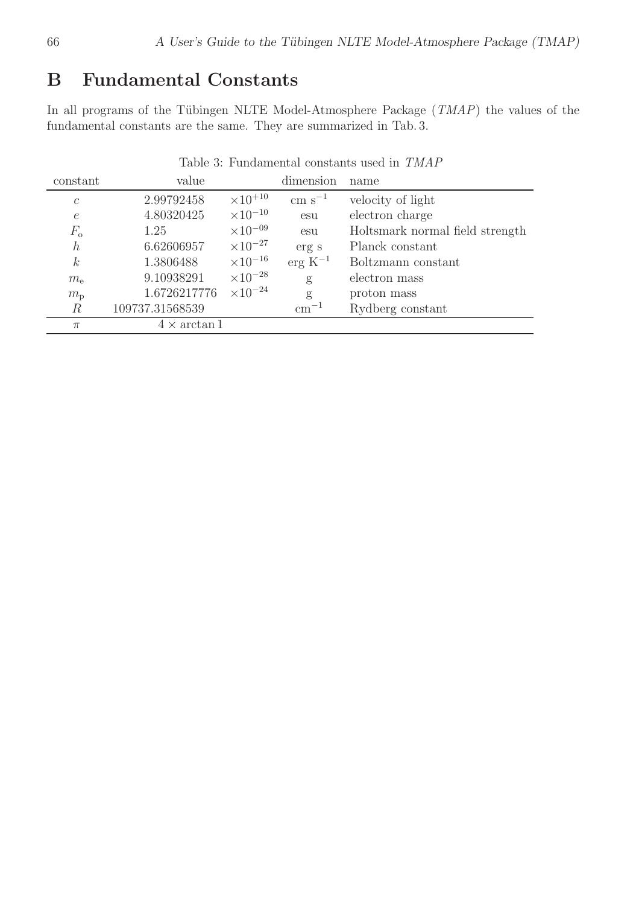# B Fundamental Constants

In all programs of the Tübingen NLTE Model-Atmosphere Package (*TMAP*) the values of the fundamental constants are the same. They are summarized in Tab. 3.

Table 3: Fundamental constants used in *TMAP*

| constant | value | | dimension | name |
|---|---|---|---|---|
| $c$ | 2.99792458 | $\times 10^{+10}$ | cm $\mathrm{s}^{-1}$ | velocity of light |
| $e$ | 4.80320425 | $\times 10^{-10}$ | esu | electron charge |
| $F_\mathrm{o}$ | 1.25 | $\times 10^{-09}$ | esu | Holtsmark normal field strength |
| $h$ | 6.62606957 | $\times 10^{-27}$ | erg s | Planck constant |
| $k$ | 1.3806488 | $\times 10^{-16}$ | erg $\mathrm{K}^{-1}$ | Boltzmann constant |
| $m_\mathrm{e}$ | 9.10938291 | $\times 10^{-28}$ | g | electron mass |
| $m_\mathrm{p}$ | 1.6726217776 | $\times 10^{-24}$ | g | proton mass |
| $R$ | 109737.31568539 | | $\mathrm{cm}^{-1}$ | Rydberg constant |
| $\pi$ | $4 \times \arctan 1$ | | | |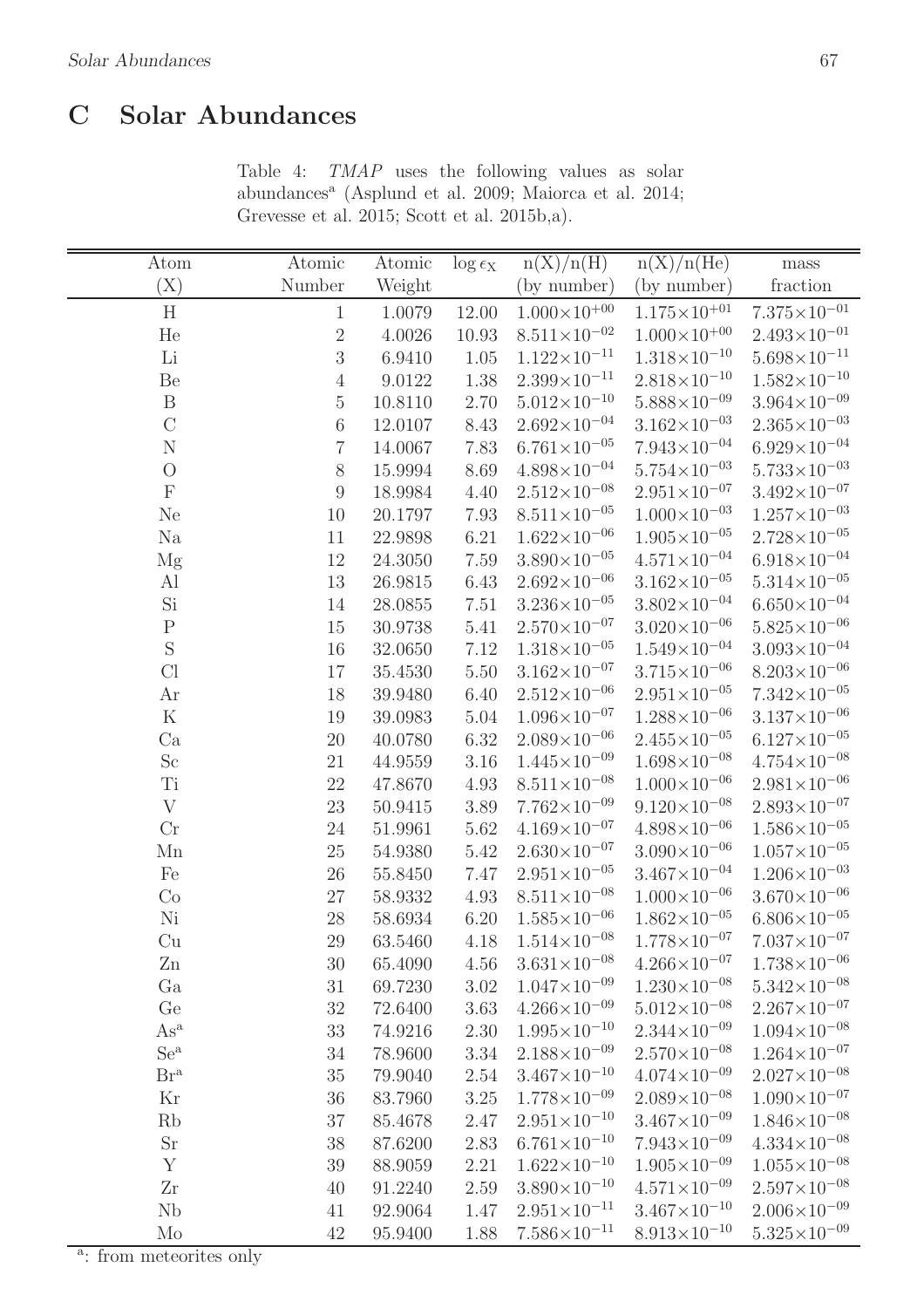# C Solar Abundances

Table 4: *TMAP* uses the following values as solar abundances[a] (Asplund et al. 2009; Maiorca et al. 2014; Grevesse et al. 2015; Scott et al. 2015b,a).

| Atom (X) | Atomic Number | Atomic Weight | $\log \epsilon_X$ | n(X)/n(H) (by number) | n(X)/n(He) (by number) | mass fraction |
|---|---|---|---|---|---|---|
| H | 1 | 1.0079 | 12.00 | $1.000\times10^{+00}$ | $1.175\times10^{+01}$ | $7.375\times10^{-01}$ |
| He | 2 | 4.0026 | 10.93 | $8.511\times10^{-02}$ | $1.000\times10^{+00}$ | $2.493\times10^{-01}$ |
| Li | 3 | 6.9410 | 1.05 | $1.122\times10^{-11}$ | $1.318\times10^{-10}$ | $5.698\times10^{-11}$ |
| Be | 4 | 9.0122 | 1.38 | $2.399\times10^{-11}$ | $2.818\times10^{-10}$ | $1.582\times10^{-10}$ |
| B | 5 | 10.8110 | 2.70 | $5.012\times10^{-10}$ | $5.888\times10^{-09}$ | $3.964\times10^{-09}$ |
| C | 6 | 12.0107 | 8.43 | $2.692\times10^{-04}$ | $3.162\times10^{-03}$ | $2.365\times10^{-03}$ |
| N | 7 | 14.0067 | 7.83 | $6.761\times10^{-05}$ | $7.943\times10^{-04}$ | $6.929\times10^{-04}$ |
| O | 8 | 15.9994 | 8.69 | $4.898\times10^{-04}$ | $5.754\times10^{-03}$ | $5.733\times10^{-03}$ |
| F | 9 | 18.9984 | 4.40 | $2.512\times10^{-08}$ | $2.951\times10^{-07}$ | $3.492\times10^{-07}$ |
| Ne | 10 | 20.1797 | 7.93 | $8.511\times10^{-05}$ | $1.000\times10^{-03}$ | $1.257\times10^{-03}$ |
| Na | 11 | 22.9898 | 6.21 | $1.622\times10^{-06}$ | $1.905\times10^{-05}$ | $2.728\times10^{-05}$ |
| Mg | 12 | 24.3050 | 7.59 | $3.890\times10^{-05}$ | $4.571\times10^{-04}$ | $6.918\times10^{-04}$ |
| Al | 13 | 26.9815 | 6.43 | $2.692\times10^{-06}$ | $3.162\times10^{-05}$ | $5.314\times10^{-05}$ |
| Si | 14 | 28.0855 | 7.51 | $3.236\times10^{-05}$ | $3.802\times10^{-04}$ | $6.650\times10^{-04}$ |
| P | 15 | 30.9738 | 5.41 | $2.570\times10^{-07}$ | $3.020\times10^{-06}$ | $5.825\times10^{-06}$ |
| S | 16 | 32.0650 | 7.12 | $1.318\times10^{-05}$ | $1.549\times10^{-04}$ | $3.093\times10^{-04}$ |
| Cl | 17 | 35.4530 | 5.50 | $3.162\times10^{-07}$ | $3.715\times10^{-06}$ | $8.203\times10^{-06}$ |
| Ar | 18 | 39.9480 | 6.40 | $2.512\times10^{-06}$ | $2.951\times10^{-05}$ | $7.342\times10^{-05}$ |
| K | 19 | 39.0983 | 5.04 | $1.096\times10^{-07}$ | $1.288\times10^{-06}$ | $3.137\times10^{-06}$ |
| Ca | 20 | 40.0780 | 6.32 | $2.089\times10^{-06}$ | $2.455\times10^{-05}$ | $6.127\times10^{-05}$ |
| Sc | 21 | 44.9559 | 3.16 | $1.445\times10^{-09}$ | $1.698\times10^{-08}$ | $4.754\times10^{-08}$ |
| Ti | 22 | 47.8670 | 4.93 | $8.511\times10^{-08}$ | $1.000\times10^{-06}$ | $2.981\times10^{-06}$ |
| V | 23 | 50.9415 | 3.89 | $7.762\times10^{-09}$ | $9.120\times10^{-08}$ | $2.893\times10^{-07}$ |
| Cr | 24 | 51.9961 | 5.62 | $4.169\times10^{-07}$ | $4.898\times10^{-06}$ | $1.586\times10^{-05}$ |
| Mn | 25 | 54.9380 | 5.42 | $2.630\times10^{-07}$ | $3.090\times10^{-06}$ | $1.057\times10^{-05}$ |
| Fe | 26 | 55.8450 | 7.47 | $2.951\times10^{-05}$ | $3.467\times10^{-04}$ | $1.206\times10^{-03}$ |
| Co | 27 | 58.9332 | 4.93 | $8.511\times10^{-08}$ | $1.000\times10^{-06}$ | $3.670\times10^{-06}$ |
| Ni | 28 | 58.6934 | 6.20 | $1.585\times10^{-06}$ | $1.862\times10^{-05}$ | $6.806\times10^{-05}$ |
| Cu | 29 | 63.5460 | 4.18 | $1.514\times10^{-08}$ | $1.778\times10^{-07}$ | $7.037\times10^{-07}$ |
| Zn | 30 | 65.4090 | 4.56 | $3.631\times10^{-08}$ | $4.266\times10^{-07}$ | $1.738\times10^{-06}$ |
| Ga | 31 | 69.7230 | 3.02 | $1.047\times10^{-09}$ | $1.230\times10^{-08}$ | $5.342\times10^{-08}$ |
| Ge | 32 | 72.6400 | 3.63 | $4.266\times10^{-09}$ | $5.012\times10^{-08}$ | $2.267\times10^{-07}$ |
| As[a] | 33 | 74.9216 | 2.30 | $1.995\times10^{-10}$ | $2.344\times10^{-09}$ | $1.094\times10^{-08}$ |
| Se[a] | 34 | 78.9600 | 3.34 | $2.188\times10^{-09}$ | $2.570\times10^{-08}$ | $1.264\times10^{-07}$ |
| Br[a] | 35 | 79.9040 | 2.54 | $3.467\times10^{-10}$ | $4.074\times10^{-09}$ | $2.027\times10^{-08}$ |
| Kr | 36 | 83.7960 | 3.25 | $1.778\times10^{-09}$ | $2.089\times10^{-08}$ | $1.090\times10^{-07}$ |
| Rb | 37 | 85.4678 | 2.47 | $2.951\times10^{-10}$ | $3.467\times10^{-09}$ | $1.846\times10^{-08}$ |
| Sr | 38 | 87.6200 | 2.83 | $6.761\times10^{-10}$ | $7.943\times10^{-09}$ | $4.334\times10^{-08}$ |
| Y | 39 | 88.9059 | 2.21 | $1.622\times10^{-10}$ | $1.905\times10^{-09}$ | $1.055\times10^{-08}$ |
| Zr | 40 | 91.2240 | 2.59 | $3.890\times10^{-10}$ | $4.571\times10^{-09}$ | $2.597\times10^{-08}$ |
| Nb | 41 | 92.9064 | 1.47 | $2.951\times10^{-11}$ | $3.467\times10^{-10}$ | $2.006\times10^{-09}$ |
| Mo | 42 | 95.9400 | 1.88 | $7.586\times10^{-11}$ | $8.913\times10^{-10}$ | $5.325\times10^{-09}$ |

[a]: from meteorites only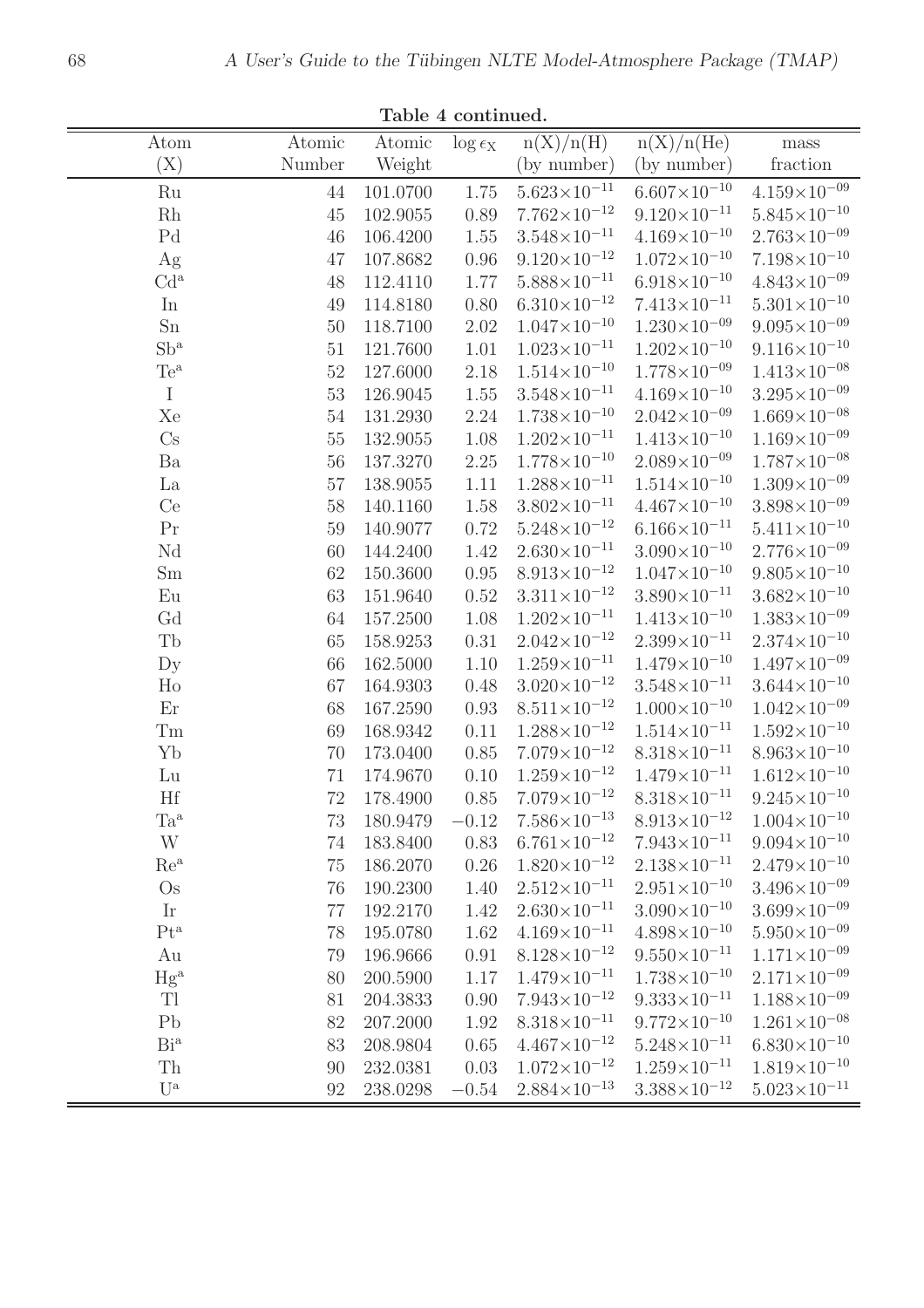**Table 4 continued.**

| Atom (X) | Atomic Number | Atomic Weight | $\log \epsilon_X$ | n(X)/n(H) (by number) | n(X)/n(He) (by number) | mass fraction |
|---|---|---|---|---|---|---|
| Ru | 44 | 101.0700 | 1.75 | $5.623\times10^{-11}$ | $6.607\times10^{-10}$ | $4.159\times10^{-09}$ |
| Rh | 45 | 102.9055 | 0.89 | $7.762\times10^{-12}$ | $9.120\times10^{-11}$ | $5.845\times10^{-10}$ |
| Pd | 46 | 106.4200 | 1.55 | $3.548\times10^{-11}$ | $4.169\times10^{-10}$ | $2.763\times10^{-09}$ |
| Ag | 47 | 107.8682 | 0.96 | $9.120\times10^{-12}$ | $1.072\times10^{-10}$ | $7.198\times10^{-10}$ |
| Cd[a] | 48 | 112.4110 | 1.77 | $5.888\times10^{-11}$ | $6.918\times10^{-10}$ | $4.843\times10^{-09}$ |
| In | 49 | 114.8180 | 0.80 | $6.310\times10^{-12}$ | $7.413\times10^{-11}$ | $5.301\times10^{-10}$ |
| Sn | 50 | 118.7100 | 2.02 | $1.047\times10^{-10}$ | $1.230\times10^{-09}$ | $9.095\times10^{-09}$ |
| Sb[a] | 51 | 121.7600 | 1.01 | $1.023\times10^{-11}$ | $1.202\times10^{-10}$ | $9.116\times10^{-10}$ |
| Te[a] | 52 | 127.6000 | 2.18 | $1.514\times10^{-10}$ | $1.778\times10^{-09}$ | $1.413\times10^{-08}$ |
| I | 53 | 126.9045 | 1.55 | $3.548\times10^{-11}$ | $4.169\times10^{-10}$ | $3.295\times10^{-09}$ |
| Xe | 54 | 131.2930 | 2.24 | $1.738\times10^{-10}$ | $2.042\times10^{-09}$ | $1.669\times10^{-08}$ |
| Cs | 55 | 132.9055 | 1.08 | $1.202\times10^{-11}$ | $1.413\times10^{-10}$ | $1.169\times10^{-09}$ |
| Ba | 56 | 137.3270 | 2.25 | $1.778\times10^{-10}$ | $2.089\times10^{-09}$ | $1.787\times10^{-08}$ |
| La | 57 | 138.9055 | 1.11 | $1.288\times10^{-11}$ | $1.514\times10^{-10}$ | $1.309\times10^{-09}$ |
| Ce | 58 | 140.1160 | 1.58 | $3.802\times10^{-11}$ | $4.467\times10^{-10}$ | $3.898\times10^{-09}$ |
| Pr | 59 | 140.9077 | 0.72 | $5.248\times10^{-12}$ | $6.166\times10^{-11}$ | $5.411\times10^{-10}$ |
| Nd | 60 | 144.2400 | 1.42 | $2.630\times10^{-11}$ | $3.090\times10^{-10}$ | $2.776\times10^{-09}$ |
| Sm | 62 | 150.3600 | 0.95 | $8.913\times10^{-12}$ | $1.047\times10^{-10}$ | $9.805\times10^{-10}$ |
| Eu | 63 | 151.9640 | 0.52 | $3.311\times10^{-12}$ | $3.890\times10^{-11}$ | $3.682\times10^{-10}$ |
| Gd | 64 | 157.2500 | 1.08 | $1.202\times10^{-11}$ | $1.413\times10^{-10}$ | $1.383\times10^{-09}$ |
| Tb | 65 | 158.9253 | 0.31 | $2.042\times10^{-12}$ | $2.399\times10^{-11}$ | $2.374\times10^{-10}$ |
| Dy | 66 | 162.5000 | 1.10 | $1.259\times10^{-11}$ | $1.479\times10^{-10}$ | $1.497\times10^{-09}$ |
| Ho | 67 | 164.9303 | 0.48 | $3.020\times10^{-12}$ | $3.548\times10^{-11}$ | $3.644\times10^{-10}$ |
| Er | 68 | 167.2590 | 0.93 | $8.511\times10^{-12}$ | $1.000\times10^{-10}$ | $1.042\times10^{-09}$ |
| Tm | 69 | 168.9342 | 0.11 | $1.288\times10^{-12}$ | $1.514\times10^{-11}$ | $1.592\times10^{-10}$ |
| Yb | 70 | 173.0400 | 0.85 | $7.079\times10^{-12}$ | $8.318\times10^{-11}$ | $8.963\times10^{-10}$ |
| Lu | 71 | 174.9670 | 0.10 | $1.259\times10^{-12}$ | $1.479\times10^{-11}$ | $1.612\times10^{-10}$ |
| Hf | 72 | 178.4900 | 0.85 | $7.079\times10^{-12}$ | $8.318\times10^{-11}$ | $9.245\times10^{-10}$ |
| Ta[a] | 73 | 180.9479 | $-0.12$ | $7.586\times10^{-13}$ | $8.913\times10^{-12}$ | $1.004\times10^{-10}$ |
| W | 74 | 183.8400 | 0.83 | $6.761\times10^{-12}$ | $7.943\times10^{-11}$ | $9.094\times10^{-10}$ |
| Re[a] | 75 | 186.2070 | 0.26 | $1.820\times10^{-12}$ | $2.138\times10^{-11}$ | $2.479\times10^{-10}$ |
| Os | 76 | 190.2300 | 1.40 | $2.512\times10^{-11}$ | $2.951\times10^{-10}$ | $3.496\times10^{-09}$ |
| Ir | 77 | 192.2170 | 1.42 | $2.630\times10^{-11}$ | $3.090\times10^{-10}$ | $3.699\times10^{-09}$ |
| Pt[a] | 78 | 195.0780 | 1.62 | $4.169\times10^{-11}$ | $4.898\times10^{-10}$ | $5.950\times10^{-09}$ |
| Au | 79 | 196.9666 | 0.91 | $8.128\times10^{-12}$ | $9.550\times10^{-11}$ | $1.171\times10^{-09}$ |
| Hg[a] | 80 | 200.5900 | 1.17 | $1.479\times10^{-11}$ | $1.738\times10^{-10}$ | $2.171\times10^{-09}$ |
| Tl | 81 | 204.3833 | 0.90 | $7.943\times10^{-12}$ | $9.333\times10^{-11}$ | $1.188\times10^{-09}$ |
| Pb | 82 | 207.2000 | 1.92 | $8.318\times10^{-11}$ | $9.772\times10^{-10}$ | $1.261\times10^{-08}$ |
| Bi[a] | 83 | 208.9804 | 0.65 | $4.467\times10^{-12}$ | $5.248\times10^{-11}$ | $6.830\times10^{-10}$ |
| Th | 90 | 232.0381 | 0.03 | $1.072\times10^{-12}$ | $1.259\times10^{-11}$ | $1.819\times10^{-10}$ |
| U[a] | 92 | 238.0298 | $-0.54$ | $2.884\times10^{-13}$ | $3.388\times10^{-12}$ | $5.023\times10^{-11}$ |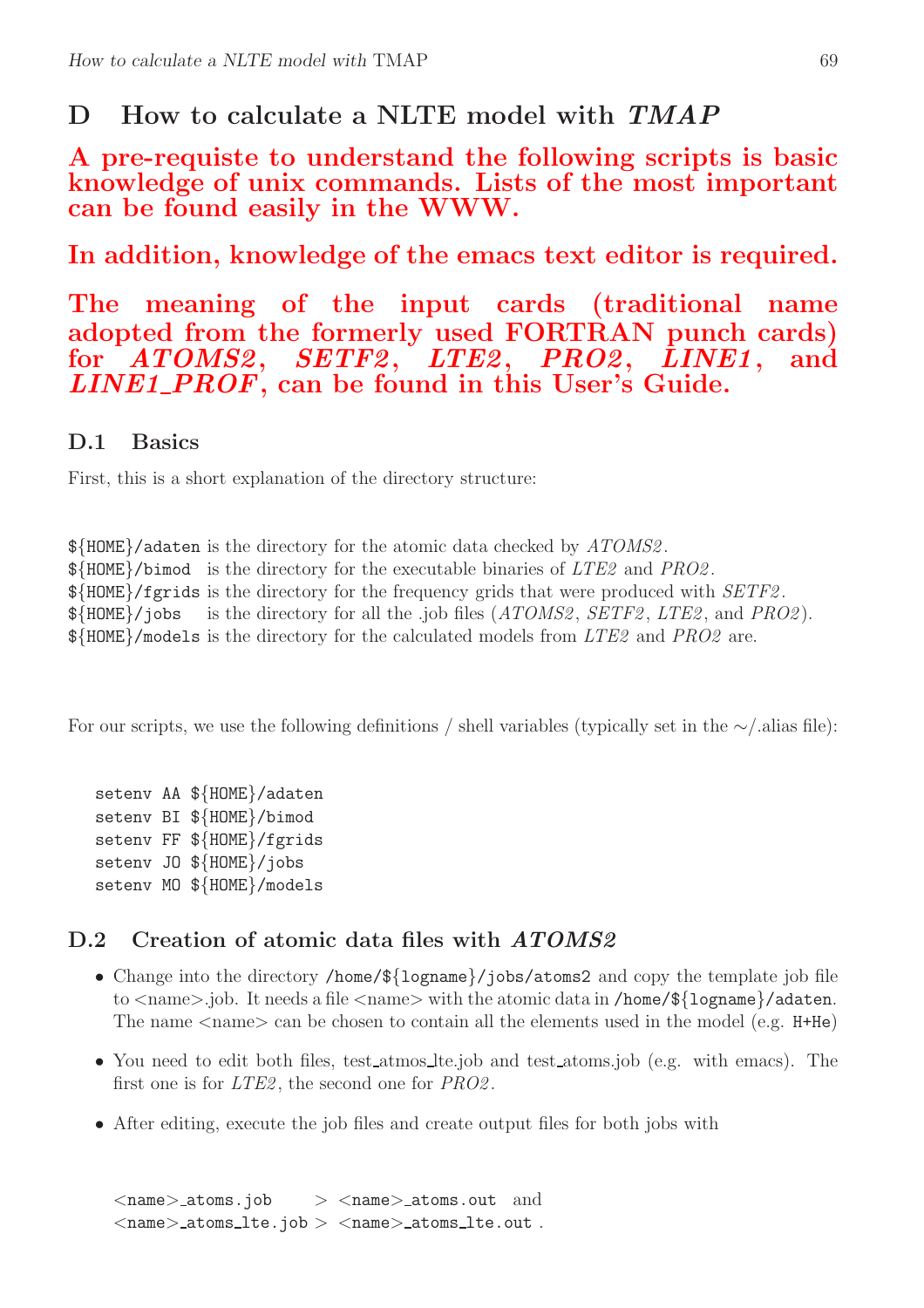# D How to calculate a NLTE model with *TMAP*

**A pre-requiste to understand the following scripts is basic knowledge of unix commands. Lists of the most important can be found easily in the WWW.**

**In addition, knowledge of the emacs text editor is required.**

**The meaning of the input cards (traditional name adopted from the formerly used FORTRAN punch cards) for *ATOMS2*, *SETF2*, *LTE2*, *PRO2*, *LINE1*, and *LINE1_PROF*, can be found in this User's Guide.**

## D.1 Basics

First, this is a short explanation of the directory structure:

`${HOME}/adaten` is the directory for the atomic data checked by *ATOMS2*.
`${HOME}/bimod` is the directory for the executable binaries of *LTE2* and *PRO2*.
`${HOME}/fgrids` is the directory for the frequency grids that were produced with *SETF2*.
`${HOME}/jobs` is the directory for all the .job files (*ATOMS2*, *SETF2*, *LTE2*, and *PRO2*).
`${HOME}/models` is the directory for the calculated models from *LTE2* and *PRO2* are.

For our scripts, we use the following definitions / shell variables (typically set in the ~/.alias file):

```
setenv AA ${HOME}/adaten
setenv BI ${HOME}/bimod
setenv FF ${HOME}/fgrids
setenv JO ${HOME}/jobs
setenv MO ${HOME}/models
```

## D.2 Creation of atomic data files with *ATOMS2*

- Change into the directory `/home/${logname}/jobs/atoms2` and copy the template job file to <name>.job. It needs a file <name> with the atomic data in `/home/${logname}/adaten`. The name <name> can be chosen to contain all the elements used in the model (e.g. `H+He`)
- You need to edit both files, test_atmos_lte.job and test_atoms.job (e.g. with emacs). The first one is for *LTE2*, the second one for *PRO2*.
- After editing, execute the job files and create output files for both jobs with

```
<name>_atoms.job     > <name>_atoms.out  and
<name>_atoms_lte.job > <name>_atoms_lte.out .
```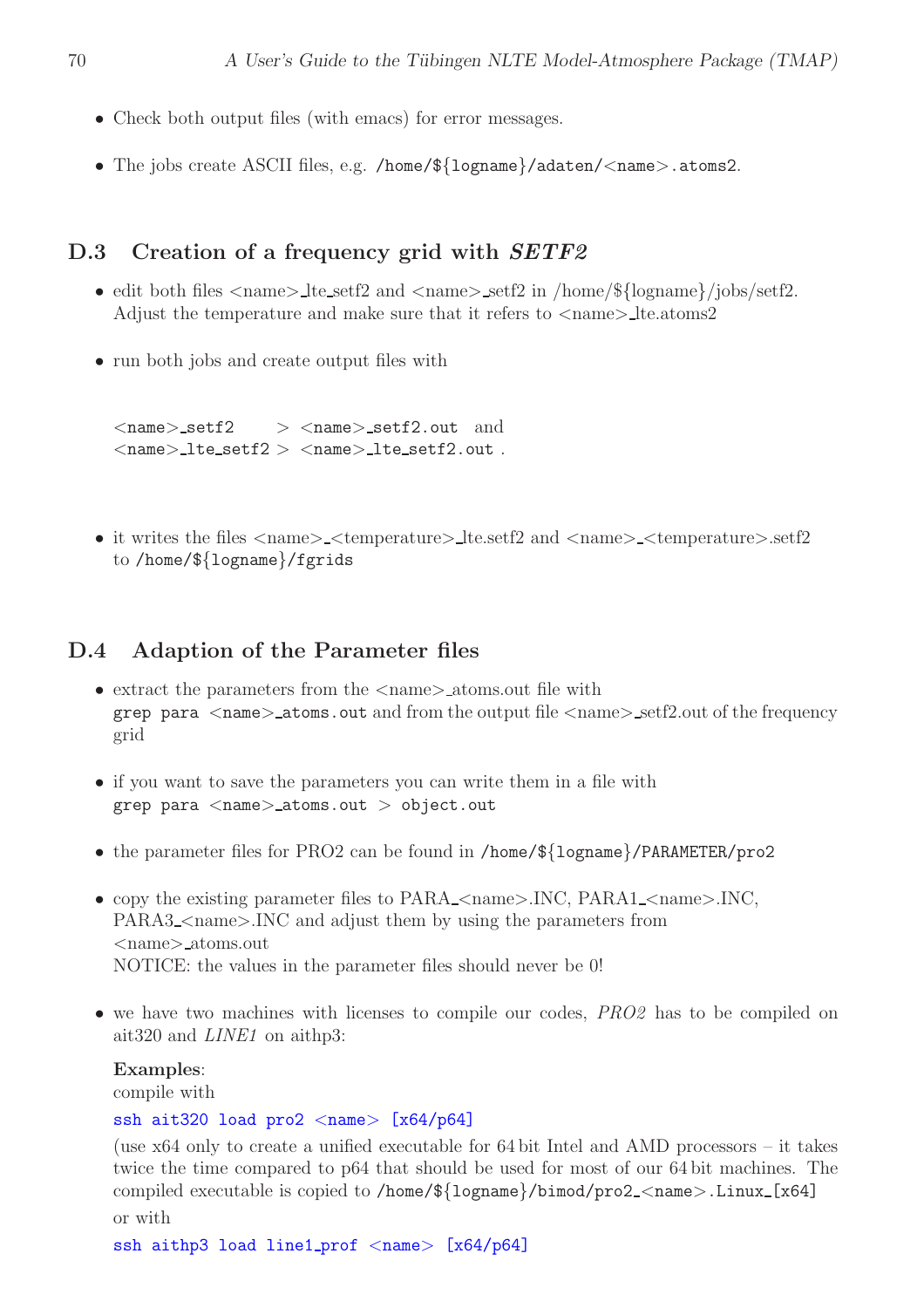- Check both output files (with emacs) for error messages.
- The jobs create ASCII files, e.g. `/home/${logname}/adaten/<name>.atoms2`.

## D.3 Creation of a frequency grid with *SETF2*

- edit both files <name>_lte_setf2 and <name>_setf2 in /home/${logname}/jobs/setf2. Adjust the temperature and make sure that it refers to <name>_lte.atoms2
- run both jobs and create output files with

```
<name>_setf2     > <name>_setf2.out  and
<name>_lte_setf2 > <name>_lte_setf2.out .
```

- it writes the files <name>_<temperature>_lte.setf2 and <name>_<temperature>.setf2 to `/home/${logname}/fgrids`

## D.4 Adaption of the Parameter files

- extract the parameters from the <name>_atoms.out file with `grep para <name>_atoms.out` and from the output file <name>_setf2.out of the frequency grid
- if you want to save the parameters you can write them in a file with `grep para <name>_atoms.out > object.out`
- the parameter files for PRO2 can be found in `/home/${logname}/PARAMETER/pro2`
- copy the existing parameter files to PARA_<name>.INC, PARA1_<name>.INC, PARA3_<name>.INC and adjust them by using the parameters from <name>_atoms.out
  NOTICE: the values in the parameter files should never be 0!
- we have two machines with licenses to compile our codes, *PRO2* has to be compiled on ait320 and *LINE1* on aithp3:

  **Examples**:
  compile with

  ```
  ssh ait320 load pro2 <name> [x64/p64]
  ```

  (use x64 only to create a unified executable for 64 bit Intel and AMD processors – it takes twice the time compared to p64 that should be used for most of our 64 bit machines. The compiled executable is copied to `/home/${logname}/bimod/pro2_<name>.Linux_[x64]`
  or with

  ```
  ssh aithp3 load line1_prof <name> [x64/p64]
  ```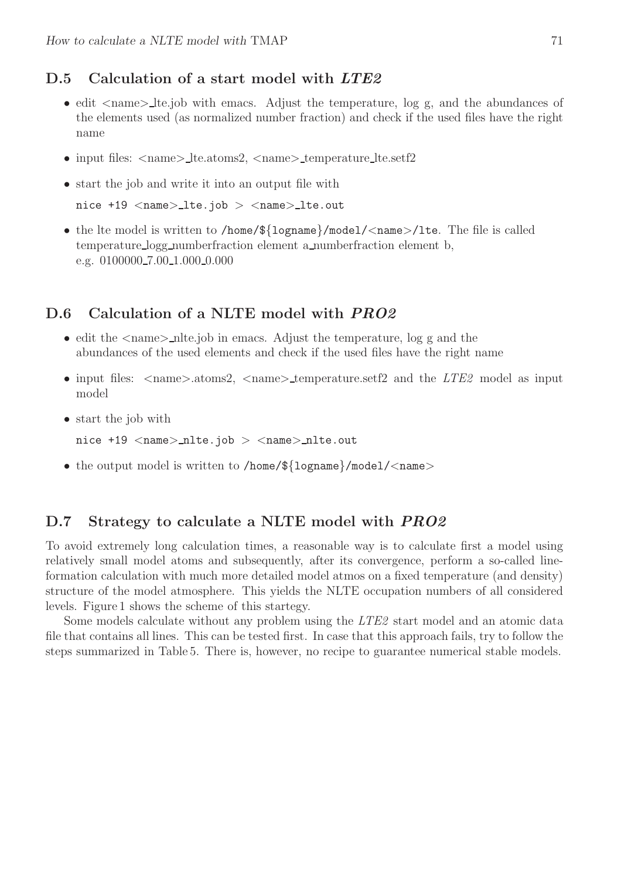## D.5 Calculation of a start model with *LTE2*

- edit <name>_lte.job with emacs. Adjust the temperature, log g, and the abundances of the elements used (as normalized number fraction) and check if the used files have the right name
- input files: <name>_lte.atoms2, <name>_temperature_lte.setf2
- start the job and write it into an output file with

  `nice +19 <name>_lte.job > <name>_lte.out`
- the lte model is written to `/home/${logname}/model/<name>/lte`. The file is called temperature_logg_numberfraction element a_numberfraction element b, e.g. 0100000_7.00_1.000_0.000

## D.6 Calculation of a NLTE model with *PRO2*

- edit the <name>_nlte.job in emacs. Adjust the temperature, log g and the abundances of the used elements and check if the used files have the right name
- input files: <name>.atoms2, <name>_temperature.setf2 and the *LTE2* model as input model
- start the job with

  `nice +19 <name>_nlte.job > <name>_nlte.out`
- the output model is written to `/home/${logname}/model/<name>`

## D.7 Strategy to calculate a NLTE model with *PRO2*

To avoid extremely long calculation times, a reasonable way is to calculate first a model using relatively small model atoms and subsequently, after its convergence, perform a so-called line-formation calculation with much more detailed model atmos on a fixed temperature (and density) structure of the model atmosphere. This yields the NLTE occupation numbers of all considered levels. Figure 1 shows the scheme of this startegy.

Some models calculate without any problem using the *LTE2* start model and an atomic data file that contains all lines. This can be tested first. In case that this approach fails, try to follow the steps summarized in Table 5. There is, however, no recipe to guarantee numerical stable models.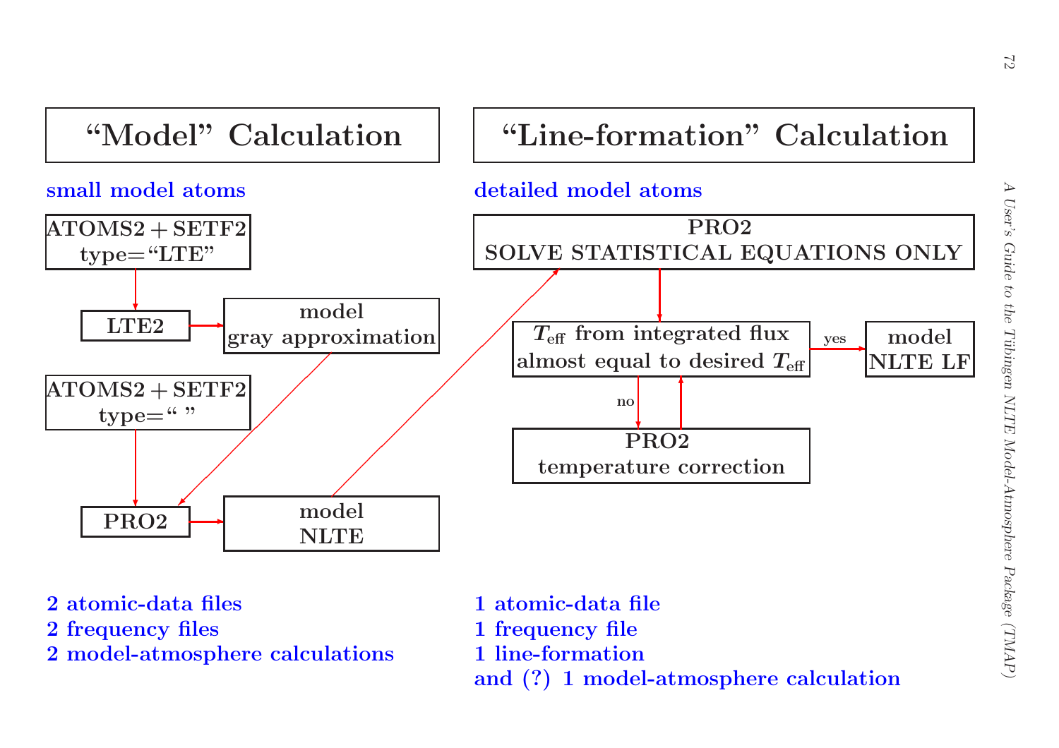## “Model” Calculation

**small model atoms**

**ATOMS2 + SETF2**
**type=“LTE”**

**LTE2** → **model gray approximation**

**ATOMS2 + SETF2**
**type=“ ”**

**PRO2** → **model NLTE**

**2 atomic-data files**
**2 frequency files**
**2 model-atmosphere calculations**

## “Line-formation” Calculation

**detailed model atoms**

**PRO2**
**SOLVE STATISTICAL EQUATIONS ONLY**

**$T_{\rm eff}$ from integrated flux almost equal to desired $T_{\rm eff}$**

yes → **model NLTE LF**

no → **PRO2 temperature correction**

**1 atomic-data file**
**1 frequency file**
**1 line-formation**
**and (?) 1 model-atmosphere calculation**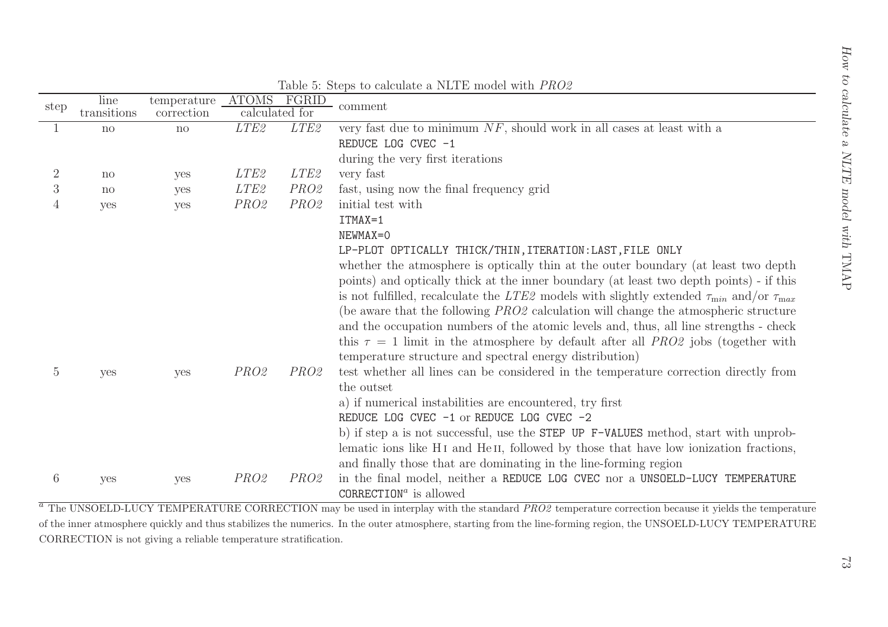Table 5: Steps to calculate a NLTE model with *PRO2*

| step | line transitions | temperature correction | ATOMS | FGRID | comment |
|---|---|---|---|---|---|
| | | | calculated for | | |
| 1 | no | no | *LTE2* | *LTE2* | very fast due to minimum $NF$, should work in all cases at least with a `REDUCE LOG CVEC -1` during the very first iterations |
| 2 | no | yes | *LTE2* | *LTE2* | very fast |
| 3 | no | yes | *LTE2* | *PRO2* | fast, using now the final frequency grid |
| 4 | yes | yes | *PRO2* | *PRO2* | initial test with `ITMAX=1` `NEWMAX=0` `LP-PLOT OPTICALLY THICK/THIN,ITERATION:LAST,FILE ONLY` whether the atmosphere is optically thin at the outer boundary (at least two depth points) and optically thick at the inner boundary (at least two depth points) - if this is not fulfilled, recalculate the *LTE2* models with slightly extended $\tau_{min}$ and/or $\tau_{max}$ (be aware that the following *PRO2* calculation will change the atmospheric structure and the occupation numbers of the atomic levels and, thus, all line strengths - check this $\tau = 1$ limit in the atmosphere by default after all *PRO2* jobs (together with temperature structure and spectral energy distribution) |
| 5 | yes | yes | *PRO2* | *PRO2* | test whether all lines can be considered in the temperature correction directly from the outset<br>a) if numerical instabilities are encountered, try first `REDUCE LOG CVEC -1` or `REDUCE LOG CVEC -2`<br>b) if step a is not successful, use the `STEP UP F-VALUES` method, start with unproblematic ions like H I and He II, followed by those that have low ionization fractions, and finally those that are dominating in the line-forming region |
| 6 | yes | yes | *PRO2* | *PRO2* | in the final model, neither a `REDUCE LOG CVEC` nor a `UNSOELD-LUCY TEMPERATURE CORRECTION`[a] is allowed |

[a] The UNSOELD-LUCY TEMPERATURE CORRECTION may be used in interplay with the standard *PRO2* temperature correction because it yields the temperature of the inner atmosphere quickly and thus stabilizes the numerics. In the outer atmosphere, starting from the line-forming region, the UNSOELD-LUCY TEMPERATURE CORRECTION is not giving a reliable temperature stratification.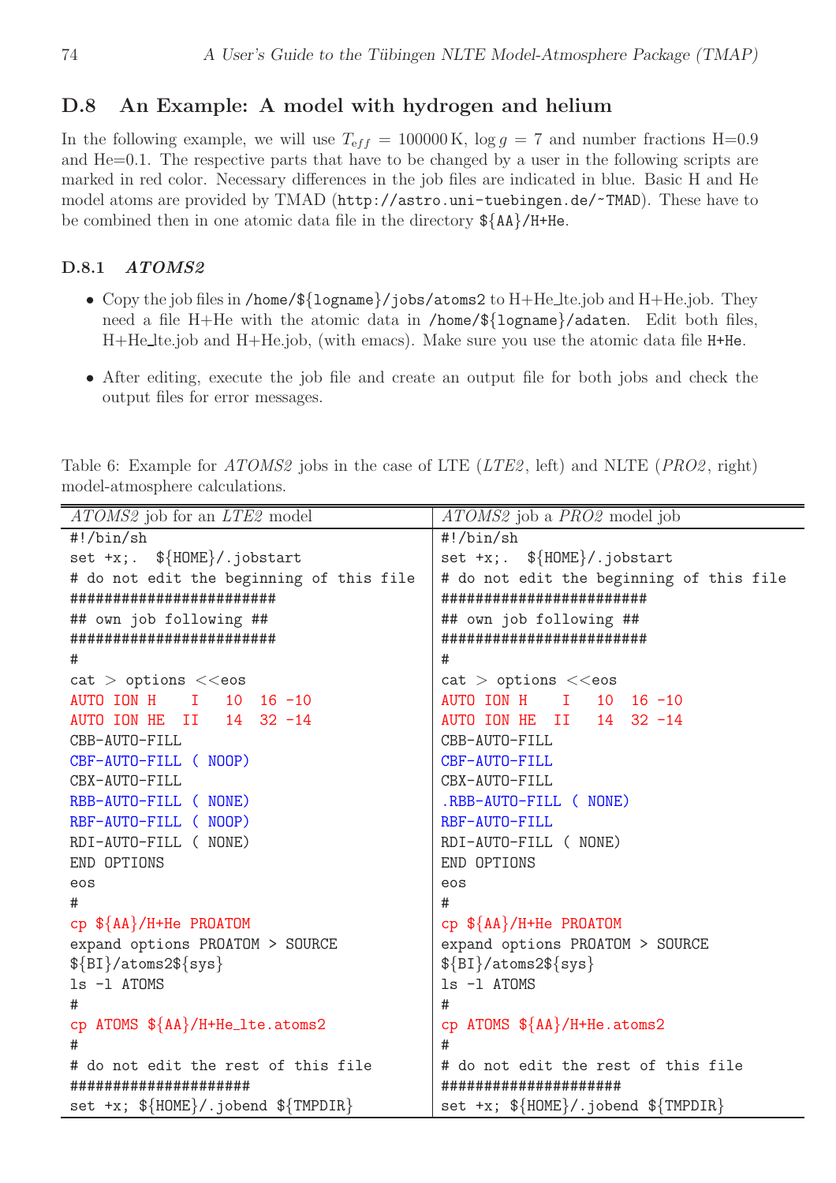## D.8 An Example: A model with hydrogen and helium

In the following example, we will use $T_{eff} = 100000\,\mathrm{K}$, $\log g = 7$ and number fractions H=0.9 and He=0.1. The respective parts that have to be changed by a user in the following scripts are marked in red color. Necessary differences in the job files are indicated in blue. Basic H and He model atoms are provided by TMAD (`http://astro.uni-tuebingen.de/~TMAD`). These have to be combined then in one atomic data file in the directory `${AA}/H+He`.

### D.8.1 *ATOMS2*

- Copy the job files in `/home/${logname}/jobs/atoms2` to H+He_lte.job and H+He.job. They need a file H+He with the atomic data in `/home/${logname}/adaten`. Edit both files, H+He_lte.job and H+He.job, (with emacs). Make sure you use the atomic data file `H+He`.
- After editing, execute the job file and create an output file for both jobs and check the output files for error messages.

Table 6: Example for *ATOMS2* jobs in the case of LTE (*LTE2*, left) and NLTE (*PRO2*, right) model-atmosphere calculations.

| *ATOMS2* job for an *LTE2* model | *ATOMS2* job a *PRO2* model job |
|---|---|
| `#!/bin/sh` | `#!/bin/sh` |
| `set +x;.  ${HOME}/.jobstart` | `set +x;.  ${HOME}/.jobstart` |
| `# do not edit the beginning of this file` | `# do not edit the beginning of this file` |
| `########################` | `########################` |
| `## own job following ##` | `## own job following ##` |
| `########################` | `########################` |
| `#` | `#` |
| `cat > options <<eos` | `cat > options <<eos` |
| `AUTO ION H    I   10  16 -10` | `AUTO ION H    I   10  16 -10` |
| `AUTO ION HE  II   14  32 -14` | `AUTO ION HE  II   14  32 -14` |
| `CBB-AUTO-FILL` | `CBB-AUTO-FILL` |
| `CBF-AUTO-FILL ( NOOP)` | `CBF-AUTO-FILL` |
| `CBX-AUTO-FILL` | `CBX-AUTO-FILL` |
| `RBB-AUTO-FILL ( NONE)` | `.RBB-AUTO-FILL ( NONE)` |
| `RBF-AUTO-FILL ( NOOP)` | `RBF-AUTO-FILL` |
| `RDI-AUTO-FILL ( NONE)` | `RDI-AUTO-FILL ( NONE)` |
| `END OPTIONS` | `END OPTIONS` |
| `eos` | `eos` |
| `#` | `#` |
| `cp ${AA}/H+He PROATOM` | `cp ${AA}/H+He PROATOM` |
| `expand options PROATOM > SOURCE` | `expand options PROATOM > SOURCE` |
| `${BI}/atoms2${sys}` | `${BI}/atoms2${sys}` |
| `ls -l ATOMS` | `ls -l ATOMS` |
| `#` | `#` |
| `cp ATOMS ${AA}/H+He_lte.atoms2` | `cp ATOMS ${AA}/H+He.atoms2` |
| `#` | `#` |
| `# do not edit the rest of this file` | `# do not edit the rest of this file` |
| `#####################` | `#####################` |
| `set +x; ${HOME}/.jobend ${TMPDIR}` | `set +x; ${HOME}/.jobend ${TMPDIR}` |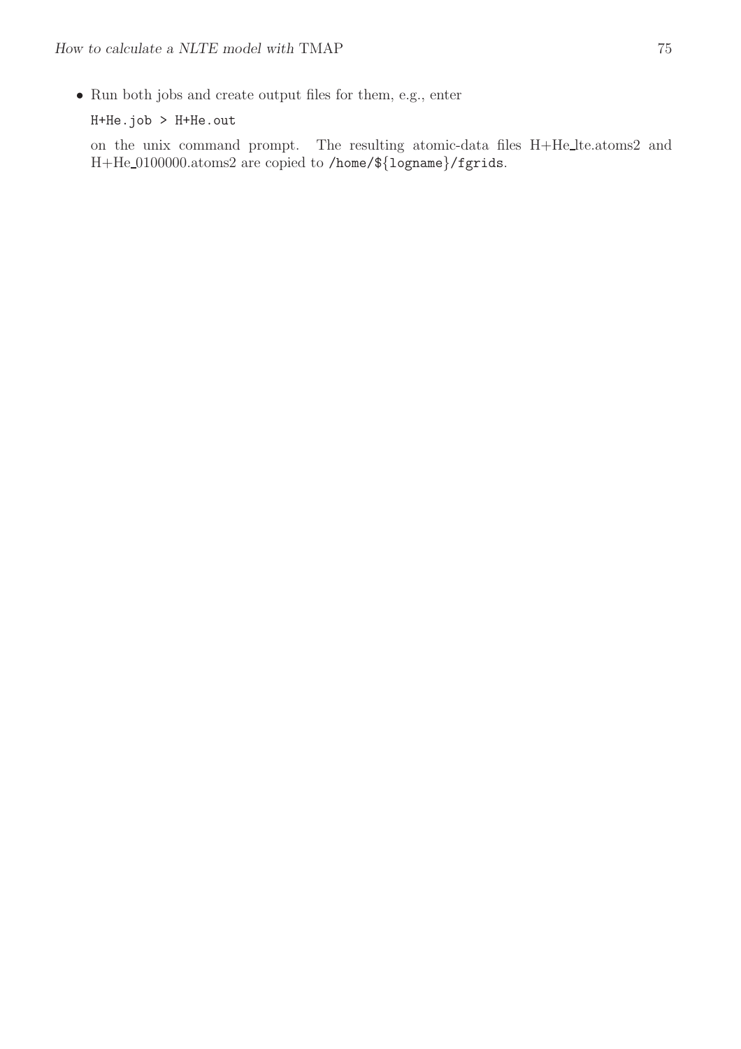- Run both jobs and create output files for them, e.g., enter

  `H+He.job > H+He.out`

  on the unix command prompt. The resulting atomic-data files H+He_lte.atoms2 and H+He_0100000.atoms2 are copied to `/home/${logname}/fgrids`.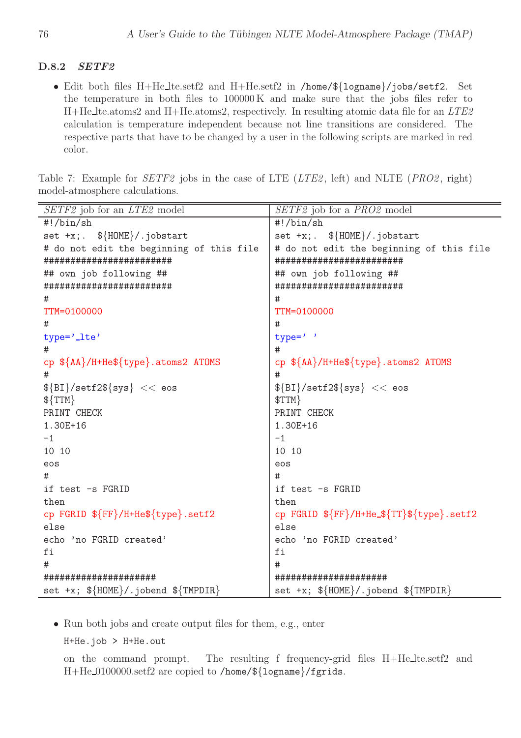### D.8.2 *SETF2*

- Edit both files H+He_lte.setf2 and H+He.setf2 in `/home/${logname}/jobs/setf2`. Set the temperature in both files to 100000 K and make sure that the jobs files refer to H+He_lte.atoms2 and H+He.atoms2, respectively. In resulting atomic data file for an *LTE2* calculation is temperature independent because not line transitions are considered. The respective parts that have to be changed by a user in the following scripts are marked in red color.

Table 7: Example for *SETF2* jobs in the case of LTE (*LTE2*, left) and NLTE (*PRO2*, right) model-atmosphere calculations.

| *SETF2* job for an *LTE2* model | *SETF2* job for a *PRO2* model |
|---|---|
| `#!/bin/sh` | `#!/bin/sh` |
| `set +x;.  ${HOME}/.jobstart` | `set +x;.  ${HOME}/.jobstart` |
| `# do not edit the beginning of this file` | `# do not edit the beginning of this file` |
| `########################` | `########################` |
| `## own job following ##` | `## own job following ##` |
| `########################` | `########################` |
| `#` | `#` |
| `TTM=0100000` | `TTM=0100000` |
| `#` | `#` |
| `type='_lte'` | `type=' '` |
| `#` | `#` |
| `cp ${AA}/H+He${type}.atoms2 ATOMS` | `cp ${AA}/H+He${type}.atoms2 ATOMS` |
| `#` | `#` |
| `${BI}/setf2${sys} << eos` | `${BI}/setf2${sys} << eos` |
| `${TTM}` | `$TTM}` |
| `PRINT CHECK` | `PRINT CHECK` |
| `1.30E+16` | `1.30E+16` |
| `-1` | `-1` |
| `10 10` | `10 10` |
| `eos` | `eos` |
| `#` | `#` |
| `if test -s FGRID` | `if test -s FGRID` |
| `then` | `then` |
| `cp FGRID ${FF}/H+He${type}.setf2` | `cp FGRID ${FF}/H+He_${TT}${type}.setf2` |
| `else` | `else` |
| `echo 'no FGRID created'` | `echo 'no FGRID created'` |
| `fi` | `fi` |
| `#` | `#` |
| `#####################` | `#####################` |
| `set +x; ${HOME}/.jobend ${TMPDIR}` | `set +x; ${HOME}/.jobend ${TMPDIR}` |

- Run both jobs and create output files for them, e.g., enter

  `H+He.job > H+He.out`

  on the command prompt. The resulting f frequency-grid files H+He_lte.setf2 and H+He_0100000.setf2 are copied to `/home/${logname}/fgrids`.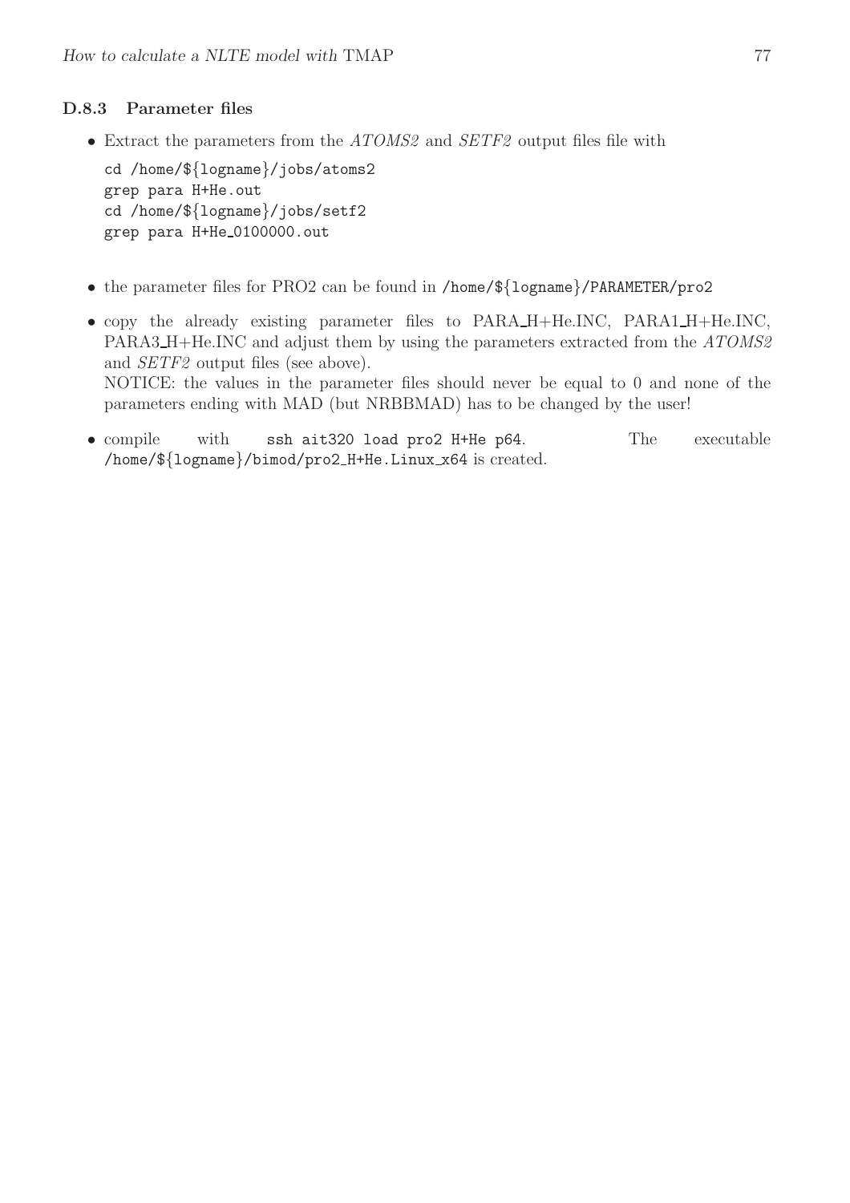### D.8.3 Parameter files

- Extract the parameters from the *ATOMS2* and *SETF2* output files file with

```
cd /home/${logname}/jobs/atoms2
grep para H+He.out
cd /home/${logname}/jobs/setf2
grep para H+He_0100000.out
```

- the parameter files for PRO2 can be found in `/home/${logname}/PARAMETER/pro2`
- copy the already existing parameter files to PARA_H+He.INC, PARA1_H+He.INC, PARA3_H+He.INC and adjust them by using the parameters extracted from the *ATOMS2* and *SETF2* output files (see above).
  NOTICE: the values in the parameter files should never be equal to 0 and none of the parameters ending with MAD (but NRBBMAD) has to be changed by the user!
- compile with `ssh ait320 load pro2 H+He p64`. The executable `/home/${logname}/bimod/pro2_H+He.Linux_x64` is created.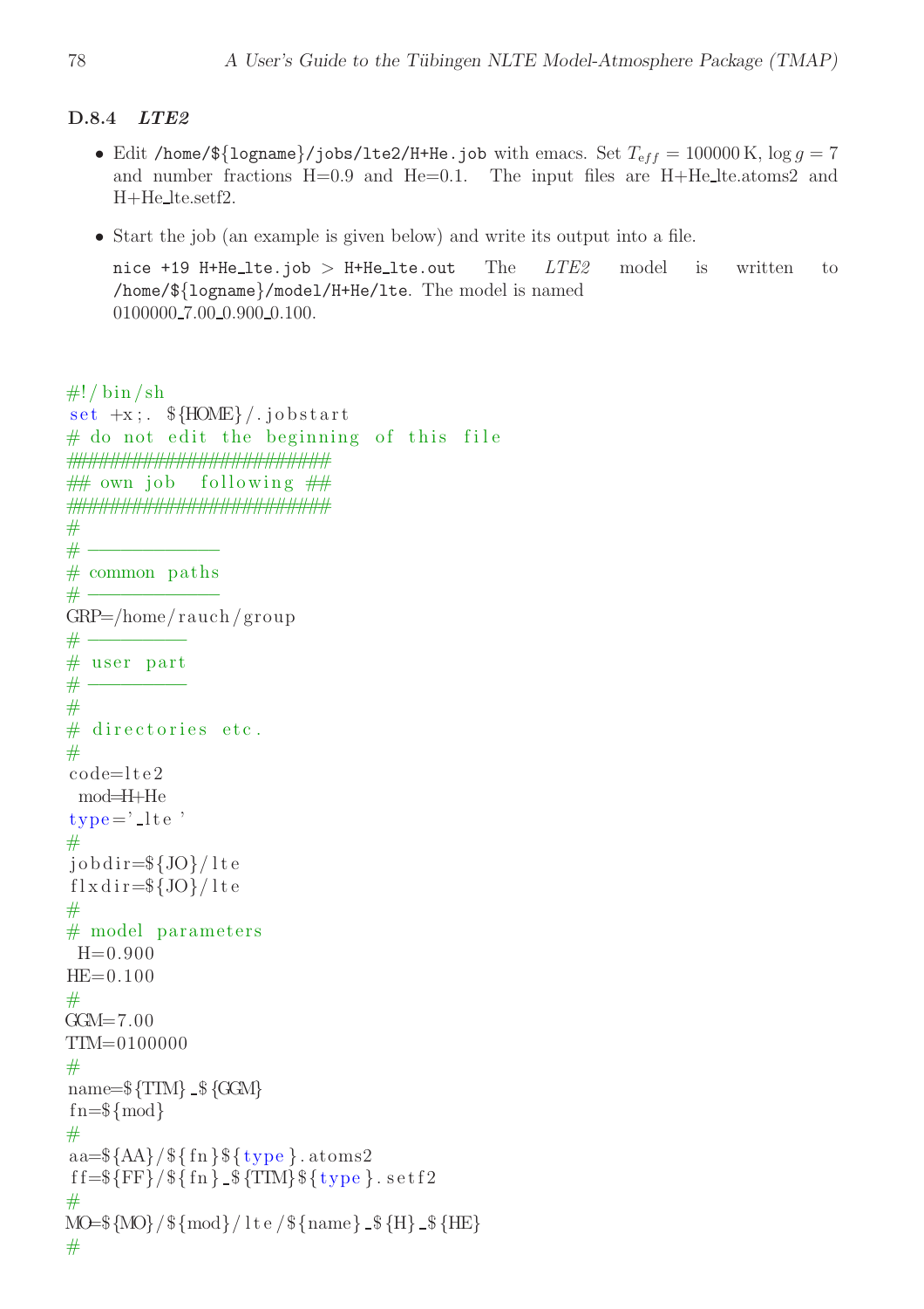### D.8.4 *LTE2*

- Edit `/home/${logname}/jobs/lte2/H+He.job` with emacs. Set $T_{eff} = 100000$ K, $\log g = 7$ and number fractions H=0.9 and He=0.1. The input files are H+He_lte.atoms2 and H+He_lte.setf2.

- Start the job (an example is given below) and write its output into a file.

  `nice +19 H+He_lte.job > H+He_lte.out` The *LTE2* model is written to `/home/${logname}/model/H+He/lte`. The model is named 0100000_7.00_0.900_0.100.

```
#!/bin/sh
set +x;. ${HOME}/.jobstart
# do not edit the beginning of this file
########################
## own job  following ##
########################
#
# ------------
# common paths
# ------------
GRP=/home/rauch/group
# ---------
# user part
# ---------
#
# directories etc.
#
code=lte2
 mod=H+He
type='_lte'
#
jobdir=${JO}/lte
flxdir=${JO}/lte
#
# model parameters
 H=0.900
HE=0.100
#
GGM=7.00
TTM=0100000
#
name=${TTM}_${GGM}
fn=${mod}
#
aa=${AA}/${fn}${type}.atoms2
ff=${FF}/${fn}_${TTM}${type}.setf2
#
MO=${MO}/${mod}/lte/${name}_${H}_${HE}
#
```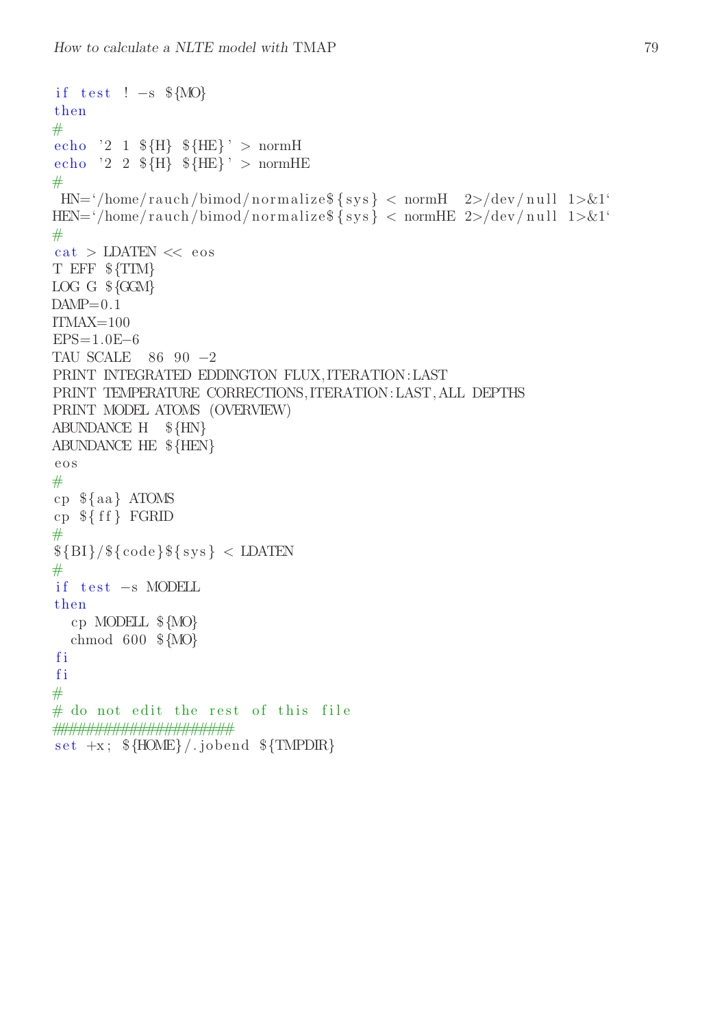```
if test ! -s ${MO}
then
#
echo '2 1 ${H} ${HE}' > normH
echo '2 2 ${H} ${HE}' > normHE
#
 HN=`/home/rauch/bimod/normalize${sys} < normH  2>/dev/null 1>&1`
HEN=`/home/rauch/bimod/normalize${sys} < normHE 2>/dev/null 1>&1`
#
cat > LDATEN << eos
T EFF ${TTM}
LOG G ${GGM}
DAMP=0.1
ITMAX=100
EPS=1.0E-6
TAU SCALE  86 90 -2
PRINT INTEGRATED EDDINGTON FLUX,ITERATION:LAST
PRINT TEMPERATURE CORRECTIONS,ITERATION:LAST,ALL DEPTHS
PRINT MODEL ATOMS (OVERVIEW)
ABUNDANCE H  ${HN}
ABUNDANCE HE ${HEN}
eos
#
cp ${aa} ATOMS
cp ${ff} FGRID
#
${BI}/${code}${sys} < LDATEN
#
if test -s MODELL
then
  cp MODELL ${MO}
  chmod 600 ${MO}
fi
fi
#
# do not edit the rest of this file
####################
set +x; ${HOME}/.jobend ${TMPDIR}
```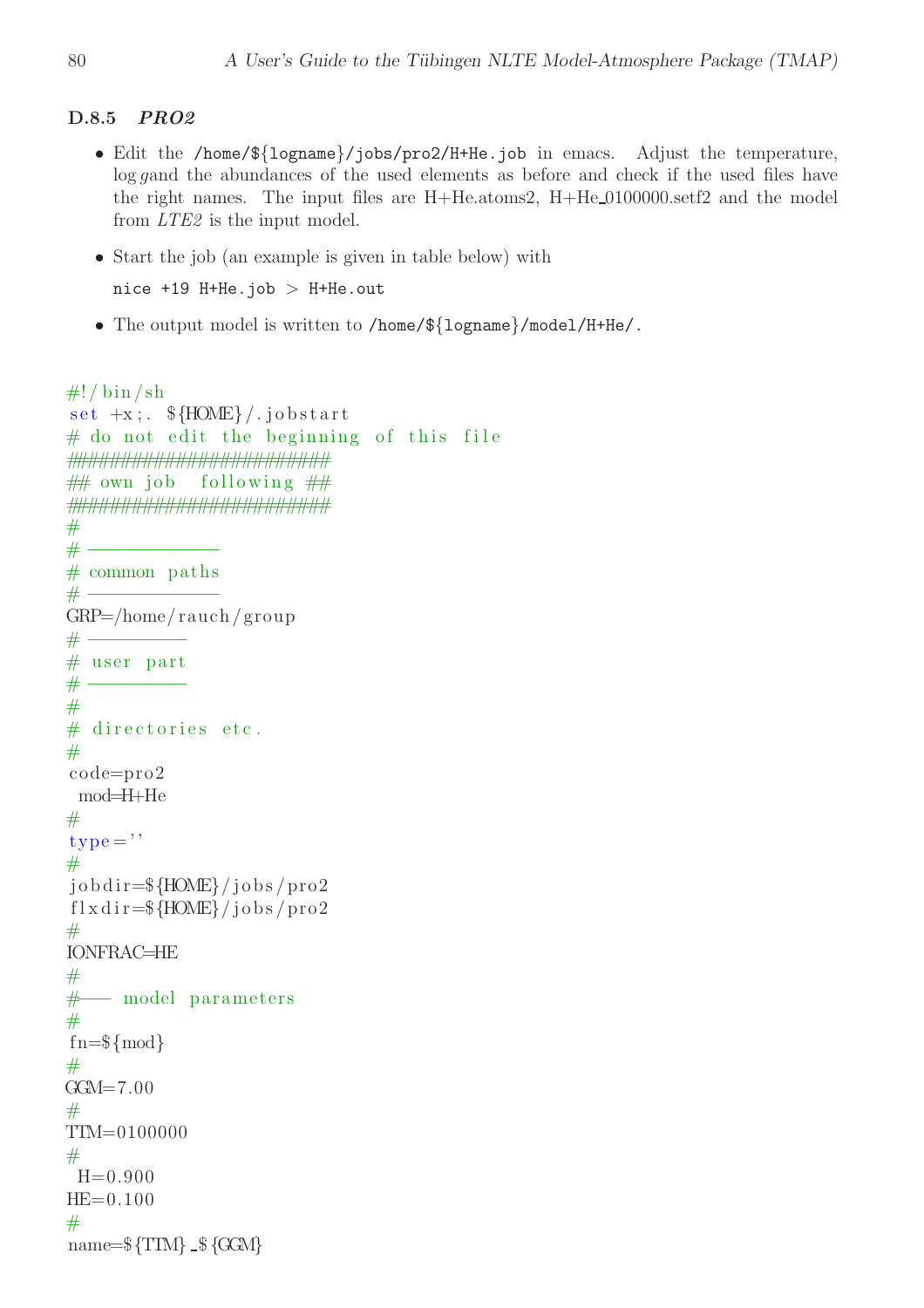### D.8.5 *PRO2*

- Edit the `/home/${logname}/jobs/pro2/H+He.job` in emacs. Adjust the temperature, log *g*and the abundances of the used elements as before and check if the used files have the right names. The input files are H+He.atoms2, H+He_0100000.setf2 and the model from *LTE2* is the input model.
- Start the job (an example is given in table below) with

  `nice +19 H+He.job > H+He.out`
- The output model is written to `/home/${logname}/model/H+He/`.

```
#!/bin/sh
set +x;. ${HOME}/.jobstart
# do not edit the beginning of this file
########################
## own job   following ##
########################
#
# -------------
# common paths
# -------------
GRP=/home/rauch/group
# ----------
# user part
# ----------
#
# directories etc.
#
code=pro2
 mod=H+He
#
type=''
#
jobdir=${HOME}/jobs/pro2
flxdir=${HOME}/jobs/pro2
#
IONFRAC=HE
#
#--- model parameters
#
fn=${mod}
#
GGM=7.00
#
TTM=0100000
#
 H=0.900
HE=0.100
#
name=${TTM}_${GGM}
```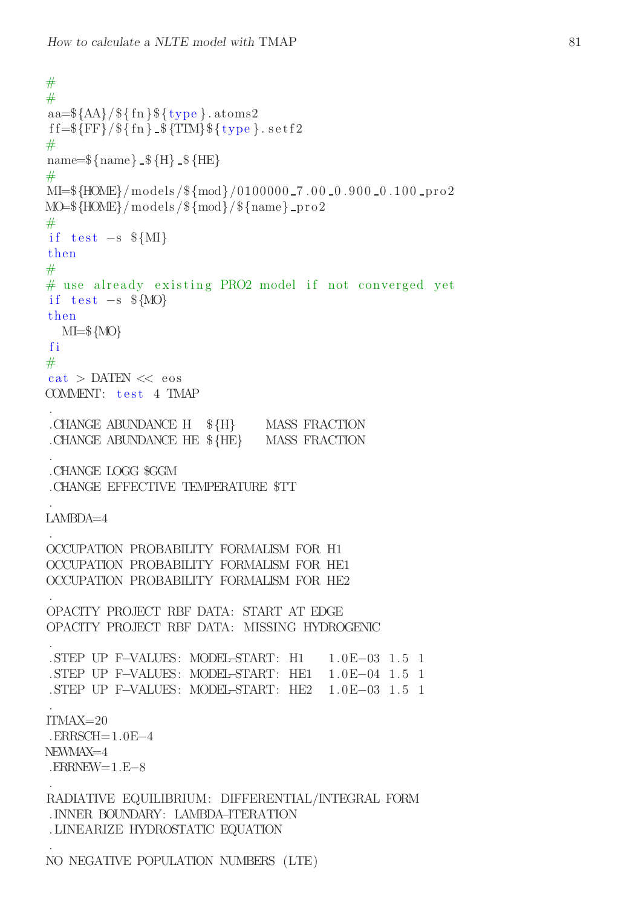```
#
#
aa=${AA}/${fn}${type}.atoms2
ff=${FF}/${fn}_${TIM}${type}.setf2
#
name=${name}_${H}_${HE}
#
MI=${HOME}/models/${mod}/0100000_7.00_0.900_0.100_pro2
MO=${HOME}/models/${mod}/${name}_pro2
#
if test -s ${MI}
then
#
# use already existing PRO2 model if not converged yet
if test -s ${MO}
then
   MI=${MO}
fi
#
cat > DATEN << eos
COMMENT: test 4 TMAP
.
.CHANGE ABUNDANCE H   ${H}     MASS FRACTION
.CHANGE ABUNDANCE HE ${HE}     MASS FRACTION
.
.CHANGE LOGG $GGM
.CHANGE EFFECTIVE TEMPERATURE $TT
.
LAMBDA=4
.
OCCUPATION PROBABILITY FORMALISM FOR H1
OCCUPATION PROBABILITY FORMALISM FOR HE1
OCCUPATION PROBABILITY FORMALISM FOR HE2
.
OPACITY PROJECT RBF DATA: START AT EDGE
OPACITY PROJECT RBF DATA: MISSING HYDROGENIC
.
.STEP UP F-VALUES: MODEL-START: H1    1.0E-03 1.5 1
.STEP UP F-VALUES: MODEL-START: HE1   1.0E-04 1.5 1
.STEP UP F-VALUES: MODEL-START: HE2   1.0E-03 1.5 1
.
ITMAX=20
.ERRSCH=1.0E-4
NEWMAX=4
.ERRNEW=1.E-8
.
RADIATIVE EQUILIBRIUM: DIFFERENTIAL/INTEGRAL FORM
.INNER BOUNDARY: LAMBDA-ITERATION
.LINEARIZE HYDROSTATIC EQUATION
.
NO NEGATIVE POPULATION NUMBERS (LTE)
```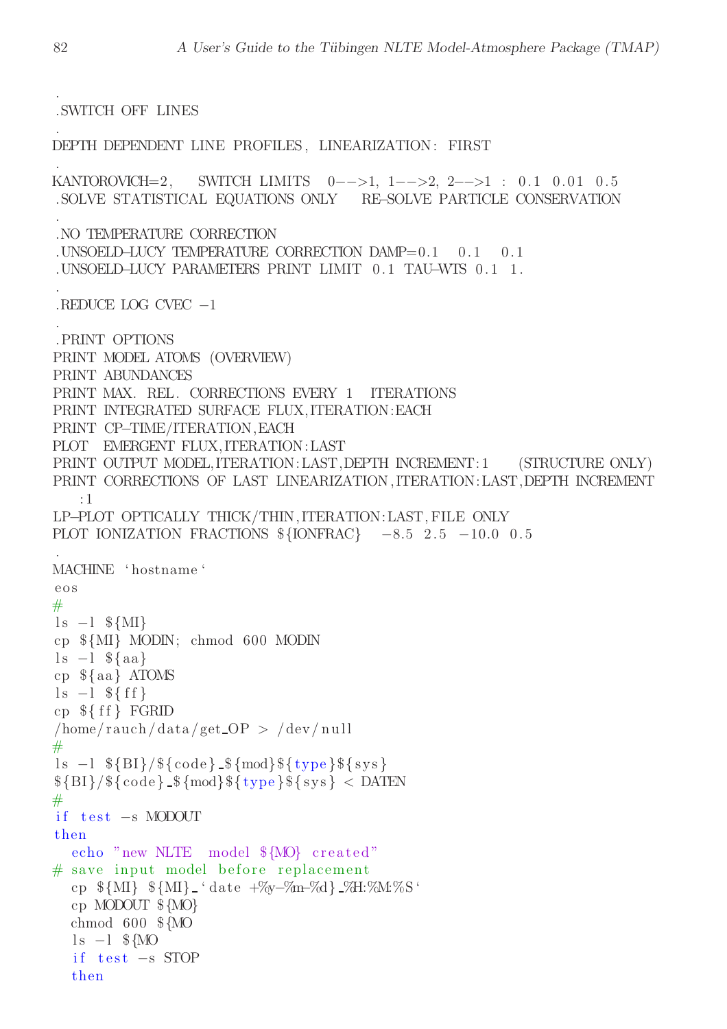```
 .
 .SWITCH OFF LINES
 .
DEPTH DEPENDENT LINE PROFILES, LINEARIZATION: FIRST
 .
KANTOROVICH=2,    SWITCH LIMITS   0-->1, 1-->2, 2-->1 :  0.1  0.01  0.5
 .SOLVE STATISTICAL EQUATIONS ONLY    RE-SOLVE PARTICLE CONSERVATION
 .
 .NO TEMPERATURE CORRECTION
 .UNSOELD-LUCY TEMPERATURE CORRECTION DAMP=0.1   0.1   0.1
 .UNSOELD-LUCY PARAMETERS PRINT LIMIT  0.1  TAU-WTS 0.1  1.
 .
 .REDUCE LOG CVEC -1
 .
 .PRINT OPTIONS
PRINT MODEL ATOMS (OVERVIEW)
PRINT ABUNDANCES
PRINT MAX. REL. CORRECTIONS EVERY 1   ITERATIONS
PRINT INTEGRATED SURFACE FLUX,ITERATION:EACH
PRINT CP-TIME/ITERATION,EACH
PLOT  EMERGENT FLUX,ITERATION:LAST
PRINT OUTPUT MODEL,ITERATION:LAST,DEPTH INCREMENT:1     (STRUCTURE ONLY)
PRINT CORRECTIONS OF LAST LINEARIZATION,ITERATION:LAST,DEPTH INCREMENT
    :1
LP-PLOT OPTICALLY THICK/THIN,ITERATION:LAST,FILE ONLY
PLOT IONIZATION FRACTIONS ${IONFRAC}   -8.5  2.5  -10.0  0.5
 .
MACHINE `hostname`
eos
#
ls -l ${MI}
cp ${MI} MODIN; chmod 600 MODIN
ls -l ${aa}
cp ${aa} ATOMS
ls -l ${ff}
cp ${ff} FGRID
/home/rauch/data/get_OP > /dev/null
#
ls -l ${BI}/${code}_${mod}${type}${sys}
${BI}/${code}_${mod}${type}${sys} < DATEN
#
if test -s MODOUT
then
   echo "new NLTE  model ${MO} created"
# save input model before replacement
   cp ${MI} ${MI}_`date +%y-%m-%d}_%H:%M:%S`
   cp MODOUT ${MO}
   chmod 600 ${MO
   ls -l ${MO
   if test -s STOP
   then
```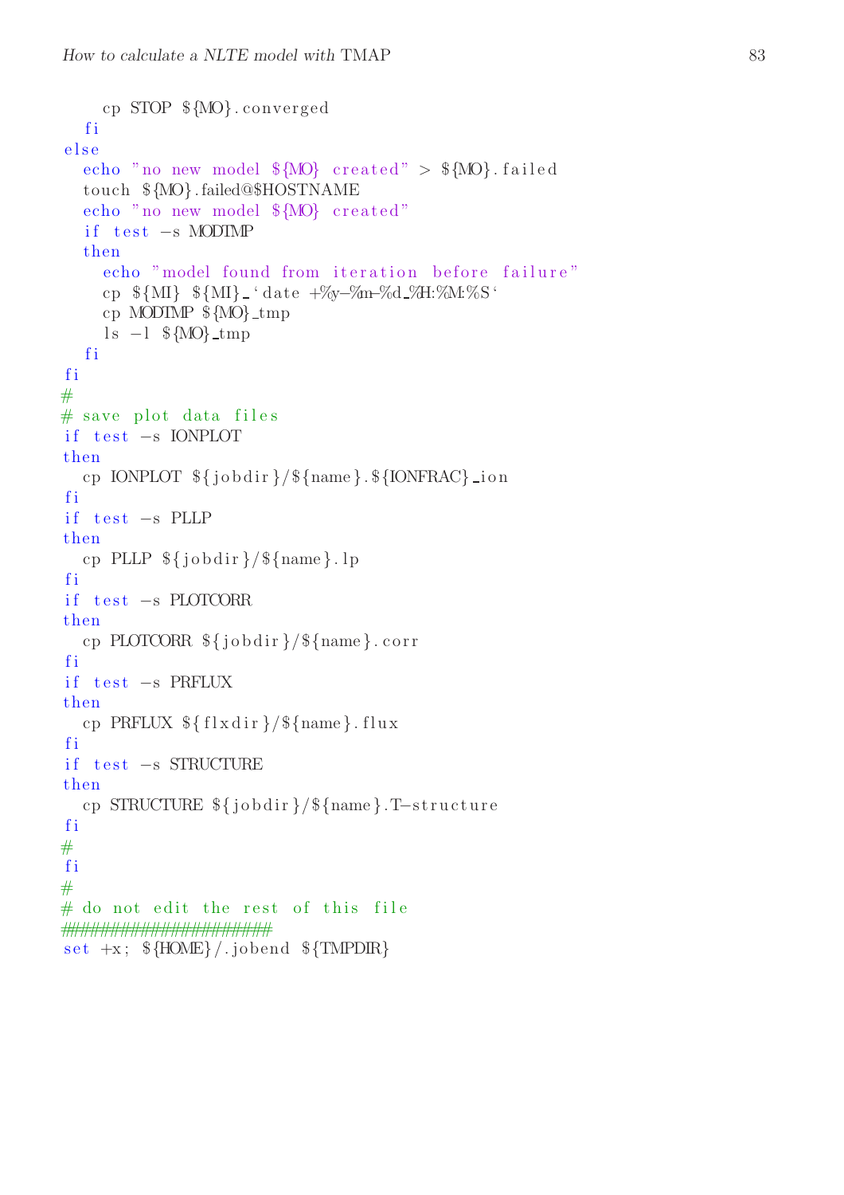```
    cp STOP ${MO}.converged
  fi
else
  echo "no new model ${MO} created" > ${MO}.failed
  touch ${MO}.failed@$HOSTNAME
  echo "no new model ${MO} created"
  if test -s MODTMP
  then
    echo "model found from iteration before failure"
    cp ${MI} ${MI}_`date +%y-%m-%d_%H:%M:%S`
    cp MODTMP ${MO}_tmp
    ls -l ${MO}_tmp
  fi
fi
#
# save plot data files
if test -s IONPLOT
then
  cp IONPLOT ${jobdir}/${name}.${IONFRAC}_ion
fi
if test -s PLLP
then
  cp PLLP ${jobdir}/${name}.lp
fi
if test -s PLOTCORR
then
  cp PLOTCORR ${jobdir}/${name}.corr
fi
if test -s PRFLUX
then
  cp PRFLUX ${flxdir}/${name}.flux
fi
if test -s STRUCTURE
then
  cp STRUCTURE ${jobdir}/${name}.T-structure
fi
#
fi
#
# do not edit the rest of this file
####################
set +x; ${HOME}/.jobend ${TMPDIR}
```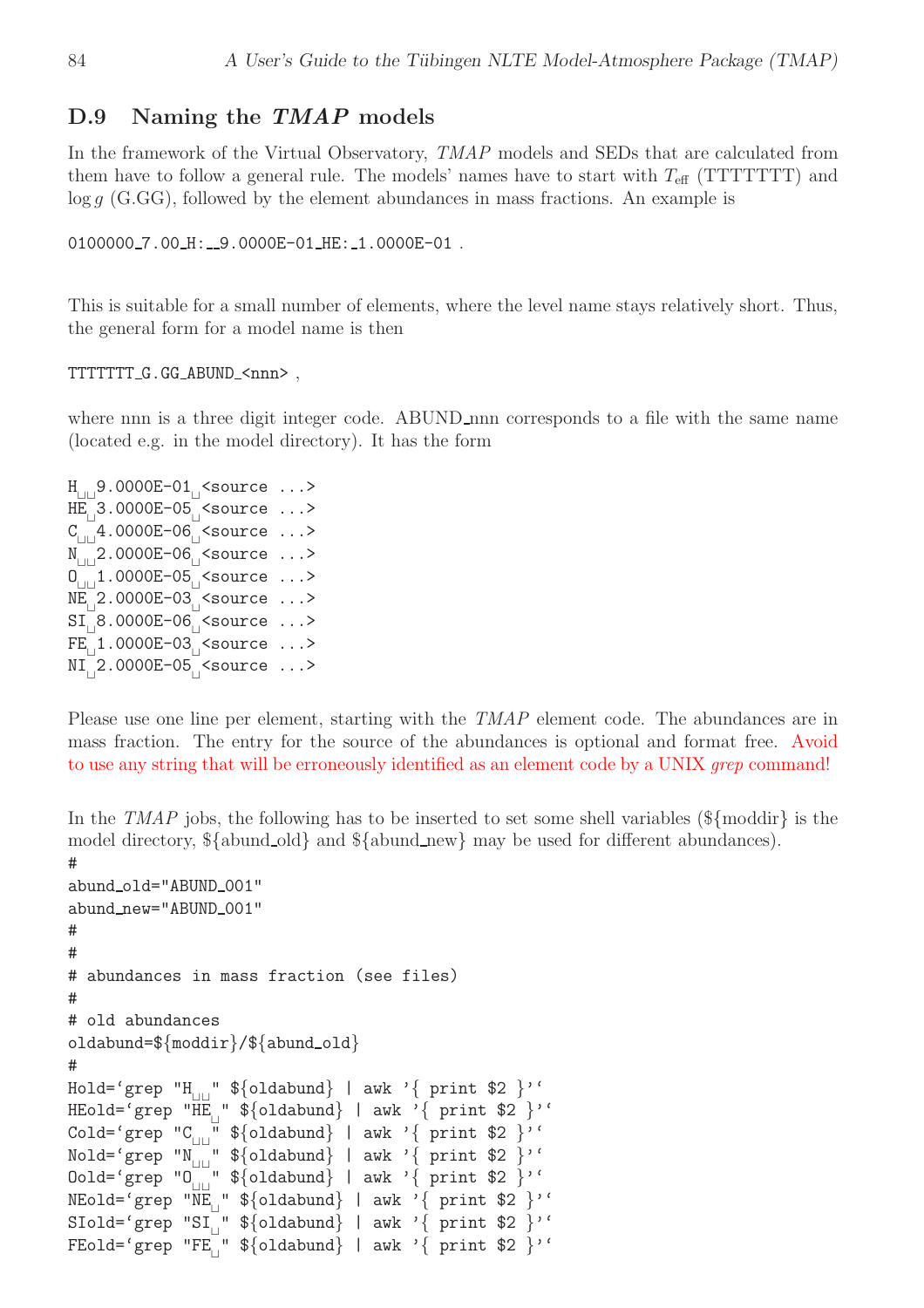## D.9 Naming the *TMAP* models

In the framework of the Virtual Observatory, *TMAP* models and SEDs that are calculated from them have to follow a general rule. The models' names have to start with $T_{\rm eff}$ (TTTTTTT) and $\log g$ (G.GG), followed by the element abundances in mass fractions. An example is

```
0100000_7.00_H:__9.0000E-01_HE:_1.0000E-01 .
```

This is suitable for a small number of elements, where the level name stays relatively short. Thus, the general form for a model name is then

```
TTTTTTT_G.GG_ABUND_<nnn> ,
```

where nnn is a three digit integer code. ABUND_nnn corresponds to a file with the same name (located e.g. in the model directory). It has the form

```
H  9.0000E-01 <source ...>
HE 3.0000E-05 <source ...>
C  4.0000E-06 <source ...>
N  2.0000E-06 <source ...>
O  1.0000E-05 <source ...>
NE 2.0000E-03 <source ...>
SI 8.0000E-06 <source ...>
FE 1.0000E-03 <source ...>
NI 2.0000E-05 <source ...>
```

Please use one line per element, starting with the *TMAP* element code. The abundances are in mass fraction. The entry for the source of the abundances is optional and format free. Avoid to use any string that will be erroneously identified as an element code by a UNIX *grep* command!

In the *TMAP* jobs, the following has to be inserted to set some shell variables (${moddir} is the model directory, ${abund_old} and ${abund_new} may be used for different abundances).

```
#
abund_old="ABUND_001"
abund_new="ABUND_001"
#
#
# abundances in mass fraction (see files)
#
# old abundances
oldabund=${moddir}/${abund_old}
#
Hold=`grep "H  " ${oldabund} | awk '{ print $2 }'`
HEold=`grep "HE " ${oldabund} | awk '{ print $2 }'`
Cold=`grep "C  " ${oldabund} | awk '{ print $2 }'`
Nold=`grep "N  " ${oldabund} | awk '{ print $2 }'`
Oold=`grep "O  " ${oldabund} | awk '{ print $2 }'`
NEold=`grep "NE " ${oldabund} | awk '{ print $2 }'`
SIold=`grep "SI " ${oldabund} | awk '{ print $2 }'`
FEold=`grep "FE " ${oldabund} | awk '{ print $2 }'`
```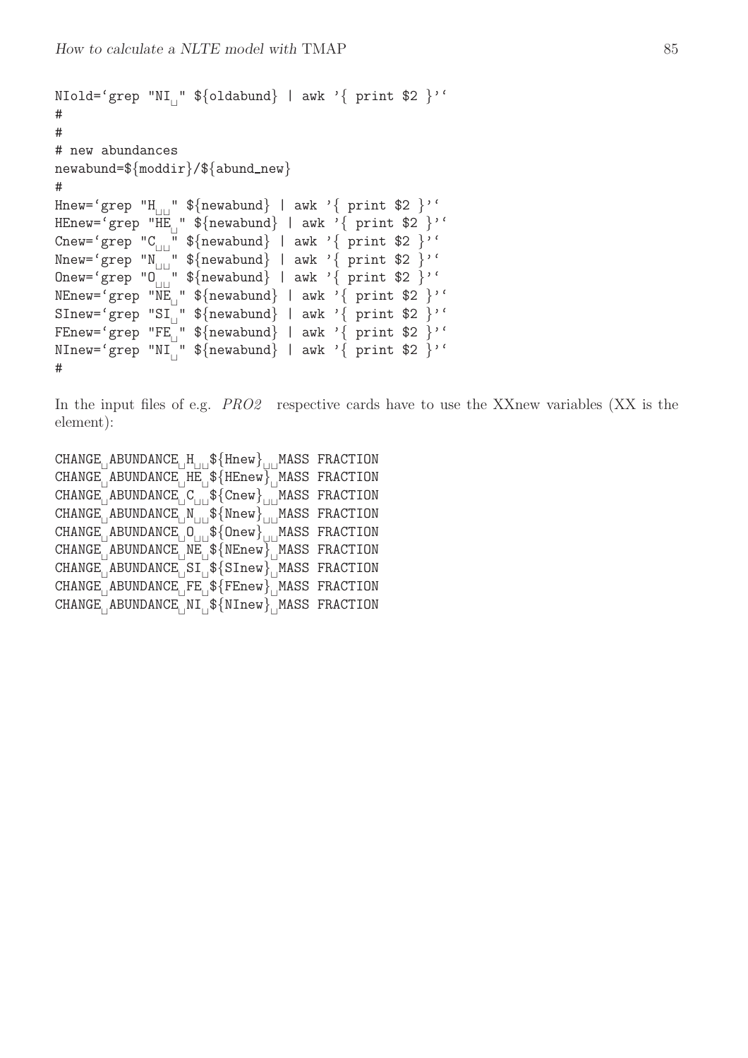```
NIold=`grep "NI " ${oldabund} | awk '{ print $2 }'`
#
#
# new abundances
newabund=${moddir}/${abund_new}
#
Hnew=`grep "H  " ${newabund} | awk '{ print $2 }'`
HEnew=`grep "HE " ${newabund} | awk '{ print $2 }'`
Cnew=`grep "C  " ${newabund} | awk '{ print $2 }'`
Nnew=`grep "N  " ${newabund} | awk '{ print $2 }'`
Onew=`grep "O  " ${newabund} | awk '{ print $2 }'`
NEnew=`grep "NE " ${newabund} | awk '{ print $2 }'`
SInew=`grep "SI " ${newabund} | awk '{ print $2 }'`
FEnew=`grep "FE " ${newabund} | awk '{ print $2 }'`
NInew=`grep "NI " ${newabund} | awk '{ print $2 }'`
#
```

In the input files of e.g. *PRO2* respective cards have to use the XXnew variables (XX is the element):

```
CHANGE ABUNDANCE H  ${Hnew}  MASS FRACTION
CHANGE ABUNDANCE HE ${HEnew} MASS FRACTION
CHANGE ABUNDANCE C  ${Cnew}  MASS FRACTION
CHANGE ABUNDANCE N  ${Nnew}  MASS FRACTION
CHANGE ABUNDANCE O  ${Onew}  MASS FRACTION
CHANGE ABUNDANCE NE ${NEnew} MASS FRACTION
CHANGE ABUNDANCE SI ${SInew} MASS FRACTION
CHANGE ABUNDANCE FE ${FEnew} MASS FRACTION
CHANGE ABUNDANCE NI ${NInew} MASS FRACTION
```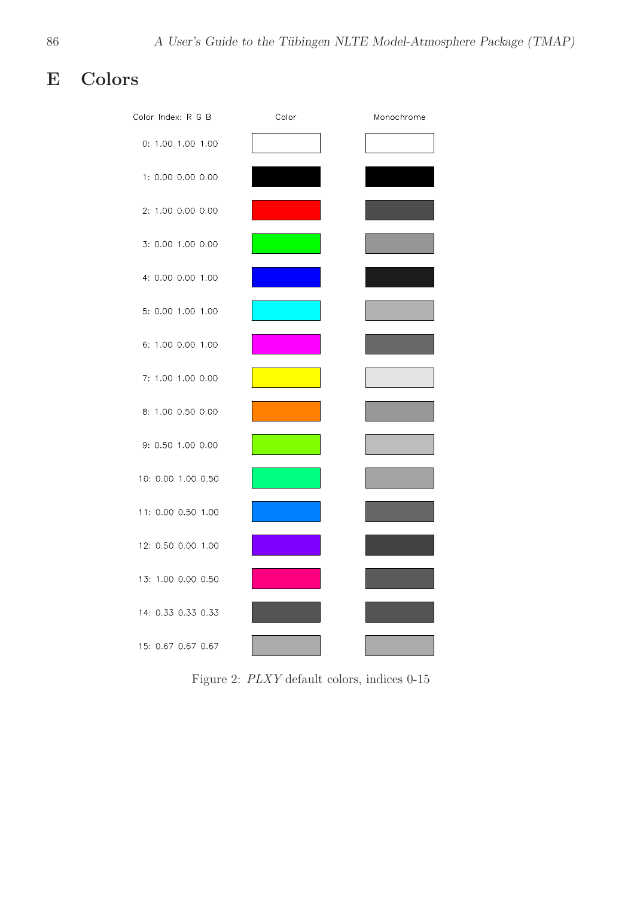# E Colors

| Color Index: R G B | Color | Monochrome |
|---|---|---|
| 0: 1.00 1.00 1.00 | | |
| 1: 0.00 0.00 0.00 | | |
| 2: 1.00 0.00 0.00 | | |
| 3: 0.00 1.00 0.00 | | |
| 4: 0.00 0.00 1.00 | | |
| 5: 0.00 1.00 1.00 | | |
| 6: 1.00 0.00 1.00 | | |
| 7: 1.00 1.00 0.00 | | |
| 8: 1.00 0.50 0.00 | | |
| 9: 0.50 1.00 0.00 | | |
| 10: 0.00 1.00 0.50 | | |
| 11: 0.00 0.50 1.00 | | |
| 12: 0.50 0.00 1.00 | | |
| 13: 1.00 0.00 0.50 | | |
| 14: 0.33 0.33 0.33 | | |
| 15: 0.67 0.67 0.67 | | |

Figure 2: *PLXY* default colors, indices 0-15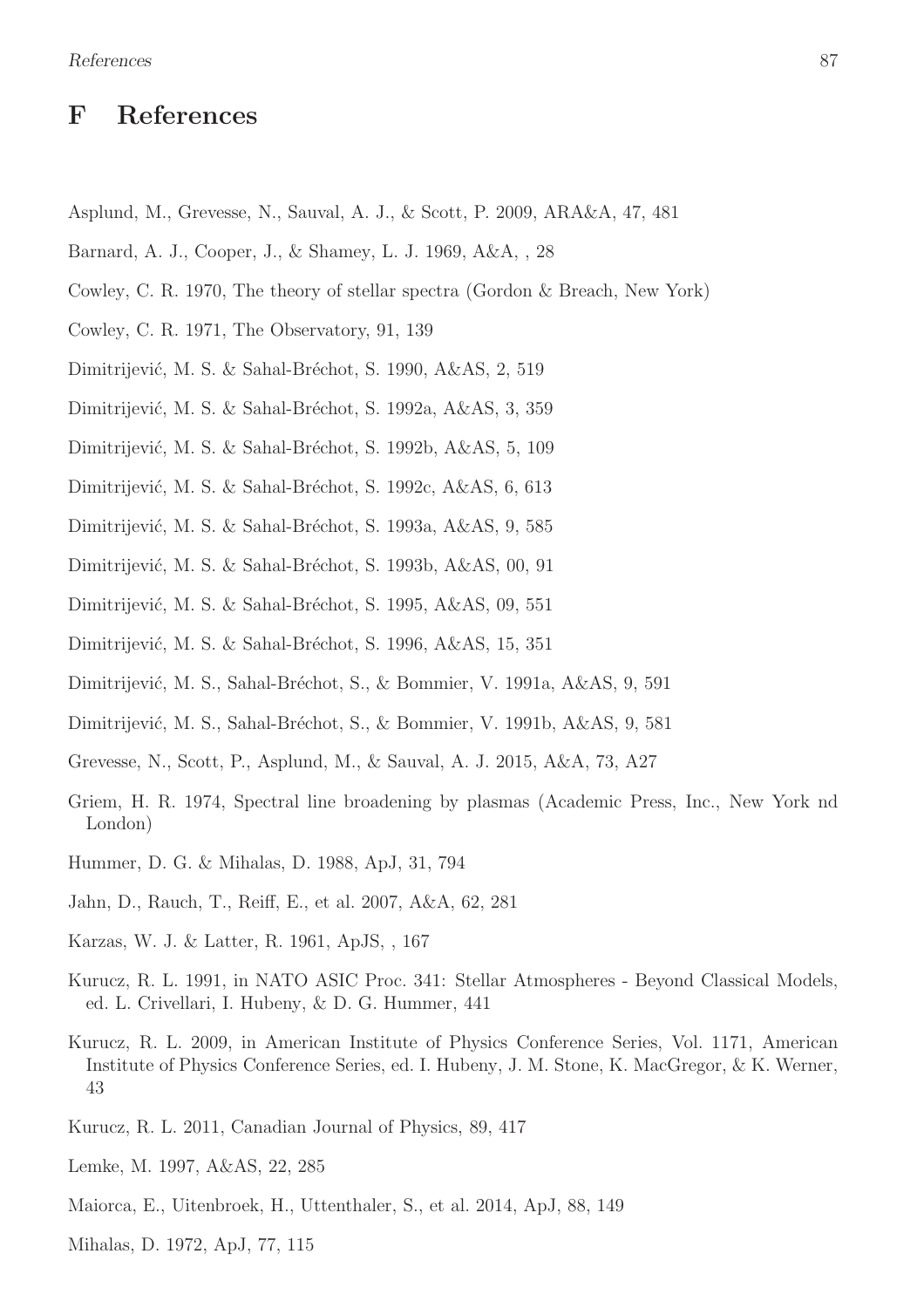# F References

Asplund, M., Grevesse, N., Sauval, A. J., & Scott, P. 2009, ARA&A, 47, 481

Barnard, A. J., Cooper, J., & Shamey, L. J. 1969, A&A, , 28

Cowley, C. R. 1970, The theory of stellar spectra (Gordon & Breach, New York)

Cowley, C. R. 1971, The Observatory, 91, 139

Dimitrijević, M. S. & Sahal-Bréchot, S. 1990, A&AS, 2, 519

Dimitrijević, M. S. & Sahal-Bréchot, S. 1992a, A&AS, 3, 359

Dimitrijević, M. S. & Sahal-Bréchot, S. 1992b, A&AS, 5, 109

Dimitrijević, M. S. & Sahal-Bréchot, S. 1992c, A&AS, 6, 613

Dimitrijević, M. S. & Sahal-Bréchot, S. 1993a, A&AS, 9, 585

Dimitrijević, M. S. & Sahal-Bréchot, S. 1993b, A&AS, 00, 91

Dimitrijević, M. S. & Sahal-Bréchot, S. 1995, A&AS, 09, 551

Dimitrijević, M. S. & Sahal-Bréchot, S. 1996, A&AS, 15, 351

Dimitrijević, M. S., Sahal-Bréchot, S., & Bommier, V. 1991a, A&AS, 9, 591

Dimitrijević, M. S., Sahal-Bréchot, S., & Bommier, V. 1991b, A&AS, 9, 581

Grevesse, N., Scott, P., Asplund, M., & Sauval, A. J. 2015, A&A, 73, A27

Griem, H. R. 1974, Spectral line broadening by plasmas (Academic Press, Inc., New York nd London)

Hummer, D. G. & Mihalas, D. 1988, ApJ, 31, 794

Jahn, D., Rauch, T., Reiff, E., et al. 2007, A&A, 62, 281

Karzas, W. J. & Latter, R. 1961, ApJS, , 167

Kurucz, R. L. 1991, in NATO ASIC Proc. 341: Stellar Atmospheres - Beyond Classical Models, ed. L. Crivellari, I. Hubeny, & D. G. Hummer, 441

Kurucz, R. L. 2009, in American Institute of Physics Conference Series, Vol. 1171, American Institute of Physics Conference Series, ed. I. Hubeny, J. M. Stone, K. MacGregor, & K. Werner, 43

Kurucz, R. L. 2011, Canadian Journal of Physics, 89, 417

Lemke, M. 1997, A&AS, 22, 285

Maiorca, E., Uitenbroek, H., Uttenthaler, S., et al. 2014, ApJ, 88, 149

Mihalas, D. 1972, ApJ, 77, 115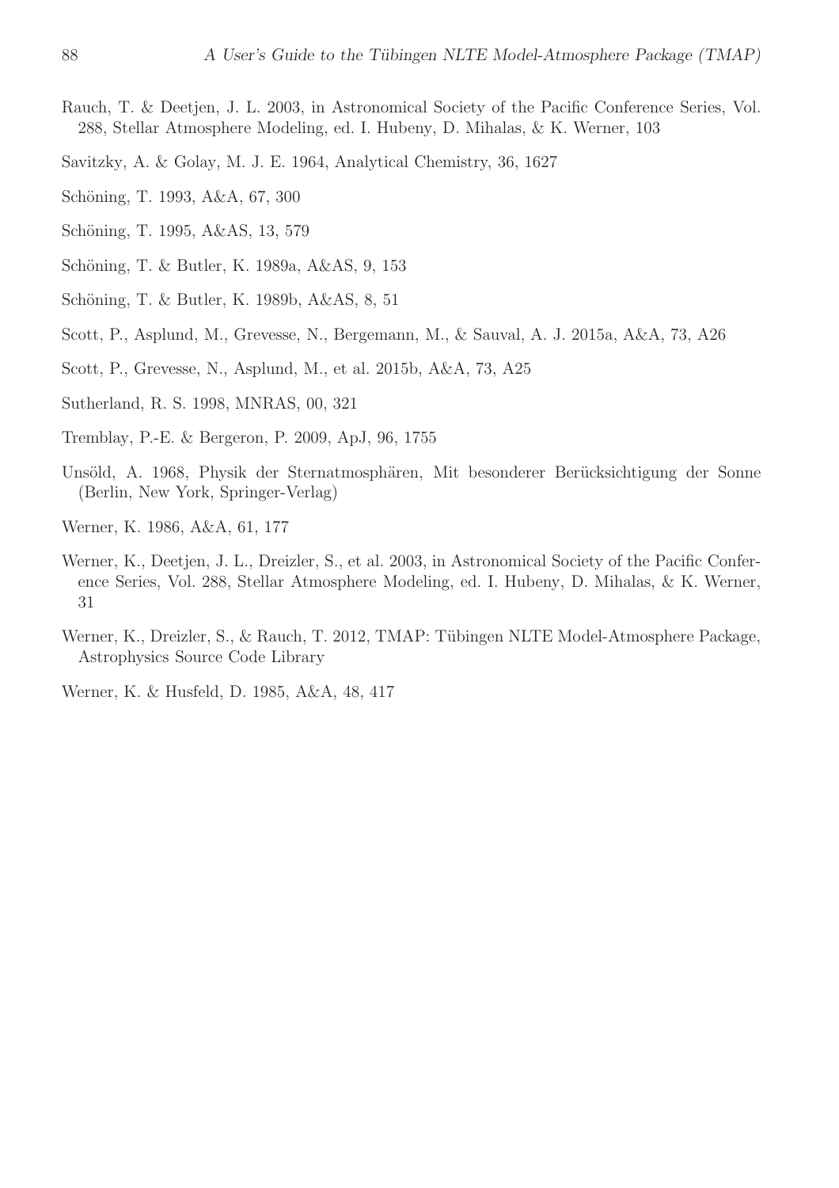Rauch, T. & Deetjen, J. L. 2003, in Astronomical Society of the Pacific Conference Series, Vol. 288, Stellar Atmosphere Modeling, ed. I. Hubeny, D. Mihalas, & K. Werner, 103

Savitzky, A. & Golay, M. J. E. 1964, Analytical Chemistry, 36, 1627

Schöning, T. 1993, A&A, 67, 300

Schöning, T. 1995, A&AS, 13, 579

Schöning, T. & Butler, K. 1989a, A&AS, 9, 153

Schöning, T. & Butler, K. 1989b, A&AS, 8, 51

Scott, P., Asplund, M., Grevesse, N., Bergemann, M., & Sauval, A. J. 2015a, A&A, 73, A26

Scott, P., Grevesse, N., Asplund, M., et al. 2015b, A&A, 73, A25

Sutherland, R. S. 1998, MNRAS, 00, 321

Tremblay, P.-E. & Bergeron, P. 2009, ApJ, 96, 1755

Unsöld, A. 1968, Physik der Sternatmosphären, Mit besonderer Berücksichtigung der Sonne (Berlin, New York, Springer-Verlag)

Werner, K. 1986, A&A, 61, 177

Werner, K., Deetjen, J. L., Dreizler, S., et al. 2003, in Astronomical Society of the Pacific Conference Series, Vol. 288, Stellar Atmosphere Modeling, ed. I. Hubeny, D. Mihalas, & K. Werner, 31

Werner, K., Dreizler, S., & Rauch, T. 2012, TMAP: Tübingen NLTE Model-Atmosphere Package, Astrophysics Source Code Library

Werner, K. & Husfeld, D. 1985, A&A, 48, 417